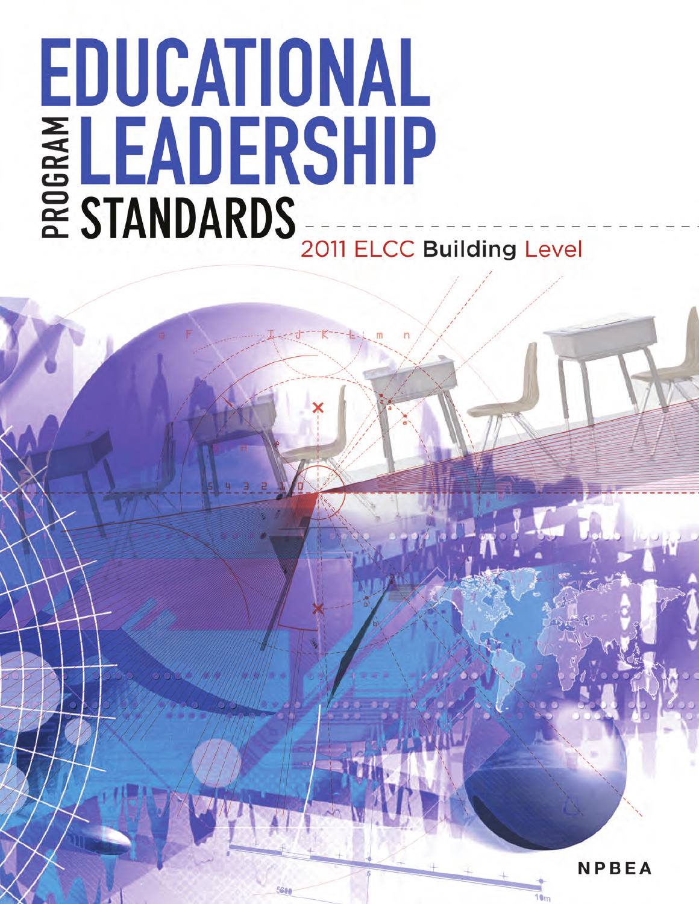# EDUCATIONAL LEADERSHIP PROGRAM STANDARDS

2011 ELCC Building Level

NPBEA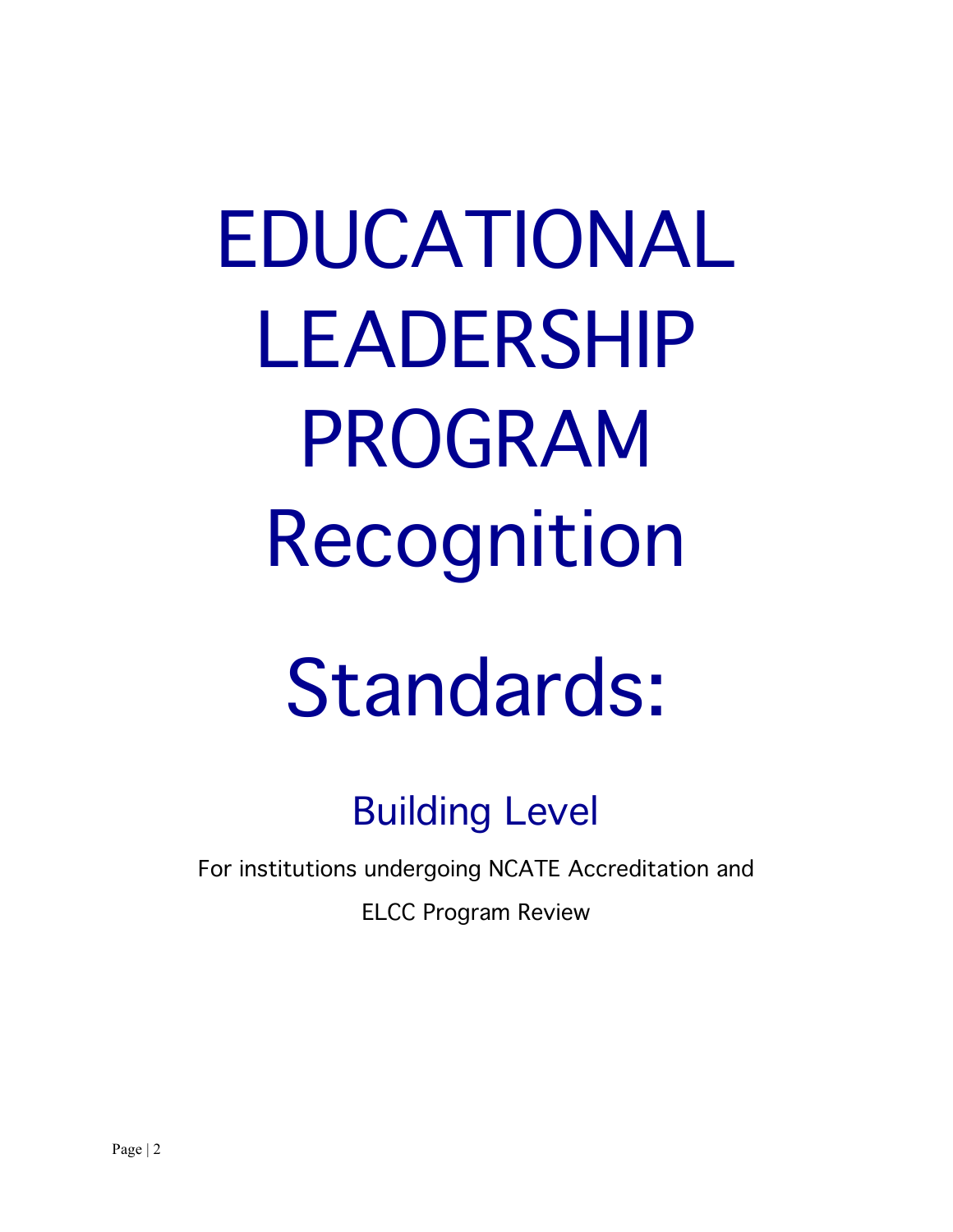# EDUCATIONAL LEADERSHIP PROGRAM Recognition

# Standards:

## Building Level

For institutions undergoing NCATE Accreditation and

ELCC Program Review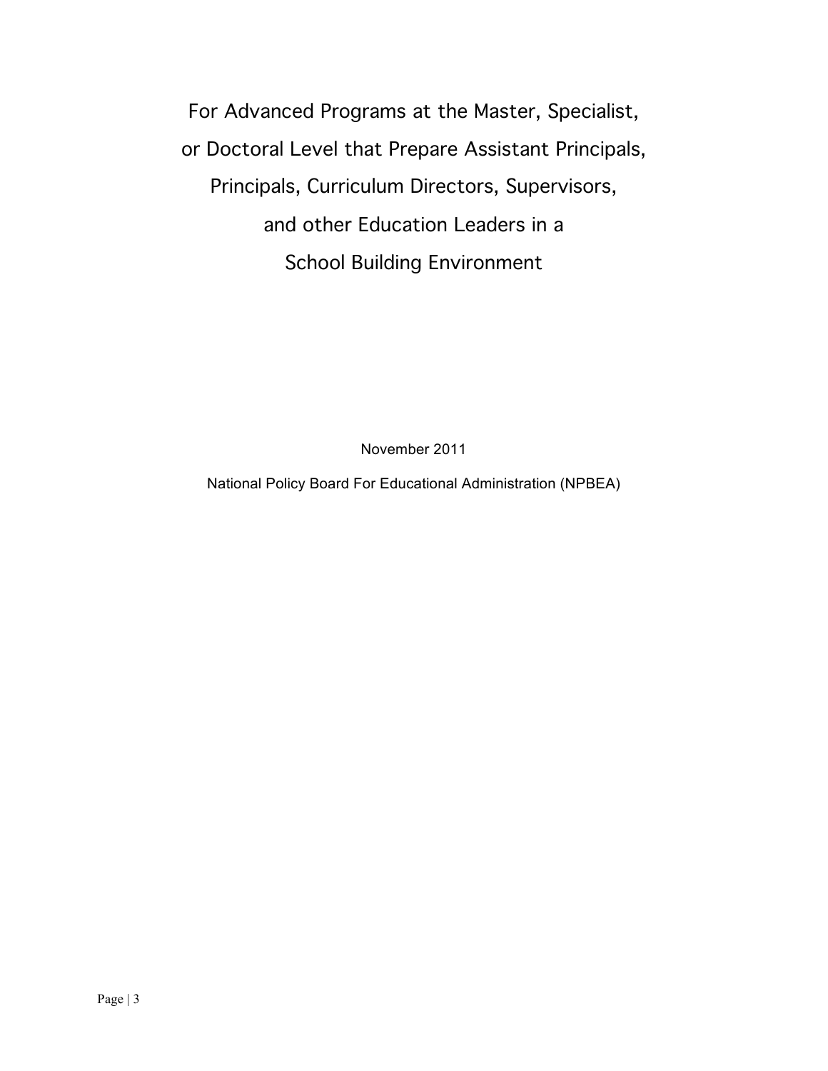# For Advanced Programs at the Master, Specialist, or Doctoral Level that Prepare Assistant Principals, Principals, Curriculum Directors, Supervisors, and other Education Leaders in a School Building Environment

November 2011

National Policy Board For Educational Administration (NPBEA)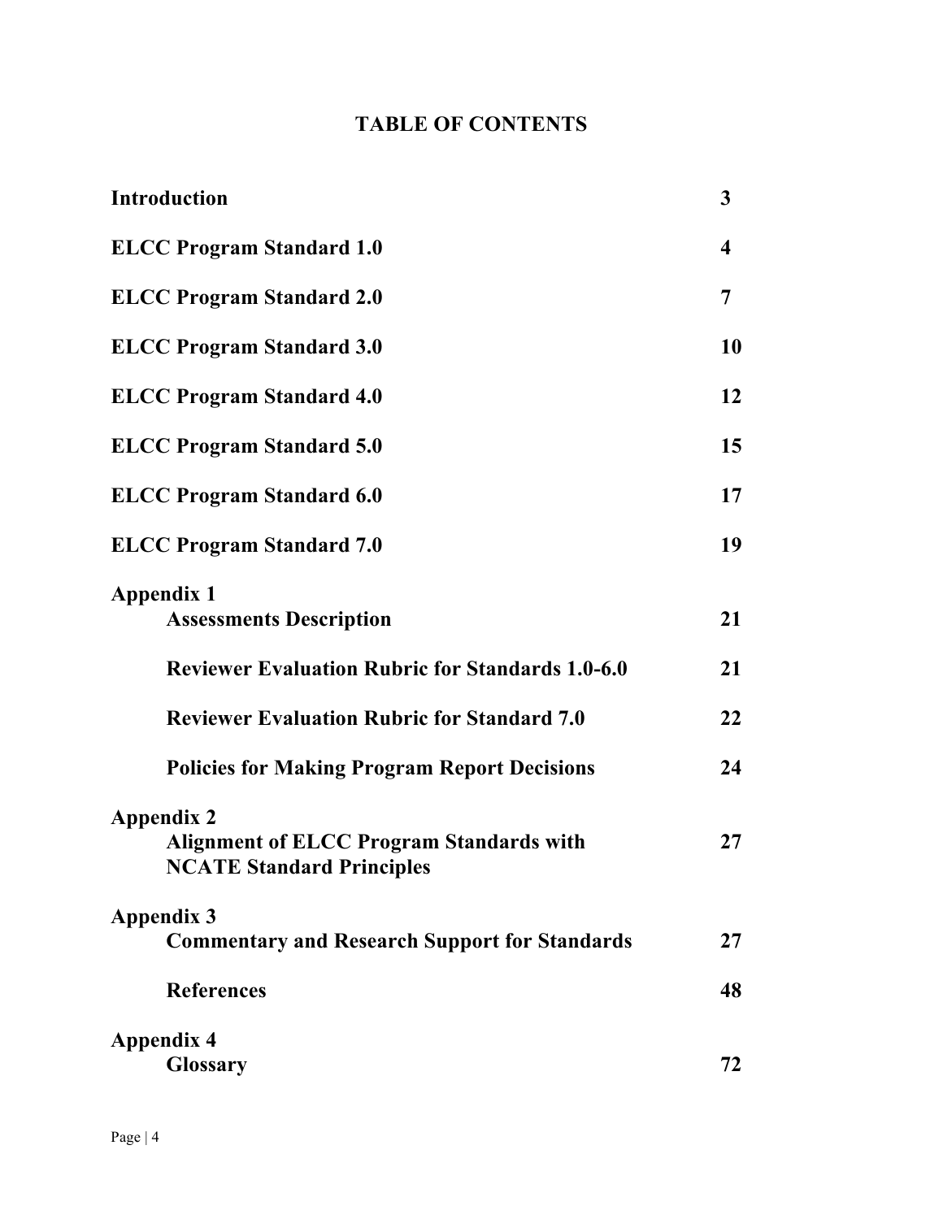# TABLE OF CONTENTS

| | |
|---|---|
| **Introduction** | **3** |
| **ELCC Program Standard 1.0** | **4** |
| **ELCC Program Standard 2.0** | **7** |
| **ELCC Program Standard 3.0** | **10** |
| **ELCC Program Standard 4.0** | **12** |
| **ELCC Program Standard 5.0** | **15** |
| **ELCC Program Standard 6.0** | **17** |
| **ELCC Program Standard 7.0** | **19** |
| **Appendix 1** | |
| &nbsp;&nbsp;&nbsp;&nbsp;**Assessments Description** | **21** |
| &nbsp;&nbsp;&nbsp;&nbsp;**Reviewer Evaluation Rubric for Standards 1.0-6.0** | **21** |
| &nbsp;&nbsp;&nbsp;&nbsp;**Reviewer Evaluation Rubric for Standard 7.0** | **22** |
| &nbsp;&nbsp;&nbsp;&nbsp;**Policies for Making Program Report Decisions** | **24** |
| **Appendix 2** | |
| &nbsp;&nbsp;&nbsp;&nbsp;**Alignment of ELCC Program Standards with NCATE Standard Principles** | **27** |
| **Appendix 3** | |
| &nbsp;&nbsp;&nbsp;&nbsp;**Commentary and Research Support for Standards** | **27** |
| &nbsp;&nbsp;&nbsp;&nbsp;**References** | **48** |
| **Appendix 4** | |
| &nbsp;&nbsp;&nbsp;&nbsp;**Glossary** | **72** |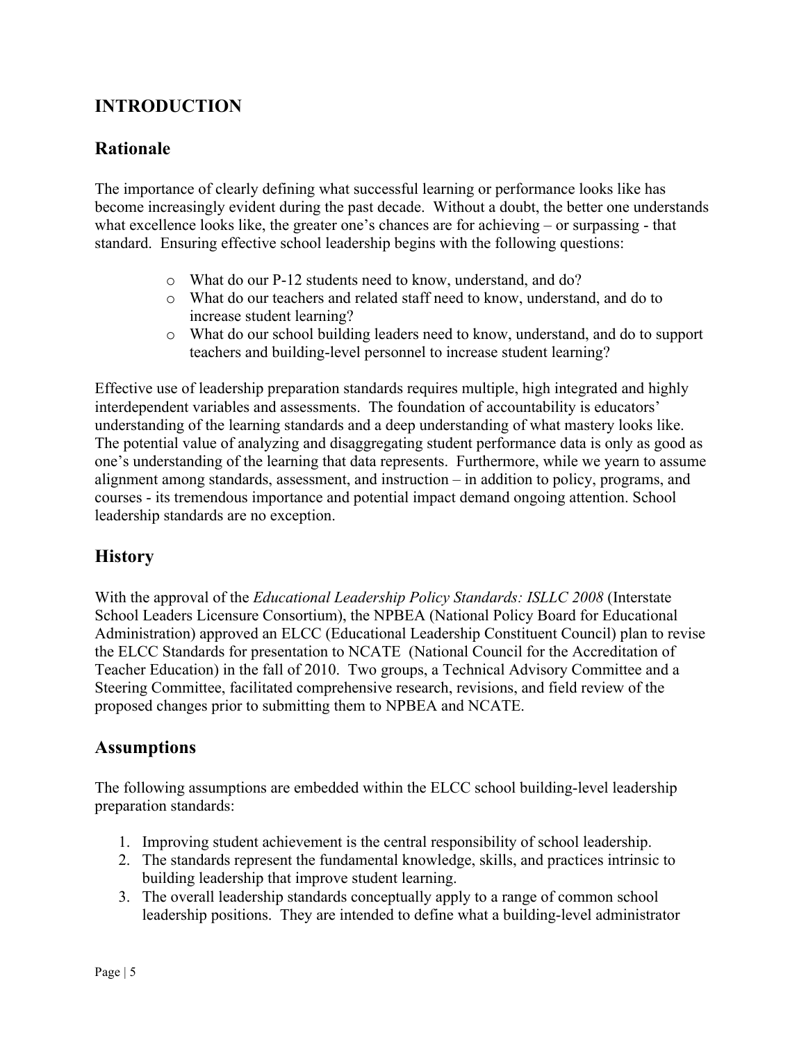# INTRODUCTION

## Rationale

The importance of clearly defining what successful learning or performance looks like has become increasingly evident during the past decade. Without a doubt, the better one understands what excellence looks like, the greater one's chances are for achieving – or surpassing - that standard. Ensuring effective school leadership begins with the following questions:

- What do our P-12 students need to know, understand, and do?
- What do our teachers and related staff need to know, understand, and do to increase student learning?
- What do our school building leaders need to know, understand, and do to support teachers and building-level personnel to increase student learning?

Effective use of leadership preparation standards requires multiple, high integrated and highly interdependent variables and assessments. The foundation of accountability is educators' understanding of the learning standards and a deep understanding of what mastery looks like. The potential value of analyzing and disaggregating student performance data is only as good as one's understanding of the learning that data represents. Furthermore, while we yearn to assume alignment among standards, assessment, and instruction – in addition to policy, programs, and courses - its tremendous importance and potential impact demand ongoing attention. School leadership standards are no exception.

## History

With the approval of the *Educational Leadership Policy Standards: ISLLC 2008* (Interstate School Leaders Licensure Consortium), the NPBEA (National Policy Board for Educational Administration) approved an ELCC (Educational Leadership Constituent Council) plan to revise the ELCC Standards for presentation to NCATE (National Council for the Accreditation of Teacher Education) in the fall of 2010. Two groups, a Technical Advisory Committee and a Steering Committee, facilitated comprehensive research, revisions, and field review of the proposed changes prior to submitting them to NPBEA and NCATE.

## Assumptions

The following assumptions are embedded within the ELCC school building-level leadership preparation standards:

1. Improving student achievement is the central responsibility of school leadership.
2. The standards represent the fundamental knowledge, skills, and practices intrinsic to building leadership that improve student learning.
3. The overall leadership standards conceptually apply to a range of common school leadership positions. They are intended to define what a building-level administrator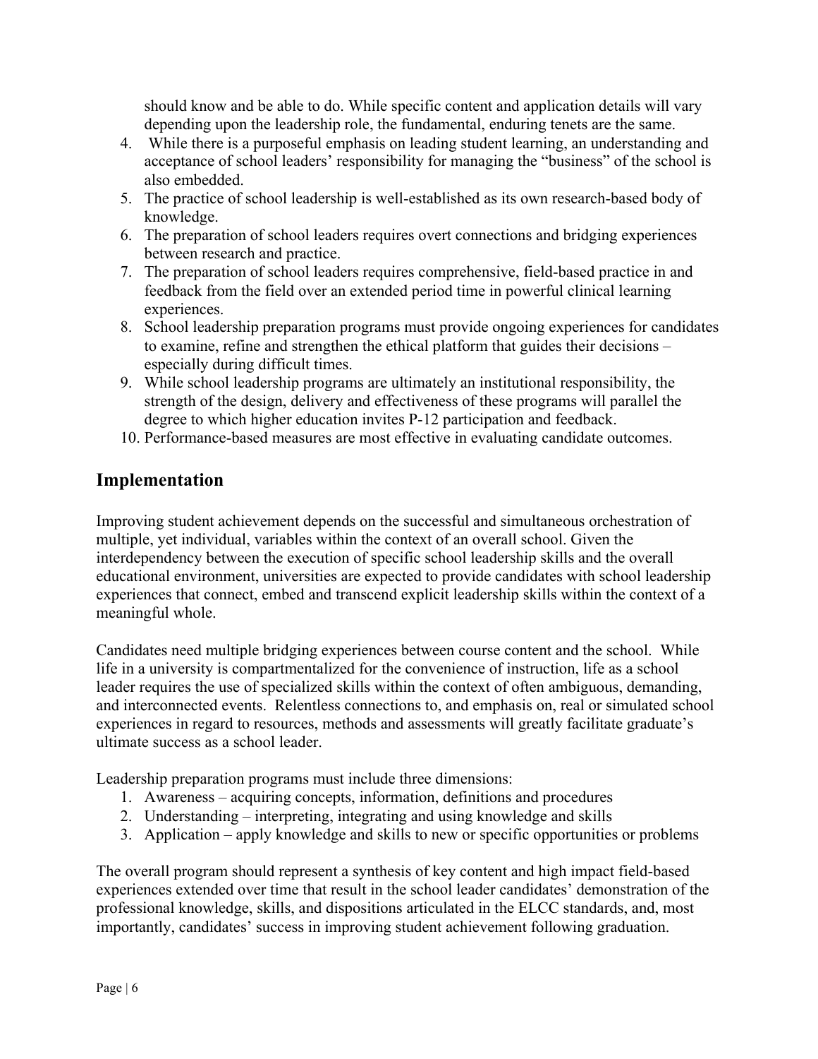should know and be able to do. While specific content and application details will vary depending upon the leadership role, the fundamental, enduring tenets are the same.

4. While there is a purposeful emphasis on leading student learning, an understanding and acceptance of school leaders' responsibility for managing the "business" of the school is also embedded.
5. The practice of school leadership is well-established as its own research-based body of knowledge.
6. The preparation of school leaders requires overt connections and bridging experiences between research and practice.
7. The preparation of school leaders requires comprehensive, field-based practice in and feedback from the field over an extended period time in powerful clinical learning experiences.
8. School leadership preparation programs must provide ongoing experiences for candidates to examine, refine and strengthen the ethical platform that guides their decisions – especially during difficult times.
9. While school leadership programs are ultimately an institutional responsibility, the strength of the design, delivery and effectiveness of these programs will parallel the degree to which higher education invites P-12 participation and feedback.
10. Performance-based measures are most effective in evaluating candidate outcomes.

## Implementation

Improving student achievement depends on the successful and simultaneous orchestration of multiple, yet individual, variables within the context of an overall school. Given the interdependency between the execution of specific school leadership skills and the overall educational environment, universities are expected to provide candidates with school leadership experiences that connect, embed and transcend explicit leadership skills within the context of a meaningful whole.

Candidates need multiple bridging experiences between course content and the school. While life in a university is compartmentalized for the convenience of instruction, life as a school leader requires the use of specialized skills within the context of often ambiguous, demanding, and interconnected events. Relentless connections to, and emphasis on, real or simulated school experiences in regard to resources, methods and assessments will greatly facilitate graduate's ultimate success as a school leader.

Leadership preparation programs must include three dimensions:

1. Awareness – acquiring concepts, information, definitions and procedures
2. Understanding – interpreting, integrating and using knowledge and skills
3. Application – apply knowledge and skills to new or specific opportunities or problems

The overall program should represent a synthesis of key content and high impact field-based experiences extended over time that result in the school leader candidates' demonstration of the professional knowledge, skills, and dispositions articulated in the ELCC standards, and, most importantly, candidates' success in improving student achievement following graduation.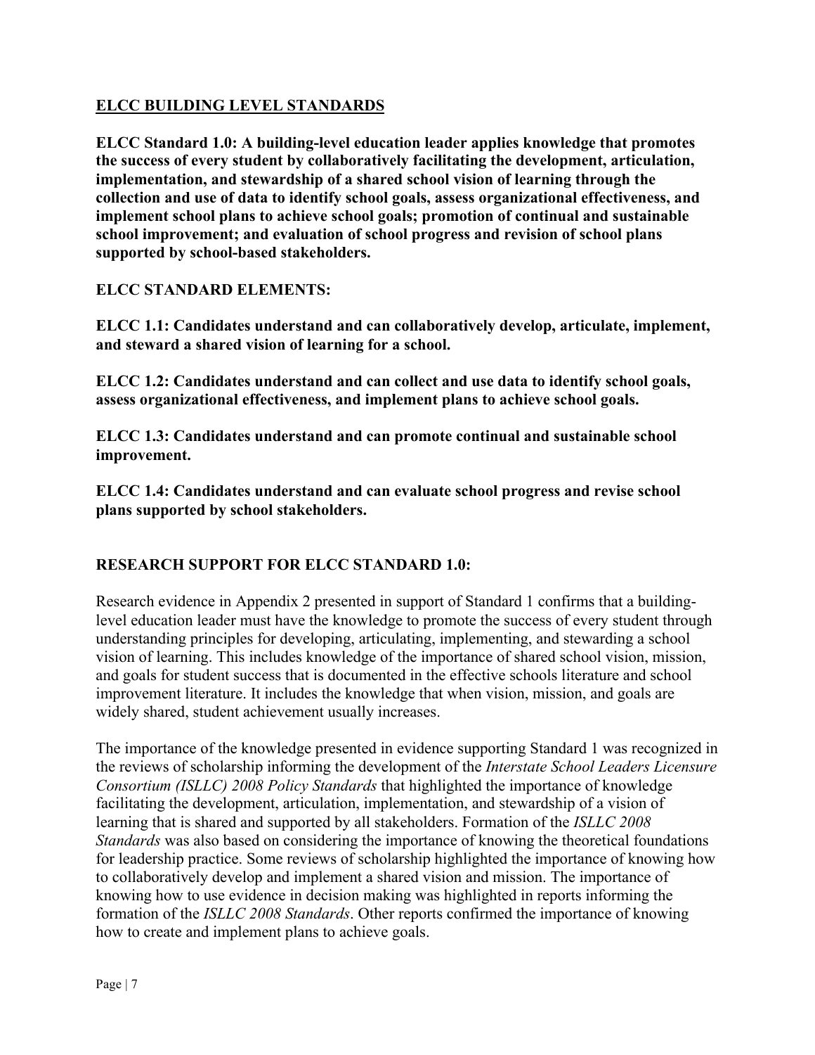## ELCC BUILDING LEVEL STANDARDS

**ELCC Standard 1.0: A building-level education leader applies knowledge that promotes the success of every student by collaboratively facilitating the development, articulation, implementation, and stewardship of a shared school vision of learning through the collection and use of data to identify school goals, assess organizational effectiveness, and implement school plans to achieve school goals; promotion of continual and sustainable school improvement; and evaluation of school progress and revision of school plans supported by school-based stakeholders.**

**ELCC STANDARD ELEMENTS:**

**ELCC 1.1: Candidates understand and can collaboratively develop, articulate, implement, and steward a shared vision of learning for a school.**

**ELCC 1.2: Candidates understand and can collect and use data to identify school goals, assess organizational effectiveness, and implement plans to achieve school goals.**

**ELCC 1.3: Candidates understand and can promote continual and sustainable school improvement.**

**ELCC 1.4: Candidates understand and can evaluate school progress and revise school plans supported by school stakeholders.**

### RESEARCH SUPPORT FOR ELCC STANDARD 1.0:

Research evidence in Appendix 2 presented in support of Standard 1 confirms that a building-level education leader must have the knowledge to promote the success of every student through understanding principles for developing, articulating, implementing, and stewarding a school vision of learning. This includes knowledge of the importance of shared school vision, mission, and goals for student success that is documented in the effective schools literature and school improvement literature. It includes the knowledge that when vision, mission, and goals are widely shared, student achievement usually increases.

The importance of the knowledge presented in evidence supporting Standard 1 was recognized in the reviews of scholarship informing the development of the *Interstate School Leaders Licensure Consortium (ISLLC) 2008 Policy Standards* that highlighted the importance of knowledge facilitating the development, articulation, implementation, and stewardship of a vision of learning that is shared and supported by all stakeholders. Formation of the *ISLLC 2008 Standards* was also based on considering the importance of knowing the theoretical foundations for leadership practice. Some reviews of scholarship highlighted the importance of knowing how to collaboratively develop and implement a shared vision and mission. The importance of knowing how to use evidence in decision making was highlighted in reports informing the formation of the *ISLLC 2008 Standards*. Other reports confirmed the importance of knowing how to create and implement plans to achieve goals.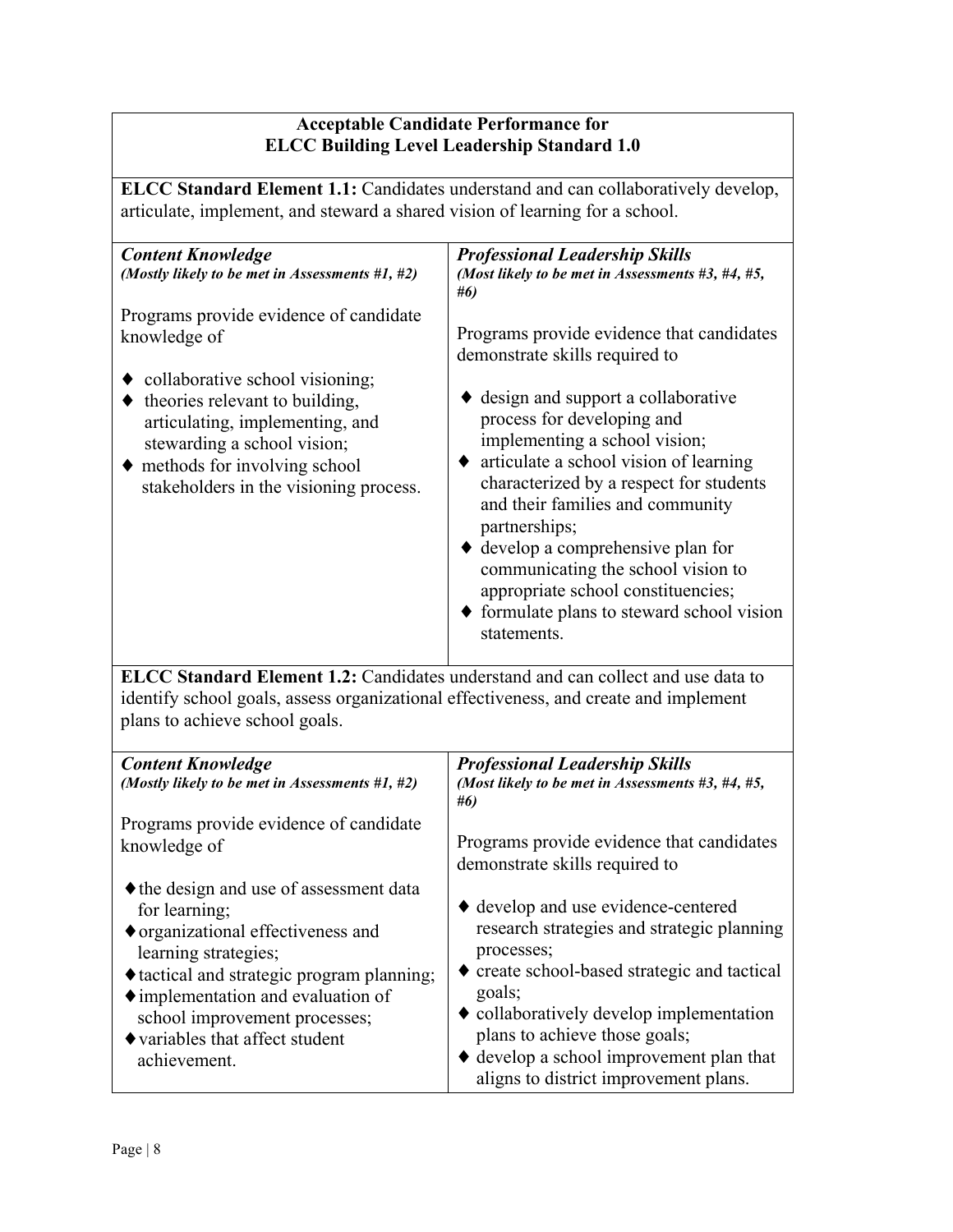**Acceptable Candidate Performance for**
**ELCC Building Level Leadership Standard 1.0**

**ELCC Standard Element 1.1:** Candidates understand and can collaboratively develop, articulate, implement, and steward a shared vision of learning for a school.

| ***Content Knowledge*** ***(Mostly likely to be met in Assessments #1, #2)*** | ***Professional Leadership Skills*** ***(Most likely to be met in Assessments #3, #4, #5, #6)*** |
|---|---|
| Programs provide evidence of candidate knowledge of<br><br>♦ collaborative school visioning;<br>♦ theories relevant to building, articulating, implementing, and stewarding a school vision;<br>♦ methods for involving school stakeholders in the visioning process. | Programs provide evidence that candidates demonstrate skills required to<br><br>♦ design and support a collaborative process for developing and implementing a school vision;<br>♦ articulate a school vision of learning characterized by a respect for students and their families and community partnerships;<br>♦ develop a comprehensive plan for communicating the school vision to appropriate school constituencies;<br>♦ formulate plans to steward school vision statements. |

**ELCC Standard Element 1.2:** Candidates understand and can collect and use data to identify school goals, assess organizational effectiveness, and create and implement plans to achieve school goals.

| ***Content Knowledge*** ***(Mostly likely to be met in Assessments #1, #2)*** | ***Professional Leadership Skills*** ***(Most likely to be met in Assessments #3, #4, #5, #6)*** |
|---|---|
| Programs provide evidence of candidate knowledge of<br><br>♦ the design and use of assessment data for learning;<br>♦ organizational effectiveness and learning strategies;<br>♦ tactical and strategic program planning;<br>♦ implementation and evaluation of school improvement processes;<br>♦ variables that affect student achievement. | Programs provide evidence that candidates demonstrate skills required to<br><br>♦ develop and use evidence-centered research strategies and strategic planning processes;<br>♦ create school-based strategic and tactical goals;<br>♦ collaboratively develop implementation plans to achieve those goals;<br>♦ develop a school improvement plan that aligns to district improvement plans. |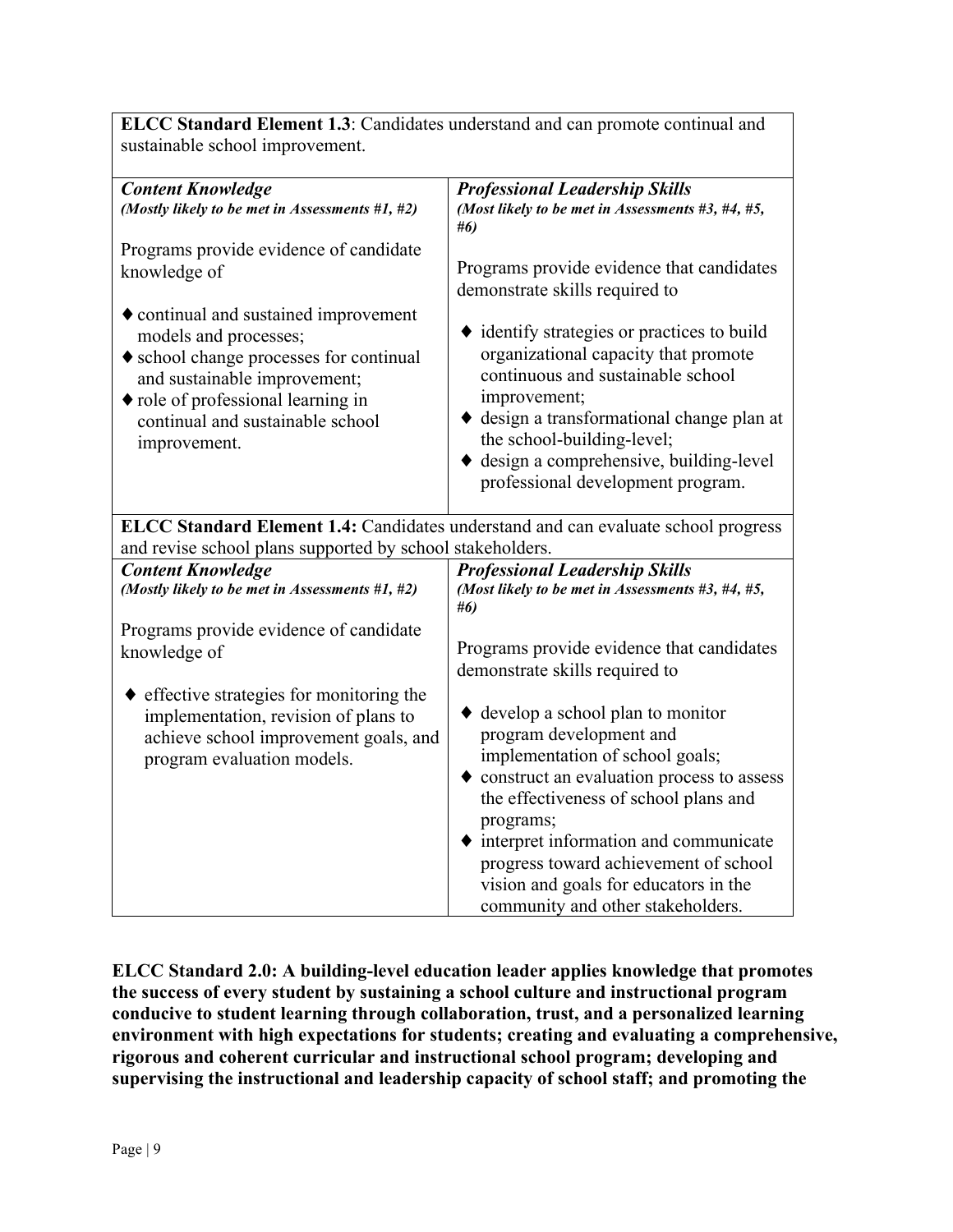| **ELCC Standard Element 1.3**: Candidates understand and can promote continual and sustainable school improvement. | |
|---|---|
| ***Content Knowledge*** *(Mostly likely to be met in Assessments #1, #2)*<br><br>Programs provide evidence of candidate knowledge of<br><br>♦ continual and sustained improvement models and processes;<br>♦ school change processes for continual and sustainable improvement;<br>♦ role of professional learning in continual and sustainable school improvement. | ***Professional Leadership Skills*** *(Most likely to be met in Assessments #3, #4, #5, #6)*<br><br>Programs provide evidence that candidates demonstrate skills required to<br><br>♦ identify strategies or practices to build organizational capacity that promote continuous and sustainable school improvement;<br>♦ design a transformational change plan at the school-building-level;<br>♦ design a comprehensive, building-level professional development program. |

| **ELCC Standard Element 1.4:** Candidates understand and can evaluate school progress and revise school plans supported by school stakeholders. | |
|---|---|
| ***Content Knowledge*** *(Mostly likely to be met in Assessments #1, #2)*<br><br>Programs provide evidence of candidate knowledge of<br><br>♦ effective strategies for monitoring the implementation, revision of plans to achieve school improvement goals, and program evaluation models. | ***Professional Leadership Skills*** *(Most likely to be met in Assessments #3, #4, #5, #6)*<br><br>Programs provide evidence that candidates demonstrate skills required to<br><br>♦ develop a school plan to monitor program development and implementation of school goals;<br>♦ construct an evaluation process to assess the effectiveness of school plans and programs;<br>♦ interpret information and communicate progress toward achievement of school vision and goals for educators in the community and other stakeholders. |

**ELCC Standard 2.0: A building-level education leader applies knowledge that promotes the success of every student by sustaining a school culture and instructional program conducive to student learning through collaboration, trust, and a personalized learning environment with high expectations for students; creating and evaluating a comprehensive, rigorous and coherent curricular and instructional school program; developing and supervising the instructional and leadership capacity of school staff; and promoting the**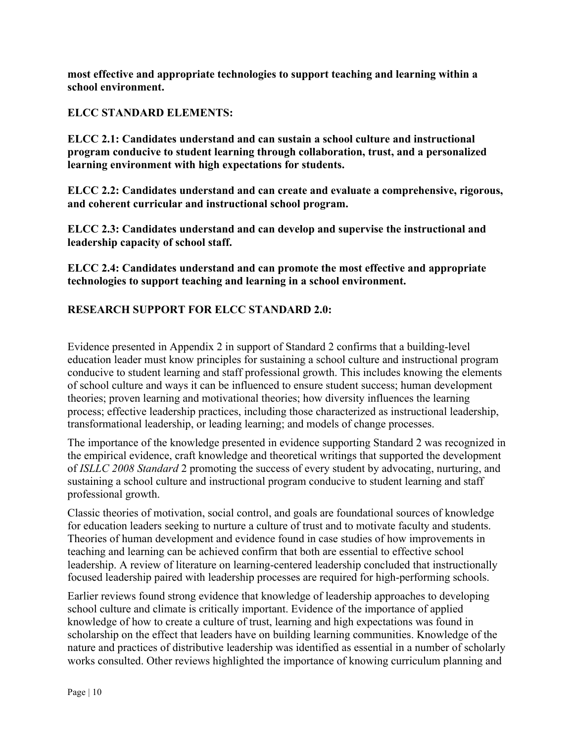**most effective and appropriate technologies to support teaching and learning within a school environment.**

**ELCC STANDARD ELEMENTS:**

**ELCC 2.1: Candidates understand and can sustain a school culture and instructional program conducive to student learning through collaboration, trust, and a personalized learning environment with high expectations for students.**

**ELCC 2.2: Candidates understand and can create and evaluate a comprehensive, rigorous, and coherent curricular and instructional school program.**

**ELCC 2.3: Candidates understand and can develop and supervise the instructional and leadership capacity of school staff.**

**ELCC 2.4: Candidates understand and can promote the most effective and appropriate technologies to support teaching and learning in a school environment.**

**RESEARCH SUPPORT FOR ELCC STANDARD 2.0:**

Evidence presented in Appendix 2 in support of Standard 2 confirms that a building-level education leader must know principles for sustaining a school culture and instructional program conducive to student learning and staff professional growth. This includes knowing the elements of school culture and ways it can be influenced to ensure student success; human development theories; proven learning and motivational theories; how diversity influences the learning process; effective leadership practices, including those characterized as instructional leadership, transformational leadership, or leading learning; and models of change processes.

The importance of the knowledge presented in evidence supporting Standard 2 was recognized in the empirical evidence, craft knowledge and theoretical writings that supported the development of *ISLLC 2008 Standard* 2 promoting the success of every student by advocating, nurturing, and sustaining a school culture and instructional program conducive to student learning and staff professional growth.

Classic theories of motivation, social control, and goals are foundational sources of knowledge for education leaders seeking to nurture a culture of trust and to motivate faculty and students. Theories of human development and evidence found in case studies of how improvements in teaching and learning can be achieved confirm that both are essential to effective school leadership. A review of literature on learning-centered leadership concluded that instructionally focused leadership paired with leadership processes are required for high-performing schools.

Earlier reviews found strong evidence that knowledge of leadership approaches to developing school culture and climate is critically important. Evidence of the importance of applied knowledge of how to create a culture of trust, learning and high expectations was found in scholarship on the effect that leaders have on building learning communities. Knowledge of the nature and practices of distributive leadership was identified as essential in a number of scholarly works consulted. Other reviews highlighted the importance of knowing curriculum planning and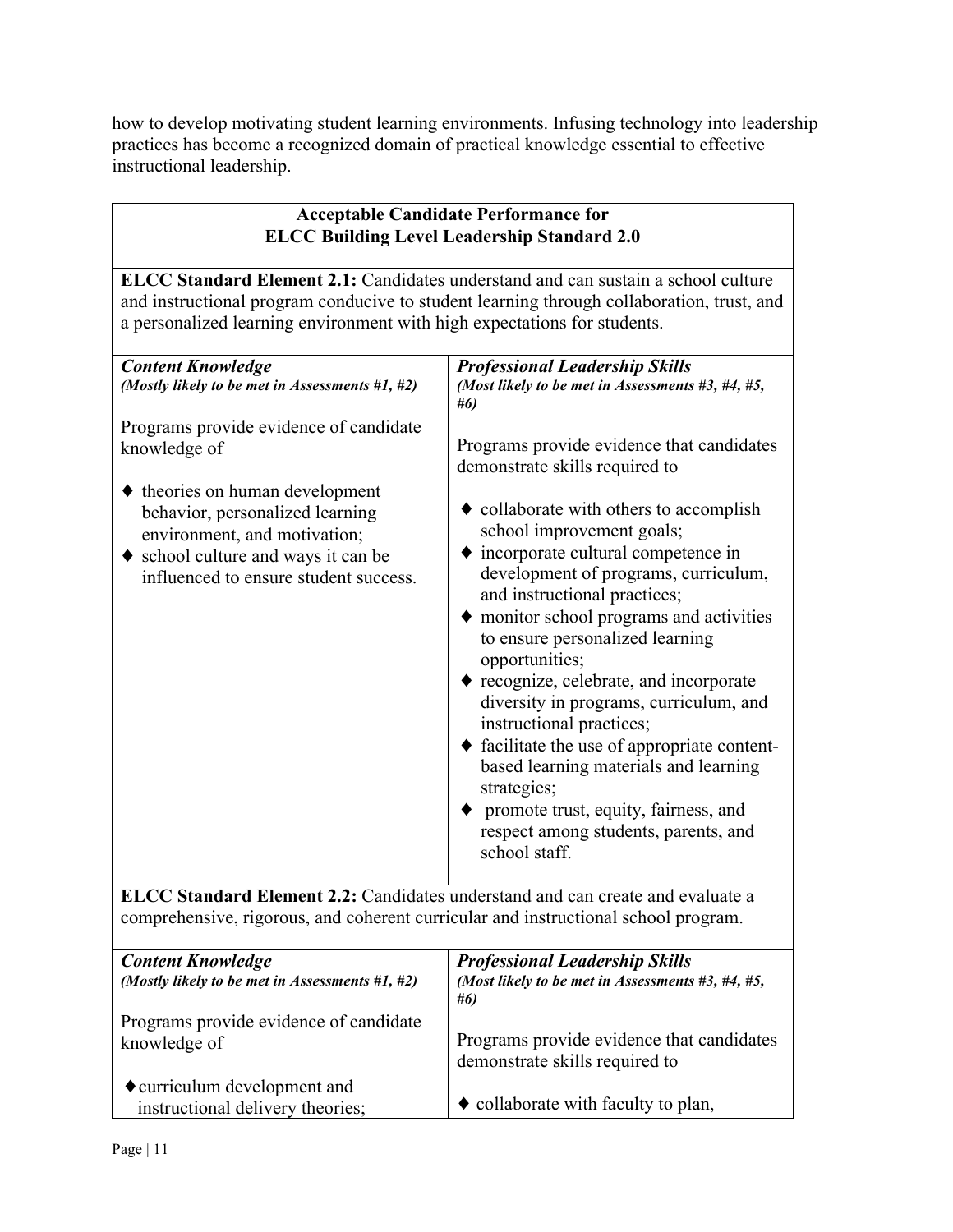how to develop motivating student learning environments. Infusing technology into leadership practices has become a recognized domain of practical knowledge essential to effective instructional leadership.

| **Acceptable Candidate Performance for ELCC Building Level Leadership Standard 2.0** | |
|---|---|
| **ELCC Standard Element 2.1:** Candidates understand and can sustain a school culture and instructional program conducive to student learning through collaboration, trust, and a personalized learning environment with high expectations for students. | |
| ***Content Knowledge*** ***(Mostly likely to be met in Assessments #1, #2)*** | ***Professional Leadership Skills*** ***(Most likely to be met in Assessments #3, #4, #5, #6)*** |
| Programs provide evidence of candidate knowledge of<br><br>♦ theories on human development behavior, personalized learning environment, and motivation;<br>♦ school culture and ways it can be influenced to ensure student success. | Programs provide evidence that candidates demonstrate skills required to<br><br>♦ collaborate with others to accomplish school improvement goals;<br>♦ incorporate cultural competence in development of programs, curriculum, and instructional practices;<br>♦ monitor school programs and activities to ensure personalized learning opportunities;<br>♦ recognize, celebrate, and incorporate diversity in programs, curriculum, and instructional practices;<br>♦ facilitate the use of appropriate content-based learning materials and learning strategies;<br>♦ promote trust, equity, fairness, and respect among students, parents, and school staff. |
| **ELCC Standard Element 2.2:** Candidates understand and can create and evaluate a comprehensive, rigorous, and coherent curricular and instructional school program. | |
| ***Content Knowledge*** ***(Mostly likely to be met in Assessments #1, #2)*** | ***Professional Leadership Skills*** ***(Most likely to be met in Assessments #3, #4, #5, #6)*** |
| Programs provide evidence of candidate knowledge of<br><br>♦ curriculum development and instructional delivery theories; | Programs provide evidence that candidates demonstrate skills required to<br><br>♦ collaborate with faculty to plan, |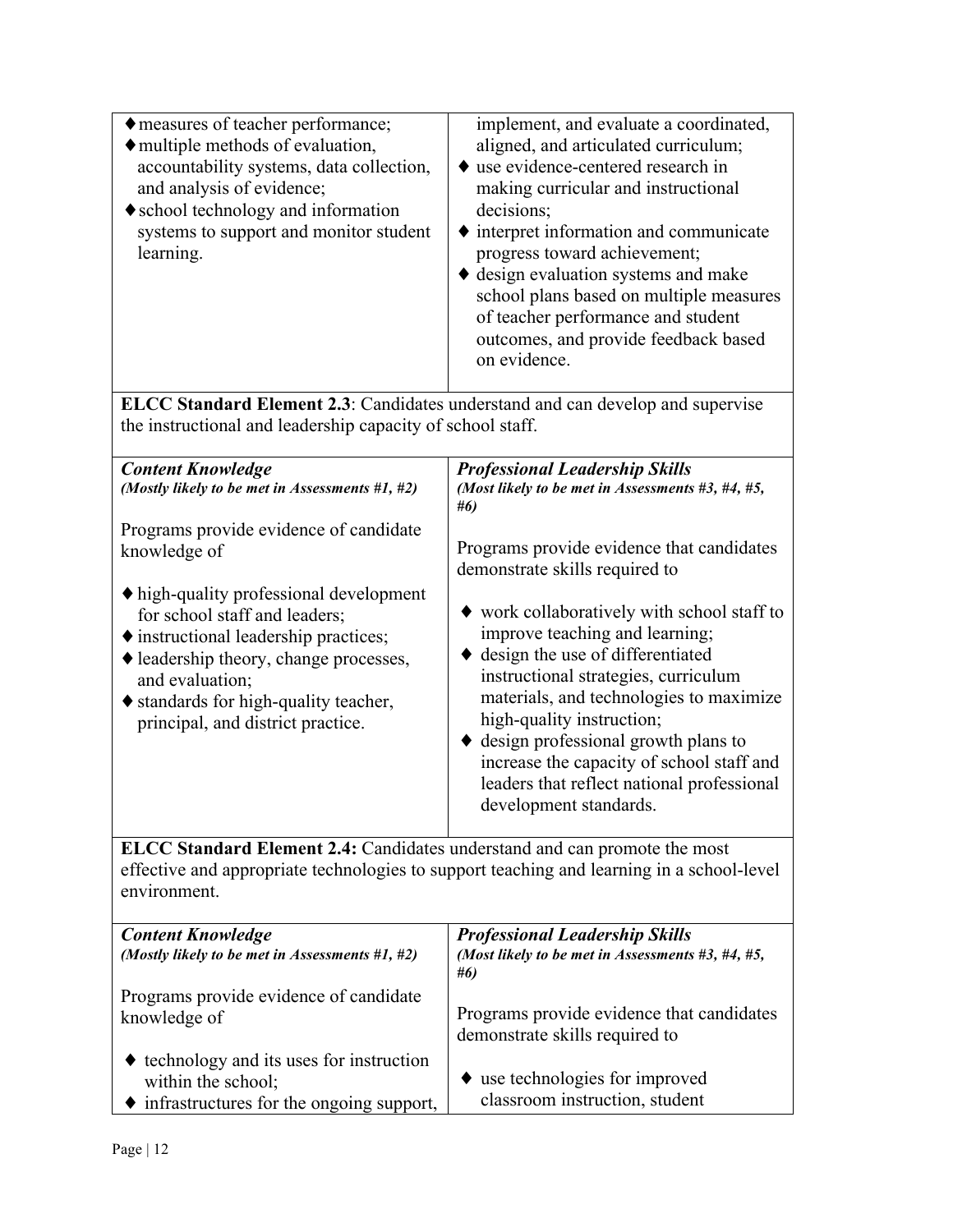| | |
|---|---|
| ♦ measures of teacher performance;<br>♦ multiple methods of evaluation, accountability systems, data collection, and analysis of evidence;<br>♦ school technology and information systems to support and monitor student learning. | implement, and evaluate a coordinated, aligned, and articulated curriculum;<br>♦ use evidence-centered research in making curricular and instructional decisions;<br>♦ interpret information and communicate progress toward achievement;<br>♦ design evaluation systems and make school plans based on multiple measures of teacher performance and student outcomes, and provide feedback based on evidence. |

**ELCC Standard Element 2.3**: Candidates understand and can develop and supervise the instructional and leadership capacity of school staff.

| ***Content Knowledge***<br>***(Mostly likely to be met in Assessments #1, #2)*** | ***Professional Leadership Skills***<br>***(Most likely to be met in Assessments #3, #4, #5, #6)*** |
|---|---|
| Programs provide evidence of candidate knowledge of<br><br>♦ high-quality professional development for school staff and leaders;<br>♦ instructional leadership practices;<br>♦ leadership theory, change processes, and evaluation;<br>♦ standards for high-quality teacher, principal, and district practice. | Programs provide evidence that candidates demonstrate skills required to<br><br>♦ work collaboratively with school staff to improve teaching and learning;<br>♦ design the use of differentiated instructional strategies, curriculum materials, and technologies to maximize high-quality instruction;<br>♦ design professional growth plans to increase the capacity of school staff and leaders that reflect national professional development standards. |

**ELCC Standard Element 2.4:** Candidates understand and can promote the most effective and appropriate technologies to support teaching and learning in a school-level environment.

| ***Content Knowledge***<br>***(Mostly likely to be met in Assessments #1, #2)*** | ***Professional Leadership Skills***<br>***(Most likely to be met in Assessments #3, #4, #5, #6)*** |
|---|---|
| Programs provide evidence of candidate knowledge of<br><br>♦ technology and its uses for instruction within the school;<br>♦ infrastructures for the ongoing support, | Programs provide evidence that candidates demonstrate skills required to<br><br>♦ use technologies for improved classroom instruction, student |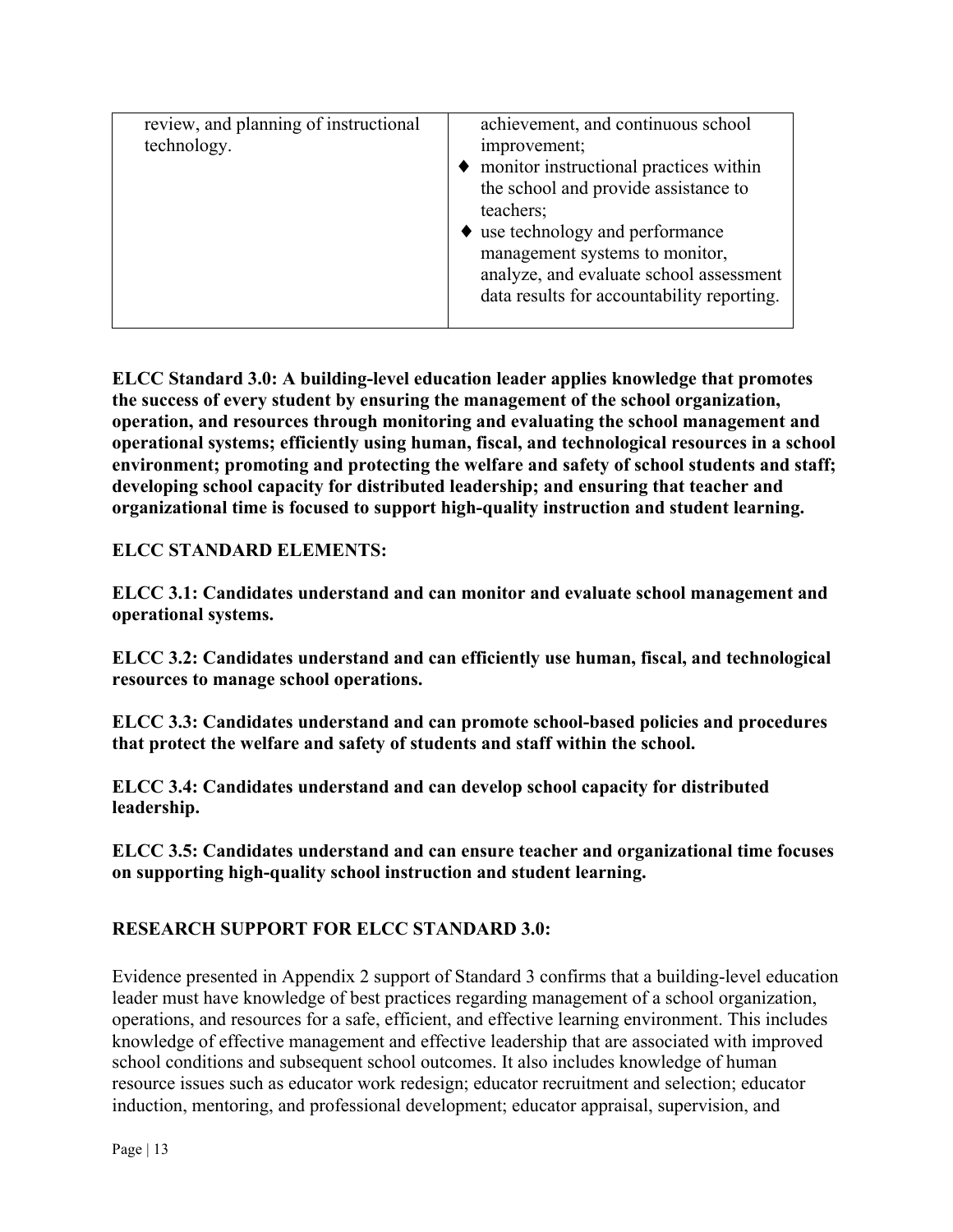| review, and planning of instructional technology. | achievement, and continuous school improvement;<br>♦ monitor instructional practices within the school and provide assistance to teachers;<br>♦ use technology and performance management systems to monitor, analyze, and evaluate school assessment data results for accountability reporting. |
|---|---|

**ELCC Standard 3.0: A building-level education leader applies knowledge that promotes the success of every student by ensuring the management of the school organization, operation, and resources through monitoring and evaluating the school management and operational systems; efficiently using human, fiscal, and technological resources in a school environment; promoting and protecting the welfare and safety of school students and staff; developing school capacity for distributed leadership; and ensuring that teacher and organizational time is focused to support high-quality instruction and student learning.**

**ELCC STANDARD ELEMENTS:**

**ELCC 3.1: Candidates understand and can monitor and evaluate school management and operational systems.**

**ELCC 3.2: Candidates understand and can efficiently use human, fiscal, and technological resources to manage school operations.**

**ELCC 3.3: Candidates understand and can promote school-based policies and procedures that protect the welfare and safety of students and staff within the school.**

**ELCC 3.4: Candidates understand and can develop school capacity for distributed leadership.**

**ELCC 3.5: Candidates understand and can ensure teacher and organizational time focuses on supporting high-quality school instruction and student learning.**

**RESEARCH SUPPORT FOR ELCC STANDARD 3.0:**

Evidence presented in Appendix 2 support of Standard 3 confirms that a building-level education leader must have knowledge of best practices regarding management of a school organization, operations, and resources for a safe, efficient, and effective learning environment. This includes knowledge of effective management and effective leadership that are associated with improved school conditions and subsequent school outcomes. It also includes knowledge of human resource issues such as educator work redesign; educator recruitment and selection; educator induction, mentoring, and professional development; educator appraisal, supervision, and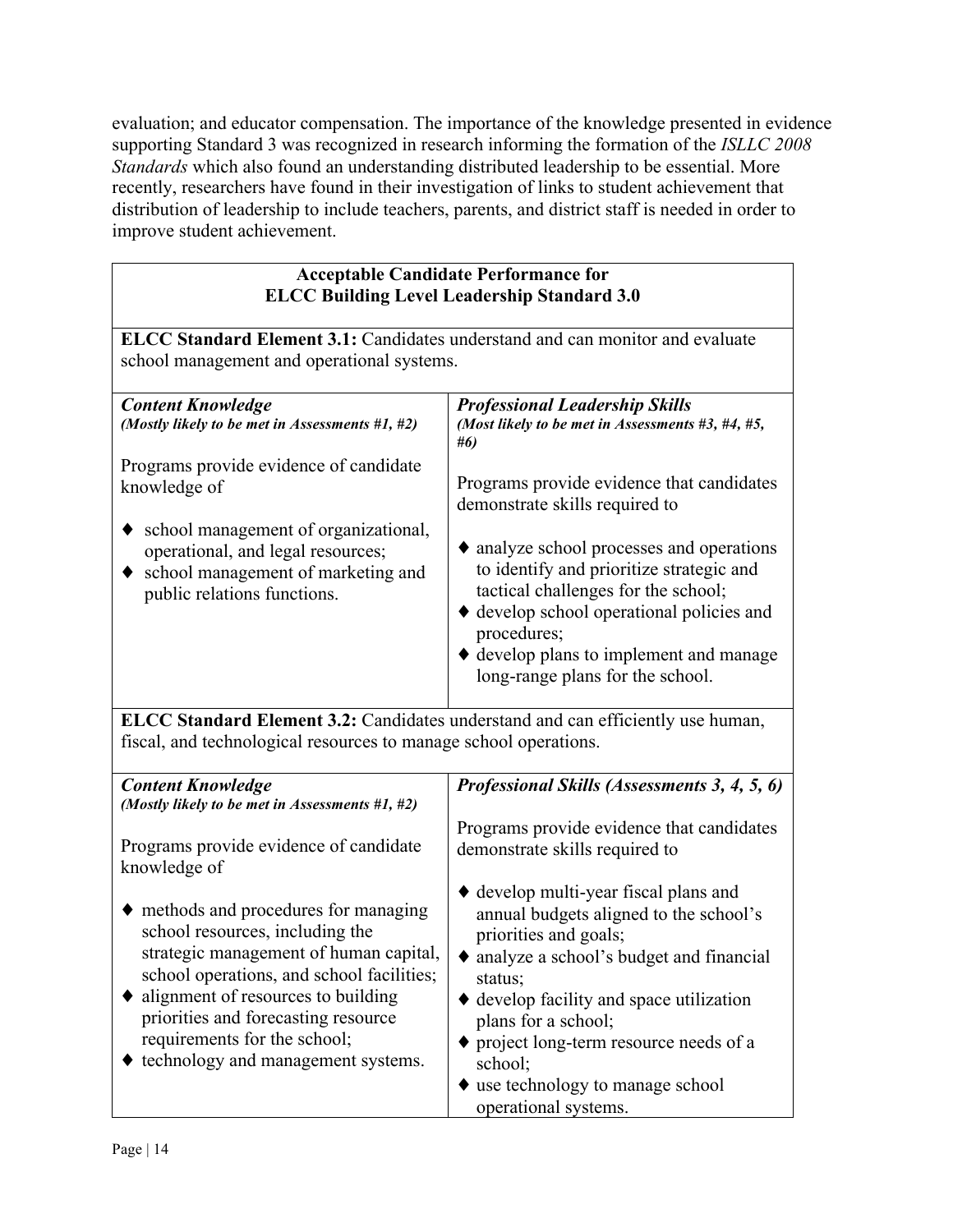evaluation; and educator compensation. The importance of the knowledge presented in evidence supporting Standard 3 was recognized in research informing the formation of the *ISLLC 2008 Standards* which also found an understanding distributed leadership to be essential. More recently, researchers have found in their investigation of links to student achievement that distribution of leadership to include teachers, parents, and district staff is needed in order to improve student achievement.

| **Acceptable Candidate Performance for ELCC Building Level Leadership Standard 3.0** | |
|---|---|
| **ELCC Standard Element 3.1:** Candidates understand and can monitor and evaluate school management and operational systems. | |
| ***Content Knowledge*** ***(Mostly likely to be met in Assessments #1, #2)*** | ***Professional Leadership Skills*** ***(Most likely to be met in Assessments #3, #4, #5, #6)*** |
| Programs provide evidence of candidate knowledge of<br><br>♦ school management of organizational, operational, and legal resources;<br>♦ school management of marketing and public relations functions. | Programs provide evidence that candidates demonstrate skills required to<br><br>♦ analyze school processes and operations to identify and prioritize strategic and tactical challenges for the school;<br>♦ develop school operational policies and procedures;<br>♦ develop plans to implement and manage long-range plans for the school. |
| **ELCC Standard Element 3.2:** Candidates understand and can efficiently use human, fiscal, and technological resources to manage school operations. | |
| ***Content Knowledge*** ***(Mostly likely to be met in Assessments #1, #2)*** | ***Professional Skills (Assessments 3, 4, 5, 6)*** |
| Programs provide evidence of candidate knowledge of<br><br>♦ methods and procedures for managing school resources, including the strategic management of human capital, school operations, and school facilities;<br>♦ alignment of resources to building priorities and forecasting resource requirements for the school;<br>♦ technology and management systems. | Programs provide evidence that candidates demonstrate skills required to<br><br>♦ develop multi-year fiscal plans and annual budgets aligned to the school's priorities and goals;<br>♦ analyze a school's budget and financial status;<br>♦ develop facility and space utilization plans for a school;<br>♦ project long-term resource needs of a school;<br>♦ use technology to manage school operational systems. |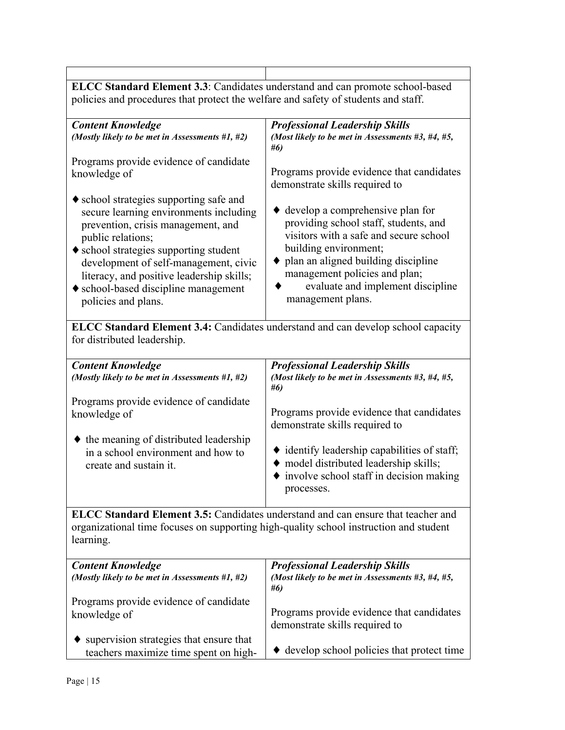| | |
|---|---|
| **ELCC Standard Element 3.3**: Candidates understand and can promote school-based policies and procedures that protect the welfare and safety of students and staff. | |
| ***Content Knowledge*** ***(Mostly likely to be met in Assessments #1, #2)*** Programs provide evidence of candidate knowledge of ♦ school strategies supporting safe and secure learning environments including prevention, crisis management, and public relations; ♦ school strategies supporting student development of self-management, civic literacy, and positive leadership skills; ♦ school-based discipline management policies and plans. | ***Professional Leadership Skills*** ***(Most likely to be met in Assessments #3, #4, #5, #6)*** Programs provide evidence that candidates demonstrate skills required to ♦ develop a comprehensive plan for providing school staff, students, and visitors with a safe and secure school building environment; ♦ plan an aligned building discipline management policies and plan; ♦ evaluate and implement discipline management plans. |
| **ELCC Standard Element 3.4:** Candidates understand and can develop school capacity for distributed leadership. | |
| ***Content Knowledge*** ***(Mostly likely to be met in Assessments #1, #2)*** Programs provide evidence of candidate knowledge of ♦ the meaning of distributed leadership in a school environment and how to create and sustain it. | ***Professional Leadership Skills*** ***(Most likely to be met in Assessments #3, #4, #5, #6)*** Programs provide evidence that candidates demonstrate skills required to ♦ identify leadership capabilities of staff; ♦ model distributed leadership skills; ♦ involve school staff in decision making processes. |
| **ELCC Standard Element 3.5:** Candidates understand and can ensure that teacher and organizational time focuses on supporting high-quality school instruction and student learning. | |
| ***Content Knowledge*** ***(Mostly likely to be met in Assessments #1, #2)*** Programs provide evidence of candidate knowledge of ♦ supervision strategies that ensure that teachers maximize time spent on high- | ***Professional Leadership Skills*** ***(Most likely to be met in Assessments #3, #4, #5, #6)*** Programs provide evidence that candidates demonstrate skills required to ♦ develop school policies that protect time |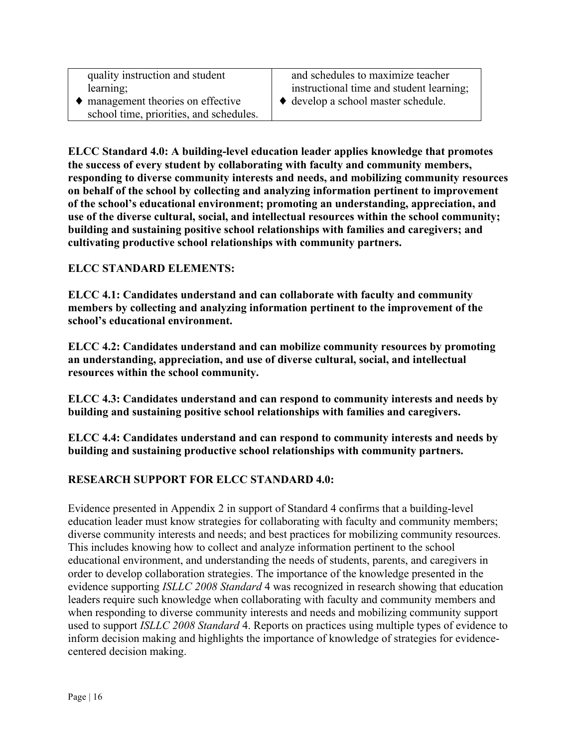| | |
|---|---|
| quality instruction and student learning;<br>♦ management theories on effective school time, priorities, and schedules. | and schedules to maximize teacher instructional time and student learning;<br>♦ develop a school master schedule. |

**ELCC Standard 4.0: A building-level education leader applies knowledge that promotes the success of every student by collaborating with faculty and community members, responding to diverse community interests and needs, and mobilizing community resources on behalf of the school by collecting and analyzing information pertinent to improvement of the school's educational environment; promoting an understanding, appreciation, and use of the diverse cultural, social, and intellectual resources within the school community; building and sustaining positive school relationships with families and caregivers; and cultivating productive school relationships with community partners.**

**ELCC STANDARD ELEMENTS:**

**ELCC 4.1: Candidates understand and can collaborate with faculty and community members by collecting and analyzing information pertinent to the improvement of the school's educational environment.**

**ELCC 4.2: Candidates understand and can mobilize community resources by promoting an understanding, appreciation, and use of diverse cultural, social, and intellectual resources within the school community.**

**ELCC 4.3: Candidates understand and can respond to community interests and needs by building and sustaining positive school relationships with families and caregivers.**

**ELCC 4.4: Candidates understand and can respond to community interests and needs by building and sustaining productive school relationships with community partners.**

**RESEARCH SUPPORT FOR ELCC STANDARD 4.0:**

Evidence presented in Appendix 2 in support of Standard 4 confirms that a building-level education leader must know strategies for collaborating with faculty and community members; diverse community interests and needs; and best practices for mobilizing community resources. This includes knowing how to collect and analyze information pertinent to the school educational environment, and understanding the needs of students, parents, and caregivers in order to develop collaboration strategies. The importance of the knowledge presented in the evidence supporting *ISLLC 2008 Standard* 4 was recognized in research showing that education leaders require such knowledge when collaborating with faculty and community members and when responding to diverse community interests and needs and mobilizing community support used to support *ISLLC 2008 Standard* 4. Reports on practices using multiple types of evidence to inform decision making and highlights the importance of knowledge of strategies for evidence-centered decision making.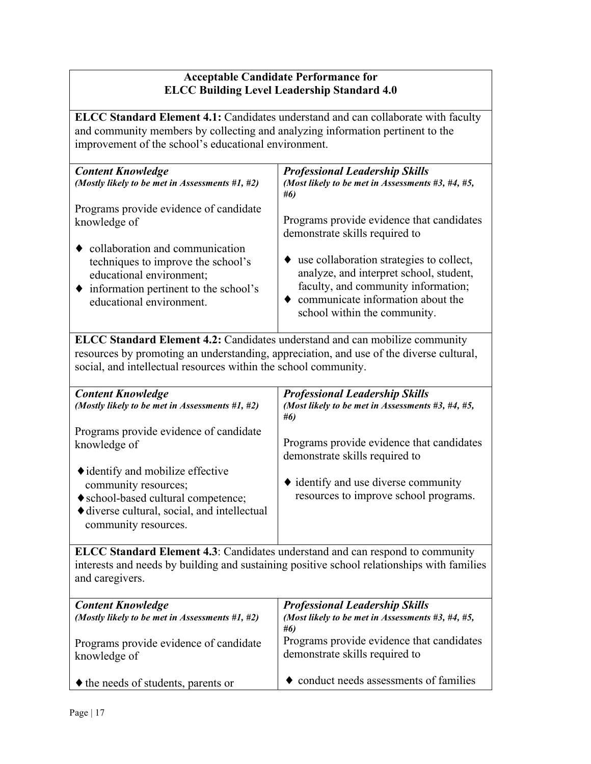**Acceptable Candidate Performance for**
**ELCC Building Level Leadership Standard 4.0**

**ELCC Standard Element 4.1:** Candidates understand and can collaborate with faculty and community members by collecting and analyzing information pertinent to the improvement of the school's educational environment.

| ***Content Knowledge*** ***(Mostly likely to be met in Assessments #1, #2)*** | ***Professional Leadership Skills*** ***(Most likely to be met in Assessments #3, #4, #5, #6)*** |
|---|---|
| Programs provide evidence of candidate knowledge of<br><br>♦ collaboration and communication techniques to improve the school's educational environment;<br>♦ information pertinent to the school's educational environment. | Programs provide evidence that candidates demonstrate skills required to<br><br>♦ use collaboration strategies to collect, analyze, and interpret school, student, faculty, and community information;<br>♦ communicate information about the school within the community. |

**ELCC Standard Element 4.2:** Candidates understand and can mobilize community resources by promoting an understanding, appreciation, and use of the diverse cultural, social, and intellectual resources within the school community.

| ***Content Knowledge*** ***(Mostly likely to be met in Assessments #1, #2)*** | ***Professional Leadership Skills*** ***(Most likely to be met in Assessments #3, #4, #5, #6)*** |
|---|---|
| Programs provide evidence of candidate knowledge of<br><br>♦ identify and mobilize effective community resources;<br>♦ school-based cultural competence;<br>♦ diverse cultural, social, and intellectual community resources. | Programs provide evidence that candidates demonstrate skills required to<br><br>♦ identify and use diverse community resources to improve school programs. |

**ELCC Standard Element 4.3**: Candidates understand and can respond to community interests and needs by building and sustaining positive school relationships with families and caregivers.

| ***Content Knowledge*** ***(Mostly likely to be met in Assessments #1, #2)*** | ***Professional Leadership Skills*** ***(Most likely to be met in Assessments #3, #4, #5, #6)*** |
|---|---|
| Programs provide evidence of candidate knowledge of<br><br>♦ the needs of students, parents or | Programs provide evidence that candidates demonstrate skills required to<br><br>♦ conduct needs assessments of families |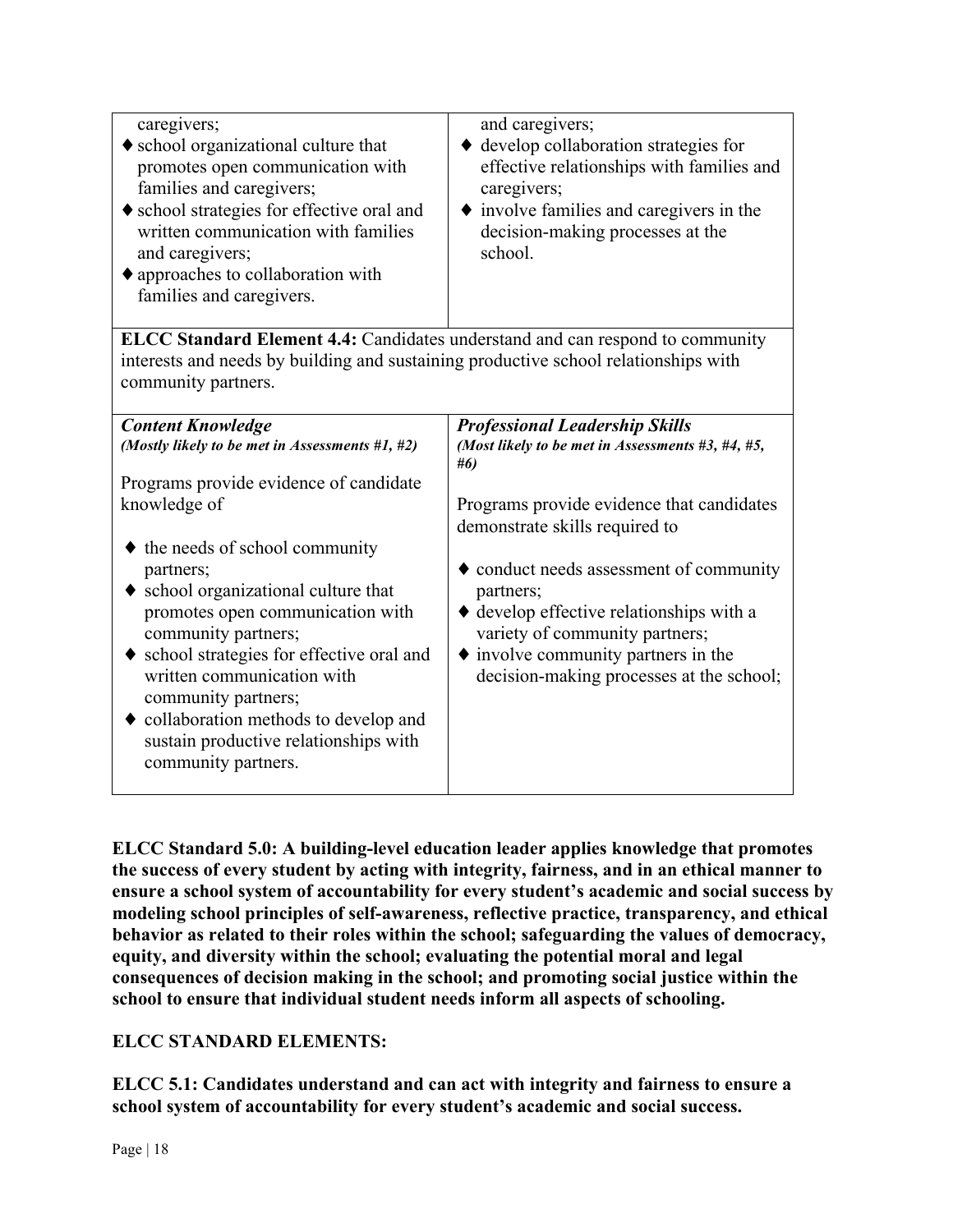| | |
|---|---|
| caregivers;<br>♦ school organizational culture that promotes open communication with families and caregivers;<br>♦ school strategies for effective oral and written communication with families and caregivers;<br>♦ approaches to collaboration with families and caregivers. | and caregivers;<br>♦ develop collaboration strategies for effective relationships with families and caregivers;<br>♦ involve families and caregivers in the decision-making processes at the school. |
| **ELCC Standard Element 4.4:** Candidates understand and can respond to community interests and needs by building and sustaining productive school relationships with community partners. | |
| ***Content Knowledge***<br>***(Mostly likely to be met in Assessments #1, #2)***<br><br>Programs provide evidence of candidate knowledge of<br><br>♦ the needs of school community partners;<br>♦ school organizational culture that promotes open communication with community partners;<br>♦ school strategies for effective oral and written communication with community partners;<br>♦ collaboration methods to develop and sustain productive relationships with community partners. | ***Professional Leadership Skills***<br>***(Most likely to be met in Assessments #3, #4, #5, #6)***<br><br>Programs provide evidence that candidates demonstrate skills required to<br><br>♦ conduct needs assessment of community partners;<br>♦ develop effective relationships with a variety of community partners;<br>♦ involve community partners in the decision-making processes at the school; |

**ELCC Standard 5.0: A building-level education leader applies knowledge that promotes the success of every student by acting with integrity, fairness, and in an ethical manner to ensure a school system of accountability for every student's academic and social success by modeling school principles of self-awareness, reflective practice, transparency, and ethical behavior as related to their roles within the school; safeguarding the values of democracy, equity, and diversity within the school; evaluating the potential moral and legal consequences of decision making in the school; and promoting social justice within the school to ensure that individual student needs inform all aspects of schooling.**

**ELCC STANDARD ELEMENTS:**

**ELCC 5.1: Candidates understand and can act with integrity and fairness to ensure a school system of accountability for every student's academic and social success.**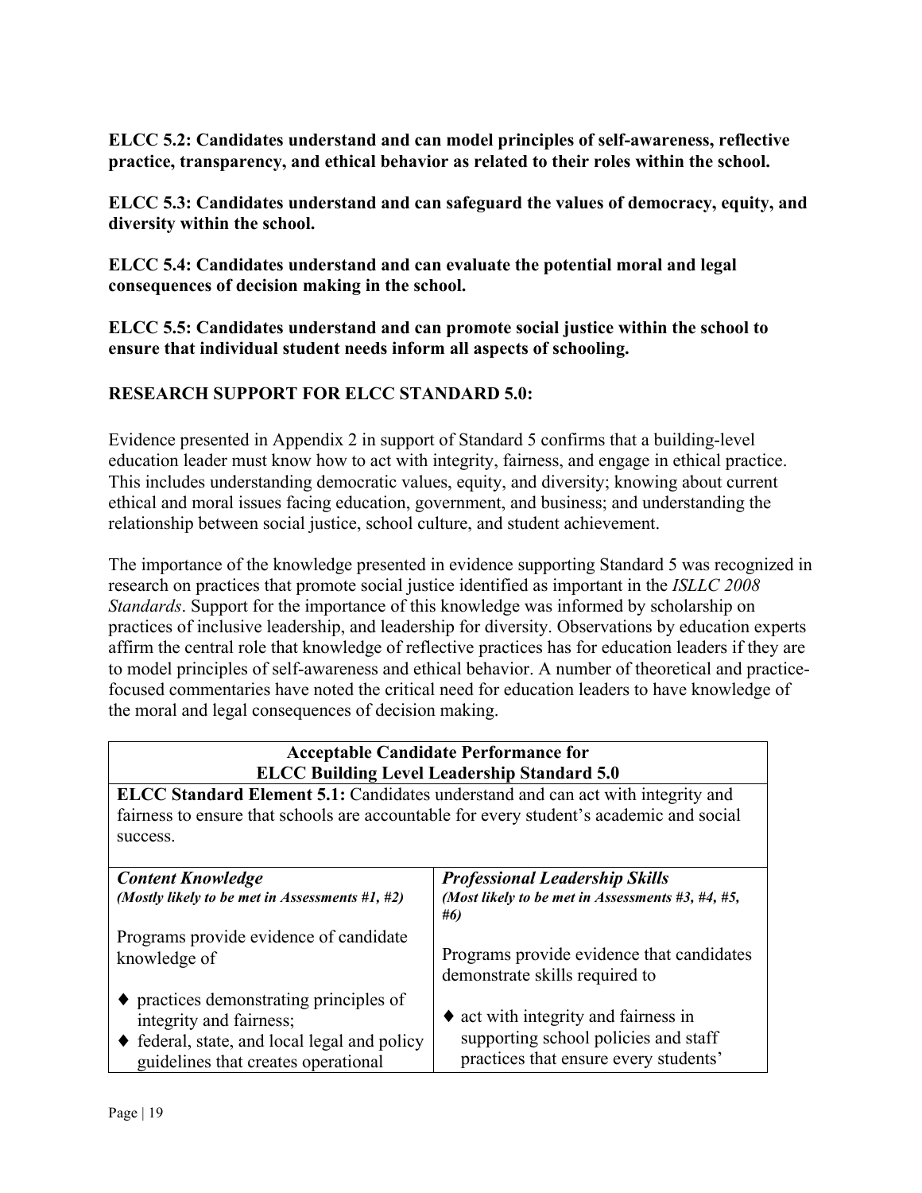**ELCC 5.2: Candidates understand and can model principles of self-awareness, reflective practice, transparency, and ethical behavior as related to their roles within the school.**

**ELCC 5.3: Candidates understand and can safeguard the values of democracy, equity, and diversity within the school.**

**ELCC 5.4: Candidates understand and can evaluate the potential moral and legal consequences of decision making in the school.**

**ELCC 5.5: Candidates understand and can promote social justice within the school to ensure that individual student needs inform all aspects of schooling.**

## RESEARCH SUPPORT FOR ELCC STANDARD 5.0:

Evidence presented in Appendix 2 in support of Standard 5 confirms that a building-level education leader must know how to act with integrity, fairness, and engage in ethical practice. This includes understanding democratic values, equity, and diversity; knowing about current ethical and moral issues facing education, government, and business; and understanding the relationship between social justice, school culture, and student achievement.

The importance of the knowledge presented in evidence supporting Standard 5 was recognized in research on practices that promote social justice identified as important in the *ISLLC 2008 Standards*. Support for the importance of this knowledge was informed by scholarship on practices of inclusive leadership, and leadership for diversity. Observations by education experts affirm the central role that knowledge of reflective practices has for education leaders if they are to model principles of self-awareness and ethical behavior. A number of theoretical and practice-focused commentaries have noted the critical need for education leaders to have knowledge of the moral and legal consequences of decision making.

| **Acceptable Candidate Performance for ELCC Building Level Leadership Standard 5.0** | |
|---|---|
| **ELCC Standard Element 5.1:** Candidates understand and can act with integrity and fairness to ensure that schools are accountable for every student's academic and social success. | |
| ***Content Knowledge*** ***(Mostly likely to be met in Assessments #1, #2)*** | ***Professional Leadership Skills*** ***(Most likely to be met in Assessments #3, #4, #5, #6)*** |
| Programs provide evidence of candidate knowledge of<br>♦ practices demonstrating principles of integrity and fairness;<br>♦ federal, state, and local legal and policy guidelines that creates operational | Programs provide evidence that candidates demonstrate skills required to<br>♦ act with integrity and fairness in supporting school policies and staff practices that ensure every students' |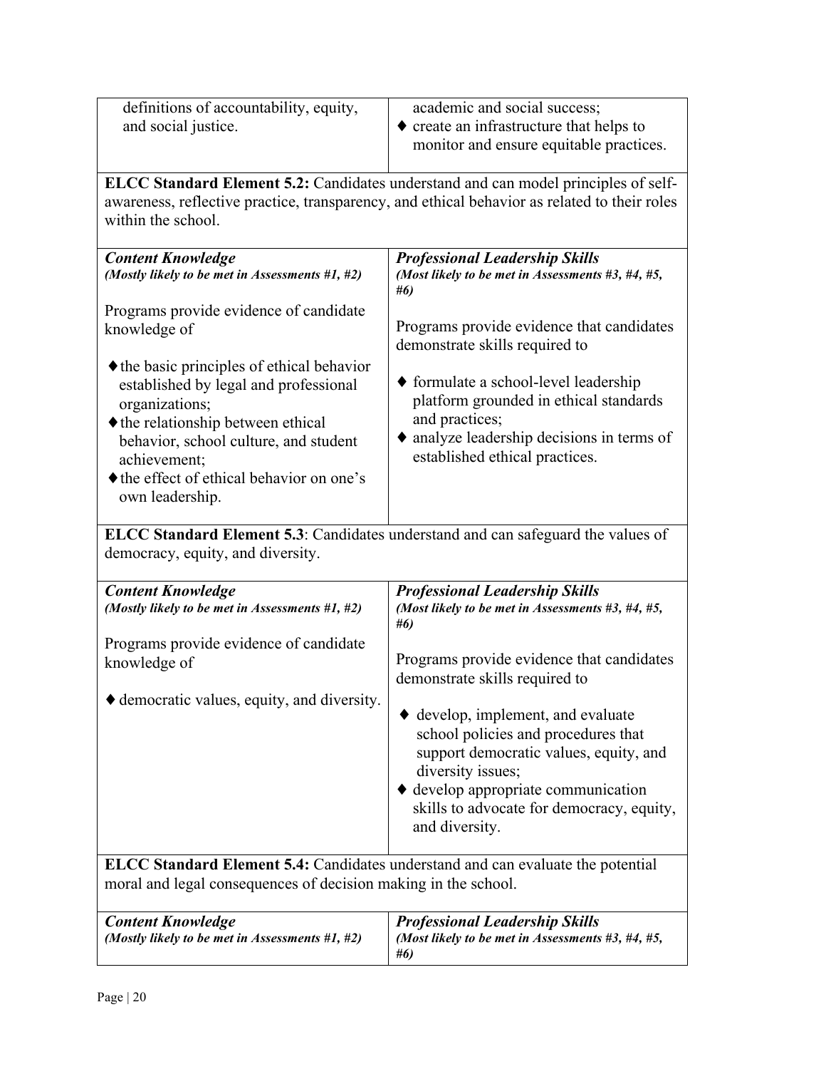| | |
|---|---|
| definitions of accountability, equity, and social justice. | academic and social success;<br>♦ create an infrastructure that helps to monitor and ensure equitable practices. |

**ELCC Standard Element 5.2:** Candidates understand and can model principles of self-awareness, reflective practice, transparency, and ethical behavior as related to their roles within the school.

| ***Content Knowledge***<br>***(Mostly likely to be met in Assessments #1, #2)*** | ***Professional Leadership Skills***<br>***(Most likely to be met in Assessments #3, #4, #5, #6)*** |
|---|---|
| Programs provide evidence of candidate knowledge of<br><br>♦ the basic principles of ethical behavior established by legal and professional organizations;<br>♦ the relationship between ethical behavior, school culture, and student achievement;<br>♦ the effect of ethical behavior on one's own leadership. | Programs provide evidence that candidates demonstrate skills required to<br><br>♦ formulate a school-level leadership platform grounded in ethical standards and practices;<br>♦ analyze leadership decisions in terms of established ethical practices. |

**ELCC Standard Element 5.3**: Candidates understand and can safeguard the values of democracy, equity, and diversity.

| ***Content Knowledge***<br>***(Mostly likely to be met in Assessments #1, #2)*** | ***Professional Leadership Skills***<br>***(Most likely to be met in Assessments #3, #4, #5, #6)*** |
|---|---|
| Programs provide evidence of candidate knowledge of<br><br>♦ democratic values, equity, and diversity. | Programs provide evidence that candidates demonstrate skills required to<br><br>♦ develop, implement, and evaluate school policies and procedures that support democratic values, equity, and diversity issues;<br>♦ develop appropriate communication skills to advocate for democracy, equity, and diversity. |

**ELCC Standard Element 5.4:** Candidates understand and can evaluate the potential moral and legal consequences of decision making in the school.

| ***Content Knowledge***<br>***(Mostly likely to be met in Assessments #1, #2)*** | ***Professional Leadership Skills***<br>***(Most likely to be met in Assessments #3, #4, #5, #6)*** |
|---|---|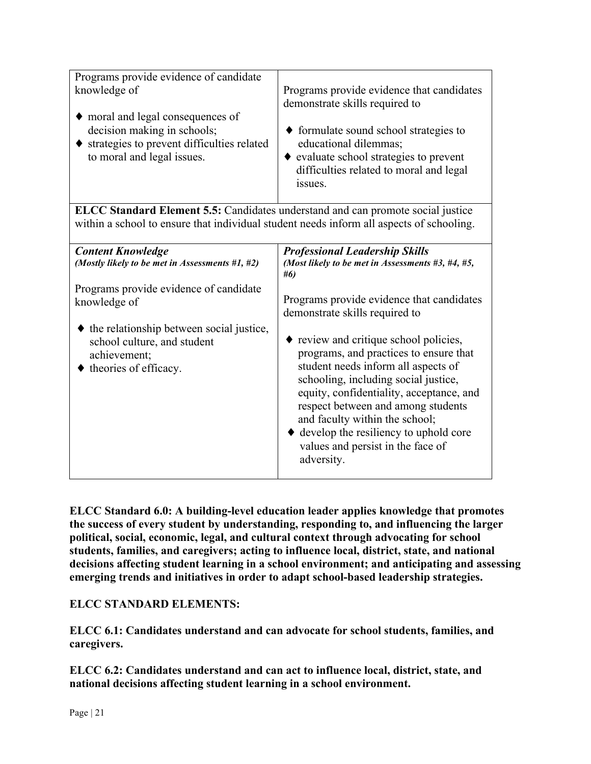| Programs provide evidence of candidate knowledge of<br><br>♦ moral and legal consequences of decision making in schools;<br>♦ strategies to prevent difficulties related to moral and legal issues. | Programs provide evidence that candidates demonstrate skills required to<br><br>♦ formulate sound school strategies to educational dilemmas;<br>♦ evaluate school strategies to prevent difficulties related to moral and legal issues. |
|---|---|
| **ELCC Standard Element 5.5:** Candidates understand and can promote social justice within a school to ensure that individual student needs inform all aspects of schooling. | |
| ***Content Knowledge***<br>***(Mostly likely to be met in Assessments #1, #2)***<br><br>Programs provide evidence of candidate knowledge of<br><br>♦ the relationship between social justice, school culture, and student achievement;<br>♦ theories of efficacy. | ***Professional Leadership Skills***<br>***(Most likely to be met in Assessments #3, #4, #5, #6)***<br><br>Programs provide evidence that candidates demonstrate skills required to<br><br>♦ review and critique school policies, programs, and practices to ensure that student needs inform all aspects of schooling, including social justice, equity, confidentiality, acceptance, and respect between and among students and faculty within the school;<br>♦ develop the resiliency to uphold core values and persist in the face of adversity. |

**ELCC Standard 6.0: A building-level education leader applies knowledge that promotes the success of every student by understanding, responding to, and influencing the larger political, social, economic, legal, and cultural context through advocating for school students, families, and caregivers; acting to influence local, district, state, and national decisions affecting student learning in a school environment; and anticipating and assessing emerging trends and initiatives in order to adapt school-based leadership strategies.**

**ELCC STANDARD ELEMENTS:**

**ELCC 6.1: Candidates understand and can advocate for school students, families, and caregivers.**

**ELCC 6.2: Candidates understand and can act to influence local, district, state, and national decisions affecting student learning in a school environment.**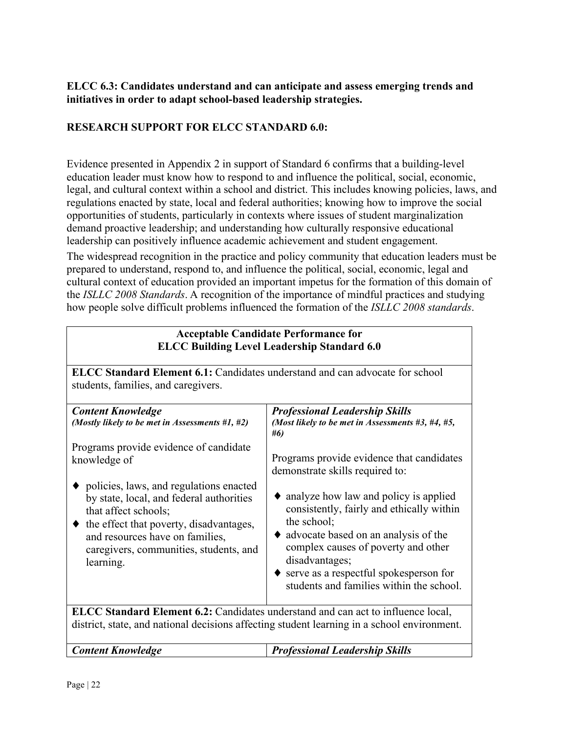**ELCC 6.3: Candidates understand and can anticipate and assess emerging trends and initiatives in order to adapt school-based leadership strategies.**

**RESEARCH SUPPORT FOR ELCC STANDARD 6.0:**

Evidence presented in Appendix 2 in support of Standard 6 confirms that a building-level education leader must know how to respond to and influence the political, social, economic, legal, and cultural context within a school and district. This includes knowing policies, laws, and regulations enacted by state, local and federal authorities; knowing how to improve the social opportunities of students, particularly in contexts where issues of student marginalization demand proactive leadership; and understanding how culturally responsive educational leadership can positively influence academic achievement and student engagement.

The widespread recognition in the practice and policy community that education leaders must be prepared to understand, respond to, and influence the political, social, economic, legal and cultural context of education provided an important impetus for the formation of this domain of the *ISLLC 2008 Standards*. A recognition of the importance of mindful practices and studying how people solve difficult problems influenced the formation of the *ISLLC 2008 standards*.

| **Acceptable Candidate Performance for ELCC Building Level Leadership Standard 6.0** | |
|---|---|
| **ELCC Standard Element 6.1:** Candidates understand and can advocate for school students, families, and caregivers. | |
| ***Content Knowledge*** ***(Mostly likely to be met in Assessments #1, #2)*** | ***Professional Leadership Skills*** ***(Most likely to be met in Assessments #3, #4, #5, #6)*** |
| Programs provide evidence of candidate knowledge of<br>♦ policies, laws, and regulations enacted by state, local, and federal authorities that affect schools;<br>♦ the effect that poverty, disadvantages, and resources have on families, caregivers, communities, students, and learning. | Programs provide evidence that candidates demonstrate skills required to:<br>♦ analyze how law and policy is applied consistently, fairly and ethically within the school;<br>♦ advocate based on an analysis of the complex causes of poverty and other disadvantages;<br>♦ serve as a respectful spokesperson for students and families within the school. |
| **ELCC Standard Element 6.2:** Candidates understand and can act to influence local, district, state, and national decisions affecting student learning in a school environment. | |
| ***Content Knowledge*** | ***Professional Leadership Skills*** |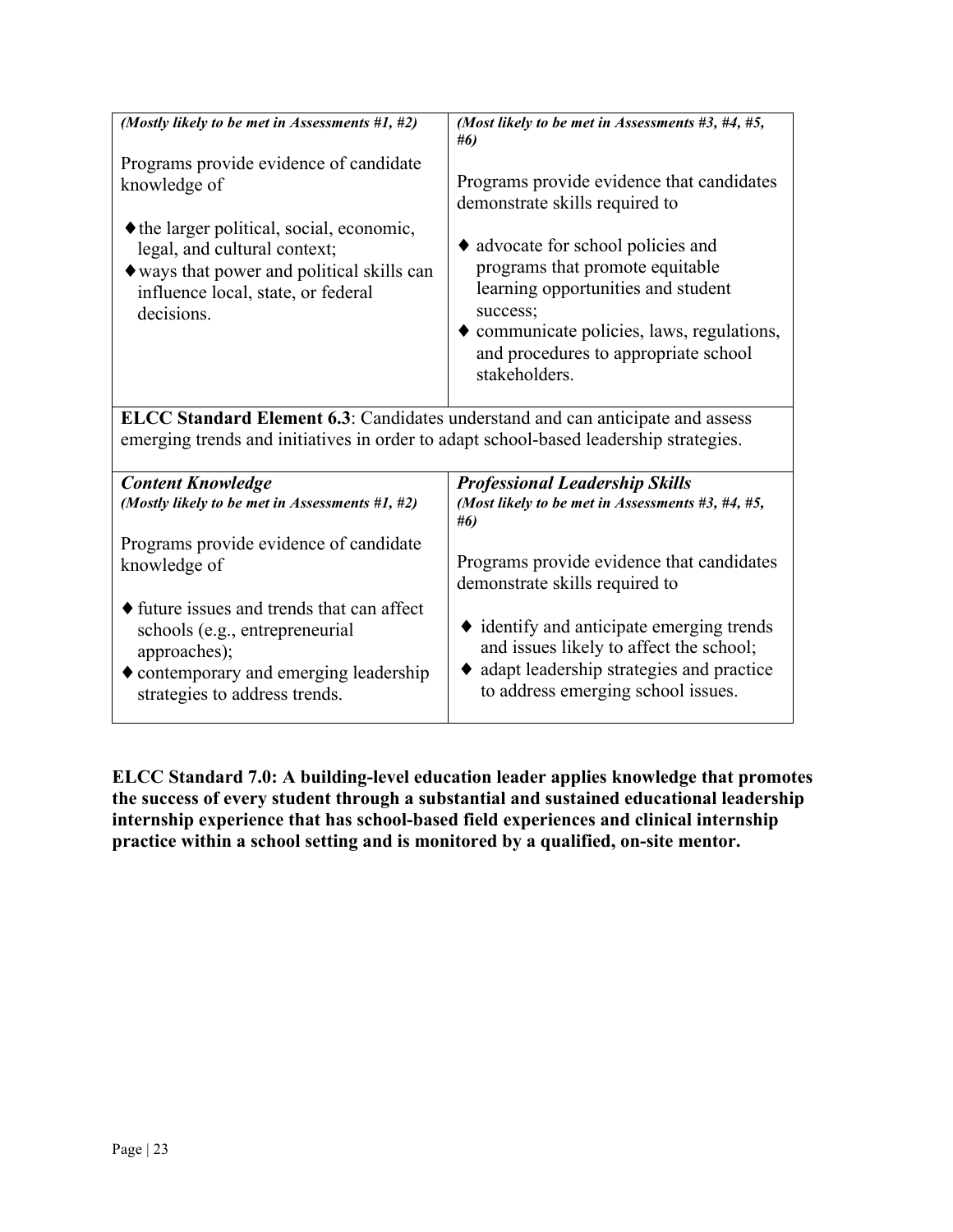| *(Mostly likely to be met in Assessments #1, #2)* | *(Most likely to be met in Assessments #3, #4, #5, #6)* |
|---|---|
| Programs provide evidence of candidate knowledge of<br><br>♦ the larger political, social, economic, legal, and cultural context;<br>♦ ways that power and political skills can influence local, state, or federal decisions. | Programs provide evidence that candidates demonstrate skills required to<br><br>♦ advocate for school policies and programs that promote equitable learning opportunities and student success;<br>♦ communicate policies, laws, regulations, and procedures to appropriate school stakeholders. |

**ELCC Standard Element 6.3**: Candidates understand and can anticipate and assess emerging trends and initiatives in order to adapt school-based leadership strategies.

| ***Content Knowledge***<br>*(Mostly likely to be met in Assessments #1, #2)* | ***Professional Leadership Skills***<br>*(Most likely to be met in Assessments #3, #4, #5, #6)* |
|---|---|
| Programs provide evidence of candidate knowledge of<br><br>♦ future issues and trends that can affect schools (e.g., entrepreneurial approaches);<br>♦ contemporary and emerging leadership strategies to address trends. | Programs provide evidence that candidates demonstrate skills required to<br><br>♦ identify and anticipate emerging trends and issues likely to affect the school;<br>♦ adapt leadership strategies and practice to address emerging school issues. |

**ELCC Standard 7.0: A building-level education leader applies knowledge that promotes the success of every student through a substantial and sustained educational leadership internship experience that has school-based field experiences and clinical internship practice within a school setting and is monitored by a qualified, on-site mentor.**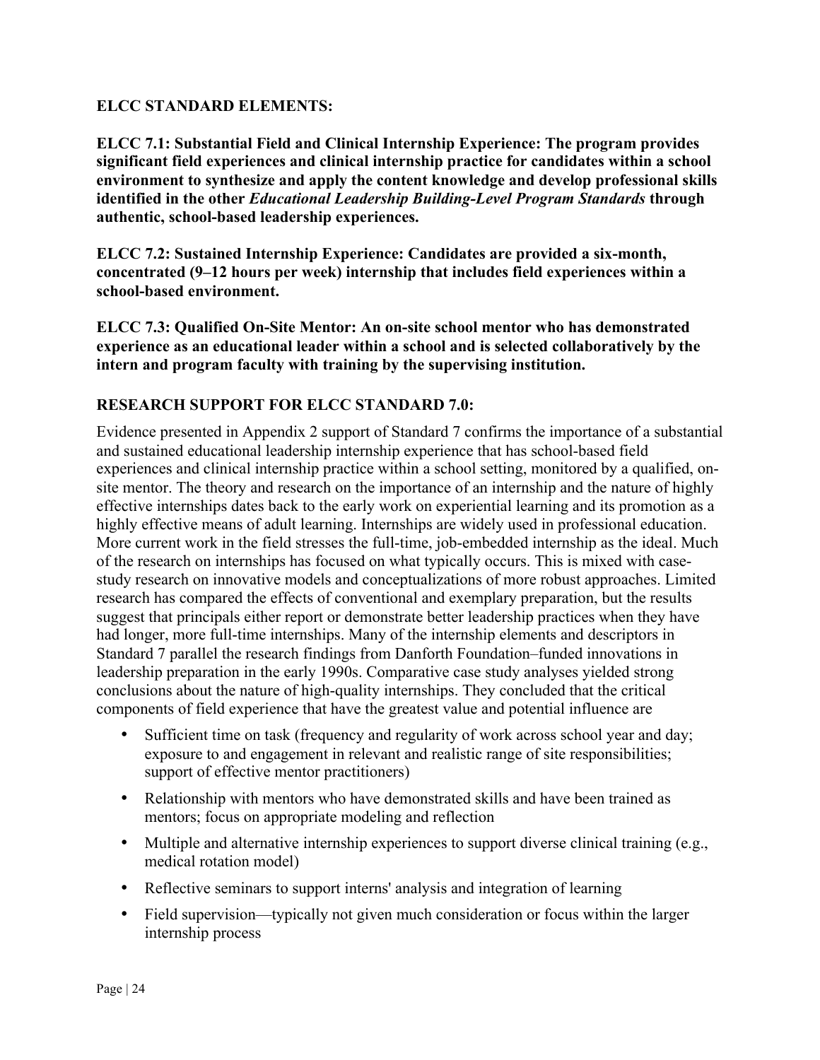**ELCC STANDARD ELEMENTS:**

**ELCC 7.1: Substantial Field and Clinical Internship Experience: The program provides significant field experiences and clinical internship practice for candidates within a school environment to synthesize and apply the content knowledge and develop professional skills identified in the other *Educational Leadership Building-Level Program Standards* through authentic, school-based leadership experiences.**

**ELCC 7.2: Sustained Internship Experience: Candidates are provided a six-month, concentrated (9–12 hours per week) internship that includes field experiences within a school-based environment.**

**ELCC 7.3: Qualified On-Site Mentor: An on-site school mentor who has demonstrated experience as an educational leader within a school and is selected collaboratively by the intern and program faculty with training by the supervising institution.**

**RESEARCH SUPPORT FOR ELCC STANDARD 7.0:**

Evidence presented in Appendix 2 support of Standard 7 confirms the importance of a substantial and sustained educational leadership internship experience that has school-based field experiences and clinical internship practice within a school setting, monitored by a qualified, on-site mentor. The theory and research on the importance of an internship and the nature of highly effective internships dates back to the early work on experiential learning and its promotion as a highly effective means of adult learning. Internships are widely used in professional education. More current work in the field stresses the full-time, job-embedded internship as the ideal. Much of the research on internships has focused on what typically occurs. This is mixed with case-study research on innovative models and conceptualizations of more robust approaches. Limited research has compared the effects of conventional and exemplary preparation, but the results suggest that principals either report or demonstrate better leadership practices when they have had longer, more full-time internships. Many of the internship elements and descriptors in Standard 7 parallel the research findings from Danforth Foundation–funded innovations in leadership preparation in the early 1990s. Comparative case study analyses yielded strong conclusions about the nature of high-quality internships. They concluded that the critical components of field experience that have the greatest value and potential influence are

- Sufficient time on task (frequency and regularity of work across school year and day; exposure to and engagement in relevant and realistic range of site responsibilities; support of effective mentor practitioners)
- Relationship with mentors who have demonstrated skills and have been trained as mentors; focus on appropriate modeling and reflection
- Multiple and alternative internship experiences to support diverse clinical training (e.g., medical rotation model)
- Reflective seminars to support interns' analysis and integration of learning
- Field supervision—typically not given much consideration or focus within the larger internship process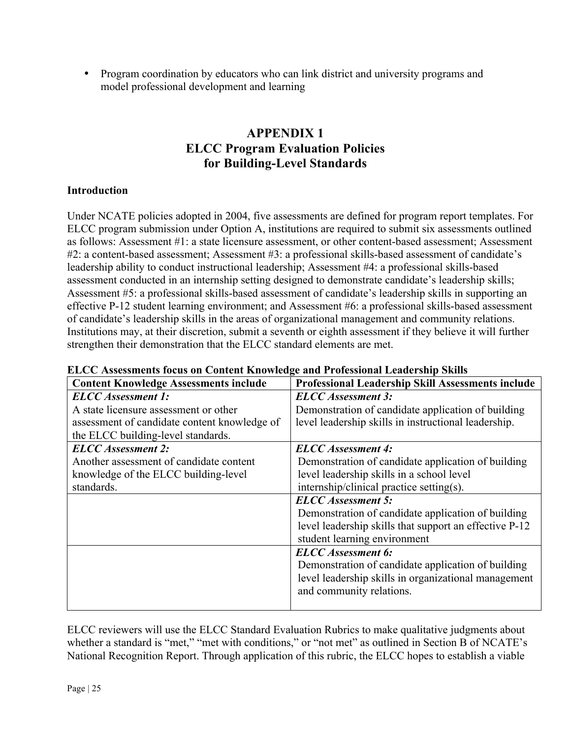- Program coordination by educators who can link district and university programs and model professional development and learning

# APPENDIX 1
# ELCC Program Evaluation Policies for Building-Level Standards

### Introduction

Under NCATE policies adopted in 2004, five assessments are defined for program report templates. For ELCC program submission under Option A, institutions are required to submit six assessments outlined as follows: Assessment #1: a state licensure assessment, or other content-based assessment; Assessment #2: a content-based assessment; Assessment #3: a professional skills-based assessment of candidate's leadership ability to conduct instructional leadership; Assessment #4: a professional skills-based assessment conducted in an internship setting designed to demonstrate candidate's leadership skills; Assessment #5: a professional skills-based assessment of candidate's leadership skills in supporting an effective P-12 student learning environment; and Assessment #6: a professional skills-based assessment of candidate's leadership skills in the areas of organizational management and community relations. Institutions may, at their discretion, submit a seventh or eighth assessment if they believe it will further strengthen their demonstration that the ELCC standard elements are met.

**ELCC Assessments focus on Content Knowledge and Professional Leadership Skills**

| Content Knowledge Assessments include | Professional Leadership Skill Assessments include |
|---|---|
| ***ELCC Assessment 1:*** A state licensure assessment or other assessment of candidate content knowledge of the ELCC building-level standards. | ***ELCC Assessment 3:*** Demonstration of candidate application of building level leadership skills in instructional leadership. |
| ***ELCC Assessment 2:*** Another assessment of candidate content knowledge of the ELCC building-level standards. | ***ELCC Assessment 4:*** Demonstration of candidate application of building level leadership skills in a school level internship/clinical practice setting(s). |
| | ***ELCC Assessment 5:*** Demonstration of candidate application of building level leadership skills that support an effective P-12 student learning environment |
| | ***ELCC Assessment 6:*** Demonstration of candidate application of building level leadership skills in organizational management and community relations. |

ELCC reviewers will use the ELCC Standard Evaluation Rubrics to make qualitative judgments about whether a standard is "met," "met with conditions," or "not met" as outlined in Section B of NCATE's National Recognition Report. Through application of this rubric, the ELCC hopes to establish a viable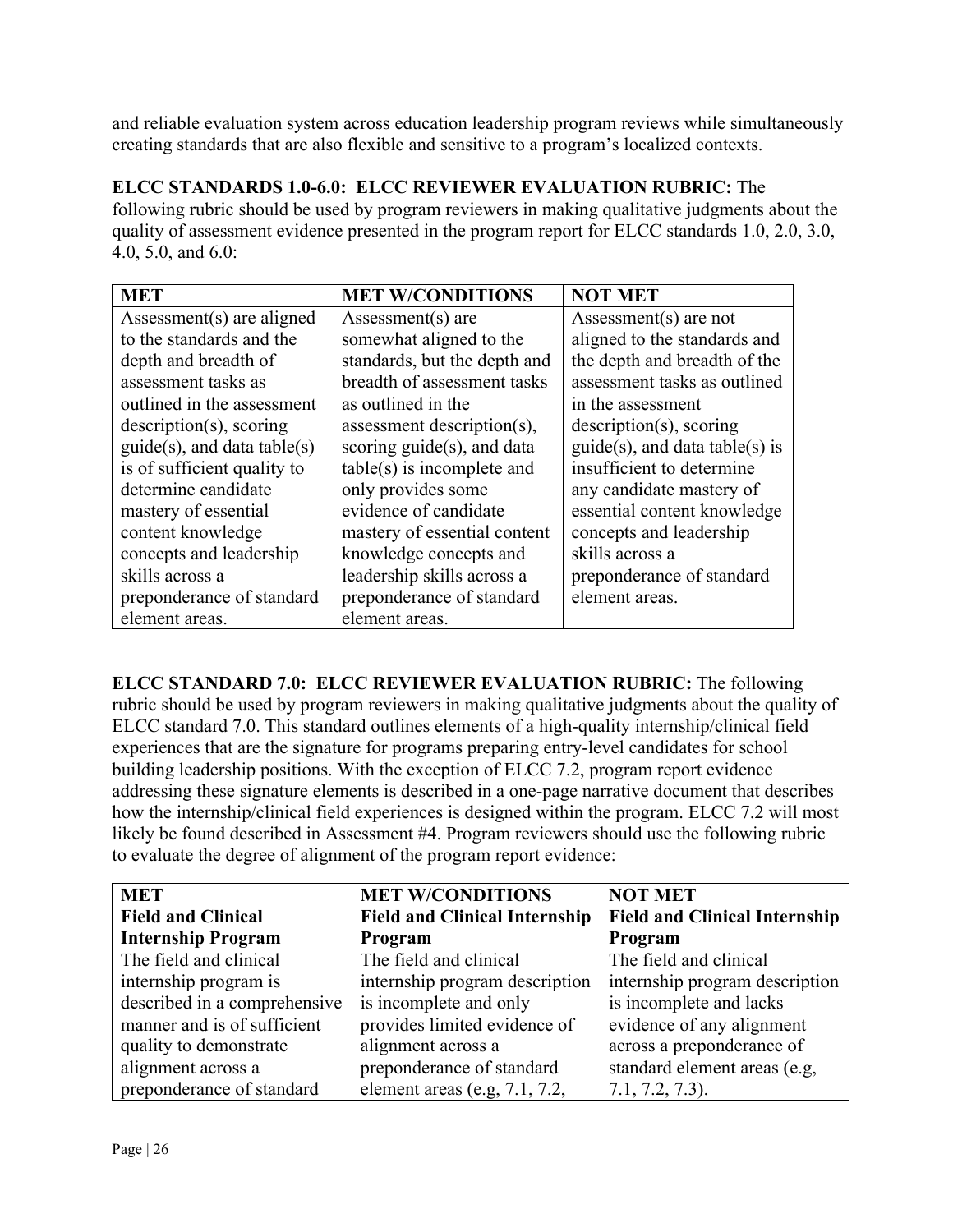and reliable evaluation system across education leadership program reviews while simultaneously creating standards that are also flexible and sensitive to a program's localized contexts.

**ELCC STANDARDS 1.0-6.0: ELCC REVIEWER EVALUATION RUBRIC:** The following rubric should be used by program reviewers in making qualitative judgments about the quality of assessment evidence presented in the program report for ELCC standards 1.0, 2.0, 3.0, 4.0, 5.0, and 6.0:

| MET | MET W/CONDITIONS | NOT MET |
|---|---|---|
| Assessment(s) are aligned to the standards and the depth and breadth of assessment tasks as outlined in the assessment description(s), scoring guide(s), and data table(s) is of sufficient quality to determine candidate mastery of essential content knowledge concepts and leadership skills across a preponderance of standard element areas. | Assessment(s) are somewhat aligned to the standards, but the depth and breadth of assessment tasks as outlined in the assessment description(s), scoring guide(s), and data table(s) is incomplete and only provides some evidence of candidate mastery of essential content knowledge concepts and leadership skills across a preponderance of standard element areas. | Assessment(s) are not aligned to the standards and the depth and breadth of the assessment tasks as outlined in the assessment description(s), scoring guide(s), and data table(s) is insufficient to determine any candidate mastery of essential content knowledge concepts and leadership skills across a preponderance of standard element areas. |

**ELCC STANDARD 7.0: ELCC REVIEWER EVALUATION RUBRIC:** The following rubric should be used by program reviewers in making qualitative judgments about the quality of ELCC standard 7.0. This standard outlines elements of a high-quality internship/clinical field experiences that are the signature for programs preparing entry-level candidates for school building leadership positions. With the exception of ELCC 7.2, program report evidence addressing these signature elements is described in a one-page narrative document that describes how the internship/clinical field experiences is designed within the program. ELCC 7.2 will most likely be found described in Assessment #4. Program reviewers should use the following rubric to evaluate the degree of alignment of the program report evidence:

| MET<br>Field and Clinical Internship Program | MET W/CONDITIONS<br>Field and Clinical Internship Program | NOT MET<br>Field and Clinical Internship Program |
|---|---|---|
| The field and clinical internship program is described in a comprehensive manner and is of sufficient quality to demonstrate alignment across a preponderance of standard | The field and clinical internship program description is incomplete and only provides limited evidence of alignment across a preponderance of standard element areas (e.g, 7.1, 7.2, | The field and clinical internship program description is incomplete and lacks evidence of any alignment across a preponderance of standard element areas (e.g, 7.1, 7.2, 7.3). |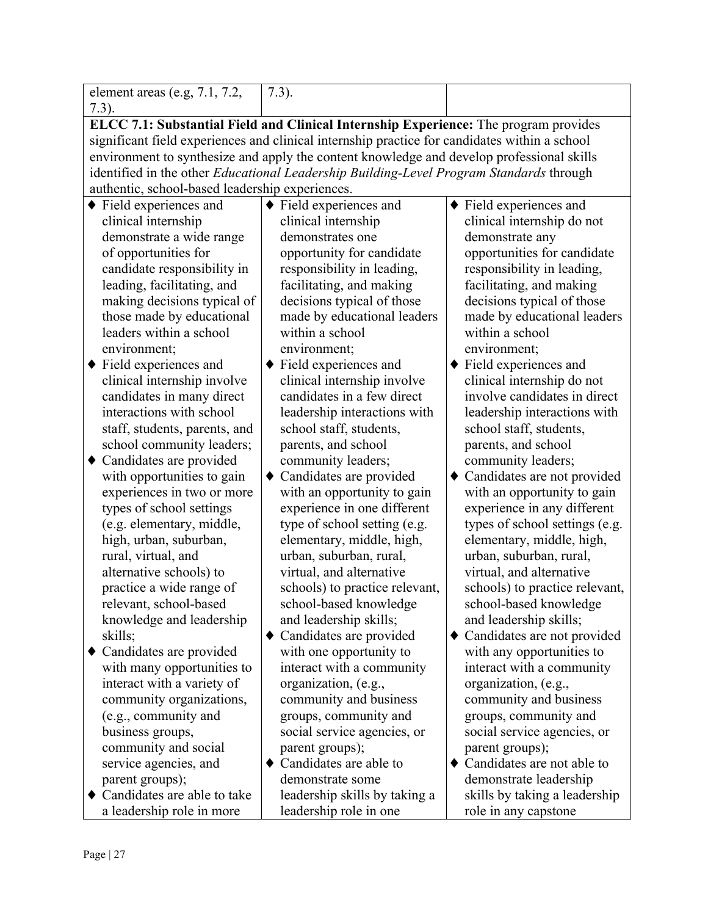| element areas (e.g, 7.1, 7.2, 7.3). | 7.3). | |
|---|---|---|
| **ELCC 7.1: Substantial Field and Clinical Internship Experience:** The program provides significant field experiences and clinical internship practice for candidates within a school environment to synthesize and apply the content knowledge and develop professional skills identified in the other *Educational Leadership Building-Level Program Standards* through authentic, school-based leadership experiences. | | |
| ♦ Field experiences and clinical internship demonstrate a wide range of opportunities for candidate responsibility in leading, facilitating, and making decisions typical of those made by educational leaders within a school environment;<br>♦ Field experiences and clinical internship involve candidates in many direct interactions with school staff, students, parents, and school community leaders;<br>♦ Candidates are provided with opportunities to gain experiences in two or more types of school settings (e.g. elementary, middle, high, urban, suburban, rural, virtual, and alternative schools) to practice a wide range of relevant, school-based knowledge and leadership skills;<br>♦ Candidates are provided with many opportunities to interact with a variety of community organizations, (e.g., community and business groups, community and social service agencies, and parent groups);<br>♦ Candidates are able to take a leadership role in more | ♦ Field experiences and clinical internship demonstrates one opportunity for candidate responsibility in leading, facilitating, and making decisions typical of those made by educational leaders within a school environment;<br>♦ Field experiences and clinical internship involve candidates in a few direct leadership interactions with school staff, students, parents, and school community leaders;<br>♦ Candidates are provided with an opportunity to gain experience in one different type of school setting (e.g. elementary, middle, high, urban, suburban, rural, virtual, and alternative schools) to practice relevant, school-based knowledge and leadership skills;<br>♦ Candidates are provided with one opportunity to interact with a community organization, (e.g., community and business groups, community and social service agencies, or parent groups);<br>♦ Candidates are able to demonstrate some leadership skills by taking a leadership role in one | ♦ Field experiences and clinical internship do not demonstrate any opportunities for candidate responsibility in leading, facilitating, and making decisions typical of those made by educational leaders within a school environment;<br>♦ Field experiences and clinical internship do not involve candidates in direct leadership interactions with school staff, students, parents, and school community leaders;<br>♦ Candidates are not provided with an opportunity to gain experience in any different types of school settings (e.g. elementary, middle, high, urban, suburban, rural, virtual, and alternative schools) to practice relevant, school-based knowledge and leadership skills;<br>♦ Candidates are not provided with any opportunities to interact with a community organization, (e.g., community and business groups, community and social service agencies, or parent groups);<br>♦ Candidates are not able to demonstrate leadership skills by taking a leadership role in any capstone |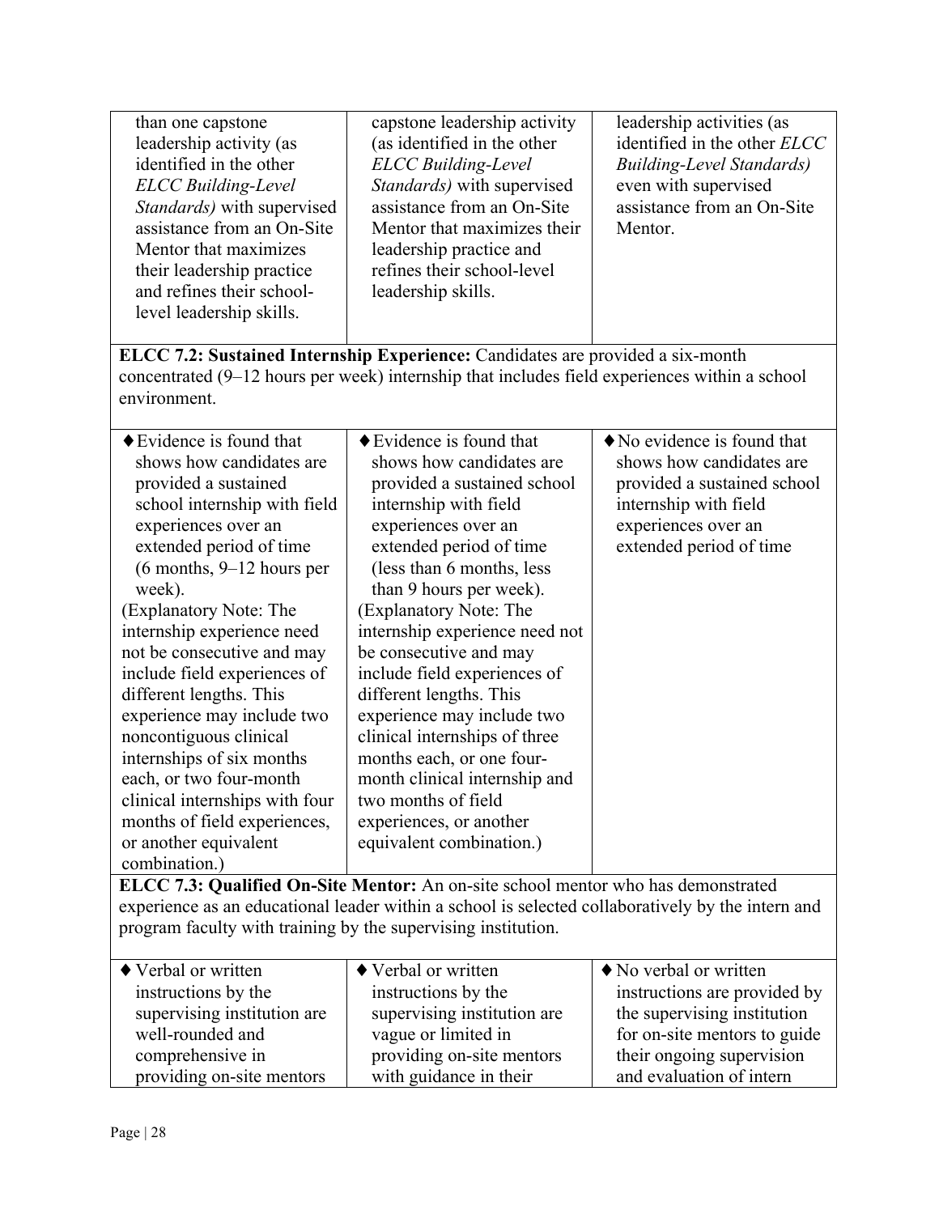| | | |
|---|---|---|
| than one capstone leadership activity (as identified in the other *ELCC Building-Level Standards)* with supervised assistance from an On-Site Mentor that maximizes their leadership practice and refines their school-level leadership skills. | capstone leadership activity (as identified in the other *ELCC Building-Level Standards)* with supervised assistance from an On-Site Mentor that maximizes their leadership practice and refines their school-level leadership skills. | leadership activities (as identified in the other *ELCC Building-Level Standards)* even with supervised assistance from an On-Site Mentor. |

**ELCC 7.2: Sustained Internship Experience:** Candidates are provided a six-month concentrated (9–12 hours per week) internship that includes field experiences within a school environment.

| | | |
|---|---|---|
| ♦ Evidence is found that shows how candidates are provided a sustained school internship with field experiences over an extended period of time (6 months, 9–12 hours per week).<br>(Explanatory Note: The internship experience need not be consecutive and may include field experiences of different lengths. This experience may include two noncontiguous clinical internships of six months each, or two four-month clinical internships with four months of field experiences, or another equivalent combination.) | ♦ Evidence is found that shows how candidates are provided a sustained school internship with field experiences over an extended period of time (less than 6 months, less than 9 hours per week).<br>(Explanatory Note: The internship experience need not be consecutive and may include field experiences of different lengths. This experience may include two clinical internships of three months each, or one four-month clinical internship and two months of field experiences, or another equivalent combination.) | ♦ No evidence is found that shows how candidates are provided a sustained school internship with field experiences over an extended period of time |

**ELCC 7.3: Qualified On-Site Mentor:** An on-site school mentor who has demonstrated experience as an educational leader within a school is selected collaboratively by the intern and program faculty with training by the supervising institution.

| | | |
|---|---|---|
| ♦ Verbal or written instructions by the supervising institution are well-rounded and comprehensive in providing on-site mentors | ♦ Verbal or written instructions by the supervising institution are vague or limited in providing on-site mentors with guidance in their | ♦ No verbal or written instructions are provided by the supervising institution for on-site mentors to guide their ongoing supervision and evaluation of intern |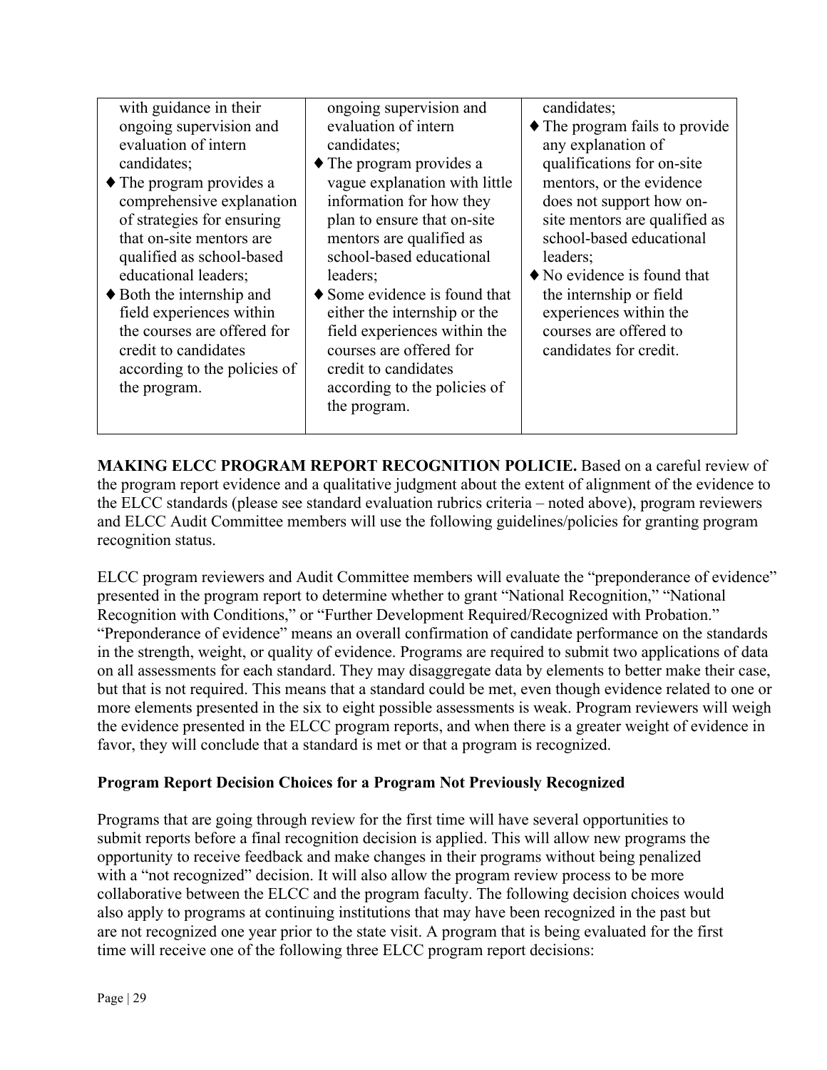| | | |
|---|---|---|
| with guidance in their ongoing supervision and evaluation of intern candidates;<br>♦ The program provides a comprehensive explanation of strategies for ensuring that on-site mentors are qualified as school-based educational leaders;<br>♦ Both the internship and field experiences within the courses are offered for credit to candidates according to the policies of the program. | ongoing supervision and evaluation of intern candidates;<br>♦ The program provides a vague explanation with little information for how they plan to ensure that on-site mentors are qualified as school-based educational leaders;<br>♦ Some evidence is found that either the internship or the field experiences within the courses are offered for credit to candidates according to the policies of the program. | candidates;<br>♦ The program fails to provide any explanation of qualifications for on-site mentors, or the evidence does not support how on-site mentors are qualified as school-based educational leaders;<br>♦ No evidence is found that the internship or field experiences within the courses are offered to candidates for credit. |

**MAKING ELCC PROGRAM REPORT RECOGNITION POLICIE.** Based on a careful review of the program report evidence and a qualitative judgment about the extent of alignment of the evidence to the ELCC standards (please see standard evaluation rubrics criteria – noted above), program reviewers and ELCC Audit Committee members will use the following guidelines/policies for granting program recognition status.

ELCC program reviewers and Audit Committee members will evaluate the "preponderance of evidence" presented in the program report to determine whether to grant "National Recognition," "National Recognition with Conditions," or "Further Development Required/Recognized with Probation." "Preponderance of evidence" means an overall confirmation of candidate performance on the standards in the strength, weight, or quality of evidence. Programs are required to submit two applications of data on all assessments for each standard. They may disaggregate data by elements to better make their case, but that is not required. This means that a standard could be met, even though evidence related to one or more elements presented in the six to eight possible assessments is weak. Program reviewers will weigh the evidence presented in the ELCC program reports, and when there is a greater weight of evidence in favor, they will conclude that a standard is met or that a program is recognized.

**Program Report Decision Choices for a Program Not Previously Recognized**

Programs that are going through review for the first time will have several opportunities to submit reports before a final recognition decision is applied. This will allow new programs the opportunity to receive feedback and make changes in their programs without being penalized with a "not recognized" decision. It will also allow the program review process to be more collaborative between the ELCC and the program faculty. The following decision choices would also apply to programs at continuing institutions that may have been recognized in the past but are not recognized one year prior to the state visit. A program that is being evaluated for the first time will receive one of the following three ELCC program report decisions: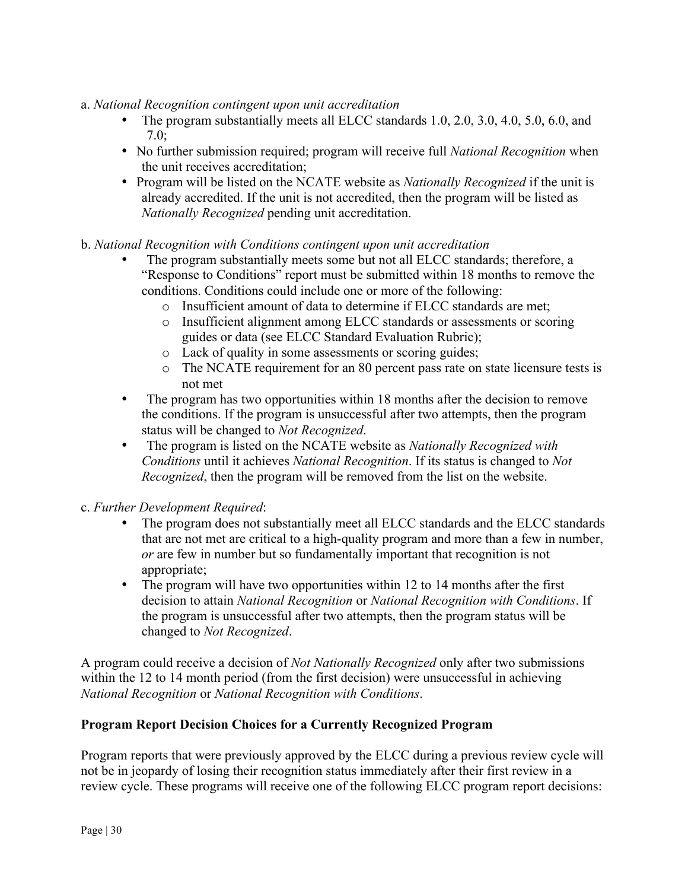a. *National Recognition contingent upon unit accreditation*

- The program substantially meets all ELCC standards 1.0, 2.0, 3.0, 4.0, 5.0, 6.0, and 7.0;
- No further submission required; program will receive full *National Recognition* when the unit receives accreditation;
- Program will be listed on the NCATE website as *Nationally Recognized* if the unit is already accredited. If the unit is not accredited, then the program will be listed as *Nationally Recognized* pending unit accreditation.

b. *National Recognition with Conditions contingent upon unit accreditation*

- The program substantially meets some but not all ELCC standards; therefore, a "Response to Conditions" report must be submitted within 18 months to remove the conditions. Conditions could include one or more of the following:
    - Insufficient amount of data to determine if ELCC standards are met;
    - Insufficient alignment among ELCC standards or assessments or scoring guides or data (see ELCC Standard Evaluation Rubric);
    - Lack of quality in some assessments or scoring guides;
    - The NCATE requirement for an 80 percent pass rate on state licensure tests is not met
- The program has two opportunities within 18 months after the decision to remove the conditions. If the program is unsuccessful after two attempts, then the program status will be changed to *Not Recognized*.
- The program is listed on the NCATE website as *Nationally Recognized with Conditions* until it achieves *National Recognition*. If its status is changed to *Not Recognized*, then the program will be removed from the list on the website.

c. *Further Development Required*:

- The program does not substantially meet all ELCC standards and the ELCC standards that are not met are critical to a high-quality program and more than a few in number, *or* are few in number but so fundamentally important that recognition is not appropriate;
- The program will have two opportunities within 12 to 14 months after the first decision to attain *National Recognition* or *National Recognition with Conditions*. If the program is unsuccessful after two attempts, then the program status will be changed to *Not Recognized*.

A program could receive a decision of *Not Nationally Recognized* only after two submissions within the 12 to 14 month period (from the first decision) were unsuccessful in achieving *National Recognition* or *National Recognition with Conditions*.

**Program Report Decision Choices for a Currently Recognized Program**

Program reports that were previously approved by the ELCC during a previous review cycle will not be in jeopardy of losing their recognition status immediately after their first review in a review cycle. These programs will receive one of the following ELCC program report decisions: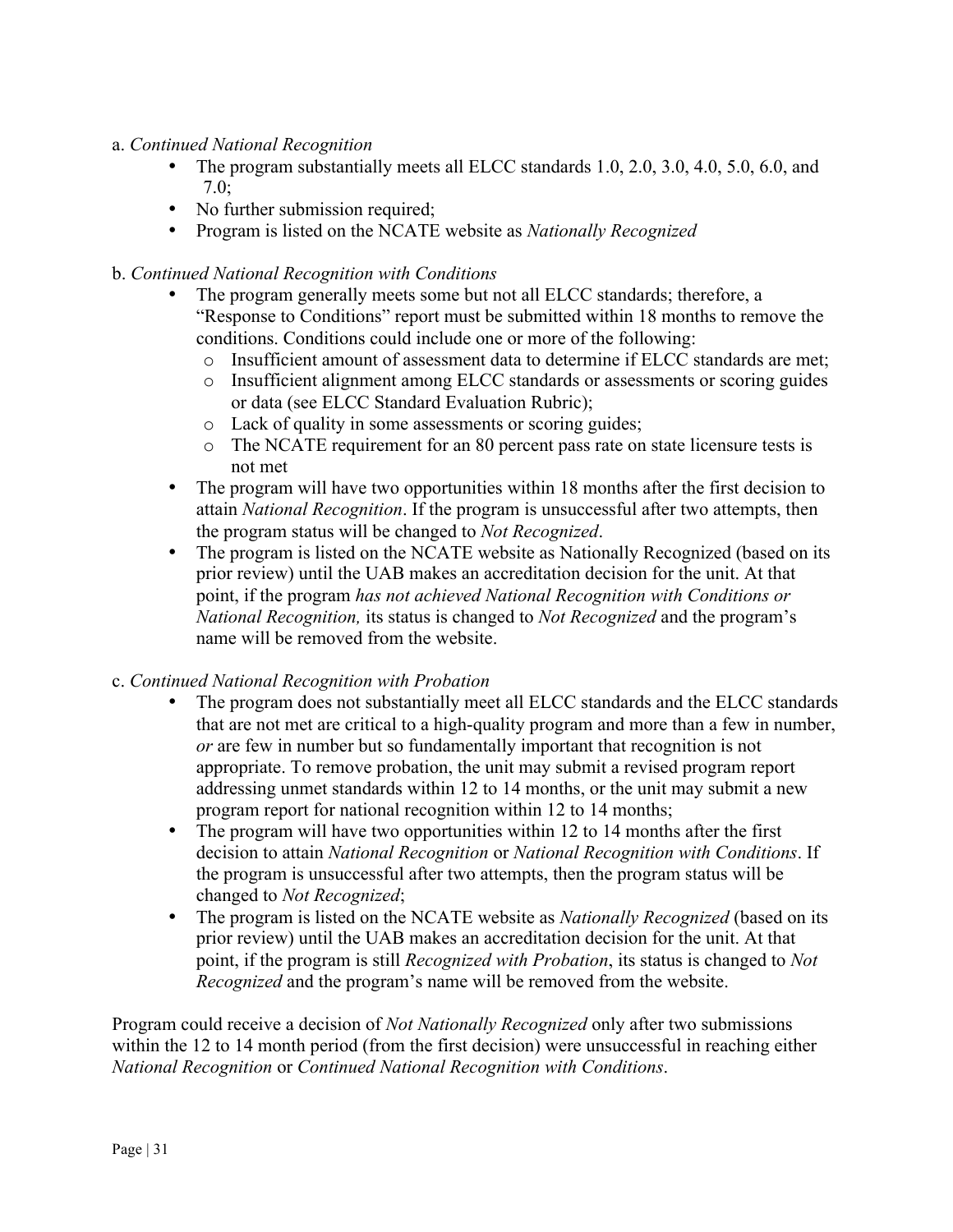a. *Continued National Recognition*

- The program substantially meets all ELCC standards 1.0, 2.0, 3.0, 4.0, 5.0, 6.0, and 7.0;
- No further submission required;
- Program is listed on the NCATE website as *Nationally Recognized*

b. *Continued National Recognition with Conditions*

- The program generally meets some but not all ELCC standards; therefore, a "Response to Conditions" report must be submitted within 18 months to remove the conditions. Conditions could include one or more of the following:
  - Insufficient amount of assessment data to determine if ELCC standards are met;
  - Insufficient alignment among ELCC standards or assessments or scoring guides or data (see ELCC Standard Evaluation Rubric);
  - Lack of quality in some assessments or scoring guides;
  - The NCATE requirement for an 80 percent pass rate on state licensure tests is not met
- The program will have two opportunities within 18 months after the first decision to attain *National Recognition*. If the program is unsuccessful after two attempts, then the program status will be changed to *Not Recognized*.
- The program is listed on the NCATE website as Nationally Recognized (based on its prior review) until the UAB makes an accreditation decision for the unit. At that point, if the program *has not achieved National Recognition with Conditions or National Recognition,* its status is changed to *Not Recognized* and the program's name will be removed from the website.

c. *Continued National Recognition with Probation*

- The program does not substantially meet all ELCC standards and the ELCC standards that are not met are critical to a high-quality program and more than a few in number, *or* are few in number but so fundamentally important that recognition is not appropriate. To remove probation, the unit may submit a revised program report addressing unmet standards within 12 to 14 months, or the unit may submit a new program report for national recognition within 12 to 14 months;
- The program will have two opportunities within 12 to 14 months after the first decision to attain *National Recognition* or *National Recognition with Conditions*. If the program is unsuccessful after two attempts, then the program status will be changed to *Not Recognized*;
- The program is listed on the NCATE website as *Nationally Recognized* (based on its prior review) until the UAB makes an accreditation decision for the unit. At that point, if the program is still *Recognized with Probation*, its status is changed to *Not Recognized* and the program's name will be removed from the website.

Program could receive a decision of *Not Nationally Recognized* only after two submissions within the 12 to 14 month period (from the first decision) were unsuccessful in reaching either *National Recognition* or *Continued National Recognition with Conditions*.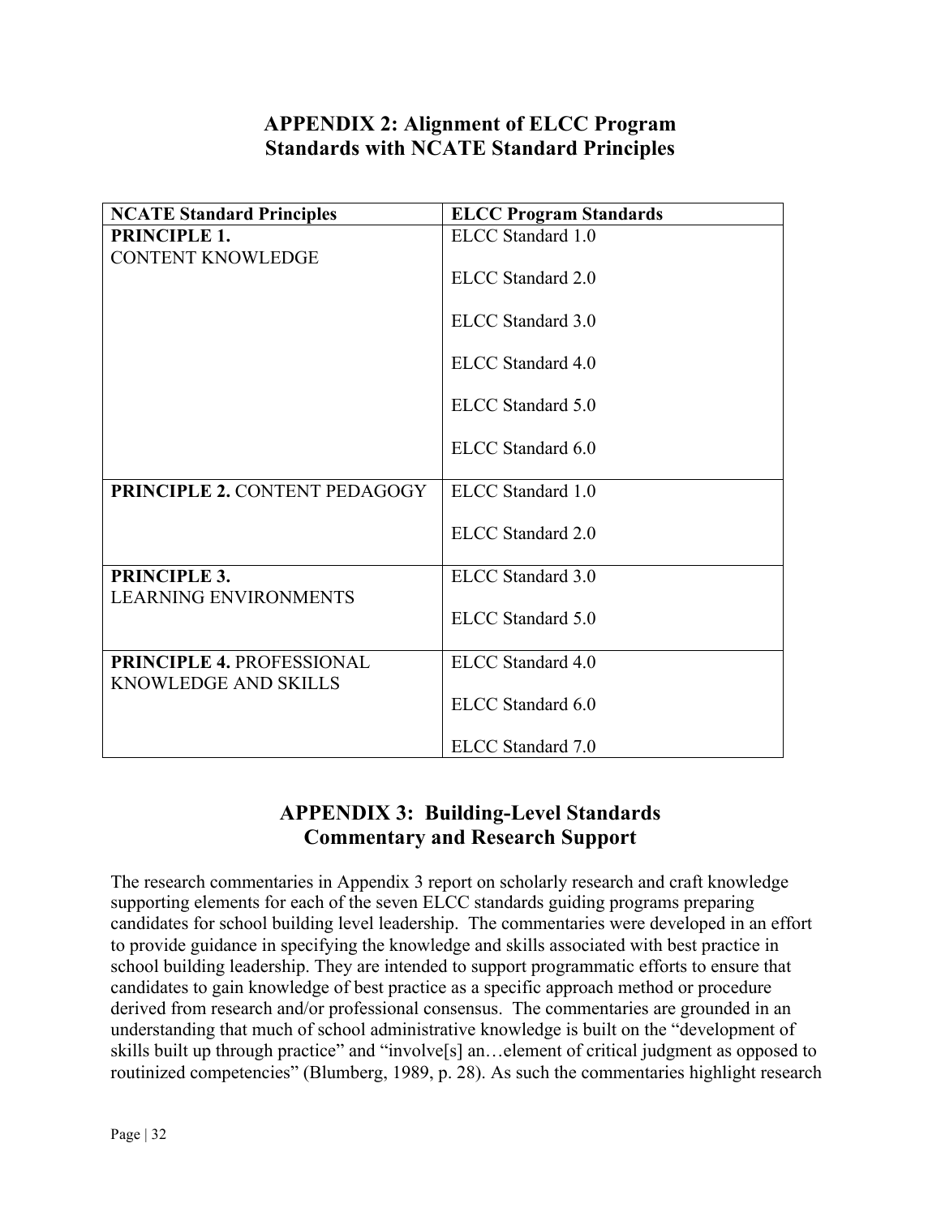## APPENDIX 2: Alignment of ELCC Program Standards with NCATE Standard Principles

| NCATE Standard Principles | ELCC Program Standards |
|---|---|
| **PRINCIPLE 1.** CONTENT KNOWLEDGE | ELCC Standard 1.0<br><br>ELCC Standard 2.0<br><br>ELCC Standard 3.0<br><br>ELCC Standard 4.0<br><br>ELCC Standard 5.0<br><br>ELCC Standard 6.0 |
| **PRINCIPLE 2.** CONTENT PEDAGOGY | ELCC Standard 1.0<br><br>ELCC Standard 2.0 |
| **PRINCIPLE 3.** LEARNING ENVIRONMENTS | ELCC Standard 3.0<br><br>ELCC Standard 5.0 |
| **PRINCIPLE 4.** PROFESSIONAL KNOWLEDGE AND SKILLS | ELCC Standard 4.0<br><br>ELCC Standard 6.0<br><br>ELCC Standard 7.0 |

## APPENDIX 3: Building-Level Standards Commentary and Research Support

The research commentaries in Appendix 3 report on scholarly research and craft knowledge supporting elements for each of the seven ELCC standards guiding programs preparing candidates for school building level leadership. The commentaries were developed in an effort to provide guidance in specifying the knowledge and skills associated with best practice in school building leadership. They are intended to support programmatic efforts to ensure that candidates to gain knowledge of best practice as a specific approach method or procedure derived from research and/or professional consensus. The commentaries are grounded in an understanding that much of school administrative knowledge is built on the "development of skills built up through practice" and "involve[s] an…element of critical judgment as opposed to routinized competencies" (Blumberg, 1989, p. 28). As such the commentaries highlight research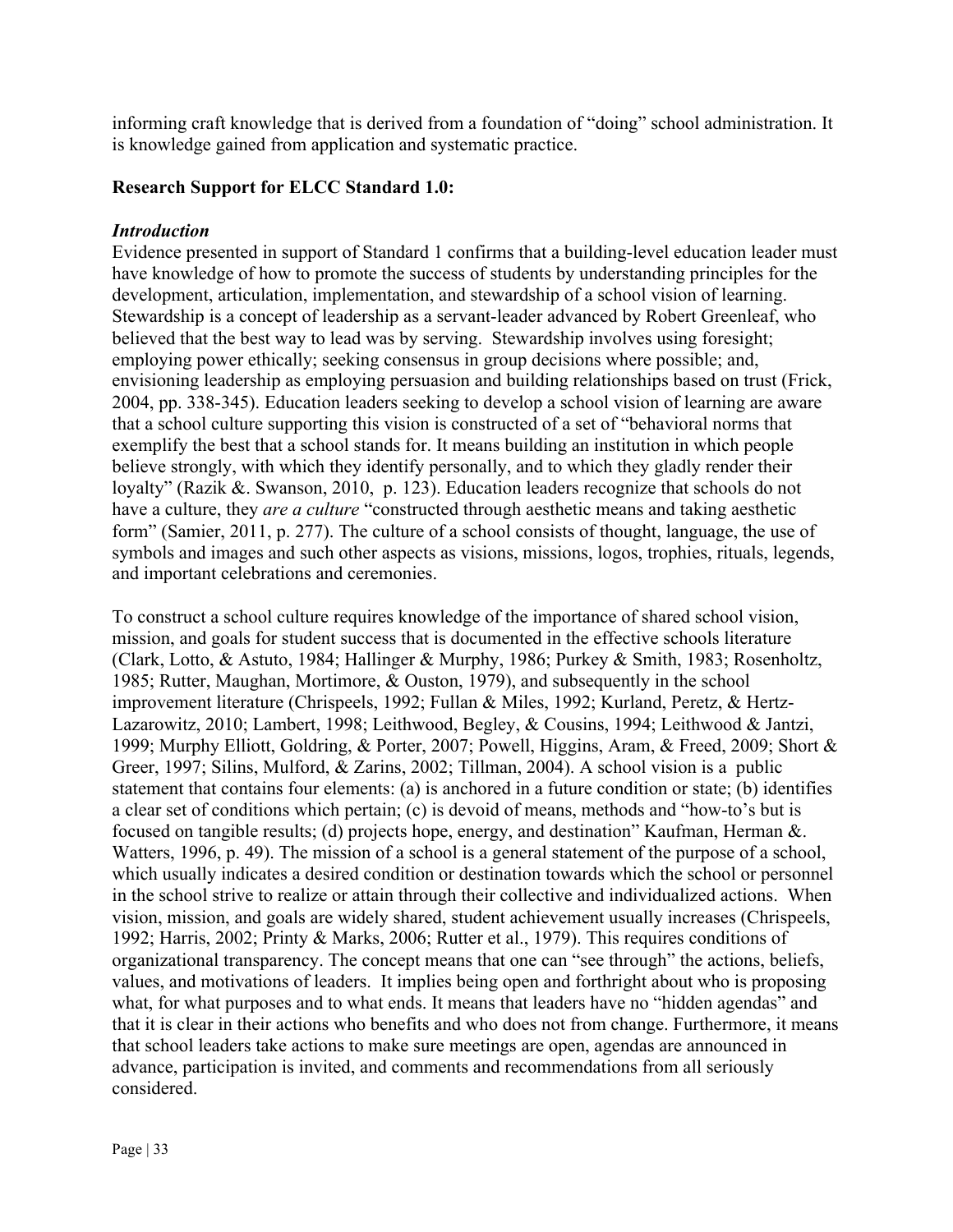informing craft knowledge that is derived from a foundation of "doing" school administration. It is knowledge gained from application and systematic practice.

**Research Support for ELCC Standard 1.0:**

***Introduction***

Evidence presented in support of Standard 1 confirms that a building-level education leader must have knowledge of how to promote the success of students by understanding principles for the development, articulation, implementation, and stewardship of a school vision of learning. Stewardship is a concept of leadership as a servant-leader advanced by Robert Greenleaf, who believed that the best way to lead was by serving. Stewardship involves using foresight; employing power ethically; seeking consensus in group decisions where possible; and, envisioning leadership as employing persuasion and building relationships based on trust (Frick, 2004, pp. 338-345). Education leaders seeking to develop a school vision of learning are aware that a school culture supporting this vision is constructed of a set of "behavioral norms that exemplify the best that a school stands for. It means building an institution in which people believe strongly, with which they identify personally, and to which they gladly render their loyalty" (Razik &. Swanson, 2010, p. 123). Education leaders recognize that schools do not have a culture, they *are a culture* "constructed through aesthetic means and taking aesthetic form" (Samier, 2011, p. 277). The culture of a school consists of thought, language, the use of symbols and images and such other aspects as visions, missions, logos, trophies, rituals, legends, and important celebrations and ceremonies.

To construct a school culture requires knowledge of the importance of shared school vision, mission, and goals for student success that is documented in the effective schools literature (Clark, Lotto, & Astuto, 1984; Hallinger & Murphy, 1986; Purkey & Smith, 1983; Rosenholtz, 1985; Rutter, Maughan, Mortimore, & Ouston, 1979), and subsequently in the school improvement literature (Chrispeels, 1992; Fullan & Miles, 1992; Kurland, Peretz, & Hertz-Lazarowitz, 2010; Lambert, 1998; Leithwood, Begley, & Cousins, 1994; Leithwood & Jantzi, 1999; Murphy Elliott, Goldring, & Porter, 2007; Powell, Higgins, Aram, & Freed, 2009; Short & Greer, 1997; Silins, Mulford, & Zarins, 2002; Tillman, 2004). A school vision is a public statement that contains four elements: (a) is anchored in a future condition or state; (b) identifies a clear set of conditions which pertain; (c) is devoid of means, methods and "how-to's but is focused on tangible results; (d) projects hope, energy, and destination" Kaufman, Herman &. Watters, 1996, p. 49). The mission of a school is a general statement of the purpose of a school, which usually indicates a desired condition or destination towards which the school or personnel in the school strive to realize or attain through their collective and individualized actions. When vision, mission, and goals are widely shared, student achievement usually increases (Chrispeels, 1992; Harris, 2002; Printy & Marks, 2006; Rutter et al., 1979). This requires conditions of organizational transparency. The concept means that one can "see through" the actions, beliefs, values, and motivations of leaders. It implies being open and forthright about who is proposing what, for what purposes and to what ends. It means that leaders have no "hidden agendas" and that it is clear in their actions who benefits and who does not from change. Furthermore, it means that school leaders take actions to make sure meetings are open, agendas are announced in advance, participation is invited, and comments and recommendations from all seriously considered.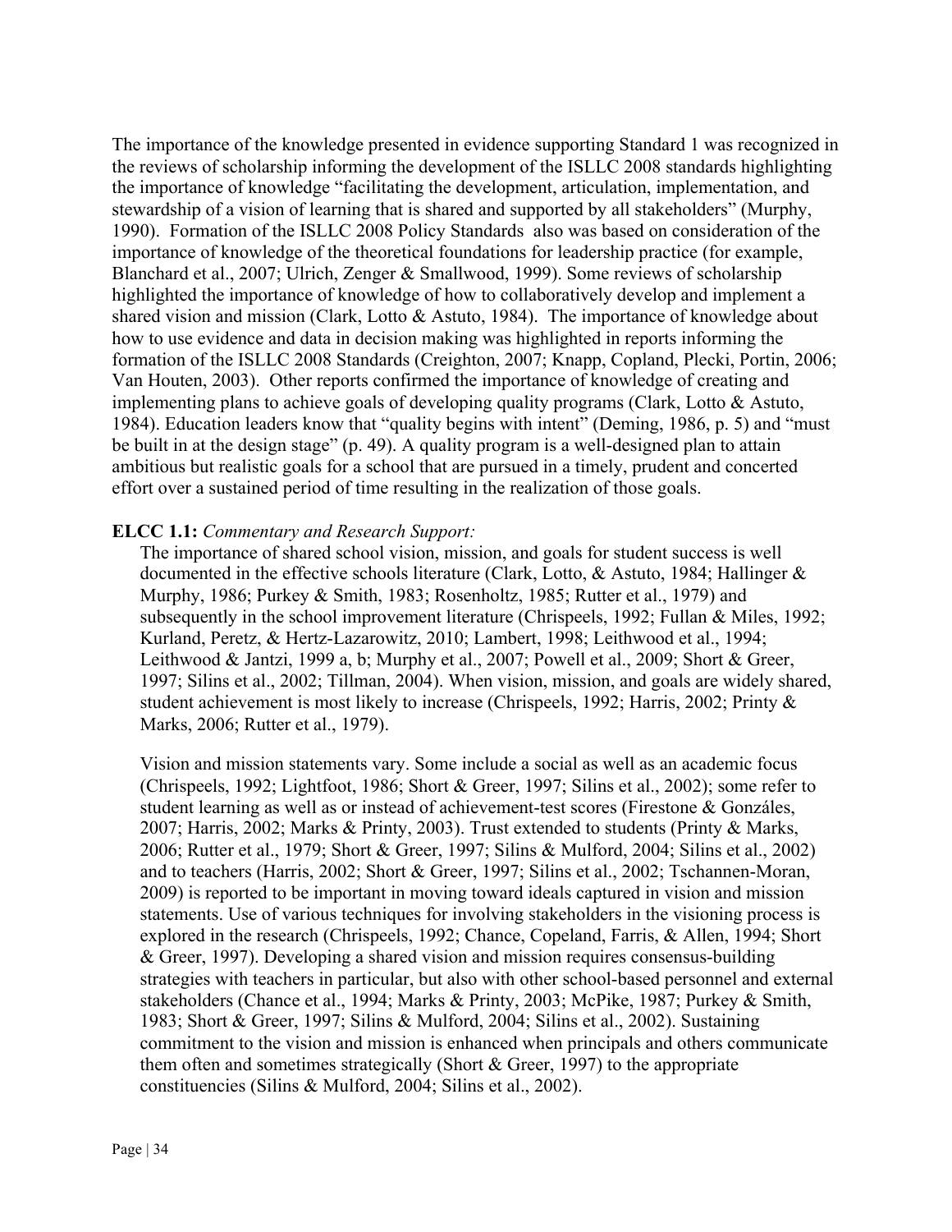The importance of the knowledge presented in evidence supporting Standard 1 was recognized in the reviews of scholarship informing the development of the ISLLC 2008 standards highlighting the importance of knowledge "facilitating the development, articulation, implementation, and stewardship of a vision of learning that is shared and supported by all stakeholders" (Murphy, 1990). Formation of the ISLLC 2008 Policy Standards also was based on consideration of the importance of knowledge of the theoretical foundations for leadership practice (for example, Blanchard et al., 2007; Ulrich, Zenger & Smallwood, 1999). Some reviews of scholarship highlighted the importance of knowledge of how to collaboratively develop and implement a shared vision and mission (Clark, Lotto & Astuto, 1984). The importance of knowledge about how to use evidence and data in decision making was highlighted in reports informing the formation of the ISLLC 2008 Standards (Creighton, 2007; Knapp, Copland, Plecki, Portin, 2006; Van Houten, 2003). Other reports confirmed the importance of knowledge of creating and implementing plans to achieve goals of developing quality programs (Clark, Lotto & Astuto, 1984). Education leaders know that "quality begins with intent" (Deming, 1986, p. 5) and "must be built in at the design stage" (p. 49). A quality program is a well-designed plan to attain ambitious but realistic goals for a school that are pursued in a timely, prudent and concerted effort over a sustained period of time resulting in the realization of those goals.

**ELCC 1.1:** *Commentary and Research Support:*

The importance of shared school vision, mission, and goals for student success is well documented in the effective schools literature (Clark, Lotto, & Astuto, 1984; Hallinger & Murphy, 1986; Purkey & Smith, 1983; Rosenholtz, 1985; Rutter et al., 1979) and subsequently in the school improvement literature (Chrispeels, 1992; Fullan & Miles, 1992; Kurland, Peretz, & Hertz-Lazarowitz, 2010; Lambert, 1998; Leithwood et al., 1994; Leithwood & Jantzi, 1999 a, b; Murphy et al., 2007; Powell et al., 2009; Short & Greer, 1997; Silins et al., 2002; Tillman, 2004). When vision, mission, and goals are widely shared, student achievement is most likely to increase (Chrispeels, 1992; Harris, 2002; Printy & Marks, 2006; Rutter et al., 1979).

Vision and mission statements vary. Some include a social as well as an academic focus (Chrispeels, 1992; Lightfoot, 1986; Short & Greer, 1997; Silins et al., 2002); some refer to student learning as well as or instead of achievement-test scores (Firestone & Gonzáles, 2007; Harris, 2002; Marks & Printy, 2003). Trust extended to students (Printy & Marks, 2006; Rutter et al., 1979; Short & Greer, 1997; Silins & Mulford, 2004; Silins et al., 2002) and to teachers (Harris, 2002; Short & Greer, 1997; Silins et al., 2002; Tschannen-Moran, 2009) is reported to be important in moving toward ideals captured in vision and mission statements. Use of various techniques for involving stakeholders in the visioning process is explored in the research (Chrispeels, 1992; Chance, Copeland, Farris, & Allen, 1994; Short & Greer, 1997). Developing a shared vision and mission requires consensus-building strategies with teachers in particular, but also with other school-based personnel and external stakeholders (Chance et al., 1994; Marks & Printy, 2003; McPike, 1987; Purkey & Smith, 1983; Short & Greer, 1997; Silins & Mulford, 2004; Silins et al., 2002). Sustaining commitment to the vision and mission is enhanced when principals and others communicate them often and sometimes strategically (Short & Greer, 1997) to the appropriate constituencies (Silins & Mulford, 2004; Silins et al., 2002).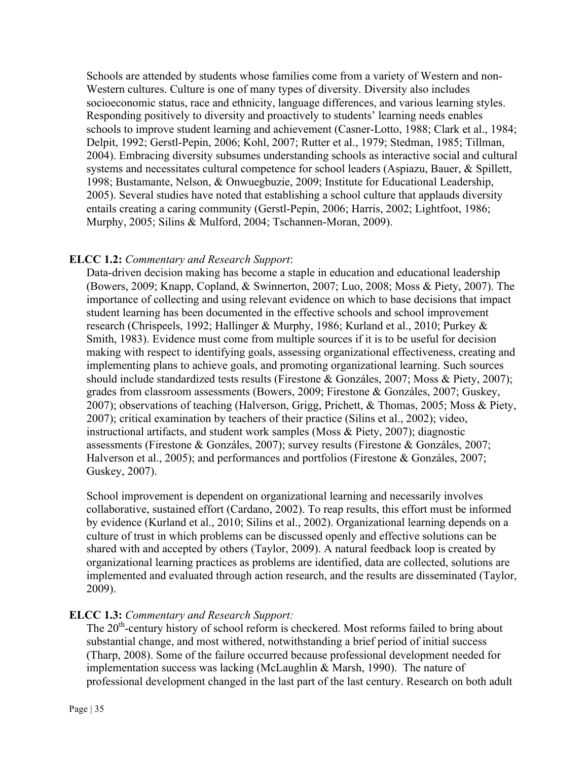Schools are attended by students whose families come from a variety of Western and non-Western cultures. Culture is one of many types of diversity. Diversity also includes socioeconomic status, race and ethnicity, language differences, and various learning styles. Responding positively to diversity and proactively to students' learning needs enables schools to improve student learning and achievement (Casner-Lotto, 1988; Clark et al., 1984; Delpit, 1992; Gerstl-Pepin, 2006; Kohl, 2007; Rutter et al., 1979; Stedman, 1985; Tillman, 2004). Embracing diversity subsumes understanding schools as interactive social and cultural systems and necessitates cultural competence for school leaders (Aspiazu, Bauer, & Spillett, 1998; Bustamante, Nelson, & Onwuegbuzie, 2009; Institute for Educational Leadership, 2005). Several studies have noted that establishing a school culture that applauds diversity entails creating a caring community (Gerstl-Pepin, 2006; Harris, 2002; Lightfoot, 1986; Murphy, 2005; Silins & Mulford, 2004; Tschannen-Moran, 2009).

**ELCC 1.2:** *Commentary and Research Support*:

Data-driven decision making has become a staple in education and educational leadership (Bowers, 2009; Knapp, Copland, & Swinnerton, 2007; Luo, 2008; Moss & Piety, 2007). The importance of collecting and using relevant evidence on which to base decisions that impact student learning has been documented in the effective schools and school improvement research (Chrispeels, 1992; Hallinger & Murphy, 1986; Kurland et al., 2010; Purkey & Smith, 1983). Evidence must come from multiple sources if it is to be useful for decision making with respect to identifying goals, assessing organizational effectiveness, creating and implementing plans to achieve goals, and promoting organizational learning. Such sources should include standardized tests results (Firestone & Gonzáles, 2007; Moss & Piety, 2007); grades from classroom assessments (Bowers, 2009; Firestone & Gonzáles, 2007; Guskey, 2007); observations of teaching (Halverson, Grigg, Prichett, & Thomas, 2005; Moss & Piety, 2007); critical examination by teachers of their practice (Silins et al., 2002); video, instructional artifacts, and student work samples (Moss & Piety, 2007); diagnostic assessments (Firestone & Gonzáles, 2007); survey results (Firestone & Gonzáles, 2007; Halverson et al., 2005); and performances and portfolios (Firestone & Gonzáles, 2007; Guskey, 2007).

School improvement is dependent on organizational learning and necessarily involves collaborative, sustained effort (Cardano, 2002). To reap results, this effort must be informed by evidence (Kurland et al., 2010; Silins et al., 2002). Organizational learning depends on a culture of trust in which problems can be discussed openly and effective solutions can be shared with and accepted by others (Taylor, 2009). A natural feedback loop is created by organizational learning practices as problems are identified, data are collected, solutions are implemented and evaluated through action research, and the results are disseminated (Taylor, 2009).

**ELCC 1.3:** *Commentary and Research Support:*

The 20th-century history of school reform is checkered. Most reforms failed to bring about substantial change, and most withered, notwithstanding a brief period of initial success (Tharp, 2008). Some of the failure occurred because professional development needed for implementation success was lacking (McLaughlin & Marsh, 1990). The nature of professional development changed in the last part of the last century. Research on both adult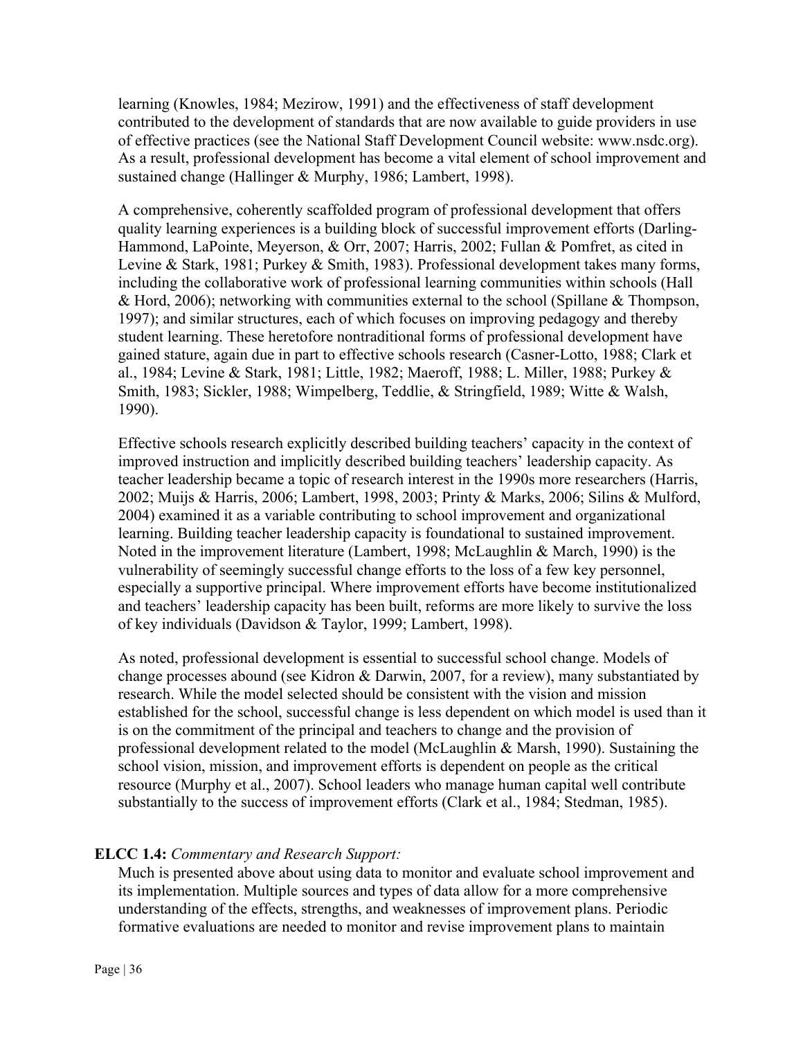learning (Knowles, 1984; Mezirow, 1991) and the effectiveness of staff development contributed to the development of standards that are now available to guide providers in use of effective practices (see the National Staff Development Council website: www.nsdc.org). As a result, professional development has become a vital element of school improvement and sustained change (Hallinger & Murphy, 1986; Lambert, 1998).

A comprehensive, coherently scaffolded program of professional development that offers quality learning experiences is a building block of successful improvement efforts (Darling-Hammond, LaPointe, Meyerson, & Orr, 2007; Harris, 2002; Fullan & Pomfret, as cited in Levine & Stark, 1981; Purkey & Smith, 1983). Professional development takes many forms, including the collaborative work of professional learning communities within schools (Hall & Hord, 2006); networking with communities external to the school (Spillane & Thompson, 1997); and similar structures, each of which focuses on improving pedagogy and thereby student learning. These heretofore nontraditional forms of professional development have gained stature, again due in part to effective schools research (Casner-Lotto, 1988; Clark et al., 1984; Levine & Stark, 1981; Little, 1982; Maeroff, 1988; L. Miller, 1988; Purkey & Smith, 1983; Sickler, 1988; Wimpelberg, Teddlie, & Stringfield, 1989; Witte & Walsh, 1990).

Effective schools research explicitly described building teachers' capacity in the context of improved instruction and implicitly described building teachers' leadership capacity. As teacher leadership became a topic of research interest in the 1990s more researchers (Harris, 2002; Muijs & Harris, 2006; Lambert, 1998, 2003; Printy & Marks, 2006; Silins & Mulford, 2004) examined it as a variable contributing to school improvement and organizational learning. Building teacher leadership capacity is foundational to sustained improvement. Noted in the improvement literature (Lambert, 1998; McLaughlin & March, 1990) is the vulnerability of seemingly successful change efforts to the loss of a few key personnel, especially a supportive principal. Where improvement efforts have become institutionalized and teachers' leadership capacity has been built, reforms are more likely to survive the loss of key individuals (Davidson & Taylor, 1999; Lambert, 1998).

As noted, professional development is essential to successful school change. Models of change processes abound (see Kidron & Darwin, 2007, for a review), many substantiated by research. While the model selected should be consistent with the vision and mission established for the school, successful change is less dependent on which model is used than it is on the commitment of the principal and teachers to change and the provision of professional development related to the model (McLaughlin & Marsh, 1990). Sustaining the school vision, mission, and improvement efforts is dependent on people as the critical resource (Murphy et al., 2007). School leaders who manage human capital well contribute substantially to the success of improvement efforts (Clark et al., 1984; Stedman, 1985).

**ELCC 1.4:** *Commentary and Research Support:*

Much is presented above about using data to monitor and evaluate school improvement and its implementation. Multiple sources and types of data allow for a more comprehensive understanding of the effects, strengths, and weaknesses of improvement plans. Periodic formative evaluations are needed to monitor and revise improvement plans to maintain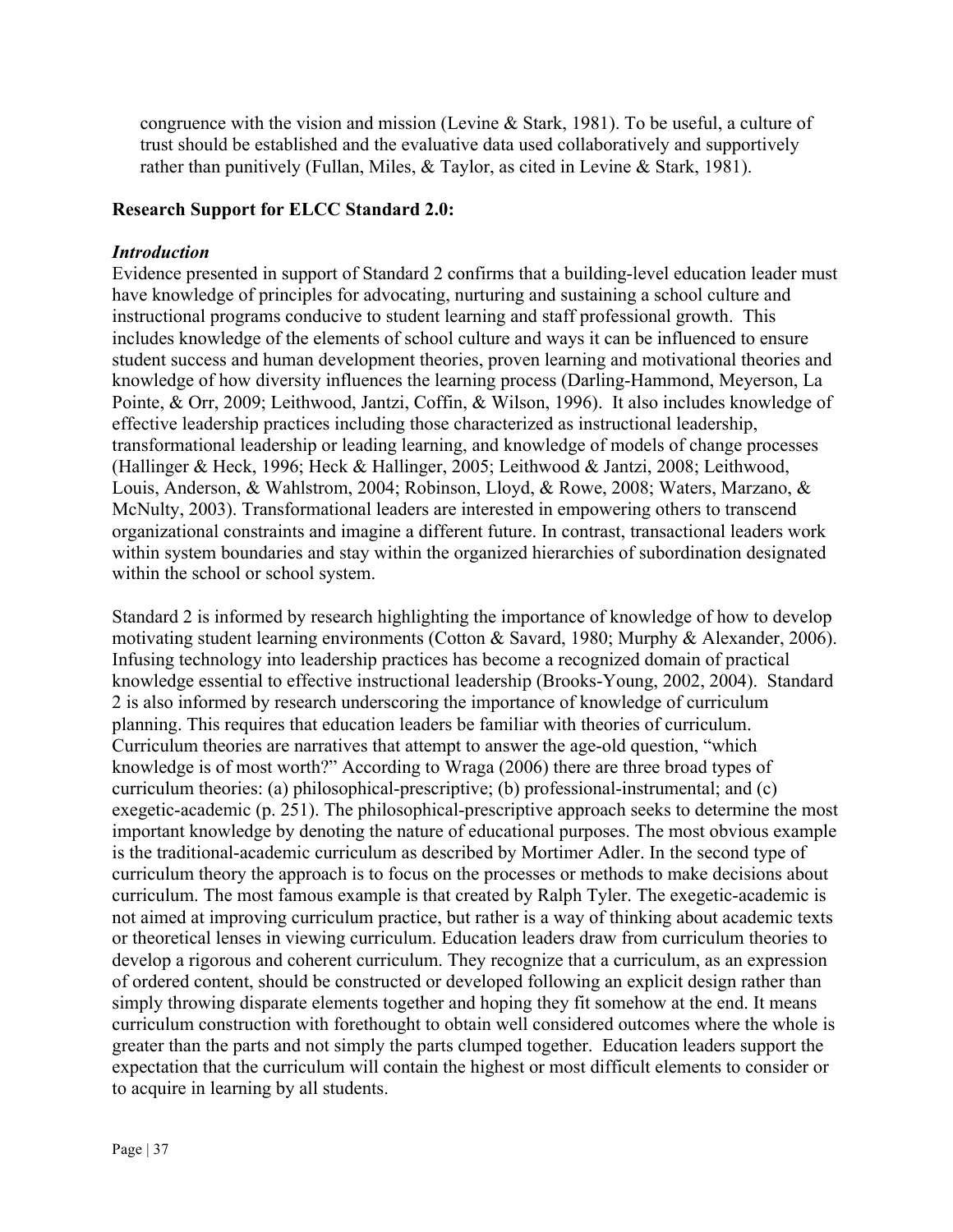congruence with the vision and mission (Levine & Stark, 1981). To be useful, a culture of trust should be established and the evaluative data used collaboratively and supportively rather than punitively (Fullan, Miles, & Taylor, as cited in Levine & Stark, 1981).

**Research Support for ELCC Standard 2.0:**

***Introduction***

Evidence presented in support of Standard 2 confirms that a building-level education leader must have knowledge of principles for advocating, nurturing and sustaining a school culture and instructional programs conducive to student learning and staff professional growth. This includes knowledge of the elements of school culture and ways it can be influenced to ensure student success and human development theories, proven learning and motivational theories and knowledge of how diversity influences the learning process (Darling-Hammond, Meyerson, La Pointe, & Orr, 2009; Leithwood, Jantzi, Coffin, & Wilson, 1996). It also includes knowledge of effective leadership practices including those characterized as instructional leadership, transformational leadership or leading learning, and knowledge of models of change processes (Hallinger & Heck, 1996; Heck & Hallinger, 2005; Leithwood & Jantzi, 2008; Leithwood, Louis, Anderson, & Wahlstrom, 2004; Robinson, Lloyd, & Rowe, 2008; Waters, Marzano, & McNulty, 2003). Transformational leaders are interested in empowering others to transcend organizational constraints and imagine a different future. In contrast, transactional leaders work within system boundaries and stay within the organized hierarchies of subordination designated within the school or school system.

Standard 2 is informed by research highlighting the importance of knowledge of how to develop motivating student learning environments (Cotton & Savard, 1980; Murphy & Alexander, 2006). Infusing technology into leadership practices has become a recognized domain of practical knowledge essential to effective instructional leadership (Brooks-Young, 2002, 2004). Standard 2 is also informed by research underscoring the importance of knowledge of curriculum planning. This requires that education leaders be familiar with theories of curriculum. Curriculum theories are narratives that attempt to answer the age-old question, "which knowledge is of most worth?" According to Wraga (2006) there are three broad types of curriculum theories: (a) philosophical-prescriptive; (b) professional-instrumental; and (c) exegetic-academic (p. 251). The philosophical-prescriptive approach seeks to determine the most important knowledge by denoting the nature of educational purposes. The most obvious example is the traditional-academic curriculum as described by Mortimer Adler. In the second type of curriculum theory the approach is to focus on the processes or methods to make decisions about curriculum. The most famous example is that created by Ralph Tyler. The exegetic-academic is not aimed at improving curriculum practice, but rather is a way of thinking about academic texts or theoretical lenses in viewing curriculum. Education leaders draw from curriculum theories to develop a rigorous and coherent curriculum. They recognize that a curriculum, as an expression of ordered content, should be constructed or developed following an explicit design rather than simply throwing disparate elements together and hoping they fit somehow at the end. It means curriculum construction with forethought to obtain well considered outcomes where the whole is greater than the parts and not simply the parts clumped together. Education leaders support the expectation that the curriculum will contain the highest or most difficult elements to consider or to acquire in learning by all students.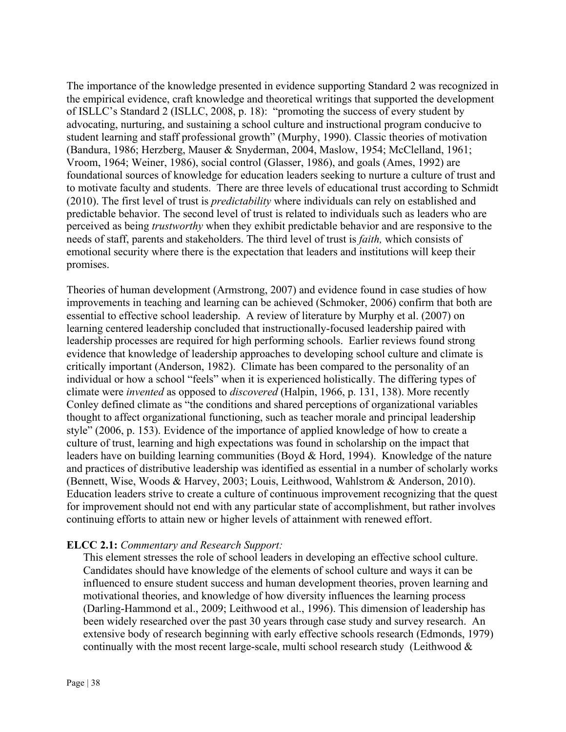The importance of the knowledge presented in evidence supporting Standard 2 was recognized in the empirical evidence, craft knowledge and theoretical writings that supported the development of ISLLC's Standard 2 (ISLLC, 2008, p. 18): "promoting the success of every student by advocating, nurturing, and sustaining a school culture and instructional program conducive to student learning and staff professional growth" (Murphy, 1990). Classic theories of motivation (Bandura, 1986; Herzberg, Mauser & Snyderman, 2004, Maslow, 1954; McClelland, 1961; Vroom, 1964; Weiner, 1986), social control (Glasser, 1986), and goals (Ames, 1992) are foundational sources of knowledge for education leaders seeking to nurture a culture of trust and to motivate faculty and students. There are three levels of educational trust according to Schmidt (2010). The first level of trust is *predictability* where individuals can rely on established and predictable behavior. The second level of trust is related to individuals such as leaders who are perceived as being *trustworthy* when they exhibit predictable behavior and are responsive to the needs of staff, parents and stakeholders. The third level of trust is *faith,* which consists of emotional security where there is the expectation that leaders and institutions will keep their promises.

Theories of human development (Armstrong, 2007) and evidence found in case studies of how improvements in teaching and learning can be achieved (Schmoker, 2006) confirm that both are essential to effective school leadership. A review of literature by Murphy et al. (2007) on learning centered leadership concluded that instructionally-focused leadership paired with leadership processes are required for high performing schools. Earlier reviews found strong evidence that knowledge of leadership approaches to developing school culture and climate is critically important (Anderson, 1982). Climate has been compared to the personality of an individual or how a school "feels" when it is experienced holistically. The differing types of climate were *invented* as opposed to *discovered* (Halpin, 1966, p. 131, 138). More recently Conley defined climate as "the conditions and shared perceptions of organizational variables thought to affect organizational functioning, such as teacher morale and principal leadership style" (2006, p. 153). Evidence of the importance of applied knowledge of how to create a culture of trust, learning and high expectations was found in scholarship on the impact that leaders have on building learning communities (Boyd & Hord, 1994). Knowledge of the nature and practices of distributive leadership was identified as essential in a number of scholarly works (Bennett, Wise, Woods & Harvey, 2003; Louis, Leithwood, Wahlstrom & Anderson, 2010). Education leaders strive to create a culture of continuous improvement recognizing that the quest for improvement should not end with any particular state of accomplishment, but rather involves continuing efforts to attain new or higher levels of attainment with renewed effort.

**ELCC 2.1:** *Commentary and Research Support:*

This element stresses the role of school leaders in developing an effective school culture. Candidates should have knowledge of the elements of school culture and ways it can be influenced to ensure student success and human development theories, proven learning and motivational theories, and knowledge of how diversity influences the learning process (Darling-Hammond et al., 2009; Leithwood et al., 1996). This dimension of leadership has been widely researched over the past 30 years through case study and survey research. An extensive body of research beginning with early effective schools research (Edmonds, 1979) continually with the most recent large-scale, multi school research study (Leithwood &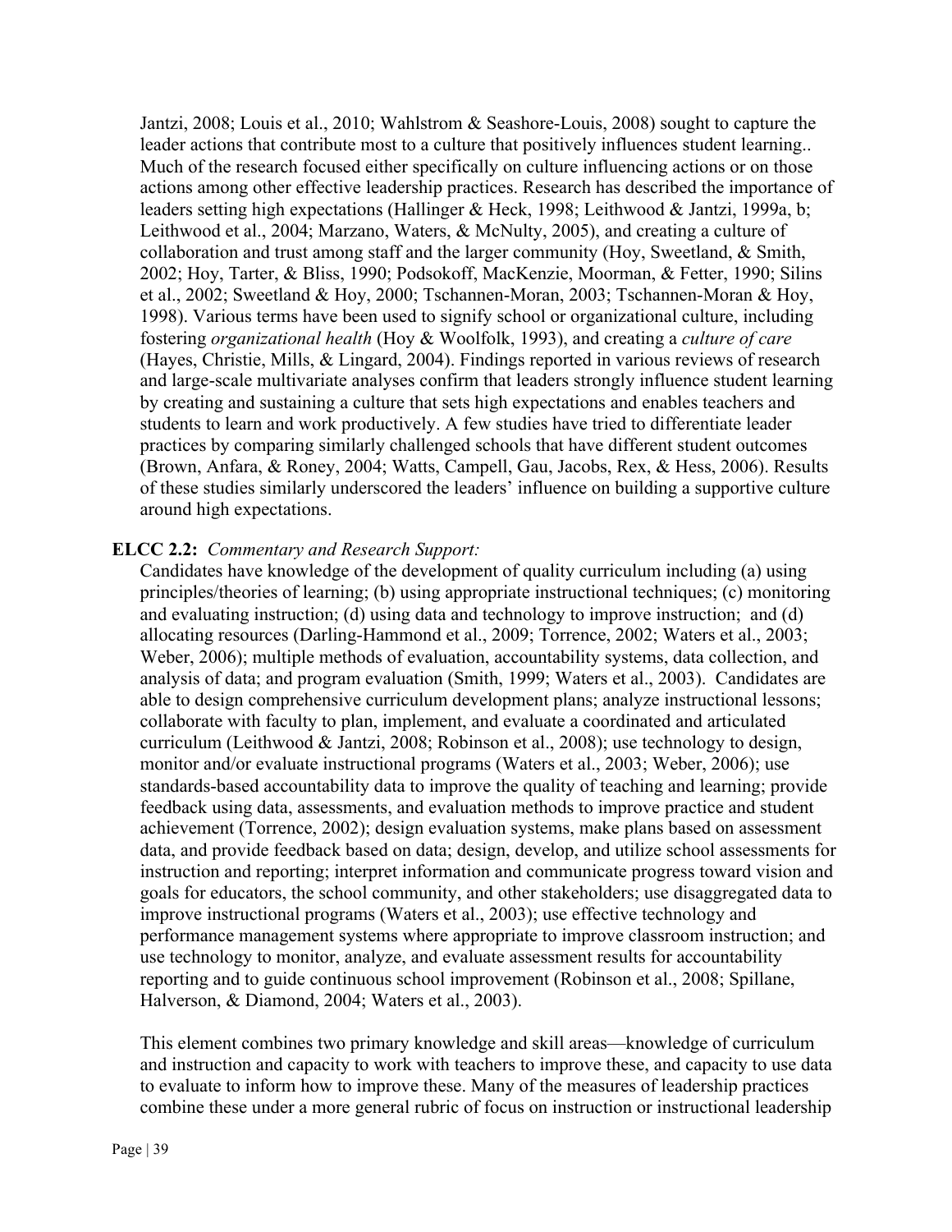Jantzi, 2008; Louis et al., 2010; Wahlstrom & Seashore-Louis, 2008) sought to capture the leader actions that contribute most to a culture that positively influences student learning.. Much of the research focused either specifically on culture influencing actions or on those actions among other effective leadership practices. Research has described the importance of leaders setting high expectations (Hallinger & Heck, 1998; Leithwood & Jantzi, 1999a, b; Leithwood et al., 2004; Marzano, Waters, & McNulty, 2005), and creating a culture of collaboration and trust among staff and the larger community (Hoy, Sweetland, & Smith, 2002; Hoy, Tarter, & Bliss, 1990; Podsokoff, MacKenzie, Moorman, & Fetter, 1990; Silins et al., 2002; Sweetland & Hoy, 2000; Tschannen-Moran, 2003; Tschannen-Moran & Hoy, 1998). Various terms have been used to signify school or organizational culture, including fostering *organizational health* (Hoy & Woolfolk, 1993), and creating a *culture of care* (Hayes, Christie, Mills, & Lingard, 2004). Findings reported in various reviews of research and large-scale multivariate analyses confirm that leaders strongly influence student learning by creating and sustaining a culture that sets high expectations and enables teachers and students to learn and work productively. A few studies have tried to differentiate leader practices by comparing similarly challenged schools that have different student outcomes (Brown, Anfara, & Roney, 2004; Watts, Campell, Gau, Jacobs, Rex, & Hess, 2006). Results of these studies similarly underscored the leaders' influence on building a supportive culture around high expectations.

**ELCC 2.2:** *Commentary and Research Support:*

Candidates have knowledge of the development of quality curriculum including (a) using principles/theories of learning; (b) using appropriate instructional techniques; (c) monitoring and evaluating instruction; (d) using data and technology to improve instruction; and (d) allocating resources (Darling-Hammond et al., 2009; Torrence, 2002; Waters et al., 2003; Weber, 2006); multiple methods of evaluation, accountability systems, data collection, and analysis of data; and program evaluation (Smith, 1999; Waters et al., 2003). Candidates are able to design comprehensive curriculum development plans; analyze instructional lessons; collaborate with faculty to plan, implement, and evaluate a coordinated and articulated curriculum (Leithwood & Jantzi, 2008; Robinson et al., 2008); use technology to design, monitor and/or evaluate instructional programs (Waters et al., 2003; Weber, 2006); use standards-based accountability data to improve the quality of teaching and learning; provide feedback using data, assessments, and evaluation methods to improve practice and student achievement (Torrence, 2002); design evaluation systems, make plans based on assessment data, and provide feedback based on data; design, develop, and utilize school assessments for instruction and reporting; interpret information and communicate progress toward vision and goals for educators, the school community, and other stakeholders; use disaggregated data to improve instructional programs (Waters et al., 2003); use effective technology and performance management systems where appropriate to improve classroom instruction; and use technology to monitor, analyze, and evaluate assessment results for accountability reporting and to guide continuous school improvement (Robinson et al., 2008; Spillane, Halverson, & Diamond, 2004; Waters et al., 2003).

This element combines two primary knowledge and skill areas—knowledge of curriculum and instruction and capacity to work with teachers to improve these, and capacity to use data to evaluate to inform how to improve these. Many of the measures of leadership practices combine these under a more general rubric of focus on instruction or instructional leadership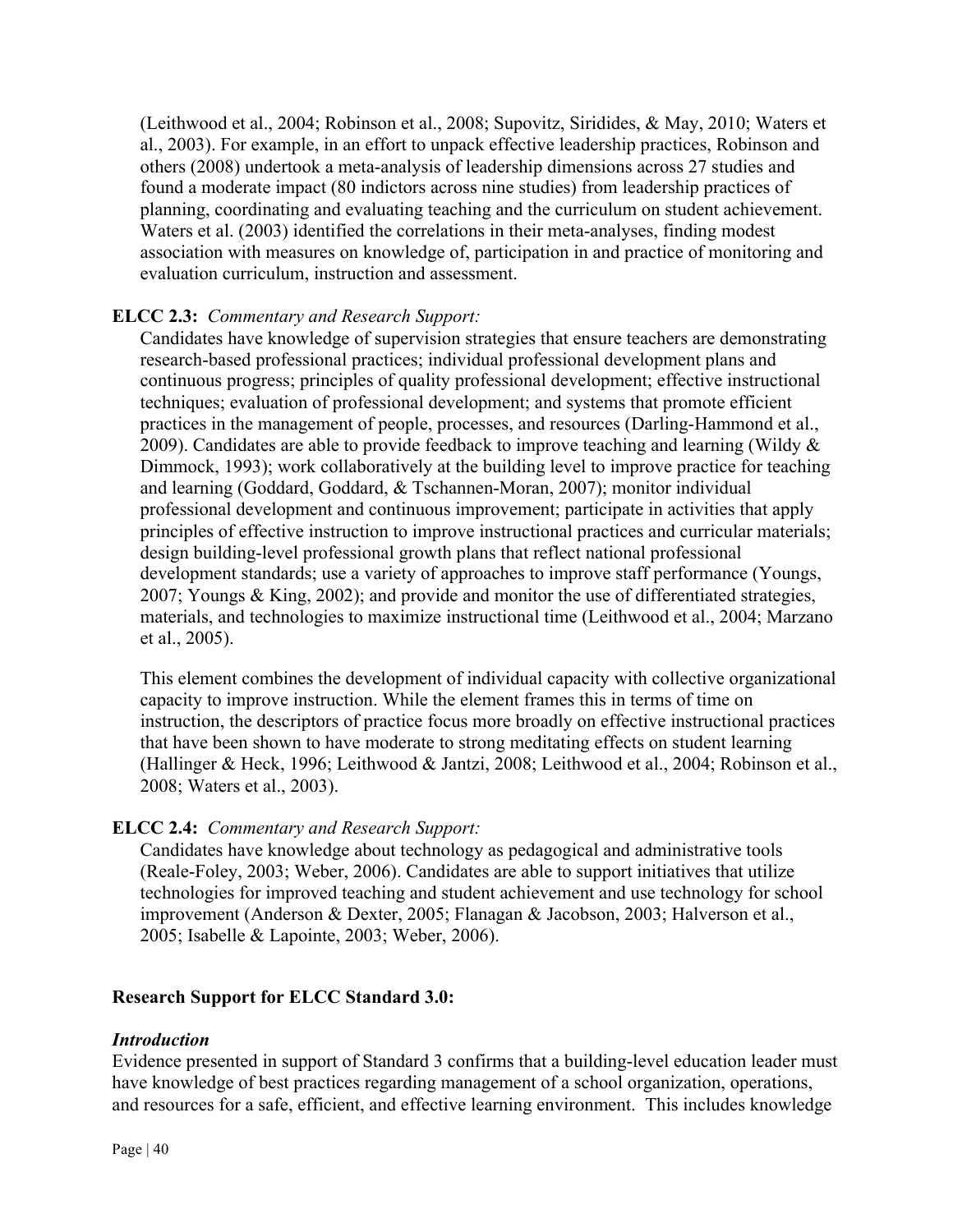(Leithwood et al., 2004; Robinson et al., 2008; Supovitz, Siridides, & May, 2010; Waters et al., 2003). For example, in an effort to unpack effective leadership practices, Robinson and others (2008) undertook a meta-analysis of leadership dimensions across 27 studies and found a moderate impact (80 indictors across nine studies) from leadership practices of planning, coordinating and evaluating teaching and the curriculum on student achievement. Waters et al. (2003) identified the correlations in their meta-analyses, finding modest association with measures on knowledge of, participation in and practice of monitoring and evaluation curriculum, instruction and assessment.

**ELCC 2.3:** *Commentary and Research Support:*

Candidates have knowledge of supervision strategies that ensure teachers are demonstrating research-based professional practices; individual professional development plans and continuous progress; principles of quality professional development; effective instructional techniques; evaluation of professional development; and systems that promote efficient practices in the management of people, processes, and resources (Darling-Hammond et al., 2009). Candidates are able to provide feedback to improve teaching and learning (Wildy & Dimmock, 1993); work collaboratively at the building level to improve practice for teaching and learning (Goddard, Goddard, & Tschannen-Moran, 2007); monitor individual professional development and continuous improvement; participate in activities that apply principles of effective instruction to improve instructional practices and curricular materials; design building-level professional growth plans that reflect national professional development standards; use a variety of approaches to improve staff performance (Youngs, 2007; Youngs & King, 2002); and provide and monitor the use of differentiated strategies, materials, and technologies to maximize instructional time (Leithwood et al., 2004; Marzano et al., 2005).

This element combines the development of individual capacity with collective organizational capacity to improve instruction. While the element frames this in terms of time on instruction, the descriptors of practice focus more broadly on effective instructional practices that have been shown to have moderate to strong meditating effects on student learning (Hallinger & Heck, 1996; Leithwood & Jantzi, 2008; Leithwood et al., 2004; Robinson et al., 2008; Waters et al., 2003).

**ELCC 2.4:** *Commentary and Research Support:*

Candidates have knowledge about technology as pedagogical and administrative tools (Reale-Foley, 2003; Weber, 2006). Candidates are able to support initiatives that utilize technologies for improved teaching and student achievement and use technology for school improvement (Anderson & Dexter, 2005; Flanagan & Jacobson, 2003; Halverson et al., 2005; Isabelle & Lapointe, 2003; Weber, 2006).

## Research Support for ELCC Standard 3.0:

### *Introduction*

Evidence presented in support of Standard 3 confirms that a building-level education leader must have knowledge of best practices regarding management of a school organization, operations, and resources for a safe, efficient, and effective learning environment. This includes knowledge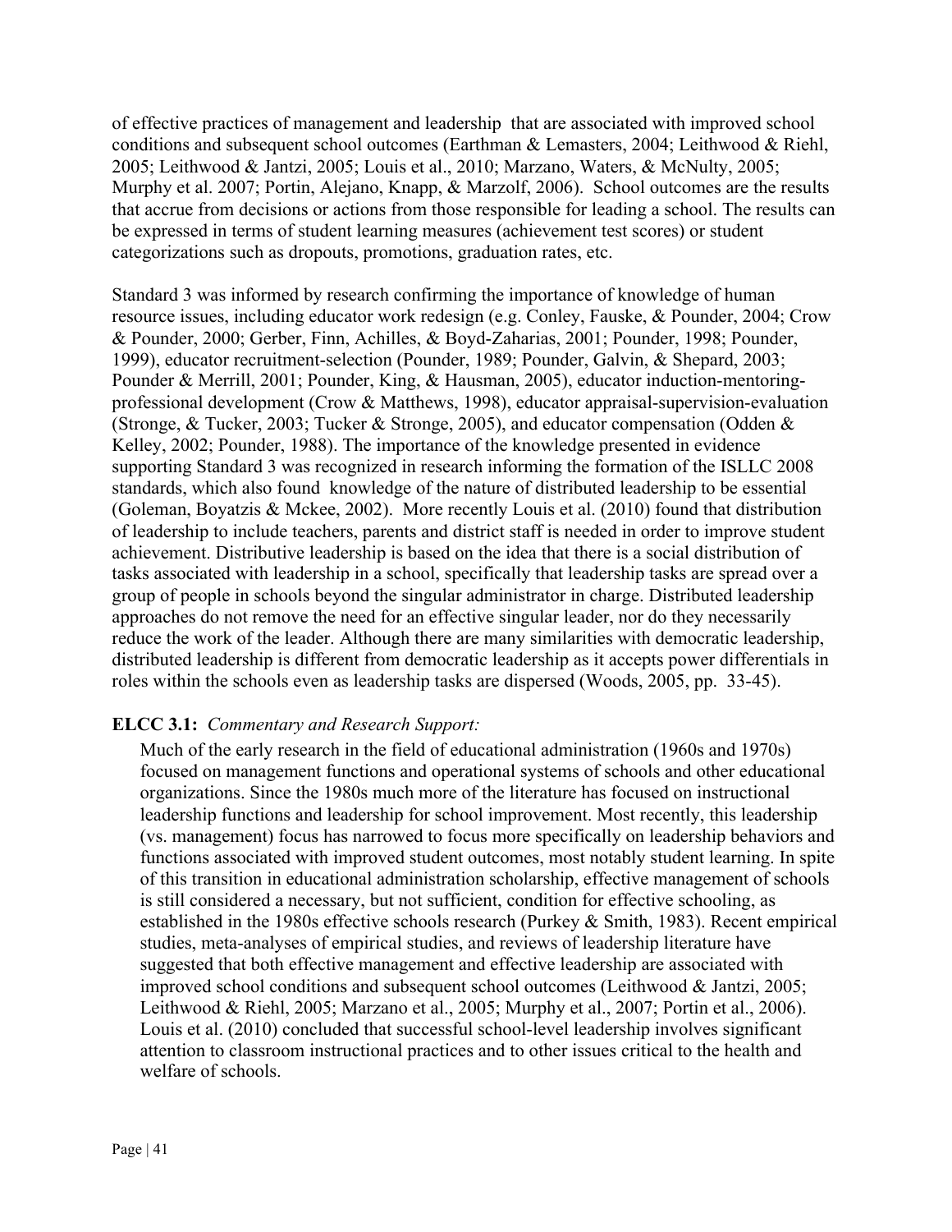of effective practices of management and leadership that are associated with improved school conditions and subsequent school outcomes (Earthman & Lemasters, 2004; Leithwood & Riehl, 2005; Leithwood & Jantzi, 2005; Louis et al., 2010; Marzano, Waters, & McNulty, 2005; Murphy et al. 2007; Portin, Alejano, Knapp, & Marzolf, 2006). School outcomes are the results that accrue from decisions or actions from those responsible for leading a school. The results can be expressed in terms of student learning measures (achievement test scores) or student categorizations such as dropouts, promotions, graduation rates, etc.

Standard 3 was informed by research confirming the importance of knowledge of human resource issues, including educator work redesign (e.g. Conley, Fauske, & Pounder, 2004; Crow & Pounder, 2000; Gerber, Finn, Achilles, & Boyd-Zaharias, 2001; Pounder, 1998; Pounder, 1999), educator recruitment-selection (Pounder, 1989; Pounder, Galvin, & Shepard, 2003; Pounder & Merrill, 2001; Pounder, King, & Hausman, 2005), educator induction-mentoring-professional development (Crow & Matthews, 1998), educator appraisal-supervision-evaluation (Stronge, & Tucker, 2003; Tucker & Stronge, 2005), and educator compensation (Odden & Kelley, 2002; Pounder, 1988). The importance of the knowledge presented in evidence supporting Standard 3 was recognized in research informing the formation of the ISLLC 2008 standards, which also found knowledge of the nature of distributed leadership to be essential (Goleman, Boyatzis & Mckee, 2002). More recently Louis et al. (2010) found that distribution of leadership to include teachers, parents and district staff is needed in order to improve student achievement. Distributive leadership is based on the idea that there is a social distribution of tasks associated with leadership in a school, specifically that leadership tasks are spread over a group of people in schools beyond the singular administrator in charge. Distributed leadership approaches do not remove the need for an effective singular leader, nor do they necessarily reduce the work of the leader. Although there are many similarities with democratic leadership, distributed leadership is different from democratic leadership as it accepts power differentials in roles within the schools even as leadership tasks are dispersed (Woods, 2005, pp. 33-45).

**ELCC 3.1:** *Commentary and Research Support:*

Much of the early research in the field of educational administration (1960s and 1970s) focused on management functions and operational systems of schools and other educational organizations. Since the 1980s much more of the literature has focused on instructional leadership functions and leadership for school improvement. Most recently, this leadership (vs. management) focus has narrowed to focus more specifically on leadership behaviors and functions associated with improved student outcomes, most notably student learning. In spite of this transition in educational administration scholarship, effective management of schools is still considered a necessary, but not sufficient, condition for effective schooling, as established in the 1980s effective schools research (Purkey & Smith, 1983). Recent empirical studies, meta-analyses of empirical studies, and reviews of leadership literature have suggested that both effective management and effective leadership are associated with improved school conditions and subsequent school outcomes (Leithwood & Jantzi, 2005; Leithwood & Riehl, 2005; Marzano et al., 2005; Murphy et al., 2007; Portin et al., 2006). Louis et al. (2010) concluded that successful school-level leadership involves significant attention to classroom instructional practices and to other issues critical to the health and welfare of schools.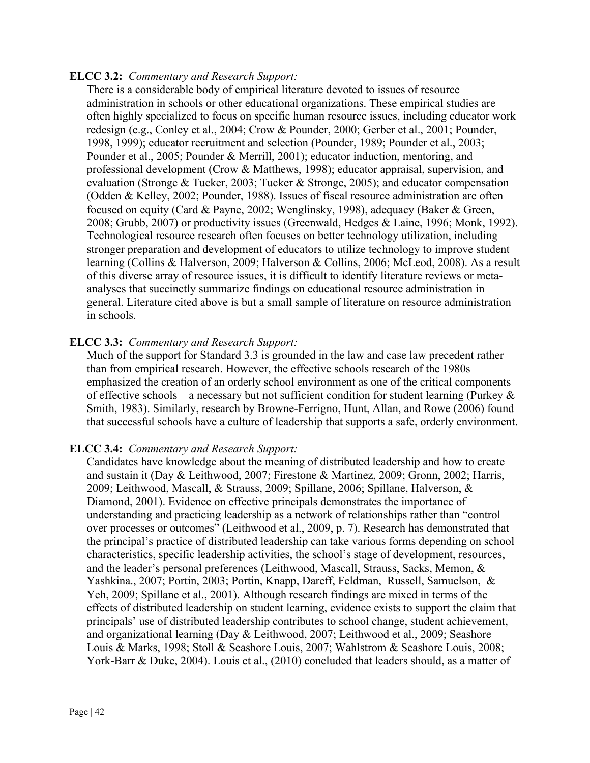**ELCC 3.2:** *Commentary and Research Support:*

There is a considerable body of empirical literature devoted to issues of resource administration in schools or other educational organizations. These empirical studies are often highly specialized to focus on specific human resource issues, including educator work redesign (e.g., Conley et al., 2004; Crow & Pounder, 2000; Gerber et al., 2001; Pounder, 1998, 1999); educator recruitment and selection (Pounder, 1989; Pounder et al., 2003; Pounder et al., 2005; Pounder & Merrill, 2001); educator induction, mentoring, and professional development (Crow & Matthews, 1998); educator appraisal, supervision, and evaluation (Stronge & Tucker, 2003; Tucker & Stronge, 2005); and educator compensation (Odden & Kelley, 2002; Pounder, 1988). Issues of fiscal resource administration are often focused on equity (Card & Payne, 2002; Wenglinsky, 1998), adequacy (Baker & Green, 2008; Grubb, 2007) or productivity issues (Greenwald, Hedges & Laine, 1996; Monk, 1992). Technological resource research often focuses on better technology utilization, including stronger preparation and development of educators to utilize technology to improve student learning (Collins & Halverson, 2009; Halverson & Collins, 2006; McLeod, 2008). As a result of this diverse array of resource issues, it is difficult to identify literature reviews or meta-analyses that succinctly summarize findings on educational resource administration in general. Literature cited above is but a small sample of literature on resource administration in schools.

**ELCC 3.3:** *Commentary and Research Support:*

Much of the support for Standard 3.3 is grounded in the law and case law precedent rather than from empirical research. However, the effective schools research of the 1980s emphasized the creation of an orderly school environment as one of the critical components of effective schools—a necessary but not sufficient condition for student learning (Purkey & Smith, 1983). Similarly, research by Browne-Ferrigno, Hunt, Allan, and Rowe (2006) found that successful schools have a culture of leadership that supports a safe, orderly environment.

**ELCC 3.4:** *Commentary and Research Support:*

Candidates have knowledge about the meaning of distributed leadership and how to create and sustain it (Day & Leithwood, 2007; Firestone & Martinez, 2009; Gronn, 2002; Harris, 2009; Leithwood, Mascall, & Strauss, 2009; Spillane, 2006; Spillane, Halverson, & Diamond, 2001). Evidence on effective principals demonstrates the importance of understanding and practicing leadership as a network of relationships rather than "control over processes or outcomes" (Leithwood et al., 2009, p. 7). Research has demonstrated that the principal's practice of distributed leadership can take various forms depending on school characteristics, specific leadership activities, the school's stage of development, resources, and the leader's personal preferences (Leithwood, Mascall, Strauss, Sacks, Memon, & Yashkina., 2007; Portin, 2003; Portin, Knapp, Dareff, Feldman, Russell, Samuelson, & Yeh, 2009; Spillane et al., 2001). Although research findings are mixed in terms of the effects of distributed leadership on student learning, evidence exists to support the claim that principals' use of distributed leadership contributes to school change, student achievement, and organizational learning (Day & Leithwood, 2007; Leithwood et al., 2009; Seashore Louis & Marks, 1998; Stoll & Seashore Louis, 2007; Wahlstrom & Seashore Louis, 2008; York-Barr & Duke, 2004). Louis et al., (2010) concluded that leaders should, as a matter of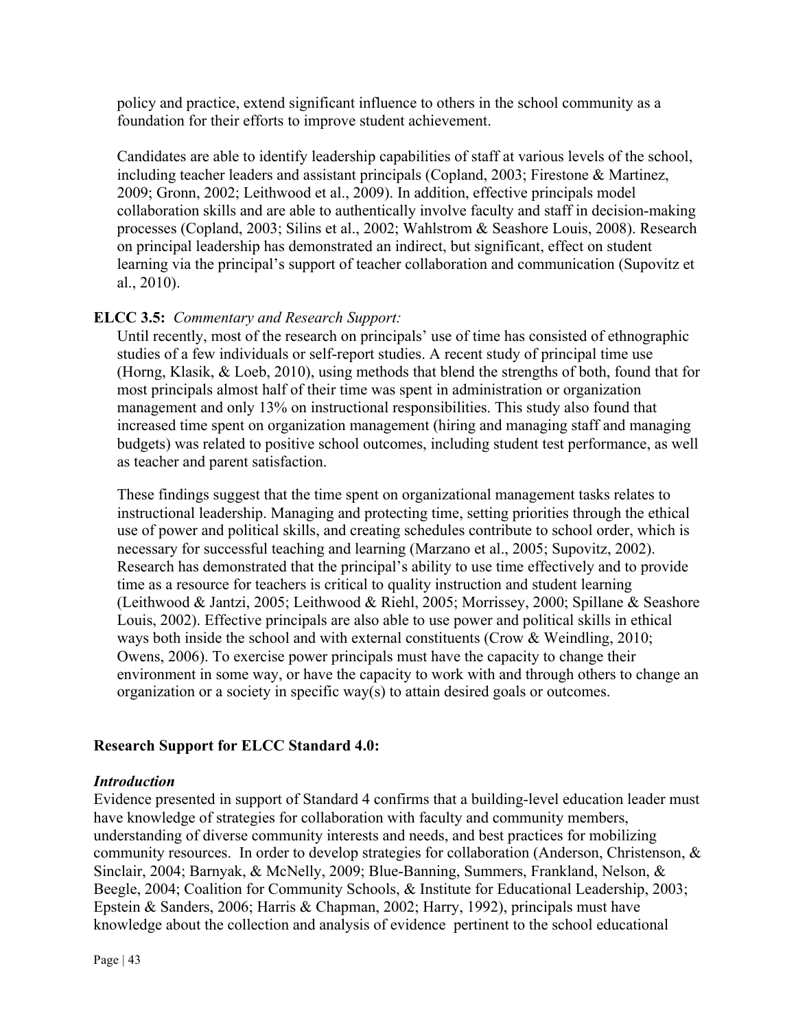policy and practice, extend significant influence to others in the school community as a foundation for their efforts to improve student achievement.

Candidates are able to identify leadership capabilities of staff at various levels of the school, including teacher leaders and assistant principals (Copland, 2003; Firestone & Martinez, 2009; Gronn, 2002; Leithwood et al., 2009). In addition, effective principals model collaboration skills and are able to authentically involve faculty and staff in decision-making processes (Copland, 2003; Silins et al., 2002; Wahlstrom & Seashore Louis, 2008). Research on principal leadership has demonstrated an indirect, but significant, effect on student learning via the principal's support of teacher collaboration and communication (Supovitz et al., 2010).

**ELCC 3.5:** *Commentary and Research Support:*

Until recently, most of the research on principals' use of time has consisted of ethnographic studies of a few individuals or self-report studies. A recent study of principal time use (Horng, Klasik, & Loeb, 2010), using methods that blend the strengths of both, found that for most principals almost half of their time was spent in administration or organization management and only 13% on instructional responsibilities. This study also found that increased time spent on organization management (hiring and managing staff and managing budgets) was related to positive school outcomes, including student test performance, as well as teacher and parent satisfaction.

These findings suggest that the time spent on organizational management tasks relates to instructional leadership. Managing and protecting time, setting priorities through the ethical use of power and political skills, and creating schedules contribute to school order, which is necessary for successful teaching and learning (Marzano et al., 2005; Supovitz, 2002). Research has demonstrated that the principal's ability to use time effectively and to provide time as a resource for teachers is critical to quality instruction and student learning (Leithwood & Jantzi, 2005; Leithwood & Riehl, 2005; Morrissey, 2000; Spillane & Seashore Louis, 2002). Effective principals are also able to use power and political skills in ethical ways both inside the school and with external constituents (Crow & Weindling, 2010; Owens, 2006). To exercise power principals must have the capacity to change their environment in some way, or have the capacity to work with and through others to change an organization or a society in specific way(s) to attain desired goals or outcomes.

## Research Support for ELCC Standard 4.0:

### *Introduction*

Evidence presented in support of Standard 4 confirms that a building-level education leader must have knowledge of strategies for collaboration with faculty and community members, understanding of diverse community interests and needs, and best practices for mobilizing community resources. In order to develop strategies for collaboration (Anderson, Christenson, & Sinclair, 2004; Barnyak, & McNelly, 2009; Blue-Banning, Summers, Frankland, Nelson, & Beegle, 2004; Coalition for Community Schools, & Institute for Educational Leadership, 2003; Epstein & Sanders, 2006; Harris & Chapman, 2002; Harry, 1992), principals must have knowledge about the collection and analysis of evidence pertinent to the school educational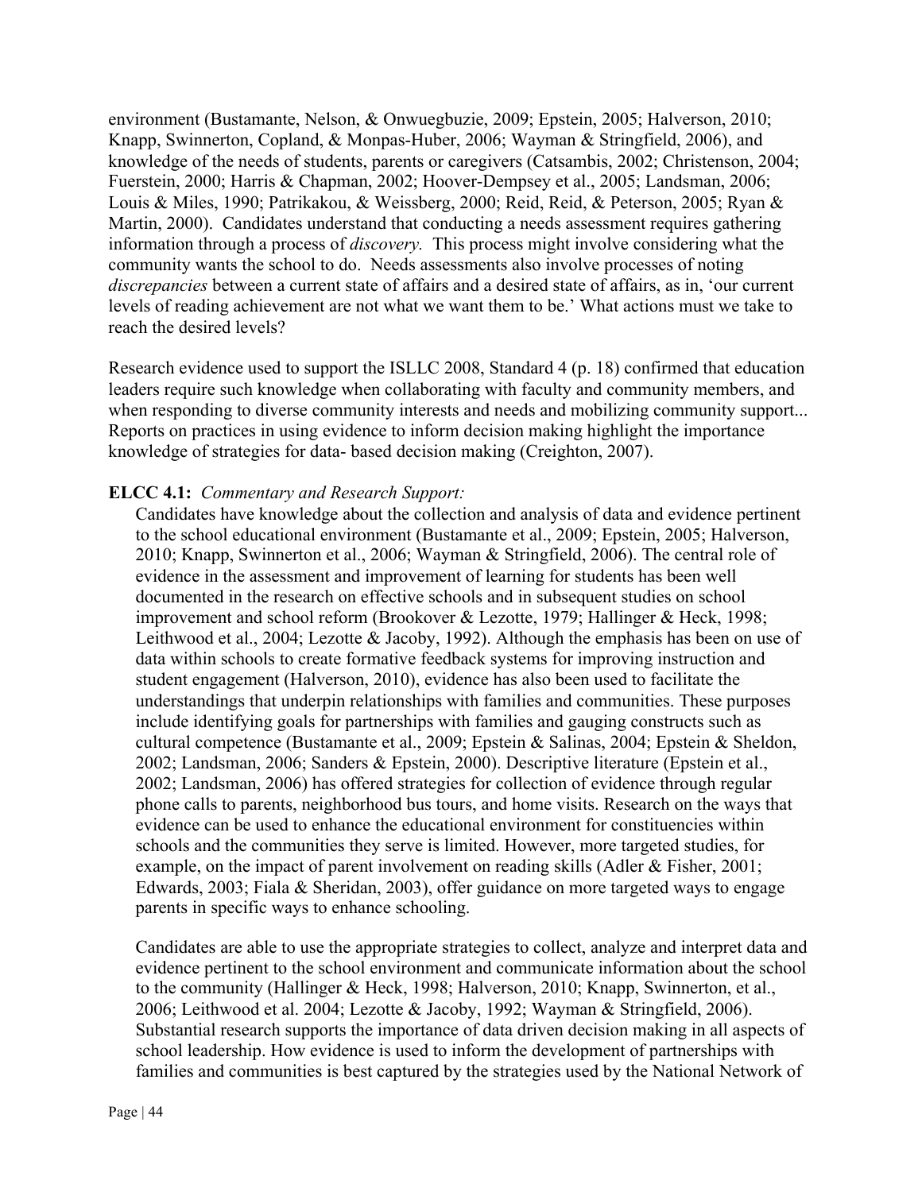environment (Bustamante, Nelson, & Onwuegbuzie, 2009; Epstein, 2005; Halverson, 2010; Knapp, Swinnerton, Copland, & Monpas-Huber, 2006; Wayman & Stringfield, 2006), and knowledge of the needs of students, parents or caregivers (Catsambis, 2002; Christenson, 2004; Fuerstein, 2000; Harris & Chapman, 2002; Hoover-Dempsey et al., 2005; Landsman, 2006; Louis & Miles, 1990; Patrikakou, & Weissberg, 2000; Reid, Reid, & Peterson, 2005; Ryan & Martin, 2000). Candidates understand that conducting a needs assessment requires gathering information through a process of *discovery.* This process might involve considering what the community wants the school to do. Needs assessments also involve processes of noting *discrepancies* between a current state of affairs and a desired state of affairs, as in, 'our current levels of reading achievement are not what we want them to be.' What actions must we take to reach the desired levels?

Research evidence used to support the ISLLC 2008, Standard 4 (p. 18) confirmed that education leaders require such knowledge when collaborating with faculty and community members, and when responding to diverse community interests and needs and mobilizing community support... Reports on practices in using evidence to inform decision making highlight the importance knowledge of strategies for data- based decision making (Creighton, 2007).

**ELCC 4.1:** *Commentary and Research Support:*

Candidates have knowledge about the collection and analysis of data and evidence pertinent to the school educational environment (Bustamante et al., 2009; Epstein, 2005; Halverson, 2010; Knapp, Swinnerton et al., 2006; Wayman & Stringfield, 2006). The central role of evidence in the assessment and improvement of learning for students has been well documented in the research on effective schools and in subsequent studies on school improvement and school reform (Brookover & Lezotte, 1979; Hallinger & Heck, 1998; Leithwood et al., 2004; Lezotte & Jacoby, 1992). Although the emphasis has been on use of data within schools to create formative feedback systems for improving instruction and student engagement (Halverson, 2010), evidence has also been used to facilitate the understandings that underpin relationships with families and communities. These purposes include identifying goals for partnerships with families and gauging constructs such as cultural competence (Bustamante et al., 2009; Epstein & Salinas, 2004; Epstein & Sheldon, 2002; Landsman, 2006; Sanders & Epstein, 2000). Descriptive literature (Epstein et al., 2002; Landsman, 2006) has offered strategies for collection of evidence through regular phone calls to parents, neighborhood bus tours, and home visits. Research on the ways that evidence can be used to enhance the educational environment for constituencies within schools and the communities they serve is limited. However, more targeted studies, for example, on the impact of parent involvement on reading skills (Adler & Fisher, 2001; Edwards, 2003; Fiala & Sheridan, 2003), offer guidance on more targeted ways to engage parents in specific ways to enhance schooling.

Candidates are able to use the appropriate strategies to collect, analyze and interpret data and evidence pertinent to the school environment and communicate information about the school to the community (Hallinger & Heck, 1998; Halverson, 2010; Knapp, Swinnerton, et al., 2006; Leithwood et al. 2004; Lezotte & Jacoby, 1992; Wayman & Stringfield, 2006). Substantial research supports the importance of data driven decision making in all aspects of school leadership. How evidence is used to inform the development of partnerships with families and communities is best captured by the strategies used by the National Network of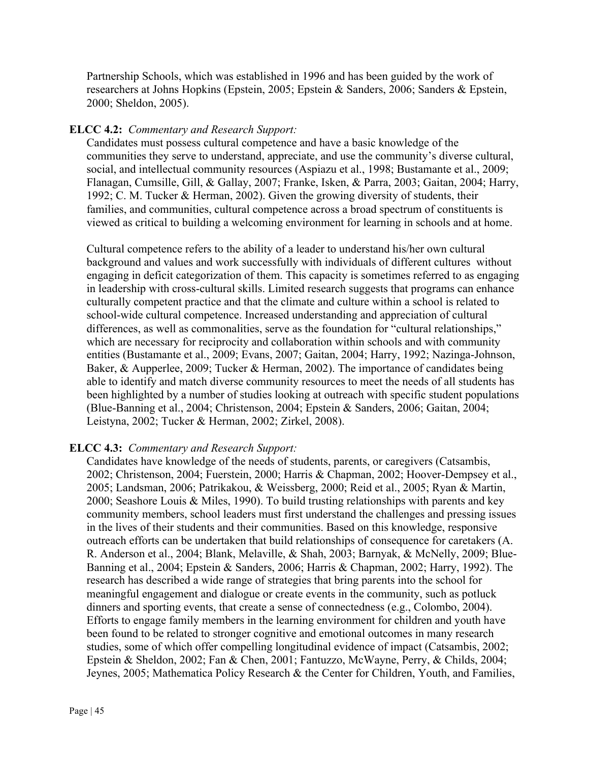Partnership Schools, which was established in 1996 and has been guided by the work of researchers at Johns Hopkins (Epstein, 2005; Epstein & Sanders, 2006; Sanders & Epstein, 2000; Sheldon, 2005).

**ELCC 4.2:** *Commentary and Research Support:*

Candidates must possess cultural competence and have a basic knowledge of the communities they serve to understand, appreciate, and use the community's diverse cultural, social, and intellectual community resources (Aspiazu et al., 1998; Bustamante et al., 2009; Flanagan, Cumsille, Gill, & Gallay, 2007; Franke, Isken, & Parra, 2003; Gaitan, 2004; Harry, 1992; C. M. Tucker & Herman, 2002). Given the growing diversity of students, their families, and communities, cultural competence across a broad spectrum of constituents is viewed as critical to building a welcoming environment for learning in schools and at home.

Cultural competence refers to the ability of a leader to understand his/her own cultural background and values and work successfully with individuals of different cultures without engaging in deficit categorization of them. This capacity is sometimes referred to as engaging in leadership with cross-cultural skills. Limited research suggests that programs can enhance culturally competent practice and that the climate and culture within a school is related to school-wide cultural competence. Increased understanding and appreciation of cultural differences, as well as commonalities, serve as the foundation for "cultural relationships," which are necessary for reciprocity and collaboration within schools and with community entities (Bustamante et al., 2009; Evans, 2007; Gaitan, 2004; Harry, 1992; Nazinga-Johnson, Baker, & Aupperlee, 2009; Tucker & Herman, 2002). The importance of candidates being able to identify and match diverse community resources to meet the needs of all students has been highlighted by a number of studies looking at outreach with specific student populations (Blue-Banning et al., 2004; Christenson, 2004; Epstein & Sanders, 2006; Gaitan, 2004; Leistyna, 2002; Tucker & Herman, 2002; Zirkel, 2008).

**ELCC 4.3:** *Commentary and Research Support:*

Candidates have knowledge of the needs of students, parents, or caregivers (Catsambis, 2002; Christenson, 2004; Fuerstein, 2000; Harris & Chapman, 2002; Hoover-Dempsey et al., 2005; Landsman, 2006; Patrikakou, & Weissberg, 2000; Reid et al., 2005; Ryan & Martin, 2000; Seashore Louis & Miles, 1990). To build trusting relationships with parents and key community members, school leaders must first understand the challenges and pressing issues in the lives of their students and their communities. Based on this knowledge, responsive outreach efforts can be undertaken that build relationships of consequence for caretakers (A. R. Anderson et al., 2004; Blank, Melaville, & Shah, 2003; Barnyak, & McNelly, 2009; Blue-Banning et al., 2004; Epstein & Sanders, 2006; Harris & Chapman, 2002; Harry, 1992). The research has described a wide range of strategies that bring parents into the school for meaningful engagement and dialogue or create events in the community, such as potluck dinners and sporting events, that create a sense of connectedness (e.g., Colombo, 2004). Efforts to engage family members in the learning environment for children and youth have been found to be related to stronger cognitive and emotional outcomes in many research studies, some of which offer compelling longitudinal evidence of impact (Catsambis, 2002; Epstein & Sheldon, 2002; Fan & Chen, 2001; Fantuzzo, McWayne, Perry, & Childs, 2004; Jeynes, 2005; Mathematica Policy Research & the Center for Children, Youth, and Families,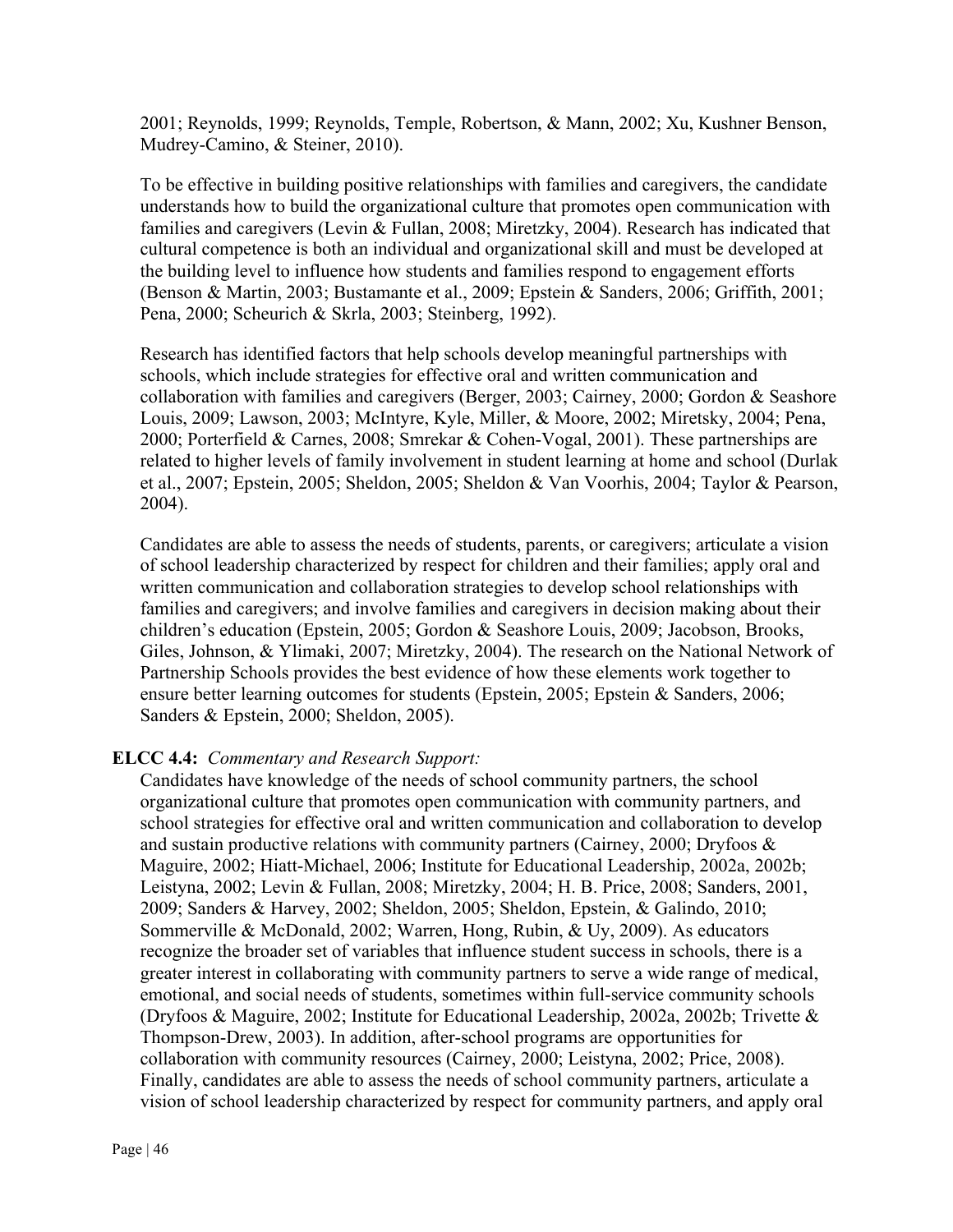2001; Reynolds, 1999; Reynolds, Temple, Robertson, & Mann, 2002; Xu, Kushner Benson, Mudrey-Camino, & Steiner, 2010).

To be effective in building positive relationships with families and caregivers, the candidate understands how to build the organizational culture that promotes open communication with families and caregivers (Levin & Fullan, 2008; Miretzky, 2004). Research has indicated that cultural competence is both an individual and organizational skill and must be developed at the building level to influence how students and families respond to engagement efforts (Benson & Martin, 2003; Bustamante et al., 2009; Epstein & Sanders, 2006; Griffith, 2001; Pena, 2000; Scheurich & Skrla, 2003; Steinberg, 1992).

Research has identified factors that help schools develop meaningful partnerships with schools, which include strategies for effective oral and written communication and collaboration with families and caregivers (Berger, 2003; Cairney, 2000; Gordon & Seashore Louis, 2009; Lawson, 2003; McIntyre, Kyle, Miller, & Moore, 2002; Miretsky, 2004; Pena, 2000; Porterfield & Carnes, 2008; Smrekar & Cohen-Vogal, 2001). These partnerships are related to higher levels of family involvement in student learning at home and school (Durlak et al., 2007; Epstein, 2005; Sheldon, 2005; Sheldon & Van Voorhis, 2004; Taylor & Pearson, 2004).

Candidates are able to assess the needs of students, parents, or caregivers; articulate a vision of school leadership characterized by respect for children and their families; apply oral and written communication and collaboration strategies to develop school relationships with families and caregivers; and involve families and caregivers in decision making about their children's education (Epstein, 2005; Gordon & Seashore Louis, 2009; Jacobson, Brooks, Giles, Johnson, & Ylimaki, 2007; Miretzky, 2004). The research on the National Network of Partnership Schools provides the best evidence of how these elements work together to ensure better learning outcomes for students (Epstein, 2005; Epstein & Sanders, 2006; Sanders & Epstein, 2000; Sheldon, 2005).

**ELCC 4.4:** *Commentary and Research Support:*

Candidates have knowledge of the needs of school community partners, the school organizational culture that promotes open communication with community partners, and school strategies for effective oral and written communication and collaboration to develop and sustain productive relations with community partners (Cairney, 2000; Dryfoos & Maguire, 2002; Hiatt-Michael, 2006; Institute for Educational Leadership, 2002a, 2002b; Leistyna, 2002; Levin & Fullan, 2008; Miretzky, 2004; H. B. Price, 2008; Sanders, 2001, 2009; Sanders & Harvey, 2002; Sheldon, 2005; Sheldon, Epstein, & Galindo, 2010; Sommerville & McDonald, 2002; Warren, Hong, Rubin, & Uy, 2009). As educators recognize the broader set of variables that influence student success in schools, there is a greater interest in collaborating with community partners to serve a wide range of medical, emotional, and social needs of students, sometimes within full-service community schools (Dryfoos & Maguire, 2002; Institute for Educational Leadership, 2002a, 2002b; Trivette & Thompson-Drew, 2003). In addition, after-school programs are opportunities for collaboration with community resources (Cairney, 2000; Leistyna, 2002; Price, 2008). Finally, candidates are able to assess the needs of school community partners, articulate a vision of school leadership characterized by respect for community partners, and apply oral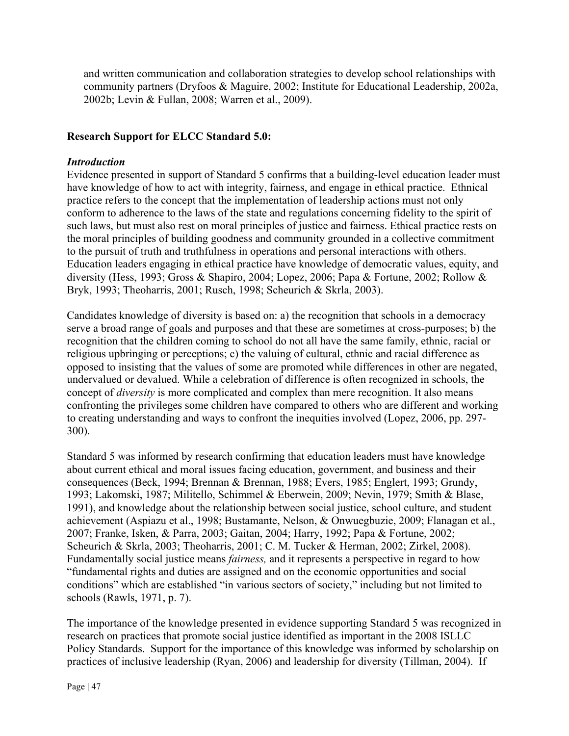and written communication and collaboration strategies to develop school relationships with community partners (Dryfoos & Maguire, 2002; Institute for Educational Leadership, 2002a, 2002b; Levin & Fullan, 2008; Warren et al., 2009).

## Research Support for ELCC Standard 5.0:

### *Introduction*

Evidence presented in support of Standard 5 confirms that a building-level education leader must have knowledge of how to act with integrity, fairness, and engage in ethical practice. Ethnical practice refers to the concept that the implementation of leadership actions must not only conform to adherence to the laws of the state and regulations concerning fidelity to the spirit of such laws, but must also rest on moral principles of justice and fairness. Ethical practice rests on the moral principles of building goodness and community grounded in a collective commitment to the pursuit of truth and truthfulness in operations and personal interactions with others. Education leaders engaging in ethical practice have knowledge of democratic values, equity, and diversity (Hess, 1993; Gross & Shapiro, 2004; Lopez, 2006; Papa & Fortune, 2002; Rollow & Bryk, 1993; Theoharris, 2001; Rusch, 1998; Scheurich & Skrla, 2003).

Candidates knowledge of diversity is based on: a) the recognition that schools in a democracy serve a broad range of goals and purposes and that these are sometimes at cross-purposes; b) the recognition that the children coming to school do not all have the same family, ethnic, racial or religious upbringing or perceptions; c) the valuing of cultural, ethnic and racial difference as opposed to insisting that the values of some are promoted while differences in other are negated, undervalued or devalued. While a celebration of difference is often recognized in schools, the concept of *diversity* is more complicated and complex than mere recognition. It also means confronting the privileges some children have compared to others who are different and working to creating understanding and ways to confront the inequities involved (Lopez, 2006, pp. 297-300).

Standard 5 was informed by research confirming that education leaders must have knowledge about current ethical and moral issues facing education, government, and business and their consequences (Beck, 1994; Brennan & Brennan, 1988; Evers, 1985; Englert, 1993; Grundy, 1993; Lakomski, 1987; Militello, Schimmel & Eberwein, 2009; Nevin, 1979; Smith & Blase, 1991), and knowledge about the relationship between social justice, school culture, and student achievement (Aspiazu et al., 1998; Bustamante, Nelson, & Onwuegbuzie, 2009; Flanagan et al., 2007; Franke, Isken, & Parra, 2003; Gaitan, 2004; Harry, 1992; Papa & Fortune, 2002; Scheurich & Skrla, 2003; Theoharris, 2001; C. M. Tucker & Herman, 2002; Zirkel, 2008). Fundamentally social justice means *fairness,* and it represents a perspective in regard to how "fundamental rights and duties are assigned and on the economic opportunities and social conditions" which are established "in various sectors of society," including but not limited to schools (Rawls, 1971, p. 7).

The importance of the knowledge presented in evidence supporting Standard 5 was recognized in research on practices that promote social justice identified as important in the 2008 ISLLC Policy Standards. Support for the importance of this knowledge was informed by scholarship on practices of inclusive leadership (Ryan, 2006) and leadership for diversity (Tillman, 2004). If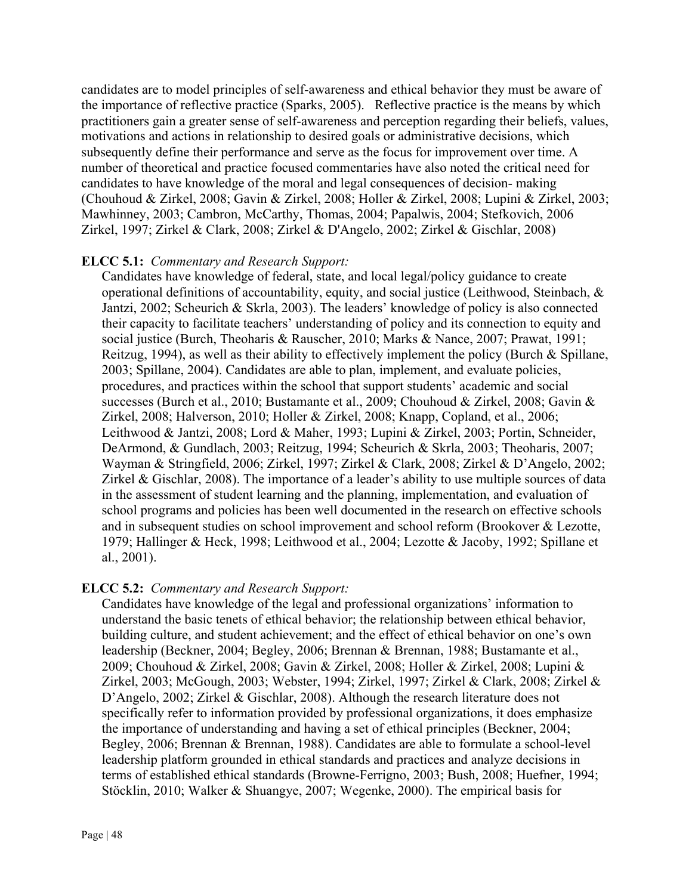candidates are to model principles of self-awareness and ethical behavior they must be aware of the importance of reflective practice (Sparks, 2005). Reflective practice is the means by which practitioners gain a greater sense of self-awareness and perception regarding their beliefs, values, motivations and actions in relationship to desired goals or administrative decisions, which subsequently define their performance and serve as the focus for improvement over time. A number of theoretical and practice focused commentaries have also noted the critical need for candidates to have knowledge of the moral and legal consequences of decision- making (Chouhoud & Zirkel, 2008; Gavin & Zirkel, 2008; Holler & Zirkel, 2008; Lupini & Zirkel, 2003; Mawhinney, 2003; Cambron, McCarthy, Thomas, 2004; Papalwis, 2004; Stefkovich, 2006 Zirkel, 1997; Zirkel & Clark, 2008; Zirkel & D'Angelo, 2002; Zirkel & Gischlar, 2008)

**ELCC 5.1:** *Commentary and Research Support:*

Candidates have knowledge of federal, state, and local legal/policy guidance to create operational definitions of accountability, equity, and social justice (Leithwood, Steinbach, & Jantzi, 2002; Scheurich & Skrla, 2003). The leaders' knowledge of policy is also connected their capacity to facilitate teachers' understanding of policy and its connection to equity and social justice (Burch, Theoharis & Rauscher, 2010; Marks & Nance, 2007; Prawat, 1991; Reitzug, 1994), as well as their ability to effectively implement the policy (Burch & Spillane, 2003; Spillane, 2004). Candidates are able to plan, implement, and evaluate policies, procedures, and practices within the school that support students' academic and social successes (Burch et al., 2010; Bustamante et al., 2009; Chouhoud & Zirkel, 2008; Gavin & Zirkel, 2008; Halverson, 2010; Holler & Zirkel, 2008; Knapp, Copland, et al., 2006; Leithwood & Jantzi, 2008; Lord & Maher, 1993; Lupini & Zirkel, 2003; Portin, Schneider, DeArmond, & Gundlach, 2003; Reitzug, 1994; Scheurich & Skrla, 2003; Theoharis, 2007; Wayman & Stringfield, 2006; Zirkel, 1997; Zirkel & Clark, 2008; Zirkel & D'Angelo, 2002; Zirkel & Gischlar, 2008). The importance of a leader's ability to use multiple sources of data in the assessment of student learning and the planning, implementation, and evaluation of school programs and policies has been well documented in the research on effective schools and in subsequent studies on school improvement and school reform (Brookover & Lezotte, 1979; Hallinger & Heck, 1998; Leithwood et al., 2004; Lezotte & Jacoby, 1992; Spillane et al., 2001).

**ELCC 5.2:** *Commentary and Research Support:*

Candidates have knowledge of the legal and professional organizations' information to understand the basic tenets of ethical behavior; the relationship between ethical behavior, building culture, and student achievement; and the effect of ethical behavior on one's own leadership (Beckner, 2004; Begley, 2006; Brennan & Brennan, 1988; Bustamante et al., 2009; Chouhoud & Zirkel, 2008; Gavin & Zirkel, 2008; Holler & Zirkel, 2008; Lupini & Zirkel, 2003; McGough, 2003; Webster, 1994; Zirkel, 1997; Zirkel & Clark, 2008; Zirkel & D'Angelo, 2002; Zirkel & Gischlar, 2008). Although the research literature does not specifically refer to information provided by professional organizations, it does emphasize the importance of understanding and having a set of ethical principles (Beckner, 2004; Begley, 2006; Brennan & Brennan, 1988). Candidates are able to formulate a school-level leadership platform grounded in ethical standards and practices and analyze decisions in terms of established ethical standards (Browne-Ferrigno, 2003; Bush, 2008; Huefner, 1994; Stöcklin, 2010; Walker & Shuangye, 2007; Wegenke, 2000). The empirical basis for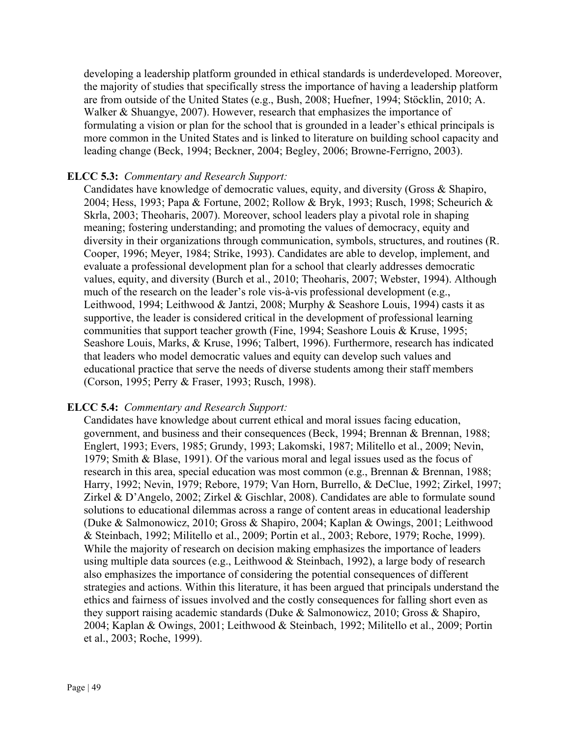developing a leadership platform grounded in ethical standards is underdeveloped. Moreover, the majority of studies that specifically stress the importance of having a leadership platform are from outside of the United States (e.g., Bush, 2008; Huefner, 1994; Stöcklin, 2010; A. Walker & Shuangye, 2007). However, research that emphasizes the importance of formulating a vision or plan for the school that is grounded in a leader's ethical principals is more common in the United States and is linked to literature on building school capacity and leading change (Beck, 1994; Beckner, 2004; Begley, 2006; Browne-Ferrigno, 2003).

**ELCC 5.3:** *Commentary and Research Support:*

Candidates have knowledge of democratic values, equity, and diversity (Gross & Shapiro, 2004; Hess, 1993; Papa & Fortune, 2002; Rollow & Bryk, 1993; Rusch, 1998; Scheurich & Skrla, 2003; Theoharis, 2007). Moreover, school leaders play a pivotal role in shaping meaning; fostering understanding; and promoting the values of democracy, equity and diversity in their organizations through communication, symbols, structures, and routines (R. Cooper, 1996; Meyer, 1984; Strike, 1993). Candidates are able to develop, implement, and evaluate a professional development plan for a school that clearly addresses democratic values, equity, and diversity (Burch et al., 2010; Theoharis, 2007; Webster, 1994). Although much of the research on the leader's role vis-à-vis professional development (e.g., Leithwood, 1994; Leithwood & Jantzi, 2008; Murphy & Seashore Louis, 1994) casts it as supportive, the leader is considered critical in the development of professional learning communities that support teacher growth (Fine, 1994; Seashore Louis & Kruse, 1995; Seashore Louis, Marks, & Kruse, 1996; Talbert, 1996). Furthermore, research has indicated that leaders who model democratic values and equity can develop such values and educational practice that serve the needs of diverse students among their staff members (Corson, 1995; Perry & Fraser, 1993; Rusch, 1998).

**ELCC 5.4:** *Commentary and Research Support:*

Candidates have knowledge about current ethical and moral issues facing education, government, and business and their consequences (Beck, 1994; Brennan & Brennan, 1988; Englert, 1993; Evers, 1985; Grundy, 1993; Lakomski, 1987; Militello et al., 2009; Nevin, 1979; Smith & Blase, 1991). Of the various moral and legal issues used as the focus of research in this area, special education was most common (e.g., Brennan & Brennan, 1988; Harry, 1992; Nevin, 1979; Rebore, 1979; Van Horn, Burrello, & DeClue, 1992; Zirkel, 1997; Zirkel & D'Angelo, 2002; Zirkel & Gischlar, 2008). Candidates are able to formulate sound solutions to educational dilemmas across a range of content areas in educational leadership (Duke & Salmonowicz, 2010; Gross & Shapiro, 2004; Kaplan & Owings, 2001; Leithwood & Steinbach, 1992; Militello et al., 2009; Portin et al., 2003; Rebore, 1979; Roche, 1999). While the majority of research on decision making emphasizes the importance of leaders using multiple data sources (e.g., Leithwood & Steinbach, 1992), a large body of research also emphasizes the importance of considering the potential consequences of different strategies and actions. Within this literature, it has been argued that principals understand the ethics and fairness of issues involved and the costly consequences for falling short even as they support raising academic standards (Duke & Salmonowicz, 2010; Gross & Shapiro, 2004; Kaplan & Owings, 2001; Leithwood & Steinbach, 1992; Militello et al., 2009; Portin et al., 2003; Roche, 1999).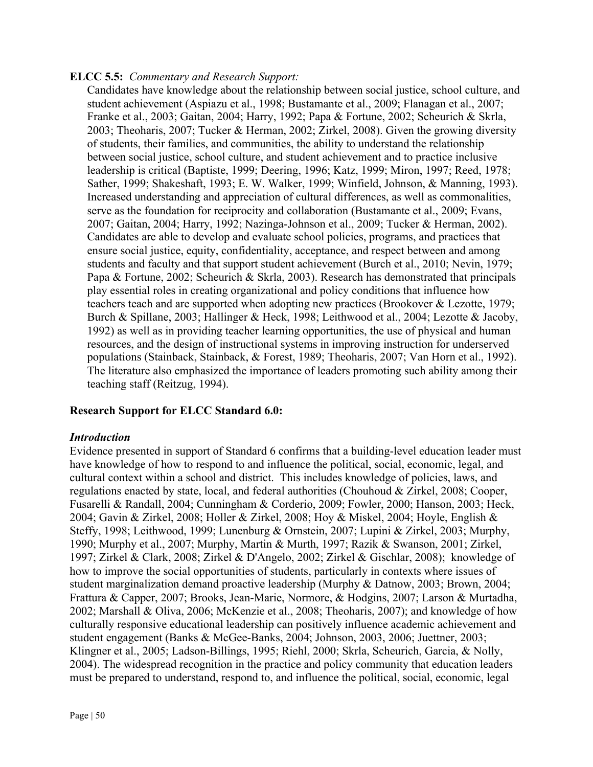**ELCC 5.5:** *Commentary and Research Support:*

Candidates have knowledge about the relationship between social justice, school culture, and student achievement (Aspiazu et al., 1998; Bustamante et al., 2009; Flanagan et al., 2007; Franke et al., 2003; Gaitan, 2004; Harry, 1992; Papa & Fortune, 2002; Scheurich & Skrla, 2003; Theoharis, 2007; Tucker & Herman, 2002; Zirkel, 2008). Given the growing diversity of students, their families, and communities, the ability to understand the relationship between social justice, school culture, and student achievement and to practice inclusive leadership is critical (Baptiste, 1999; Deering, 1996; Katz, 1999; Miron, 1997; Reed, 1978; Sather, 1999; Shakeshaft, 1993; E. W. Walker, 1999; Winfield, Johnson, & Manning, 1993). Increased understanding and appreciation of cultural differences, as well as commonalities, serve as the foundation for reciprocity and collaboration (Bustamante et al., 2009; Evans, 2007; Gaitan, 2004; Harry, 1992; Nazinga-Johnson et al., 2009; Tucker & Herman, 2002). Candidates are able to develop and evaluate school policies, programs, and practices that ensure social justice, equity, confidentiality, acceptance, and respect between and among students and faculty and that support student achievement (Burch et al., 2010; Nevin, 1979; Papa & Fortune, 2002; Scheurich & Skrla, 2003). Research has demonstrated that principals play essential roles in creating organizational and policy conditions that influence how teachers teach and are supported when adopting new practices (Brookover & Lezotte, 1979; Burch & Spillane, 2003; Hallinger & Heck, 1998; Leithwood et al., 2004; Lezotte & Jacoby, 1992) as well as in providing teacher learning opportunities, the use of physical and human resources, and the design of instructional systems in improving instruction for underserved populations (Stainback, Stainback, & Forest, 1989; Theoharis, 2007; Van Horn et al., 1992). The literature also emphasized the importance of leaders promoting such ability among their teaching staff (Reitzug, 1994).

**Research Support for ELCC Standard 6.0:**

***Introduction***

Evidence presented in support of Standard 6 confirms that a building-level education leader must have knowledge of how to respond to and influence the political, social, economic, legal, and cultural context within a school and district. This includes knowledge of policies, laws, and regulations enacted by state, local, and federal authorities (Chouhoud & Zirkel, 2008; Cooper, Fusarelli & Randall, 2004; Cunningham & Corderio, 2009; Fowler, 2000; Hanson, 2003; Heck, 2004; Gavin & Zirkel, 2008; Holler & Zirkel, 2008; Hoy & Miskel, 2004; Hoyle, English & Steffy, 1998; Leithwood, 1999; Lunenburg & Ornstein, 2007; Lupini & Zirkel, 2003; Murphy, 1990; Murphy et al., 2007; Murphy, Martin & Murth, 1997; Razik & Swanson, 2001; Zirkel, 1997; Zirkel & Clark, 2008; Zirkel & D'Angelo, 2002; Zirkel & Gischlar, 2008); knowledge of how to improve the social opportunities of students, particularly in contexts where issues of student marginalization demand proactive leadership (Murphy & Datnow, 2003; Brown, 2004; Frattura & Capper, 2007; Brooks, Jean-Marie, Normore, & Hodgins, 2007; Larson & Murtadha, 2002; Marshall & Oliva, 2006; McKenzie et al., 2008; Theoharis, 2007); and knowledge of how culturally responsive educational leadership can positively influence academic achievement and student engagement (Banks & McGee-Banks, 2004; Johnson, 2003, 2006; Juettner, 2003; Klingner et al., 2005; Ladson-Billings, 1995; Riehl, 2000; Skrla, Scheurich, Garcia, & Nolly, 2004). The widespread recognition in the practice and policy community that education leaders must be prepared to understand, respond to, and influence the political, social, economic, legal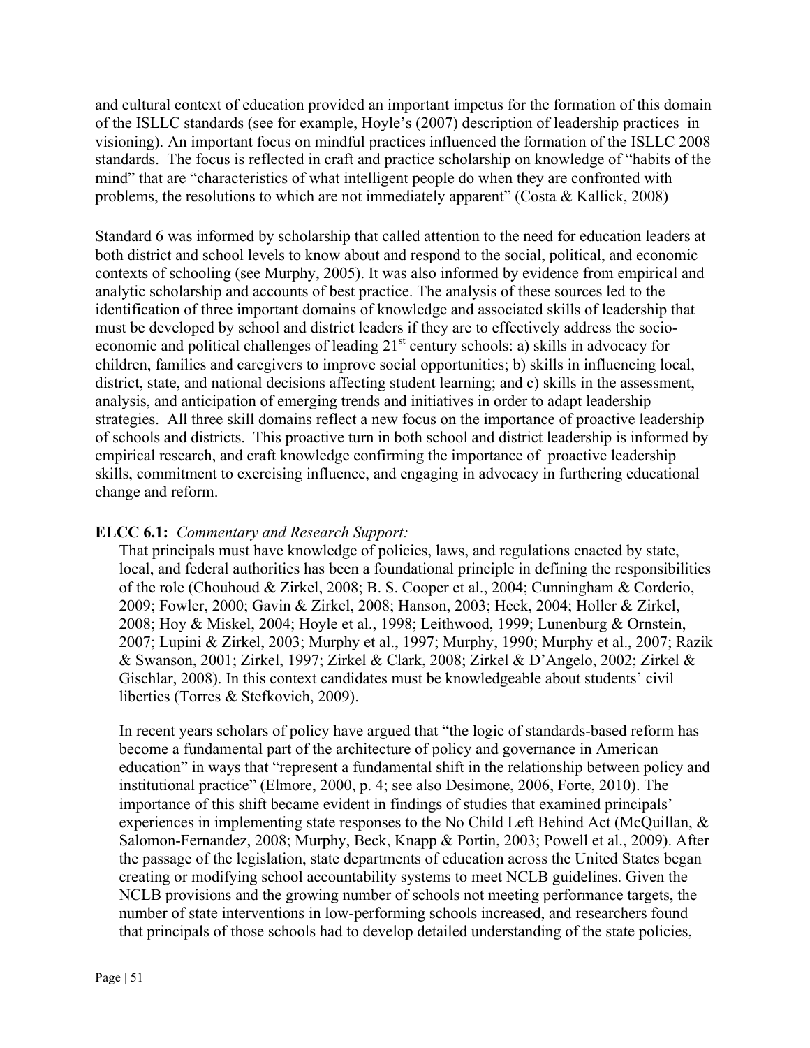and cultural context of education provided an important impetus for the formation of this domain of the ISLLC standards (see for example, Hoyle's (2007) description of leadership practices in visioning). An important focus on mindful practices influenced the formation of the ISLLC 2008 standards. The focus is reflected in craft and practice scholarship on knowledge of "habits of the mind" that are "characteristics of what intelligent people do when they are confronted with problems, the resolutions to which are not immediately apparent" (Costa & Kallick, 2008)

Standard 6 was informed by scholarship that called attention to the need for education leaders at both district and school levels to know about and respond to the social, political, and economic contexts of schooling (see Murphy, 2005). It was also informed by evidence from empirical and analytic scholarship and accounts of best practice. The analysis of these sources led to the identification of three important domains of knowledge and associated skills of leadership that must be developed by school and district leaders if they are to effectively address the socio-economic and political challenges of leading 21st century schools: a) skills in advocacy for children, families and caregivers to improve social opportunities; b) skills in influencing local, district, state, and national decisions affecting student learning; and c) skills in the assessment, analysis, and anticipation of emerging trends and initiatives in order to adapt leadership strategies. All three skill domains reflect a new focus on the importance of proactive leadership of schools and districts. This proactive turn in both school and district leadership is informed by empirical research, and craft knowledge confirming the importance of proactive leadership skills, commitment to exercising influence, and engaging in advocacy in furthering educational change and reform.

**ELCC 6.1:** *Commentary and Research Support:*

That principals must have knowledge of policies, laws, and regulations enacted by state, local, and federal authorities has been a foundational principle in defining the responsibilities of the role (Chouhoud & Zirkel, 2008; B. S. Cooper et al., 2004; Cunningham & Corderio, 2009; Fowler, 2000; Gavin & Zirkel, 2008; Hanson, 2003; Heck, 2004; Holler & Zirkel, 2008; Hoy & Miskel, 2004; Hoyle et al., 1998; Leithwood, 1999; Lunenburg & Ornstein, 2007; Lupini & Zirkel, 2003; Murphy et al., 1997; Murphy, 1990; Murphy et al., 2007; Razik & Swanson, 2001; Zirkel, 1997; Zirkel & Clark, 2008; Zirkel & D'Angelo, 2002; Zirkel & Gischlar, 2008). In this context candidates must be knowledgeable about students' civil liberties (Torres & Stefkovich, 2009).

In recent years scholars of policy have argued that "the logic of standards-based reform has become a fundamental part of the architecture of policy and governance in American education" in ways that "represent a fundamental shift in the relationship between policy and institutional practice" (Elmore, 2000, p. 4; see also Desimone, 2006, Forte, 2010). The importance of this shift became evident in findings of studies that examined principals' experiences in implementing state responses to the No Child Left Behind Act (McQuillan, & Salomon-Fernandez, 2008; Murphy, Beck, Knapp & Portin, 2003; Powell et al., 2009). After the passage of the legislation, state departments of education across the United States began creating or modifying school accountability systems to meet NCLB guidelines. Given the NCLB provisions and the growing number of schools not meeting performance targets, the number of state interventions in low-performing schools increased, and researchers found that principals of those schools had to develop detailed understanding of the state policies,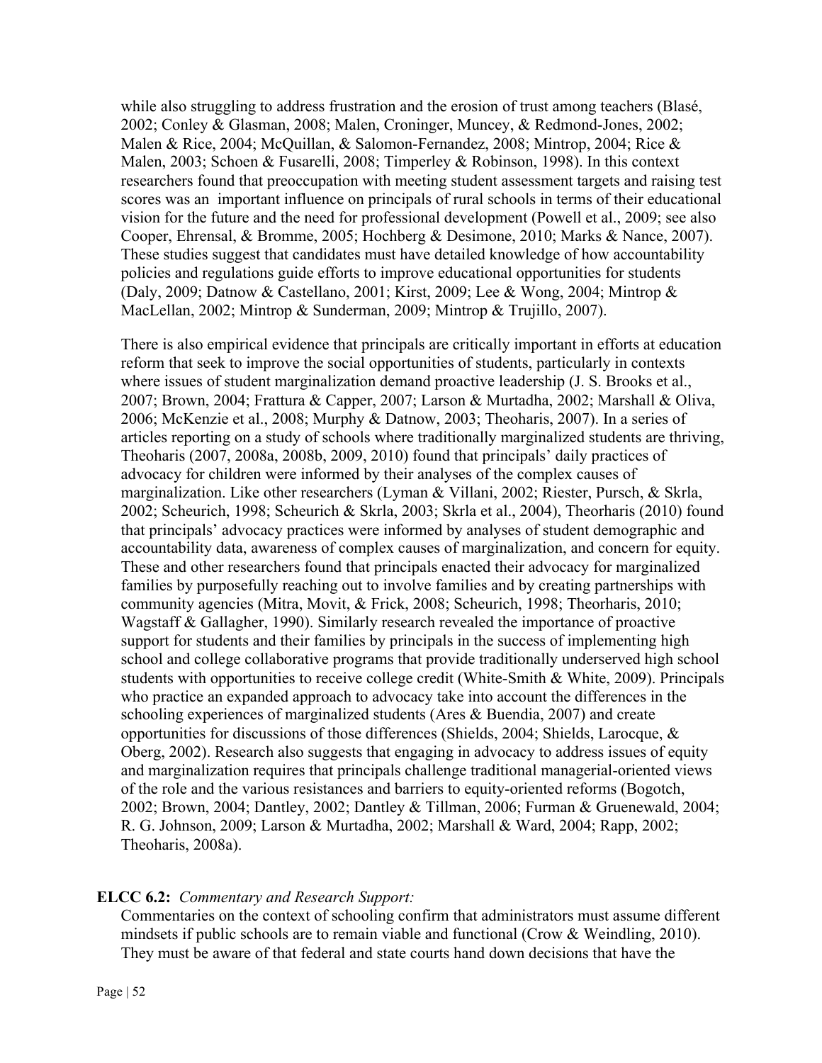while also struggling to address frustration and the erosion of trust among teachers (Blasé, 2002; Conley & Glasman, 2008; Malen, Croninger, Muncey, & Redmond-Jones, 2002; Malen & Rice, 2004; McQuillan, & Salomon-Fernandez, 2008; Mintrop, 2004; Rice & Malen, 2003; Schoen & Fusarelli, 2008; Timperley & Robinson, 1998). In this context researchers found that preoccupation with meeting student assessment targets and raising test scores was an  important influence on principals of rural schools in terms of their educational vision for the future and the need for professional development (Powell et al., 2009; see also Cooper, Ehrensal, & Bromme, 2005; Hochberg & Desimone, 2010; Marks & Nance, 2007). These studies suggest that candidates must have detailed knowledge of how accountability policies and regulations guide efforts to improve educational opportunities for students (Daly, 2009; Datnow & Castellano, 2001; Kirst, 2009; Lee & Wong, 2004; Mintrop & MacLellan, 2002; Mintrop & Sunderman, 2009; Mintrop & Trujillo, 2007).

There is also empirical evidence that principals are critically important in efforts at education reform that seek to improve the social opportunities of students, particularly in contexts where issues of student marginalization demand proactive leadership (J. S. Brooks et al., 2007; Brown, 2004; Frattura & Capper, 2007; Larson & Murtadha, 2002; Marshall & Oliva, 2006; McKenzie et al., 2008; Murphy & Datnow, 2003; Theoharis, 2007). In a series of articles reporting on a study of schools where traditionally marginalized students are thriving, Theoharis (2007, 2008a, 2008b, 2009, 2010) found that principals' daily practices of advocacy for children were informed by their analyses of the complex causes of marginalization. Like other researchers (Lyman & Villani, 2002; Riester, Pursch, & Skrla, 2002; Scheurich, 1998; Scheurich & Skrla, 2003; Skrla et al., 2004), Theorharis (2010) found that principals' advocacy practices were informed by analyses of student demographic and accountability data, awareness of complex causes of marginalization, and concern for equity. These and other researchers found that principals enacted their advocacy for marginalized families by purposefully reaching out to involve families and by creating partnerships with community agencies (Mitra, Movit, & Frick, 2008; Scheurich, 1998; Theorharis, 2010; Wagstaff & Gallagher, 1990). Similarly research revealed the importance of proactive support for students and their families by principals in the success of implementing high school and college collaborative programs that provide traditionally underserved high school students with opportunities to receive college credit (White-Smith & White, 2009). Principals who practice an expanded approach to advocacy take into account the differences in the schooling experiences of marginalized students (Ares & Buendia, 2007) and create opportunities for discussions of those differences (Shields, 2004; Shields, Larocque, & Oberg, 2002). Research also suggests that engaging in advocacy to address issues of equity and marginalization requires that principals challenge traditional managerial-oriented views of the role and the various resistances and barriers to equity-oriented reforms (Bogotch, 2002; Brown, 2004; Dantley, 2002; Dantley & Tillman, 2006; Furman & Gruenewald, 2004; R. G. Johnson, 2009; Larson & Murtadha, 2002; Marshall & Ward, 2004; Rapp, 2002; Theoharis, 2008a).

**ELCC 6.2:** *Commentary and Research Support:*

Commentaries on the context of schooling confirm that administrators must assume different mindsets if public schools are to remain viable and functional (Crow & Weindling, 2010). They must be aware of that federal and state courts hand down decisions that have the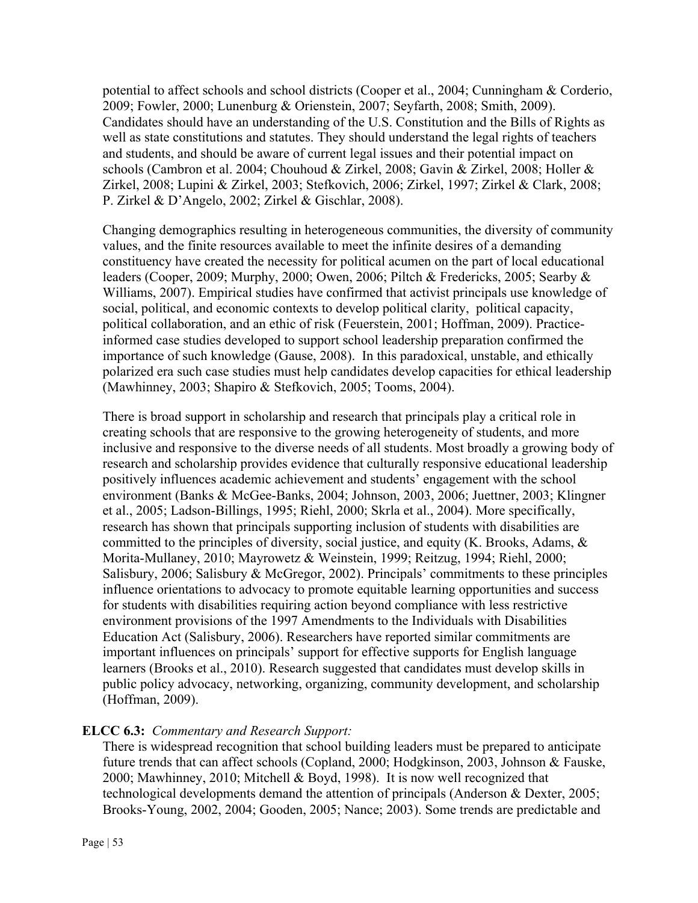potential to affect schools and school districts (Cooper et al., 2004; Cunningham & Corderio, 2009; Fowler, 2000; Lunenburg & Orienstein, 2007; Seyfarth, 2008; Smith, 2009). Candidates should have an understanding of the U.S. Constitution and the Bills of Rights as well as state constitutions and statutes. They should understand the legal rights of teachers and students, and should be aware of current legal issues and their potential impact on schools (Cambron et al. 2004; Chouhoud & Zirkel, 2008; Gavin & Zirkel, 2008; Holler & Zirkel, 2008; Lupini & Zirkel, 2003; Stefkovich, 2006; Zirkel, 1997; Zirkel & Clark, 2008; P. Zirkel & D'Angelo, 2002; Zirkel & Gischlar, 2008).

Changing demographics resulting in heterogeneous communities, the diversity of community values, and the finite resources available to meet the infinite desires of a demanding constituency have created the necessity for political acumen on the part of local educational leaders (Cooper, 2009; Murphy, 2000; Owen, 2006; Piltch & Fredericks, 2005; Searby & Williams, 2007). Empirical studies have confirmed that activist principals use knowledge of social, political, and economic contexts to develop political clarity, political capacity, political collaboration, and an ethic of risk (Feuerstein, 2001; Hoffman, 2009). Practice-informed case studies developed to support school leadership preparation confirmed the importance of such knowledge (Gause, 2008). In this paradoxical, unstable, and ethically polarized era such case studies must help candidates develop capacities for ethical leadership (Mawhinney, 2003; Shapiro & Stefkovich, 2005; Tooms, 2004).

There is broad support in scholarship and research that principals play a critical role in creating schools that are responsive to the growing heterogeneity of students, and more inclusive and responsive to the diverse needs of all students. Most broadly a growing body of research and scholarship provides evidence that culturally responsive educational leadership positively influences academic achievement and students' engagement with the school environment (Banks & McGee-Banks, 2004; Johnson, 2003, 2006; Juettner, 2003; Klingner et al., 2005; Ladson-Billings, 1995; Riehl, 2000; Skrla et al., 2004). More specifically, research has shown that principals supporting inclusion of students with disabilities are committed to the principles of diversity, social justice, and equity (K. Brooks, Adams, & Morita-Mullaney, 2010; Mayrowetz & Weinstein, 1999; Reitzug, 1994; Riehl, 2000; Salisbury, 2006; Salisbury & McGregor, 2002). Principals' commitments to these principles influence orientations to advocacy to promote equitable learning opportunities and success for students with disabilities requiring action beyond compliance with less restrictive environment provisions of the 1997 Amendments to the Individuals with Disabilities Education Act (Salisbury, 2006). Researchers have reported similar commitments are important influences on principals' support for effective supports for English language learners (Brooks et al., 2010). Research suggested that candidates must develop skills in public policy advocacy, networking, organizing, community development, and scholarship (Hoffman, 2009).

**ELCC 6.3:** *Commentary and Research Support:*

There is widespread recognition that school building leaders must be prepared to anticipate future trends that can affect schools (Copland, 2000; Hodgkinson, 2003, Johnson & Fauske, 2000; Mawhinney, 2010; Mitchell & Boyd, 1998). It is now well recognized that technological developments demand the attention of principals (Anderson & Dexter, 2005; Brooks-Young, 2002, 2004; Gooden, 2005; Nance; 2003). Some trends are predictable and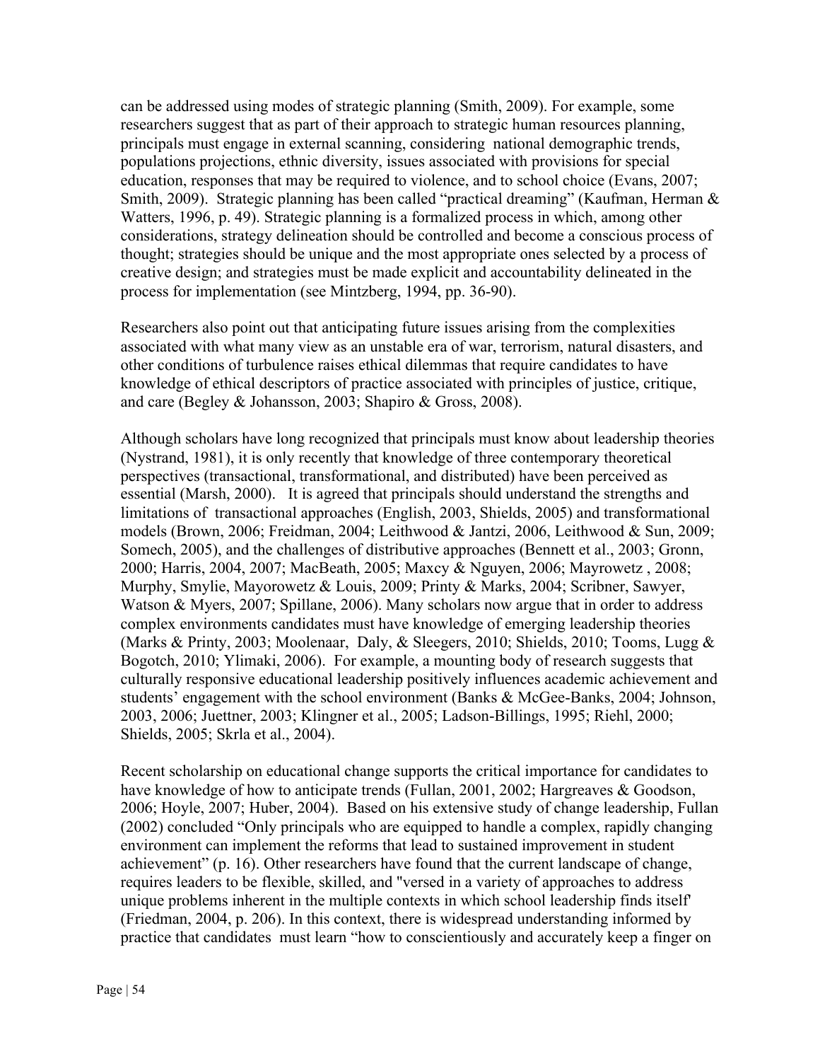can be addressed using modes of strategic planning (Smith, 2009). For example, some researchers suggest that as part of their approach to strategic human resources planning, principals must engage in external scanning, considering national demographic trends, populations projections, ethnic diversity, issues associated with provisions for special education, responses that may be required to violence, and to school choice (Evans, 2007; Smith, 2009). Strategic planning has been called "practical dreaming" (Kaufman, Herman & Watters, 1996, p. 49). Strategic planning is a formalized process in which, among other considerations, strategy delineation should be controlled and become a conscious process of thought; strategies should be unique and the most appropriate ones selected by a process of creative design; and strategies must be made explicit and accountability delineated in the process for implementation (see Mintzberg, 1994, pp. 36-90).

Researchers also point out that anticipating future issues arising from the complexities associated with what many view as an unstable era of war, terrorism, natural disasters, and other conditions of turbulence raises ethical dilemmas that require candidates to have knowledge of ethical descriptors of practice associated with principles of justice, critique, and care (Begley & Johansson, 2003; Shapiro & Gross, 2008).

Although scholars have long recognized that principals must know about leadership theories (Nystrand, 1981), it is only recently that knowledge of three contemporary theoretical perspectives (transactional, transformational, and distributed) have been perceived as essential (Marsh, 2000). It is agreed that principals should understand the strengths and limitations of transactional approaches (English, 2003, Shields, 2005) and transformational models (Brown, 2006; Freidman, 2004; Leithwood & Jantzi, 2006, Leithwood & Sun, 2009; Somech, 2005), and the challenges of distributive approaches (Bennett et al., 2003; Gronn, 2000; Harris, 2004, 2007; MacBeath, 2005; Maxcy & Nguyen, 2006; Mayrowetz , 2008; Murphy, Smylie, Mayorowetz & Louis, 2009; Printy & Marks, 2004; Scribner, Sawyer, Watson & Myers, 2007; Spillane, 2006). Many scholars now argue that in order to address complex environments candidates must have knowledge of emerging leadership theories (Marks & Printy, 2003; Moolenaar, Daly, & Sleegers, 2010; Shields, 2010; Tooms, Lugg & Bogotch, 2010; Ylimaki, 2006). For example, a mounting body of research suggests that culturally responsive educational leadership positively influences academic achievement and students' engagement with the school environment (Banks & McGee-Banks, 2004; Johnson, 2003, 2006; Juettner, 2003; Klingner et al., 2005; Ladson-Billings, 1995; Riehl, 2000; Shields, 2005; Skrla et al., 2004).

Recent scholarship on educational change supports the critical importance for candidates to have knowledge of how to anticipate trends (Fullan, 2001, 2002; Hargreaves & Goodson, 2006; Hoyle, 2007; Huber, 2004). Based on his extensive study of change leadership, Fullan (2002) concluded "Only principals who are equipped to handle a complex, rapidly changing environment can implement the reforms that lead to sustained improvement in student achievement" (p. 16). Other researchers have found that the current landscape of change, requires leaders to be flexible, skilled, and "versed in a variety of approaches to address unique problems inherent in the multiple contexts in which school leadership finds itself' (Friedman, 2004, p. 206). In this context, there is widespread understanding informed by practice that candidates must learn "how to conscientiously and accurately keep a finger on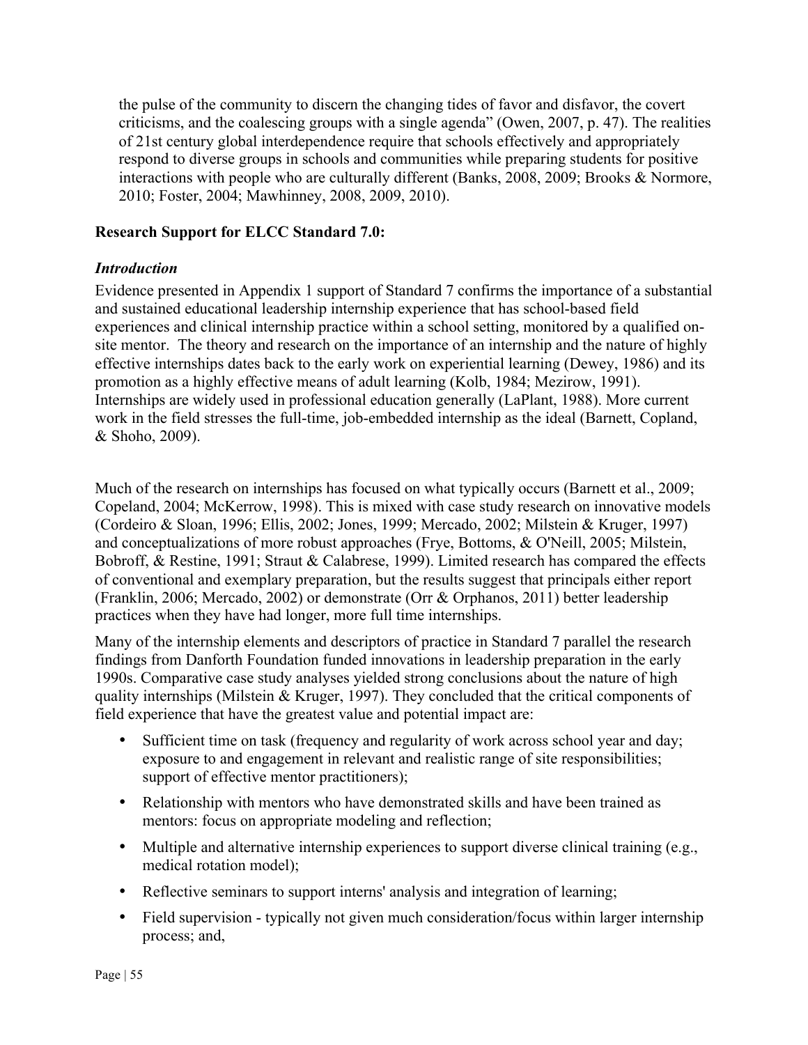the pulse of the community to discern the changing tides of favor and disfavor, the covert criticisms, and the coalescing groups with a single agenda" (Owen, 2007, p. 47). The realities of 21st century global interdependence require that schools effectively and appropriately respond to diverse groups in schools and communities while preparing students for positive interactions with people who are culturally different (Banks, 2008, 2009; Brooks & Normore, 2010; Foster, 2004; Mawhinney, 2008, 2009, 2010).

**Research Support for ELCC Standard 7.0:**

***Introduction***

Evidence presented in Appendix 1 support of Standard 7 confirms the importance of a substantial and sustained educational leadership internship experience that has school-based field experiences and clinical internship practice within a school setting, monitored by a qualified on-site mentor. The theory and research on the importance of an internship and the nature of highly effective internships dates back to the early work on experiential learning (Dewey, 1986) and its promotion as a highly effective means of adult learning (Kolb, 1984; Mezirow, 1991). Internships are widely used in professional education generally (LaPlant, 1988). More current work in the field stresses the full-time, job-embedded internship as the ideal (Barnett, Copland, & Shoho, 2009).

Much of the research on internships has focused on what typically occurs (Barnett et al., 2009; Copeland, 2004; McKerrow, 1998). This is mixed with case study research on innovative models (Cordeiro & Sloan, 1996; Ellis, 2002; Jones, 1999; Mercado, 2002; Milstein & Kruger, 1997) and conceptualizations of more robust approaches (Frye, Bottoms, & O'Neill, 2005; Milstein, Bobroff, & Restine, 1991; Straut & Calabrese, 1999). Limited research has compared the effects of conventional and exemplary preparation, but the results suggest that principals either report (Franklin, 2006; Mercado, 2002) or demonstrate (Orr & Orphanos, 2011) better leadership practices when they have had longer, more full time internships.

Many of the internship elements and descriptors of practice in Standard 7 parallel the research findings from Danforth Foundation funded innovations in leadership preparation in the early 1990s. Comparative case study analyses yielded strong conclusions about the nature of high quality internships (Milstein & Kruger, 1997). They concluded that the critical components of field experience that have the greatest value and potential impact are:

- Sufficient time on task (frequency and regularity of work across school year and day; exposure to and engagement in relevant and realistic range of site responsibilities; support of effective mentor practitioners);
- Relationship with mentors who have demonstrated skills and have been trained as mentors: focus on appropriate modeling and reflection;
- Multiple and alternative internship experiences to support diverse clinical training (e.g., medical rotation model);
- Reflective seminars to support interns' analysis and integration of learning;
- Field supervision - typically not given much consideration/focus within larger internship process; and,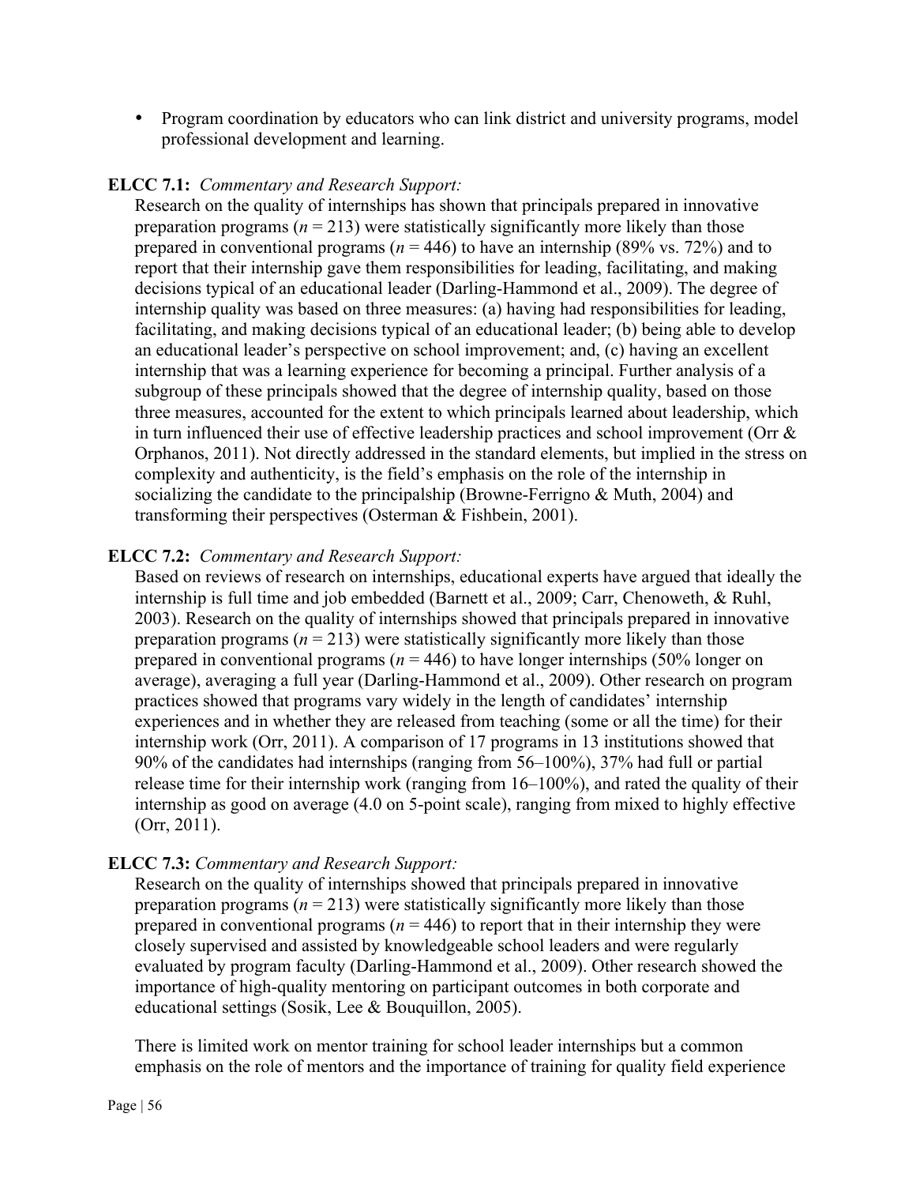- Program coordination by educators who can link district and university programs, model professional development and learning.

**ELCC 7.1:** *Commentary and Research Support:*

Research on the quality of internships has shown that principals prepared in innovative preparation programs ($n = 213$) were statistically significantly more likely than those prepared in conventional programs ($n = 446$) to have an internship (89% vs. 72%) and to report that their internship gave them responsibilities for leading, facilitating, and making decisions typical of an educational leader (Darling-Hammond et al., 2009). The degree of internship quality was based on three measures: (a) having had responsibilities for leading, facilitating, and making decisions typical of an educational leader; (b) being able to develop an educational leader's perspective on school improvement; and, (c) having an excellent internship that was a learning experience for becoming a principal. Further analysis of a subgroup of these principals showed that the degree of internship quality, based on those three measures, accounted for the extent to which principals learned about leadership, which in turn influenced their use of effective leadership practices and school improvement (Orr & Orphanos, 2011). Not directly addressed in the standard elements, but implied in the stress on complexity and authenticity, is the field's emphasis on the role of the internship in socializing the candidate to the principalship (Browne-Ferrigno & Muth, 2004) and transforming their perspectives (Osterman & Fishbein, 2001).

**ELCC 7.2:** *Commentary and Research Support:*

Based on reviews of research on internships, educational experts have argued that ideally the internship is full time and job embedded (Barnett et al., 2009; Carr, Chenoweth, & Ruhl, 2003). Research on the quality of internships showed that principals prepared in innovative preparation programs ($n = 213$) were statistically significantly more likely than those prepared in conventional programs ($n = 446$) to have longer internships (50% longer on average), averaging a full year (Darling-Hammond et al., 2009). Other research on program practices showed that programs vary widely in the length of candidates' internship experiences and in whether they are released from teaching (some or all the time) for their internship work (Orr, 2011). A comparison of 17 programs in 13 institutions showed that 90% of the candidates had internships (ranging from 56–100%), 37% had full or partial release time for their internship work (ranging from 16–100%), and rated the quality of their internship as good on average (4.0 on 5-point scale), ranging from mixed to highly effective (Orr, 2011).

**ELCC 7.3:** *Commentary and Research Support:*

Research on the quality of internships showed that principals prepared in innovative preparation programs ($n = 213$) were statistically significantly more likely than those prepared in conventional programs ($n = 446$) to report that in their internship they were closely supervised and assisted by knowledgeable school leaders and were regularly evaluated by program faculty (Darling-Hammond et al., 2009). Other research showed the importance of high-quality mentoring on participant outcomes in both corporate and educational settings (Sosik, Lee & Bouquillon, 2005).

There is limited work on mentor training for school leader internships but a common emphasis on the role of mentors and the importance of training for quality field experience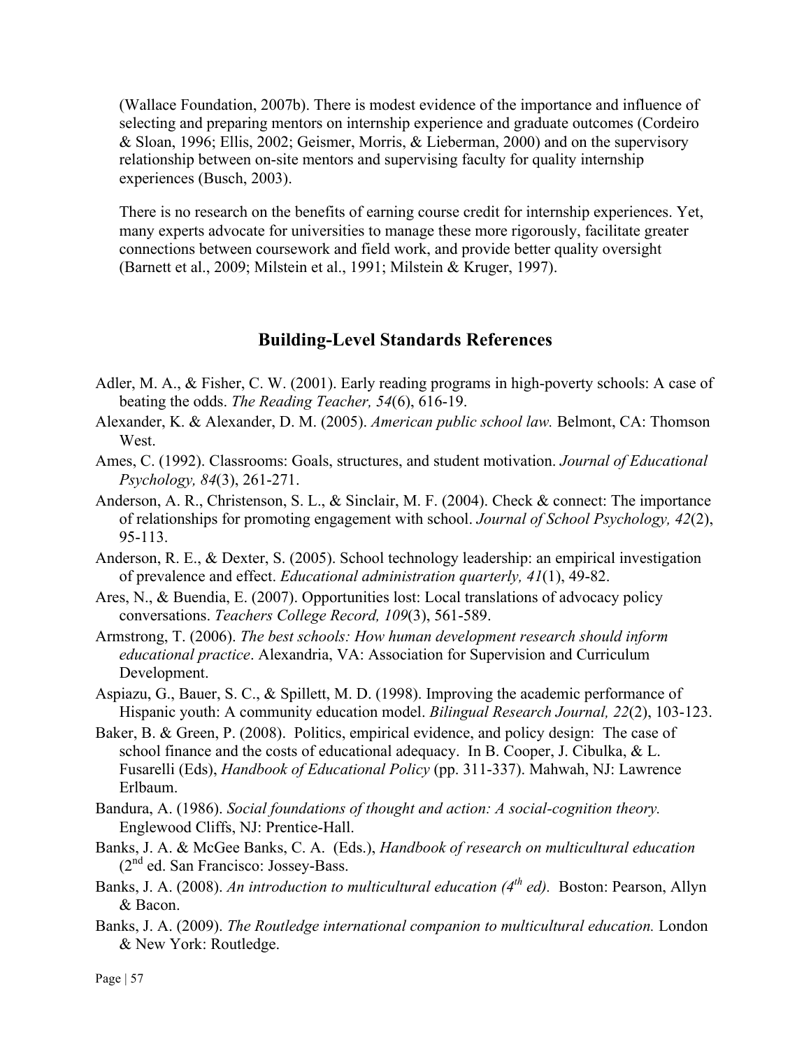(Wallace Foundation, 2007b). There is modest evidence of the importance and influence of selecting and preparing mentors on internship experience and graduate outcomes (Cordeiro & Sloan, 1996; Ellis, 2002; Geismer, Morris, & Lieberman, 2000) and on the supervisory relationship between on-site mentors and supervising faculty for quality internship experiences (Busch, 2003).

There is no research on the benefits of earning course credit for internship experiences. Yet, many experts advocate for universities to manage these more rigorously, facilitate greater connections between coursework and field work, and provide better quality oversight (Barnett et al., 2009; Milstein et al., 1991; Milstein & Kruger, 1997).

## Building-Level Standards References

Adler, M. A., & Fisher, C. W. (2001). Early reading programs in high-poverty schools: A case of beating the odds. *The Reading Teacher, 54*(6), 616-19.

Alexander, K. & Alexander, D. M. (2005). *American public school law.* Belmont, CA: Thomson West.

Ames, C. (1992). Classrooms: Goals, structures, and student motivation. *Journal of Educational Psychology, 84*(3), 261-271.

Anderson, A. R., Christenson, S. L., & Sinclair, M. F. (2004). Check & connect: The importance of relationships for promoting engagement with school. *Journal of School Psychology, 42*(2), 95-113.

Anderson, R. E., & Dexter, S. (2005). School technology leadership: an empirical investigation of prevalence and effect. *Educational administration quarterly, 41*(1), 49-82.

Ares, N., & Buendia, E. (2007). Opportunities lost: Local translations of advocacy policy conversations. *Teachers College Record, 109*(3), 561-589.

Armstrong, T. (2006). *The best schools: How human development research should inform educational practice*. Alexandria, VA: Association for Supervision and Curriculum Development.

Aspiazu, G., Bauer, S. C., & Spillett, M. D. (1998). Improving the academic performance of Hispanic youth: A community education model. *Bilingual Research Journal, 22*(2), 103-123.

Baker, B. & Green, P. (2008). Politics, empirical evidence, and policy design: The case of school finance and the costs of educational adequacy. In B. Cooper, J. Cibulka, & L. Fusarelli (Eds), *Handbook of Educational Policy* (pp. 311-337). Mahwah, NJ: Lawrence Erlbaum.

Bandura, A. (1986). *Social foundations of thought and action: A social-cognition theory.* Englewood Cliffs, NJ: Prentice-Hall.

Banks, J. A. & McGee Banks, C. A. (Eds.), *Handbook of research on multicultural education* (2nd ed. San Francisco: Jossey-Bass.

Banks, J. A. (2008). *An introduction to multicultural education (4th ed).* Boston: Pearson, Allyn & Bacon.

Banks, J. A. (2009). *The Routledge international companion to multicultural education.* London & New York: Routledge.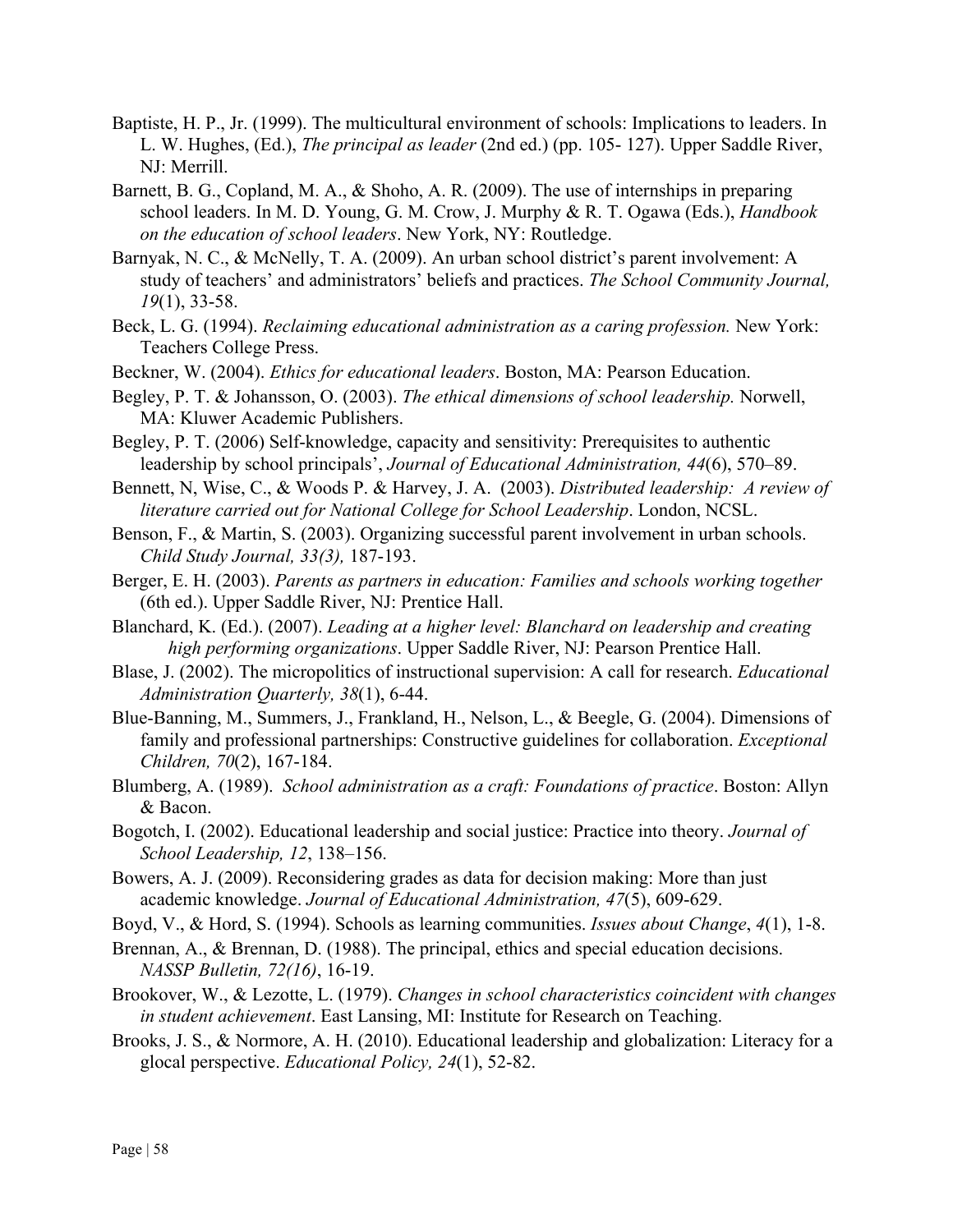Baptiste, H. P., Jr. (1999). The multicultural environment of schools: Implications to leaders. In L. W. Hughes, (Ed.), *The principal as leader* (2nd ed.) (pp. 105- 127). Upper Saddle River, NJ: Merrill.

Barnett, B. G., Copland, M. A., & Shoho, A. R. (2009). The use of internships in preparing school leaders. In M. D. Young, G. M. Crow, J. Murphy & R. T. Ogawa (Eds.), *Handbook on the education of school leaders*. New York, NY: Routledge.

Barnyak, N. C., & McNelly, T. A. (2009). An urban school district's parent involvement: A study of teachers' and administrators' beliefs and practices. *The School Community Journal, 19*(1), 33-58.

Beck, L. G. (1994). *Reclaiming educational administration as a caring profession.* New York: Teachers College Press.

Beckner, W. (2004). *Ethics for educational leaders*. Boston, MA: Pearson Education.

Begley, P. T. & Johansson, O. (2003). *The ethical dimensions of school leadership.* Norwell, MA: Kluwer Academic Publishers.

Begley, P. T. (2006) Self-knowledge, capacity and sensitivity: Prerequisites to authentic leadership by school principals', *Journal of Educational Administration, 44*(6), 570–89.

Bennett, N, Wise, C., & Woods P. & Harvey, J. A. (2003). *Distributed leadership: A review of literature carried out for National College for School Leadership*. London, NCSL.

Benson, F., & Martin, S. (2003). Organizing successful parent involvement in urban schools. *Child Study Journal, 33(3),* 187-193.

Berger, E. H. (2003). *Parents as partners in education: Families and schools working together* (6th ed.). Upper Saddle River, NJ: Prentice Hall.

Blanchard, K. (Ed.). (2007). *Leading at a higher level: Blanchard on leadership and creating high performing organizations*. Upper Saddle River, NJ: Pearson Prentice Hall.

Blase, J. (2002). The micropolitics of instructional supervision: A call for research. *Educational Administration Quarterly, 38*(1), 6-44.

Blue-Banning, M., Summers, J., Frankland, H., Nelson, L., & Beegle, G. (2004). Dimensions of family and professional partnerships: Constructive guidelines for collaboration. *Exceptional Children, 70*(2), 167-184.

Blumberg, A. (1989). *School administration as a craft: Foundations of practice*. Boston: Allyn & Bacon.

Bogotch, I. (2002). Educational leadership and social justice: Practice into theory. *Journal of School Leadership, 12*, 138–156.

Bowers, A. J. (2009). Reconsidering grades as data for decision making: More than just academic knowledge. *Journal of Educational Administration, 47*(5), 609-629.

Boyd, V., & Hord, S. (1994). Schools as learning communities. *Issues about Change*, *4*(1), 1-8.

Brennan, A., & Brennan, D. (1988). The principal, ethics and special education decisions. *NASSP Bulletin, 72(16)*, 16-19.

Brookover, W., & Lezotte, L. (1979). *Changes in school characteristics coincident with changes in student achievement*. East Lansing, MI: Institute for Research on Teaching.

Brooks, J. S., & Normore, A. H. (2010). Educational leadership and globalization: Literacy for a glocal perspective. *Educational Policy, 24*(1), 52-82.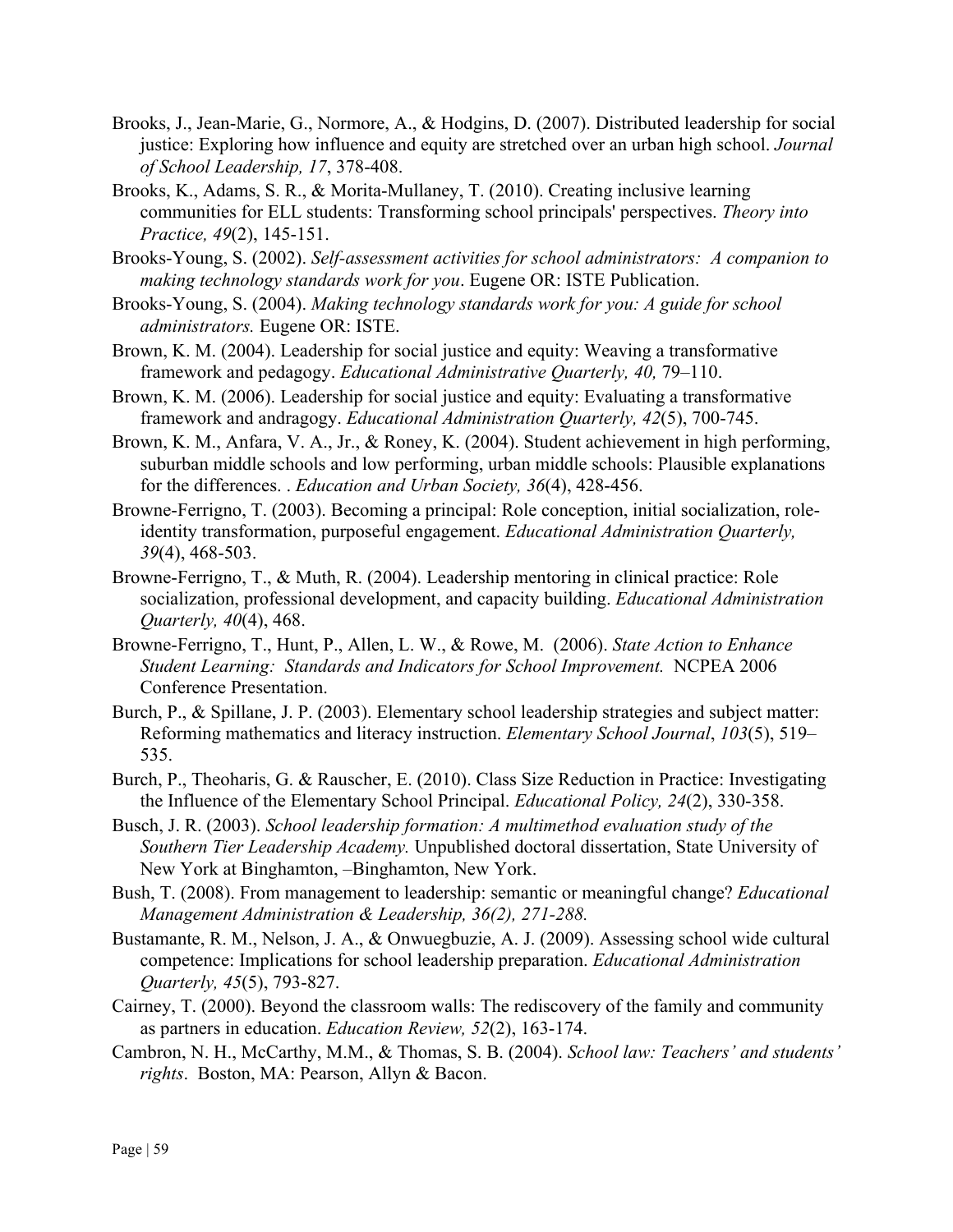Brooks, J., Jean-Marie, G., Normore, A., & Hodgins, D. (2007). Distributed leadership for social justice: Exploring how influence and equity are stretched over an urban high school. *Journal of School Leadership, 17*, 378-408.

Brooks, K., Adams, S. R., & Morita-Mullaney, T. (2010). Creating inclusive learning communities for ELL students: Transforming school principals' perspectives. *Theory into Practice, 49*(2), 145-151.

Brooks-Young, S. (2002). *Self-assessment activities for school administrators: A companion to making technology standards work for you*. Eugene OR: ISTE Publication.

Brooks-Young, S. (2004). *Making technology standards work for you: A guide for school administrators.* Eugene OR: ISTE.

Brown, K. M. (2004). Leadership for social justice and equity: Weaving a transformative framework and pedagogy. *Educational Administrative Quarterly, 40,* 79–110.

Brown, K. M. (2006). Leadership for social justice and equity: Evaluating a transformative framework and andragogy. *Educational Administration Quarterly, 42*(5), 700-745.

Brown, K. M., Anfara, V. A., Jr., & Roney, K. (2004). Student achievement in high performing, suburban middle schools and low performing, urban middle schools: Plausible explanations for the differences. . *Education and Urban Society, 36*(4), 428-456.

Browne-Ferrigno, T. (2003). Becoming a principal: Role conception, initial socialization, role-identity transformation, purposeful engagement. *Educational Administration Quarterly, 39*(4), 468-503.

Browne-Ferrigno, T., & Muth, R. (2004). Leadership mentoring in clinical practice: Role socialization, professional development, and capacity building. *Educational Administration Quarterly, 40*(4), 468.

Browne-Ferrigno, T., Hunt, P., Allen, L. W., & Rowe, M. (2006). *State Action to Enhance Student Learning: Standards and Indicators for School Improvement.* NCPEA 2006 Conference Presentation.

Burch, P., & Spillane, J. P. (2003). Elementary school leadership strategies and subject matter: Reforming mathematics and literacy instruction. *Elementary School Journal*, *103*(5), 519–535.

Burch, P., Theoharis, G. & Rauscher, E. (2010). Class Size Reduction in Practice: Investigating the Influence of the Elementary School Principal. *Educational Policy, 24*(2), 330-358.

Busch, J. R. (2003). *School leadership formation: A multimethod evaluation study of the Southern Tier Leadership Academy.* Unpublished doctoral dissertation, State University of New York at Binghamton, –Binghamton, New York.

Bush, T. (2008). From management to leadership: semantic or meaningful change? *Educational Management Administration & Leadership, 36(2), 271-288.*

Bustamante, R. M., Nelson, J. A., & Onwuegbuzie, A. J. (2009). Assessing school wide cultural competence: Implications for school leadership preparation. *Educational Administration Quarterly, 45*(5), 793-827.

Cairney, T. (2000). Beyond the classroom walls: The rediscovery of the family and community as partners in education. *Education Review, 52*(2), 163-174.

Cambron, N. H., McCarthy, M.M., & Thomas, S. B. (2004). *School law: Teachers' and students' rights*. Boston, MA: Pearson, Allyn & Bacon.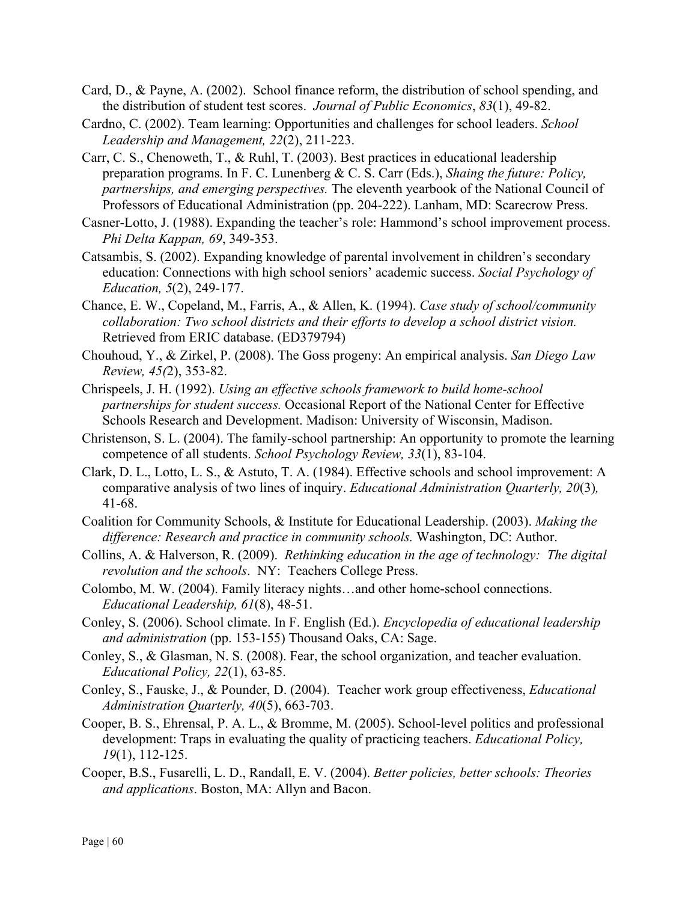Card, D., & Payne, A. (2002). School finance reform, the distribution of school spending, and the distribution of student test scores. *Journal of Public Economics*, *83*(1), 49-82.

Cardno, C. (2002). Team learning: Opportunities and challenges for school leaders. *School Leadership and Management, 22*(2), 211-223.

Carr, C. S., Chenoweth, T., & Ruhl, T. (2003). Best practices in educational leadership preparation programs. In F. C. Lunenberg & C. S. Carr (Eds.), *Shaing the future: Policy, partnerships, and emerging perspectives.* The eleventh yearbook of the National Council of Professors of Educational Administration (pp. 204-222). Lanham, MD: Scarecrow Press.

Casner-Lotto, J. (1988). Expanding the teacher's role: Hammond's school improvement process. *Phi Delta Kappan, 69*, 349-353.

Catsambis, S. (2002). Expanding knowledge of parental involvement in children's secondary education: Connections with high school seniors' academic success. *Social Psychology of Education, 5*(2), 249-177.

Chance, E. W., Copeland, M., Farris, A., & Allen, K. (1994). *Case study of school/community collaboration: Two school districts and their efforts to develop a school district vision.* Retrieved from ERIC database. (ED379794)

Chouhoud, Y., & Zirkel, P. (2008). The Goss progeny: An empirical analysis. *San Diego Law Review, 45(*2), 353-82.

Chrispeels, J. H. (1992). *Using an effective schools framework to build home-school partnerships for student success.* Occasional Report of the National Center for Effective Schools Research and Development. Madison: University of Wisconsin, Madison.

Christenson, S. L. (2004). The family-school partnership: An opportunity to promote the learning competence of all students. *School Psychology Review, 33*(1), 83-104.

Clark, D. L., Lotto, L. S., & Astuto, T. A. (1984). Effective schools and school improvement: A comparative analysis of two lines of inquiry. *Educational Administration Quarterly, 20*(3)*,* 41-68.

Coalition for Community Schools, & Institute for Educational Leadership. (2003). *Making the difference: Research and practice in community schools.* Washington, DC: Author.

Collins, A. & Halverson, R. (2009). *Rethinking education in the age of technology: The digital revolution and the schools*. NY: Teachers College Press.

Colombo, M. W. (2004). Family literacy nights…and other home-school connections. *Educational Leadership, 61*(8), 48-51.

Conley, S. (2006). School climate. In F. English (Ed.). *Encyclopedia of educational leadership and administration* (pp. 153-155) Thousand Oaks, CA: Sage.

Conley, S., & Glasman, N. S. (2008). Fear, the school organization, and teacher evaluation. *Educational Policy, 22*(1), 63-85.

Conley, S., Fauske, J., & Pounder, D. (2004). Teacher work group effectiveness, *Educational Administration Quarterly, 40*(5), 663-703.

Cooper, B. S., Ehrensal, P. A. L., & Bromme, M. (2005). School-level politics and professional development: Traps in evaluating the quality of practicing teachers. *Educational Policy, 19*(1), 112-125.

Cooper, B.S., Fusarelli, L. D., Randall, E. V. (2004). *Better policies, better schools: Theories and applications*. Boston, MA: Allyn and Bacon.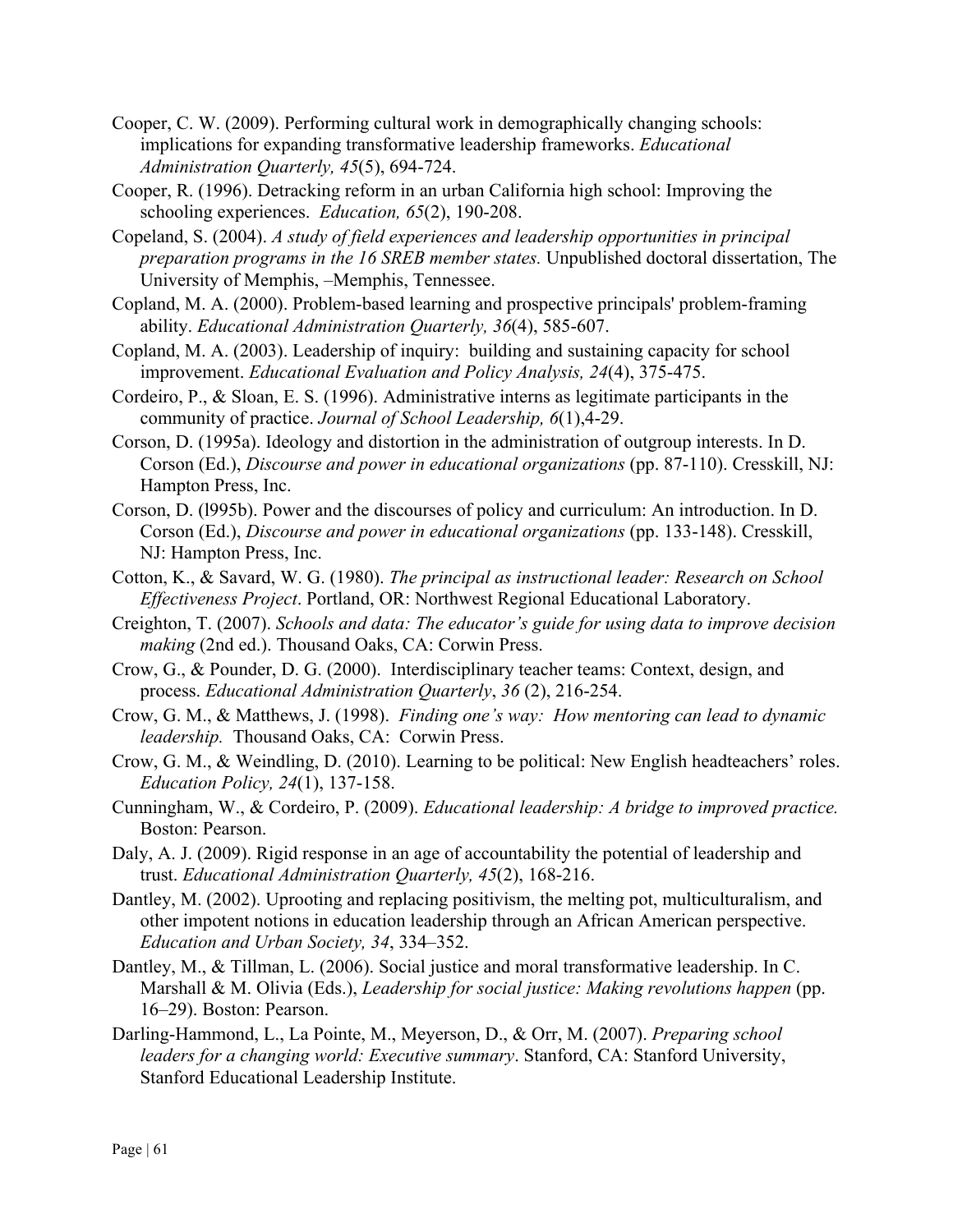Cooper, C. W. (2009). Performing cultural work in demographically changing schools: implications for expanding transformative leadership frameworks. *Educational Administration Quarterly, 45*(5), 694-724.

Cooper, R. (1996). Detracking reform in an urban California high school: Improving the schooling experiences. *Education, 65*(2), 190-208.

Copeland, S. (2004). *A study of field experiences and leadership opportunities in principal preparation programs in the 16 SREB member states.* Unpublished doctoral dissertation, The University of Memphis, –Memphis, Tennessee.

Copland, M. A. (2000). Problem-based learning and prospective principals' problem-framing ability. *Educational Administration Quarterly, 36*(4), 585-607.

Copland, M. A. (2003). Leadership of inquiry: building and sustaining capacity for school improvement. *Educational Evaluation and Policy Analysis, 24*(4), 375-475.

Cordeiro, P., & Sloan, E. S. (1996). Administrative interns as legitimate participants in the community of practice. *Journal of School Leadership, 6*(1),4-29.

Corson, D. (1995a). Ideology and distortion in the administration of outgroup interests. In D. Corson (Ed.), *Discourse and power in educational organizations* (pp. 87-110). Cresskill, NJ: Hampton Press, Inc.

Corson, D. (l995b). Power and the discourses of policy and curriculum: An introduction. In D. Corson (Ed.), *Discourse and power in educational organizations* (pp. 133-148). Cresskill, NJ: Hampton Press, Inc.

Cotton, K., & Savard, W. G. (1980). *The principal as instructional leader: Research on School Effectiveness Project*. Portland, OR: Northwest Regional Educational Laboratory.

Creighton, T. (2007). *Schools and data: The educator's guide for using data to improve decision making* (2nd ed.). Thousand Oaks, CA: Corwin Press.

Crow, G., & Pounder, D. G. (2000). Interdisciplinary teacher teams: Context, design, and process. *Educational Administration Quarterly*, *36* (2), 216-254.

Crow, G. M., & Matthews, J. (1998). *Finding one's way: How mentoring can lead to dynamic leadership.* Thousand Oaks, CA: Corwin Press.

Crow, G. M., & Weindling, D. (2010). Learning to be political: New English headteachers' roles. *Education Policy, 24*(1), 137-158.

Cunningham, W., & Cordeiro, P. (2009). *Educational leadership: A bridge to improved practice.* Boston: Pearson.

Daly, A. J. (2009). Rigid response in an age of accountability the potential of leadership and trust. *Educational Administration Quarterly, 45*(2), 168-216.

Dantley, M. (2002). Uprooting and replacing positivism, the melting pot, multiculturalism, and other impotent notions in education leadership through an African American perspective. *Education and Urban Society, 34*, 334–352.

Dantley, M., & Tillman, L. (2006). Social justice and moral transformative leadership. In C. Marshall & M. Olivia (Eds.), *Leadership for social justice: Making revolutions happen* (pp. 16–29). Boston: Pearson.

Darling-Hammond, L., La Pointe, M., Meyerson, D., & Orr, M. (2007). *Preparing school leaders for a changing world: Executive summary*. Stanford, CA: Stanford University, Stanford Educational Leadership Institute.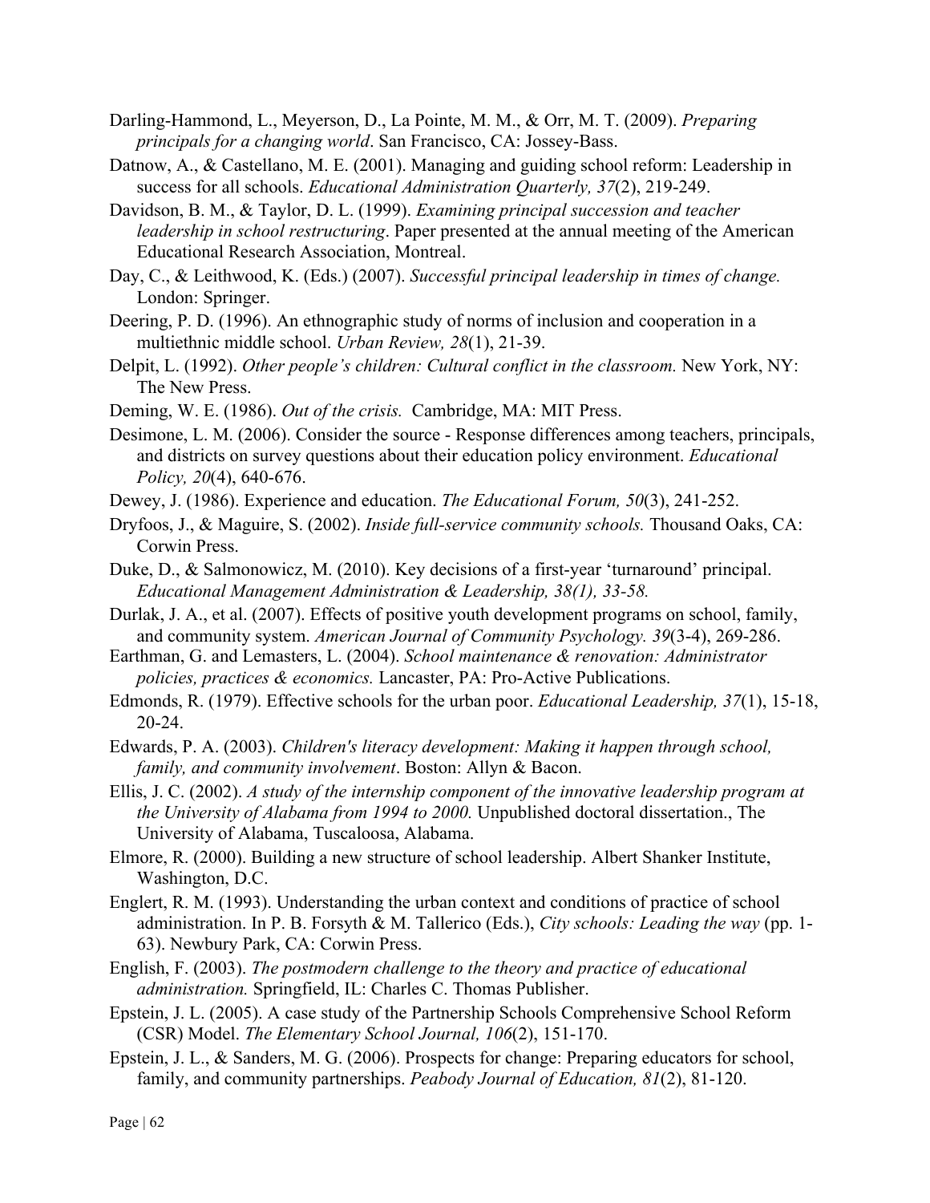Darling-Hammond, L., Meyerson, D., La Pointe, M. M., & Orr, M. T. (2009). *Preparing principals for a changing world*. San Francisco, CA: Jossey-Bass.

Datnow, A., & Castellano, M. E. (2001). Managing and guiding school reform: Leadership in success for all schools. *Educational Administration Quarterly, 37*(2), 219-249.

Davidson, B. M., & Taylor, D. L. (1999). *Examining principal succession and teacher leadership in school restructuring*. Paper presented at the annual meeting of the American Educational Research Association, Montreal.

Day, C., & Leithwood, K. (Eds.) (2007). *Successful principal leadership in times of change.* London: Springer.

Deering, P. D. (1996). An ethnographic study of norms of inclusion and cooperation in a multiethnic middle school. *Urban Review, 28*(1), 21-39.

Delpit, L. (1992). *Other people's children: Cultural conflict in the classroom.* New York, NY: The New Press.

Deming, W. E. (1986). *Out of the crisis.* Cambridge, MA: MIT Press.

Desimone, L. M. (2006). Consider the source - Response differences among teachers, principals, and districts on survey questions about their education policy environment. *Educational Policy, 20*(4), 640-676.

Dewey, J. (1986). Experience and education. *The Educational Forum, 50*(3), 241-252.

Dryfoos, J., & Maguire, S. (2002). *Inside full-service community schools.* Thousand Oaks, CA: Corwin Press.

Duke, D., & Salmonowicz, M. (2010). Key decisions of a first-year 'turnaround' principal. *Educational Management Administration & Leadership, 38(1), 33-58.*

Durlak, J. A., et al. (2007). Effects of positive youth development programs on school, family, and community system. *American Journal of Community Psychology. 39*(3-4), 269-286.

Earthman, G. and Lemasters, L. (2004). *School maintenance & renovation: Administrator policies, practices & economics.* Lancaster, PA: Pro-Active Publications.

Edmonds, R. (1979). Effective schools for the urban poor. *Educational Leadership, 37*(1), 15-18, 20-24.

Edwards, P. A. (2003). *Children's literacy development: Making it happen through school, family, and community involvement*. Boston: Allyn & Bacon.

Ellis, J. C. (2002). *A study of the internship component of the innovative leadership program at the University of Alabama from 1994 to 2000.* Unpublished doctoral dissertation., The University of Alabama, Tuscaloosa, Alabama.

Elmore, R. (2000). Building a new structure of school leadership. Albert Shanker Institute, Washington, D.C.

Englert, R. M. (1993). Understanding the urban context and conditions of practice of school administration. In P. B. Forsyth & M. Tallerico (Eds.), *City schools: Leading the way* (pp. 1-63). Newbury Park, CA: Corwin Press.

English, F. (2003). *The postmodern challenge to the theory and practice of educational administration.* Springfield, IL: Charles C. Thomas Publisher.

Epstein, J. L. (2005). A case study of the Partnership Schools Comprehensive School Reform (CSR) Model. *The Elementary School Journal, 106*(2), 151-170.

Epstein, J. L., & Sanders, M. G. (2006). Prospects for change: Preparing educators for school, family, and community partnerships. *Peabody Journal of Education, 81*(2), 81-120.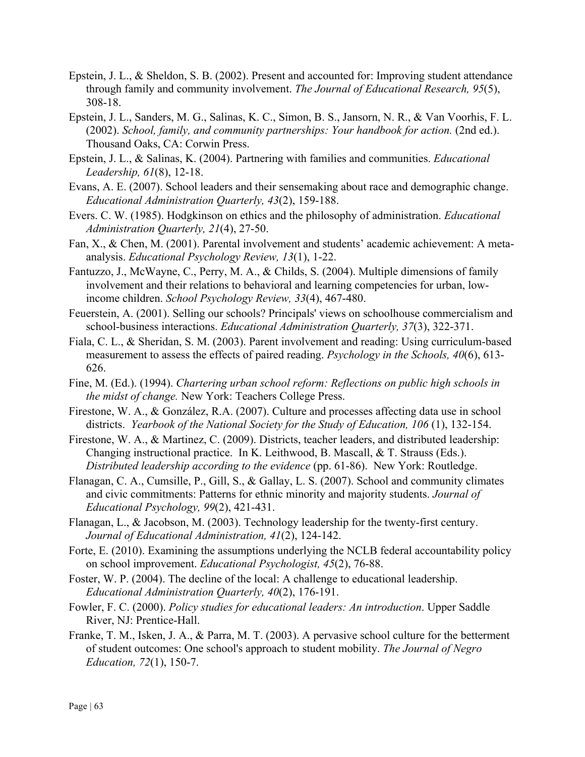Epstein, J. L., & Sheldon, S. B. (2002). Present and accounted for: Improving student attendance through family and community involvement. *The Journal of Educational Research, 95*(5), 308-18.

Epstein, J. L., Sanders, M. G., Salinas, K. C., Simon, B. S., Jansorn, N. R., & Van Voorhis, F. L. (2002). *School, family, and community partnerships: Your handbook for action.* (2nd ed.). Thousand Oaks, CA: Corwin Press.

Epstein, J. L., & Salinas, K. (2004). Partnering with families and communities. *Educational Leadership, 61*(8), 12-18.

Evans, A. E. (2007). School leaders and their sensemaking about race and demographic change. *Educational Administration Quarterly, 43*(2), 159-188.

Evers. C. W. (1985). Hodgkinson on ethics and the philosophy of administration. *Educational Administration Quarterly, 21*(4), 27-50.

Fan, X., & Chen, M. (2001). Parental involvement and students' academic achievement: A meta-analysis. *Educational Psychology Review, 13*(1), 1-22.

Fantuzzo, J., McWayne, C., Perry, M. A., & Childs, S. (2004). Multiple dimensions of family involvement and their relations to behavioral and learning competencies for urban, low-income children. *School Psychology Review, 33*(4), 467-480.

Feuerstein, A. (2001). Selling our schools? Principals' views on schoolhouse commercialism and school-business interactions. *Educational Administration Quarterly, 37*(3), 322-371.

Fiala, C. L., & Sheridan, S. M. (2003). Parent involvement and reading: Using curriculum-based measurement to assess the effects of paired reading. *Psychology in the Schools, 40*(6), 613-626.

Fine, M. (Ed.). (1994). *Chartering urban school reform: Reflections on public high schools in the midst of change.* New York: Teachers College Press.

Firestone, W. A., & González, R.A. (2007). Culture and processes affecting data use in school districts. *Yearbook of the National Society for the Study of Education, 106* (1), 132-154.

Firestone, W. A., & Martinez, C. (2009). Districts, teacher leaders, and distributed leadership: Changing instructional practice. In K. Leithwood, B. Mascall, & T. Strauss (Eds.). *Distributed leadership according to the evidence* (pp. 61-86). New York: Routledge.

Flanagan, C. A., Cumsille, P., Gill, S., & Gallay, L. S. (2007). School and community climates and civic commitments: Patterns for ethnic minority and majority students. *Journal of Educational Psychology, 99*(2), 421-431.

Flanagan, L., & Jacobson, M. (2003). Technology leadership for the twenty-first century. *Journal of Educational Administration, 41*(2), 124-142.

Forte, E. (2010). Examining the assumptions underlying the NCLB federal accountability policy on school improvement. *Educational Psychologist, 45*(2), 76-88.

Foster, W. P. (2004). The decline of the local: A challenge to educational leadership. *Educational Administration Quarterly, 40*(2), 176-191.

Fowler, F. C. (2000). *Policy studies for educational leaders: An introduction*. Upper Saddle River, NJ: Prentice-Hall.

Franke, T. M., Isken, J. A., & Parra, M. T. (2003). A pervasive school culture for the betterment of student outcomes: One school's approach to student mobility. *The Journal of Negro Education, 72*(1), 150-7.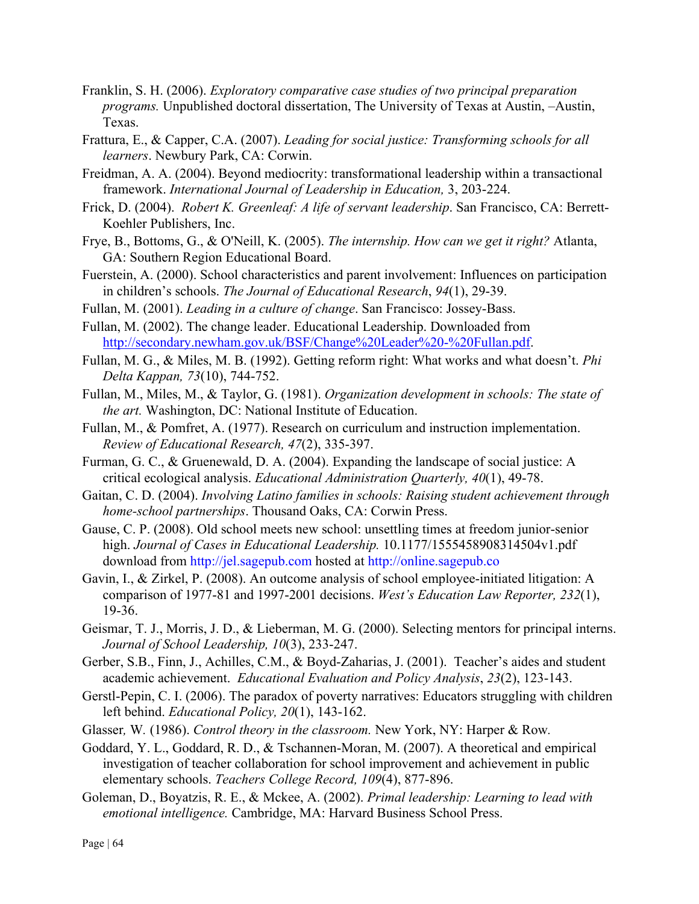Franklin, S. H. (2006). *Exploratory comparative case studies of two principal preparation programs.* Unpublished doctoral dissertation, The University of Texas at Austin, –Austin, Texas.

Frattura, E., & Capper, C.A. (2007). *Leading for social justice: Transforming schools for all learners*. Newbury Park, CA: Corwin.

Freidman, A. A. (2004). Beyond mediocrity: transformational leadership within a transactional framework. *International Journal of Leadership in Education,* 3, 203-224.

Frick, D. (2004). *Robert K. Greenleaf: A life of servant leadership*. San Francisco, CA: Berrett-Koehler Publishers, Inc.

Frye, B., Bottoms, G., & O'Neill, K. (2005). *The internship. How can we get it right?* Atlanta, GA: Southern Region Educational Board.

Fuerstein, A. (2000). School characteristics and parent involvement: Influences on participation in children's schools. *The Journal of Educational Research*, *94*(1), 29-39.

Fullan, M. (2001). *Leading in a culture of change*. San Francisco: Jossey-Bass.

Fullan, M. (2002). The change leader. Educational Leadership. Downloaded from http://secondary.newham.gov.uk/BSF/Change%20Leader%20-%20Fullan.pdf.

Fullan, M. G., & Miles, M. B. (1992). Getting reform right: What works and what doesn't. *Phi Delta Kappan, 73*(10), 744-752.

Fullan, M., Miles, M., & Taylor, G. (1981). *Organization development in schools: The state of the art.* Washington, DC: National Institute of Education.

Fullan, M., & Pomfret, A. (1977). Research on curriculum and instruction implementation. *Review of Educational Research, 47*(2), 335-397.

Furman, G. C., & Gruenewald, D. A. (2004). Expanding the landscape of social justice: A critical ecological analysis. *Educational Administration Quarterly, 40*(1), 49-78.

Gaitan, C. D. (2004). *Involving Latino families in schools: Raising student achievement through home-school partnerships*. Thousand Oaks, CA: Corwin Press.

Gause, C. P. (2008). Old school meets new school: unsettling times at freedom junior-senior high. *Journal of Cases in Educational Leadership.* 10.1177/1555458908314504v1.pdf download from http://jel.sagepub.com hosted at http://online.sagepub.co

Gavin, I., & Zirkel, P. (2008). An outcome analysis of school employee-initiated litigation: A comparison of 1977-81 and 1997-2001 decisions. *West's Education Law Reporter, 232*(1), 19-36.

Geismar, T. J., Morris, J. D., & Lieberman, M. G. (2000). Selecting mentors for principal interns. *Journal of School Leadership, 10*(3), 233-247.

Gerber, S.B., Finn, J., Achilles, C.M., & Boyd-Zaharias, J. (2001). Teacher's aides and student academic achievement. *Educational Evaluation and Policy Analysis*, *23*(2), 123-143.

Gerstl-Pepin, C. I. (2006). The paradox of poverty narratives: Educators struggling with children left behind. *Educational Policy, 20*(1), 143-162.

Glasser*,* W. (1986). *Control theory in the classroom.* New York, NY: Harper & Row*.*

Goddard, Y. L., Goddard, R. D., & Tschannen-Moran, M. (2007). A theoretical and empirical investigation of teacher collaboration for school improvement and achievement in public elementary schools. *Teachers College Record, 109*(4), 877-896.

Goleman, D., Boyatzis, R. E., & Mckee, A. (2002). *Primal leadership: Learning to lead with emotional intelligence.* Cambridge, MA: Harvard Business School Press.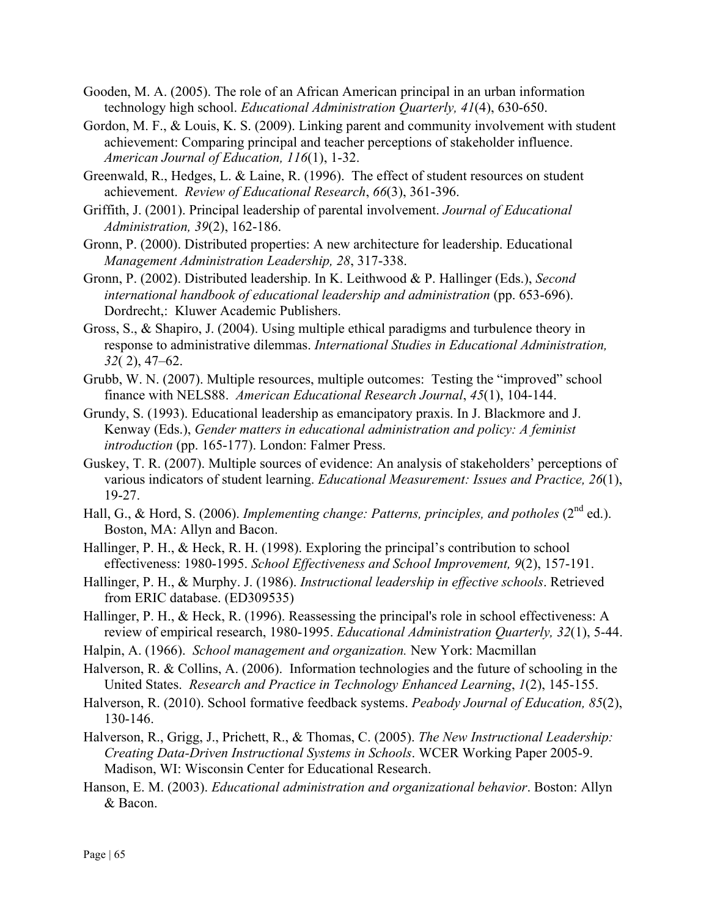Gooden, M. A. (2005). The role of an African American principal in an urban information technology high school. *Educational Administration Quarterly, 41*(4), 630-650.

Gordon, M. F., & Louis, K. S. (2009). Linking parent and community involvement with student achievement: Comparing principal and teacher perceptions of stakeholder influence. *American Journal of Education, 116*(1), 1-32.

Greenwald, R., Hedges, L. & Laine, R. (1996). The effect of student resources on student achievement. *Review of Educational Research*, *66*(3), 361-396.

Griffith, J. (2001). Principal leadership of parental involvement. *Journal of Educational Administration, 39*(2), 162-186.

Gronn, P. (2000). Distributed properties: A new architecture for leadership. Educational *Management Administration Leadership, 28*, 317-338.

Gronn, P. (2002). Distributed leadership. In K. Leithwood & P. Hallinger (Eds.), *Second international handbook of educational leadership and administration* (pp. 653-696). Dordrecht,: Kluwer Academic Publishers.

Gross, S., & Shapiro, J. (2004). Using multiple ethical paradigms and turbulence theory in response to administrative dilemmas. *International Studies in Educational Administration, 32*( 2), 47–62.

Grubb, W. N. (2007). Multiple resources, multiple outcomes: Testing the "improved" school finance with NELS88. *American Educational Research Journal*, *45*(1), 104-144.

Grundy, S. (1993). Educational leadership as emancipatory praxis. In J. Blackmore and J. Kenway (Eds.), *Gender matters in educational administration and policy: A feminist introduction* (pp. 165-177). London: Falmer Press.

Guskey, T. R. (2007). Multiple sources of evidence: An analysis of stakeholders' perceptions of various indicators of student learning. *Educational Measurement: Issues and Practice, 26*(1), 19-27.

Hall, G., & Hord, S. (2006). *Implementing change: Patterns, principles, and potholes* (2nd ed.). Boston, MA: Allyn and Bacon.

Hallinger, P. H., & Heck, R. H. (1998). Exploring the principal's contribution to school effectiveness: 1980-1995. *School Effectiveness and School Improvement, 9*(2), 157-191.

Hallinger, P. H., & Murphy. J. (1986). *Instructional leadership in effective schools*. Retrieved from ERIC database. (ED309535)

Hallinger, P. H., & Heck, R. (1996). Reassessing the principal's role in school effectiveness: A review of empirical research, 1980-1995. *Educational Administration Quarterly, 32*(1), 5-44.

Halpin, A. (1966). *School management and organization.* New York: Macmillan

Halverson, R. & Collins, A. (2006). Information technologies and the future of schooling in the United States. *Research and Practice in Technology Enhanced Learning*, *1*(2), 145-155.

Halverson, R. (2010). School formative feedback systems. *Peabody Journal of Education, 85*(2), 130-146.

Halverson, R., Grigg, J., Prichett, R., & Thomas, C. (2005). *The New Instructional Leadership: Creating Data-Driven Instructional Systems in Schools*. WCER Working Paper 2005-9. Madison, WI: Wisconsin Center for Educational Research.

Hanson, E. M. (2003). *Educational administration and organizational behavior*. Boston: Allyn & Bacon.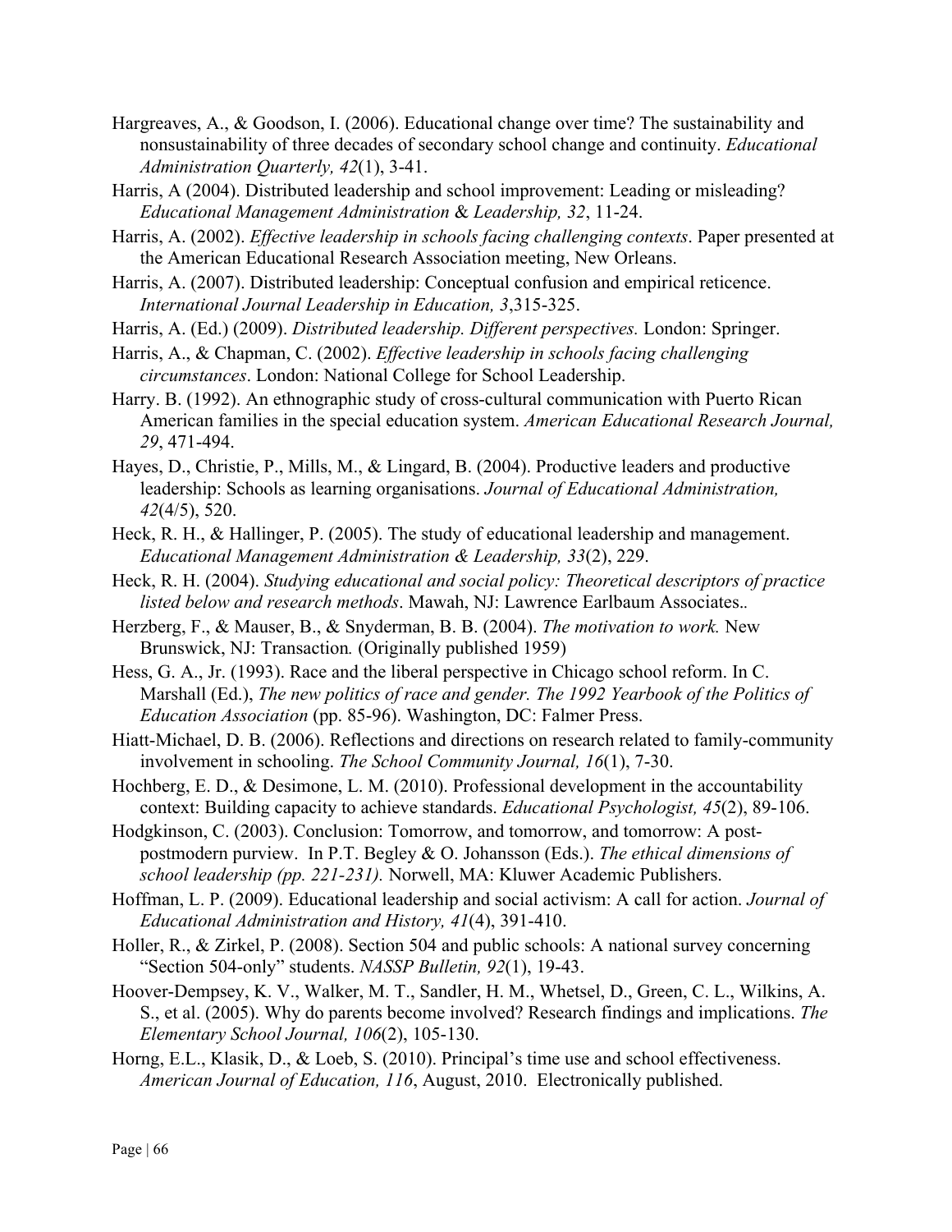Hargreaves, A., & Goodson, I. (2006). Educational change over time? The sustainability and nonsustainability of three decades of secondary school change and continuity. *Educational Administration Quarterly, 42*(1), 3-41.

Harris, A (2004). Distributed leadership and school improvement: Leading or misleading? *Educational Management Administration* & *Leadership, 32*, 11-24.

Harris, A. (2002). *Effective leadership in schools facing challenging contexts*. Paper presented at the American Educational Research Association meeting, New Orleans.

Harris, A. (2007). Distributed leadership: Conceptual confusion and empirical reticence. *International Journal Leadership in Education, 3*,315-325.

Harris, A. (Ed.) (2009). *Distributed leadership. Different perspectives.* London: Springer.

Harris, A., & Chapman, C. (2002). *Effective leadership in schools facing challenging circumstances*. London: National College for School Leadership.

Harry. B. (1992). An ethnographic study of cross-cultural communication with Puerto Rican American families in the special education system. *American Educational Research Journal, 29*, 471-494.

Hayes, D., Christie, P., Mills, M., & Lingard, B. (2004). Productive leaders and productive leadership: Schools as learning organisations. *Journal of Educational Administration, 42*(4/5), 520.

Heck, R. H., & Hallinger, P. (2005). The study of educational leadership and management. *Educational Management Administration & Leadership, 33*(2), 229.

Heck, R. H. (2004). *Studying educational and social policy: Theoretical descriptors of practice listed below and research methods*. Mawah, NJ: Lawrence Earlbaum Associates..

Herzberg, F., & Mauser, B., & Snyderman, B. B. (2004). *The motivation to work.* New Brunswick, NJ: Transaction*.* (Originally published 1959)

Hess, G. A., Jr. (1993). Race and the liberal perspective in Chicago school reform. In C. Marshall (Ed.), *The new politics of race and gender. The 1992 Yearbook of the Politics of Education Association* (pp. 85-96). Washington, DC: Falmer Press.

Hiatt-Michael, D. B. (2006). Reflections and directions on research related to family-community involvement in schooling. *The School Community Journal, 16*(1), 7-30.

Hochberg, E. D., & Desimone, L. M. (2010). Professional development in the accountability context: Building capacity to achieve standards. *Educational Psychologist, 45*(2), 89-106.

Hodgkinson, C. (2003). Conclusion: Tomorrow, and tomorrow, and tomorrow: A post-postmodern purview. In P.T. Begley & O. Johansson (Eds.). *The ethical dimensions of school leadership (pp. 221-231).* Norwell, MA: Kluwer Academic Publishers.

Hoffman, L. P. (2009). Educational leadership and social activism: A call for action. *Journal of Educational Administration and History, 41*(4), 391-410.

Holler, R., & Zirkel, P. (2008). Section 504 and public schools: A national survey concerning "Section 504-only" students. *NASSP Bulletin, 92*(1), 19-43.

Hoover-Dempsey, K. V., Walker, M. T., Sandler, H. M., Whetsel, D., Green, C. L., Wilkins, A. S., et al. (2005). Why do parents become involved? Research findings and implications. *The Elementary School Journal, 106*(2), 105-130.

Horng, E.L., Klasik, D., & Loeb, S. (2010). Principal's time use and school effectiveness. *American Journal of Education, 116*, August, 2010. Electronically published.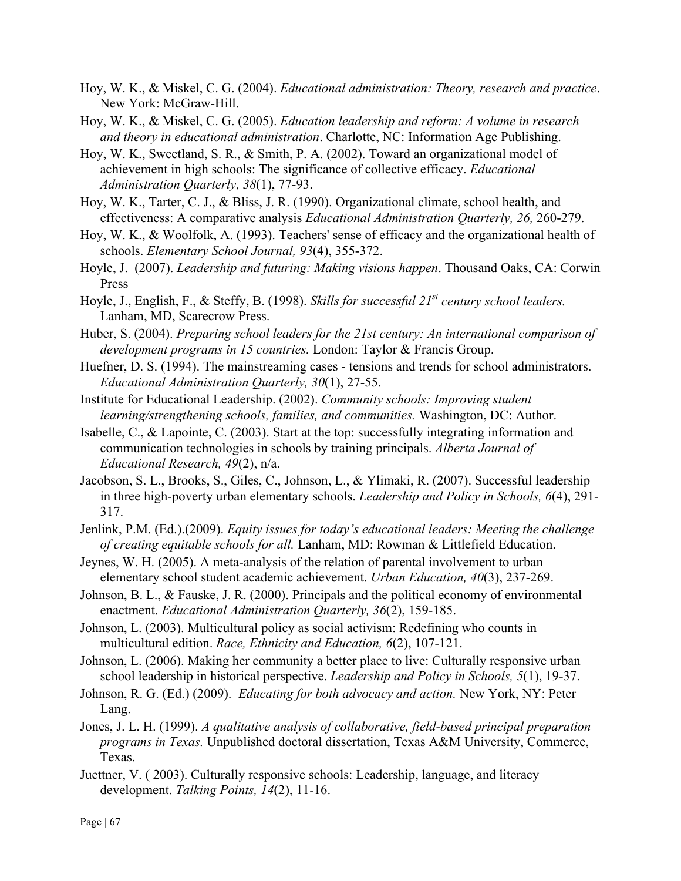Hoy, W. K., & Miskel, C. G. (2004). *Educational administration: Theory, research and practice*. New York: McGraw-Hill.

Hoy, W. K., & Miskel, C. G. (2005). *Education leadership and reform: A volume in research and theory in educational administration*. Charlotte, NC: Information Age Publishing.

Hoy, W. K., Sweetland, S. R., & Smith, P. A. (2002). Toward an organizational model of achievement in high schools: The significance of collective efficacy. *Educational Administration Quarterly, 38*(1), 77-93.

Hoy, W. K., Tarter, C. J., & Bliss, J. R. (1990). Organizational climate, school health, and effectiveness: A comparative analysis *Educational Administration Quarterly, 26,* 260-279.

Hoy, W. K., & Woolfolk, A. (1993). Teachers' sense of efficacy and the organizational health of schools. *Elementary School Journal, 93*(4), 355-372.

Hoyle, J. (2007). *Leadership and futuring: Making visions happen*. Thousand Oaks, CA: Corwin Press

Hoyle, J., English, F., & Steffy, B. (1998). *Skills for successful 21st century school leaders.* Lanham, MD, Scarecrow Press.

Huber, S. (2004). *Preparing school leaders for the 21st century: An international comparison of development programs in 15 countries.* London: Taylor & Francis Group.

Huefner, D. S. (1994). The mainstreaming cases - tensions and trends for school administrators. *Educational Administration Quarterly, 30*(1), 27-55.

Institute for Educational Leadership. (2002). *Community schools: Improving student learning/strengthening schools, families, and communities.* Washington, DC: Author.

Isabelle, C., & Lapointe, C. (2003). Start at the top: successfully integrating information and communication technologies in schools by training principals. *Alberta Journal of Educational Research, 49*(2), n/a.

Jacobson, S. L., Brooks, S., Giles, C., Johnson, L., & Ylimaki, R. (2007). Successful leadership in three high-poverty urban elementary schools. *Leadership and Policy in Schools, 6*(4), 291-317.

Jenlink, P.M. (Ed.).(2009). *Equity issues for today's educational leaders: Meeting the challenge of creating equitable schools for all.* Lanham, MD: Rowman & Littlefield Education.

Jeynes, W. H. (2005). A meta-analysis of the relation of parental involvement to urban elementary school student academic achievement. *Urban Education, 40*(3), 237-269.

Johnson, B. L., & Fauske, J. R. (2000). Principals and the political economy of environmental enactment. *Educational Administration Quarterly, 36*(2), 159-185.

Johnson, L. (2003). Multicultural policy as social activism: Redefining who counts in multicultural edition. *Race, Ethnicity and Education, 6*(2), 107-121.

Johnson, L. (2006). Making her community a better place to live: Culturally responsive urban school leadership in historical perspective. *Leadership and Policy in Schools, 5*(1), 19-37.

Johnson, R. G. (Ed.) (2009). *Educating for both advocacy and action.* New York, NY: Peter Lang.

Jones, J. L. H. (1999). *A qualitative analysis of collaborative, field-based principal preparation programs in Texas.* Unpublished doctoral dissertation, Texas A&M University, Commerce, Texas.

Juettner, V. ( 2003). Culturally responsive schools: Leadership, language, and literacy development. *Talking Points, 14*(2), 11-16.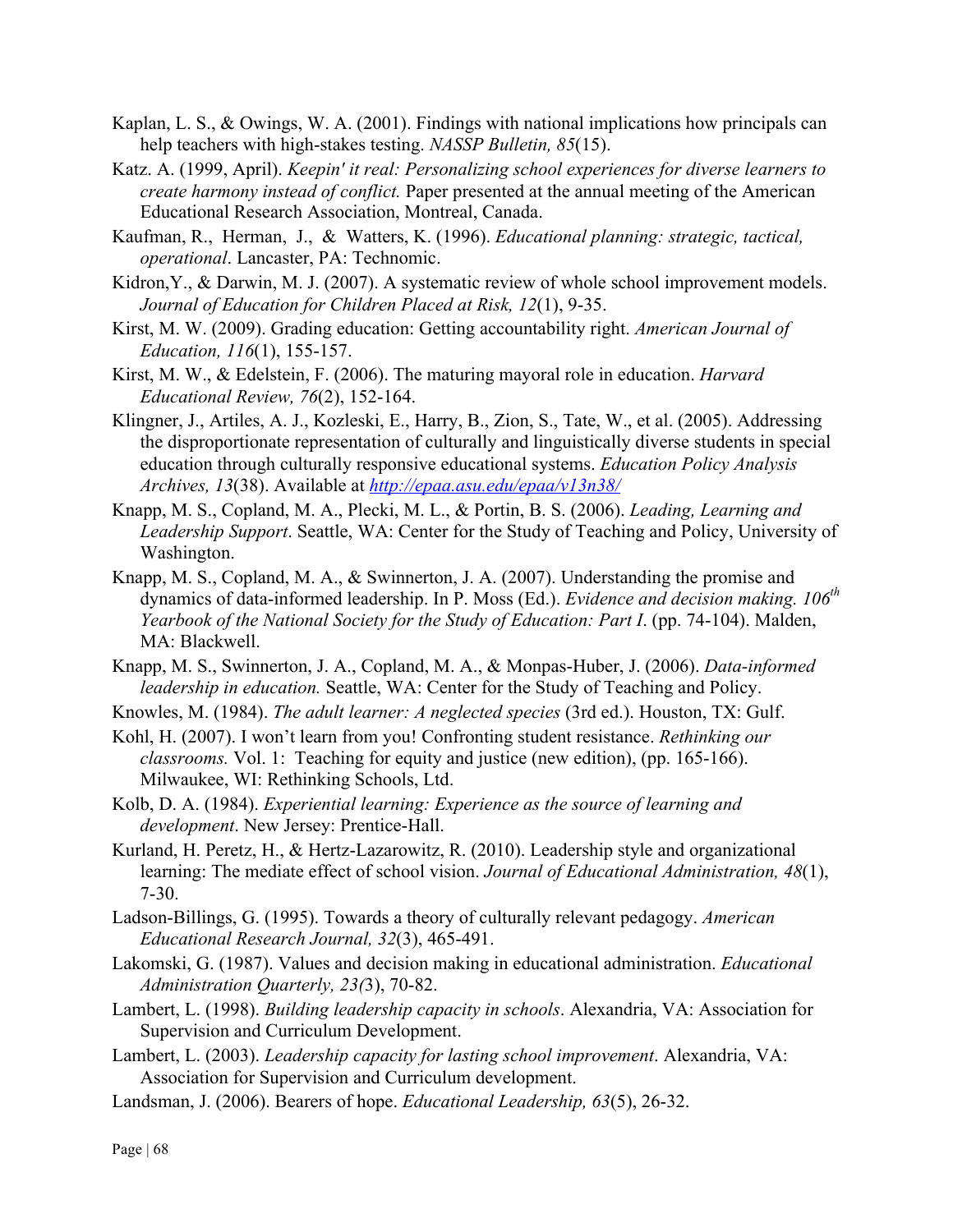Kaplan, L. S., & Owings, W. A. (2001). Findings with national implications how principals can help teachers with high-stakes testing. *NASSP Bulletin, 85*(15).

Katz. A. (1999, April). *Keepin' it real: Personalizing school experiences for diverse learners to create harmony instead of conflict.* Paper presented at the annual meeting of the American Educational Research Association, Montreal, Canada.

Kaufman, R., Herman, J., & Watters, K. (1996). *Educational planning: strategic, tactical, operational*. Lancaster, PA: Technomic.

Kidron,Y., & Darwin, M. J. (2007). A systematic review of whole school improvement models. *Journal of Education for Children Placed at Risk, 12*(1), 9-35.

Kirst, M. W. (2009). Grading education: Getting accountability right. *American Journal of Education, 116*(1), 155-157.

Kirst, M. W., & Edelstein, F. (2006). The maturing mayoral role in education. *Harvard Educational Review, 76*(2), 152-164.

Klingner, J., Artiles, A. J., Kozleski, E., Harry, B., Zion, S., Tate, W., et al. (2005). Addressing the disproportionate representation of culturally and linguistically diverse students in special education through culturally responsive educational systems. *Education Policy Analysis Archives, 13*(38). Available at *http://epaa.asu.edu/epaa/v13n38/*

Knapp, M. S., Copland, M. A., Plecki, M. L., & Portin, B. S. (2006). *Leading, Learning and Leadership Support*. Seattle, WA: Center for the Study of Teaching and Policy, University of Washington.

Knapp, M. S., Copland, M. A., & Swinnerton, J. A. (2007). Understanding the promise and dynamics of data-informed leadership. In P. Moss (Ed.). *Evidence and decision making. 106th Yearbook of the National Society for the Study of Education: Part I*. (pp. 74-104). Malden, MA: Blackwell.

Knapp, M. S., Swinnerton, J. A., Copland, M. A., & Monpas-Huber, J. (2006). *Data-informed leadership in education.* Seattle, WA: Center for the Study of Teaching and Policy.

Knowles, M. (1984). *The adult learner: A neglected species* (3rd ed.). Houston, TX: Gulf.

Kohl, H. (2007). I won't learn from you! Confronting student resistance. *Rethinking our classrooms.* Vol. 1: Teaching for equity and justice (new edition), (pp. 165-166). Milwaukee, WI: Rethinking Schools, Ltd.

Kolb, D. A. (1984). *Experiential learning: Experience as the source of learning and development*. New Jersey: Prentice-Hall.

Kurland, H. Peretz, H., & Hertz-Lazarowitz, R. (2010). Leadership style and organizational learning: The mediate effect of school vision. *Journal of Educational Administration, 48*(1), 7-30.

Ladson-Billings, G. (1995). Towards a theory of culturally relevant pedagogy. *American Educational Research Journal, 32*(3), 465-491.

Lakomski, G. (1987). Values and decision making in educational administration. *Educational Administration Quarterly, 23(*3), 70-82.

Lambert, L. (1998). *Building leadership capacity in schools*. Alexandria, VA: Association for Supervision and Curriculum Development.

Lambert, L. (2003). *Leadership capacity for lasting school improvement*. Alexandria, VA: Association for Supervision and Curriculum development.

Landsman, J. (2006). Bearers of hope. *Educational Leadership, 63*(5), 26-32.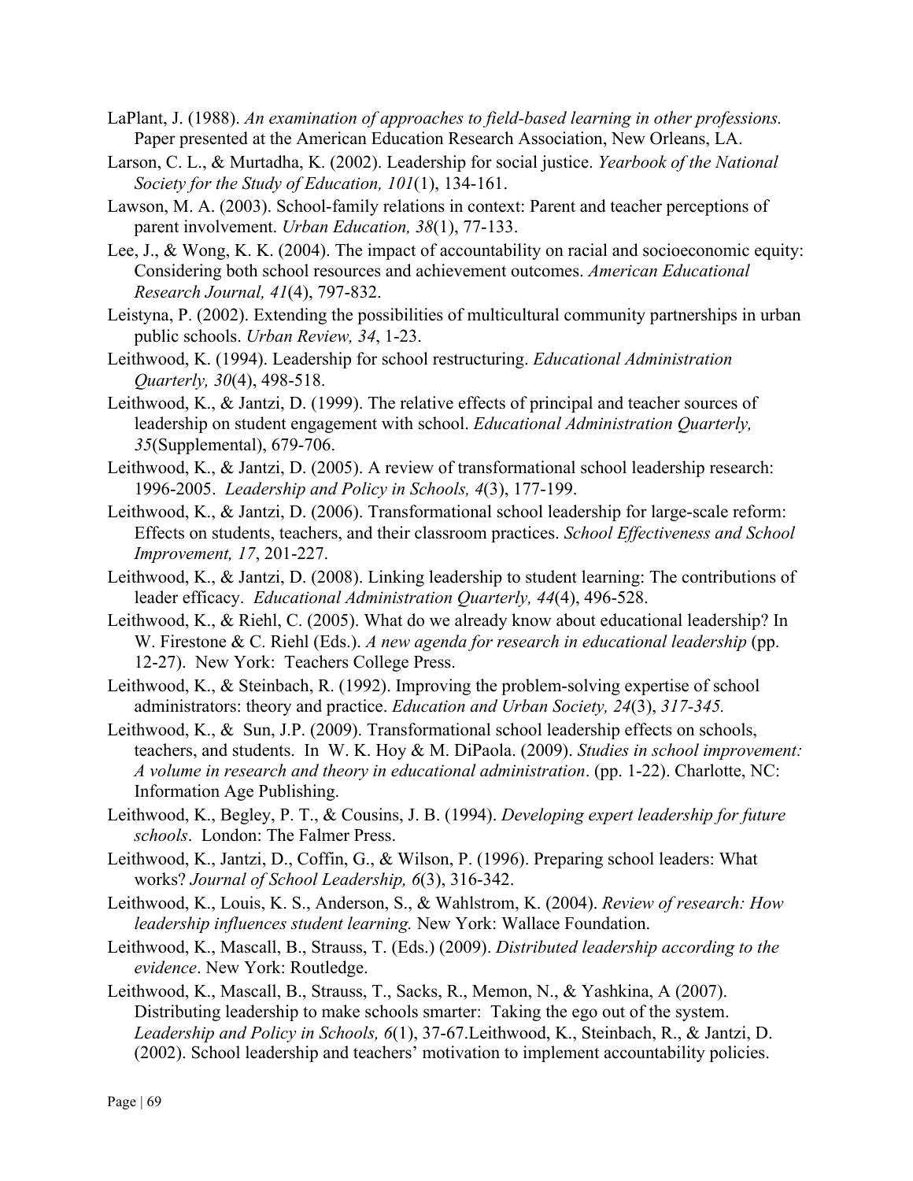LaPlant, J. (1988). *An examination of approaches to field-based learning in other professions.* Paper presented at the American Education Research Association, New Orleans, LA.

Larson, C. L., & Murtadha, K. (2002). Leadership for social justice. *Yearbook of the National Society for the Study of Education, 101*(1), 134-161.

Lawson, M. A. (2003). School-family relations in context: Parent and teacher perceptions of parent involvement. *Urban Education, 38*(1), 77-133.

Lee, J., & Wong, K. K. (2004). The impact of accountability on racial and socioeconomic equity: Considering both school resources and achievement outcomes. *American Educational Research Journal, 41*(4), 797-832.

Leistyna, P. (2002). Extending the possibilities of multicultural community partnerships in urban public schools. *Urban Review, 34*, 1-23.

Leithwood, K. (1994). Leadership for school restructuring. *Educational Administration Quarterly, 30*(4), 498-518.

Leithwood, K., & Jantzi, D. (1999). The relative effects of principal and teacher sources of leadership on student engagement with school. *Educational Administration Quarterly, 35*(Supplemental), 679-706.

Leithwood, K., & Jantzi, D. (2005). A review of transformational school leadership research: 1996-2005. *Leadership and Policy in Schools, 4*(3), 177-199.

Leithwood, K., & Jantzi, D. (2006). Transformational school leadership for large-scale reform: Effects on students, teachers, and their classroom practices. *School Effectiveness and School Improvement, 17*, 201-227.

Leithwood, K., & Jantzi, D. (2008). Linking leadership to student learning: The contributions of leader efficacy. *Educational Administration Quarterly, 44*(4), 496-528.

Leithwood, K., & Riehl, C. (2005). What do we already know about educational leadership? In W. Firestone & C. Riehl (Eds.). *A new agenda for research in educational leadership* (pp. 12-27). New York: Teachers College Press.

Leithwood, K., & Steinbach, R. (1992). Improving the problem-solving expertise of school administrators: theory and practice. *Education and Urban Society, 24*(3), *317-345.*

Leithwood, K., & Sun, J.P. (2009). Transformational school leadership effects on schools, teachers, and students. In W. K. Hoy & M. DiPaola. (2009). *Studies in school improvement: A volume in research and theory in educational administration*. (pp. 1-22). Charlotte, NC: Information Age Publishing.

Leithwood, K., Begley, P. T., & Cousins, J. B. (1994). *Developing expert leadership for future schools*. London: The Falmer Press.

Leithwood, K., Jantzi, D., Coffin, G., & Wilson, P. (1996). Preparing school leaders: What works? *Journal of School Leadership, 6*(3), 316-342.

Leithwood, K., Louis, K. S., Anderson, S., & Wahlstrom, K. (2004). *Review of research: How leadership influences student learning.* New York: Wallace Foundation.

Leithwood, K., Mascall, B., Strauss, T. (Eds.) (2009). *Distributed leadership according to the evidence*. New York: Routledge.

Leithwood, K., Mascall, B., Strauss, T., Sacks, R., Memon, N., & Yashkina, A (2007). Distributing leadership to make schools smarter: Taking the ego out of the system. *Leadership and Policy in Schools, 6*(1), 37-67.Leithwood, K., Steinbach, R., & Jantzi, D. (2002). School leadership and teachers' motivation to implement accountability policies.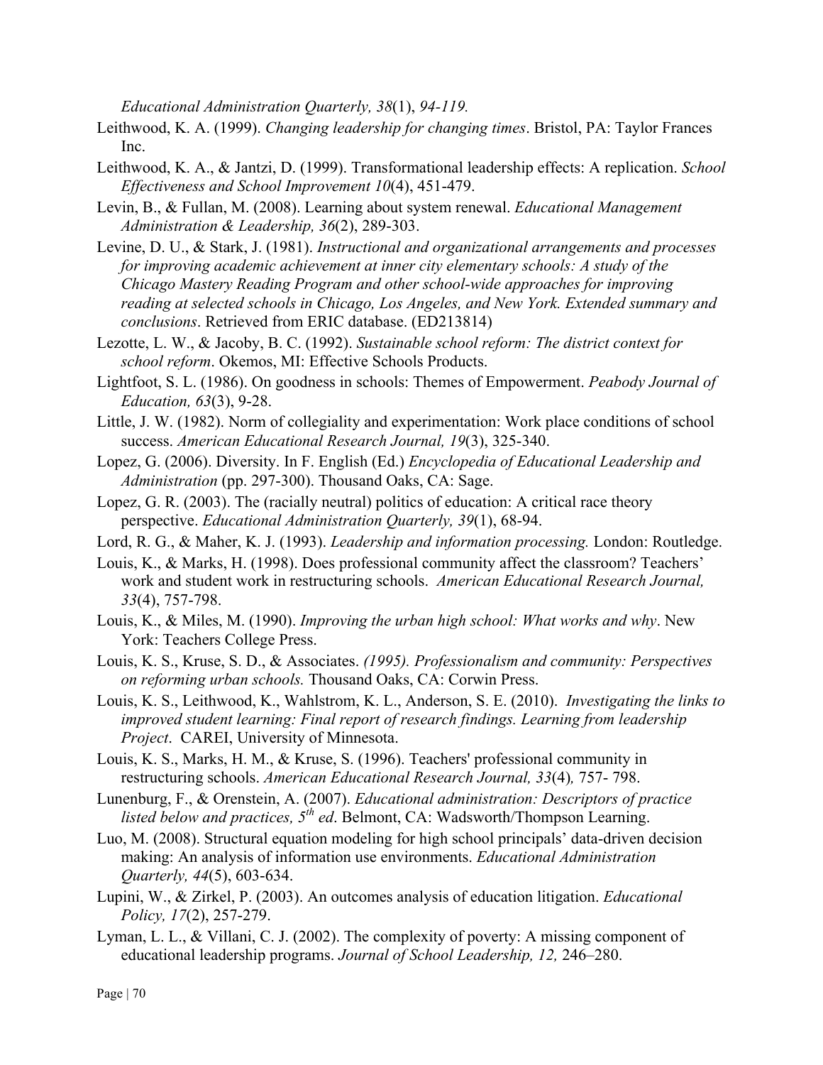*Educational Administration Quarterly, 38*(1), *94-119.*

Leithwood, K. A. (1999). *Changing leadership for changing times*. Bristol, PA: Taylor Frances Inc.

Leithwood, K. A., & Jantzi, D. (1999). Transformational leadership effects: A replication. *School Effectiveness and School Improvement 10*(4), 451-479.

Levin, B., & Fullan, M. (2008). Learning about system renewal. *Educational Management Administration & Leadership, 36*(2), 289-303.

Levine, D. U., & Stark, J. (1981). *Instructional and organizational arrangements and processes for improving academic achievement at inner city elementary schools: A study of the Chicago Mastery Reading Program and other school-wide approaches for improving reading at selected schools in Chicago, Los Angeles, and New York. Extended summary and conclusions*. Retrieved from ERIC database. (ED213814)

Lezotte, L. W., & Jacoby, B. C. (1992). *Sustainable school reform: The district context for school reform*. Okemos, MI: Effective Schools Products.

Lightfoot, S. L. (1986). On goodness in schools: Themes of Empowerment. *Peabody Journal of Education, 63*(3), 9-28.

Little, J. W. (1982). Norm of collegiality and experimentation: Work place conditions of school success. *American Educational Research Journal, 19*(3), 325-340.

Lopez, G. (2006). Diversity. In F. English (Ed.) *Encyclopedia of Educational Leadership and Administration* (pp. 297-300). Thousand Oaks, CA: Sage.

Lopez, G. R. (2003). The (racially neutral) politics of education: A critical race theory perspective. *Educational Administration Quarterly, 39*(1), 68-94.

Lord, R. G., & Maher, K. J. (1993). *Leadership and information processing.* London: Routledge.

Louis, K., & Marks, H. (1998). Does professional community affect the classroom? Teachers' work and student work in restructuring schools. *American Educational Research Journal, 33*(4), 757-798.

Louis, K., & Miles, M. (1990). *Improving the urban high school: What works and why*. New York: Teachers College Press.

Louis, K. S., Kruse, S. D., & Associates. *(1995). Professionalism and community: Perspectives on reforming urban schools.* Thousand Oaks, CA: Corwin Press.

Louis, K. S., Leithwood, K., Wahlstrom, K. L., Anderson, S. E. (2010). *Investigating the links to improved student learning: Final report of research findings. Learning from leadership Project*. CAREI, University of Minnesota.

Louis, K. S., Marks, H. M., & Kruse, S. (1996). Teachers' professional community in restructuring schools. *American Educational Research Journal, 33*(4)*,* 757- 798.

Lunenburg, F., & Orenstein, A. (2007). *Educational administration: Descriptors of practice listed below and practices, 5th ed*. Belmont, CA: Wadsworth/Thompson Learning.

Luo, M. (2008). Structural equation modeling for high school principals' data-driven decision making: An analysis of information use environments. *Educational Administration Quarterly, 44*(5), 603-634.

Lupini, W., & Zirkel, P. (2003). An outcomes analysis of education litigation. *Educational Policy, 17*(2), 257-279.

Lyman, L. L., & Villani, C. J. (2002). The complexity of poverty: A missing component of educational leadership programs. *Journal of School Leadership, 12,* 246–280.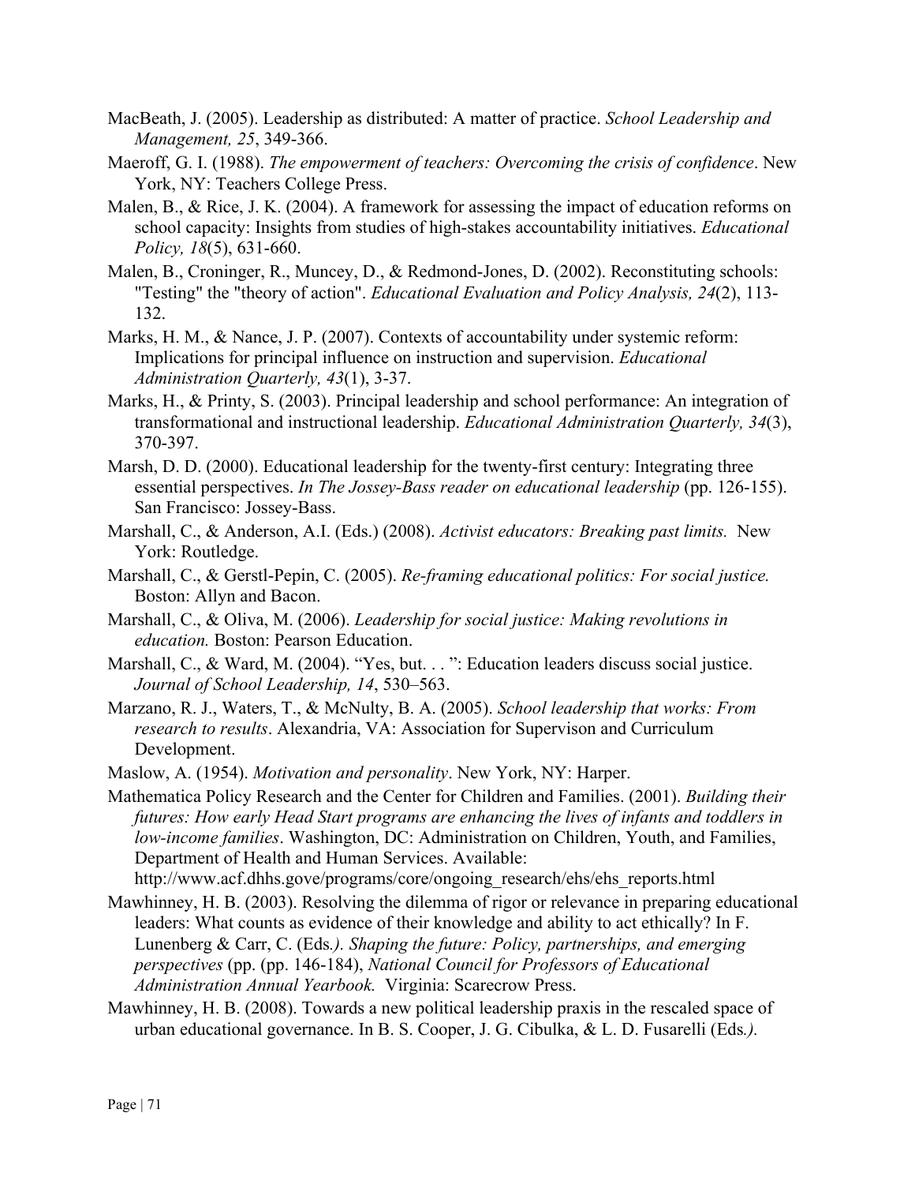MacBeath, J. (2005). Leadership as distributed: A matter of practice. *School Leadership and Management, 25*, 349-366.

Maeroff, G. I. (1988). *The empowerment of teachers: Overcoming the crisis of confidence*. New York, NY: Teachers College Press.

Malen, B., & Rice, J. K. (2004). A framework for assessing the impact of education reforms on school capacity: Insights from studies of high-stakes accountability initiatives. *Educational Policy, 18*(5), 631-660.

Malen, B., Croninger, R., Muncey, D., & Redmond-Jones, D. (2002). Reconstituting schools: "Testing" the "theory of action". *Educational Evaluation and Policy Analysis, 24*(2), 113-132.

Marks, H. M., & Nance, J. P. (2007). Contexts of accountability under systemic reform: Implications for principal influence on instruction and supervision. *Educational Administration Quarterly, 43*(1), 3-37.

Marks, H., & Printy, S. (2003). Principal leadership and school performance: An integration of transformational and instructional leadership. *Educational Administration Quarterly, 34*(3), 370-397.

Marsh, D. D. (2000). Educational leadership for the twenty-first century: Integrating three essential perspectives. *In The Jossey-Bass reader on educational leadership* (pp. 126-155). San Francisco: Jossey-Bass.

Marshall, C., & Anderson, A.I. (Eds.) (2008). *Activist educators: Breaking past limits.* New York: Routledge.

Marshall, C., & Gerstl-Pepin, C. (2005). *Re-framing educational politics: For social justice.* Boston: Allyn and Bacon.

Marshall, C., & Oliva, M. (2006). *Leadership for social justice: Making revolutions in education.* Boston: Pearson Education.

Marshall, C., & Ward, M. (2004). "Yes, but. . . ": Education leaders discuss social justice. *Journal of School Leadership, 14*, 530–563.

Marzano, R. J., Waters, T., & McNulty, B. A. (2005). *School leadership that works: From research to results*. Alexandria, VA: Association for Supervison and Curriculum Development.

Maslow, A. (1954). *Motivation and personality*. New York, NY: Harper.

Mathematica Policy Research and the Center for Children and Families. (2001). *Building their futures: How early Head Start programs are enhancing the lives of infants and toddlers in low-income families*. Washington, DC: Administration on Children, Youth, and Families, Department of Health and Human Services. Available: http://www.acf.dhhs.gove/programs/core/ongoing_research/ehs/ehs_reports.html

Mawhinney, H. B. (2003). Resolving the dilemma of rigor or relevance in preparing educational leaders: What counts as evidence of their knowledge and ability to act ethically? In F. Lunenberg & Carr, C. (Eds*.)*. *Shaping the future: Policy, partnerships, and emerging perspectives* (pp. (pp. 146-184), *National Council for Professors of Educational Administration Annual Yearbook.* Virginia: Scarecrow Press.

Mawhinney, H. B. (2008). Towards a new political leadership praxis in the rescaled space of urban educational governance. In B. S. Cooper, J. G. Cibulka, & L. D. Fusarelli (Eds*.).*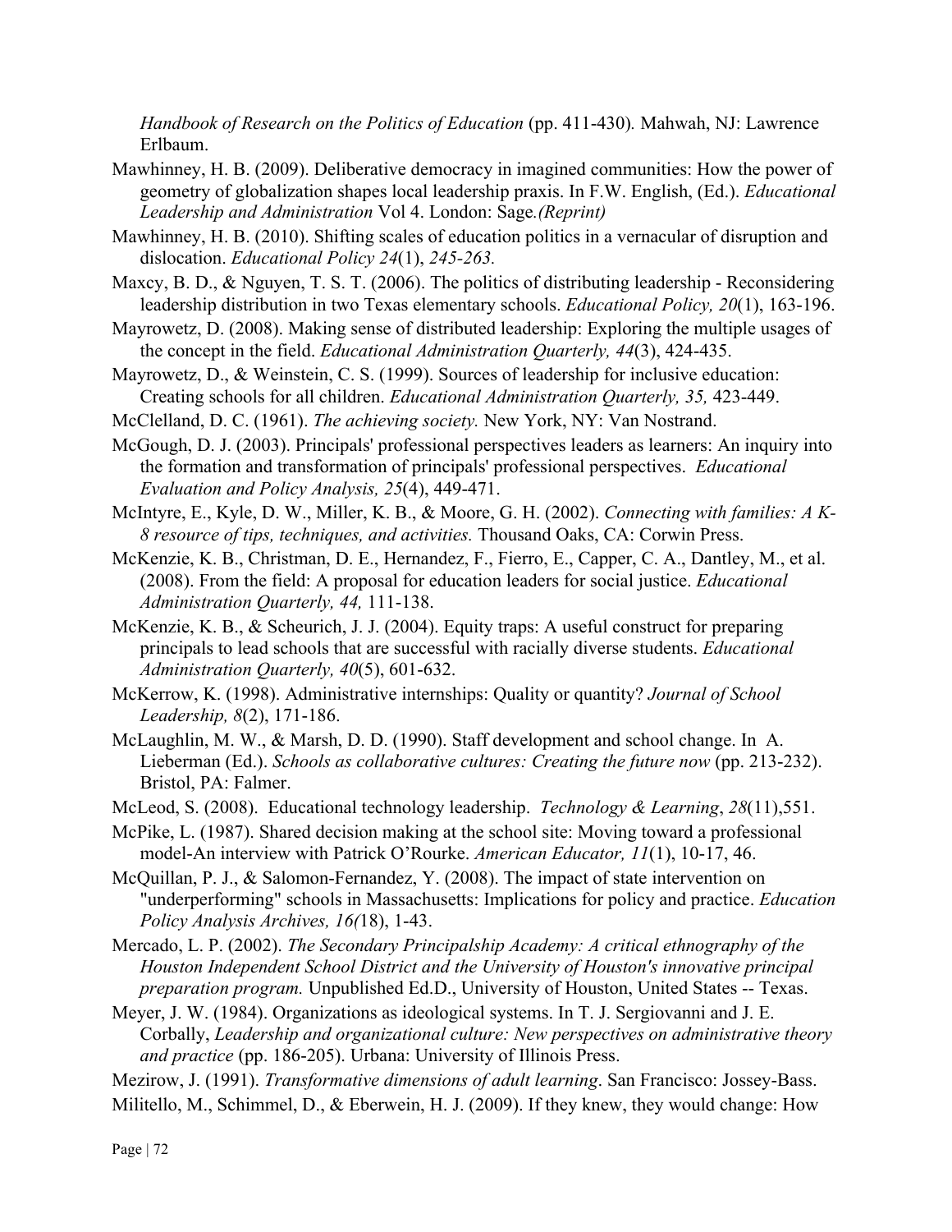*Handbook of Research on the Politics of Education* (pp. 411-430)*.* Mahwah, NJ: Lawrence Erlbaum.

Mawhinney, H. B. (2009). Deliberative democracy in imagined communities: How the power of geometry of globalization shapes local leadership praxis. In F.W. English, (Ed.). *Educational Leadership and Administration* Vol 4. London: Sage*.(Reprint)*

Mawhinney, H. B. (2010). Shifting scales of education politics in a vernacular of disruption and dislocation. *Educational Policy 24*(1), *245-263.*

Maxcy, B. D., & Nguyen, T. S. T. (2006). The politics of distributing leadership - Reconsidering leadership distribution in two Texas elementary schools. *Educational Policy, 20*(1), 163-196.

Mayrowetz, D. (2008). Making sense of distributed leadership: Exploring the multiple usages of the concept in the field. *Educational Administration Quarterly, 44*(3), 424-435.

Mayrowetz, D., & Weinstein, C. S. (1999). Sources of leadership for inclusive education: Creating schools for all children. *Educational Administration Quarterly, 35,* 423-449.

McClelland, D. C. (1961). *The achieving society.* New York, NY: Van Nostrand.

McGough, D. J. (2003). Principals' professional perspectives leaders as learners: An inquiry into the formation and transformation of principals' professional perspectives. *Educational Evaluation and Policy Analysis, 25*(4), 449-471.

McIntyre, E., Kyle, D. W., Miller, K. B., & Moore, G. H. (2002). *Connecting with families: A K-8 resource of tips, techniques, and activities.* Thousand Oaks, CA: Corwin Press.

McKenzie, K. B., Christman, D. E., Hernandez, F., Fierro, E., Capper, C. A., Dantley, M., et al. (2008). From the field: A proposal for education leaders for social justice. *Educational Administration Quarterly, 44,* 111-138.

McKenzie, K. B., & Scheurich, J. J. (2004). Equity traps: A useful construct for preparing principals to lead schools that are successful with racially diverse students. *Educational Administration Quarterly, 40*(5), 601-632.

McKerrow, K. (1998). Administrative internships: Quality or quantity? *Journal of School Leadership, 8*(2), 171-186.

McLaughlin, M. W., & Marsh, D. D. (1990). Staff development and school change. In A. Lieberman (Ed.). *Schools as collaborative cultures: Creating the future now* (pp. 213-232). Bristol, PA: Falmer.

McLeod, S. (2008). Educational technology leadership. *Technology & Learning*, *28*(11),551.

McPike, L. (1987). Shared decision making at the school site: Moving toward a professional model-An interview with Patrick O'Rourke. *American Educator, 11*(1), 10-17, 46.

McQuillan, P. J., & Salomon-Fernandez, Y. (2008). The impact of state intervention on "underperforming" schools in Massachusetts: Implications for policy and practice. *Education Policy Analysis Archives, 16(*18), 1-43.

Mercado, L. P. (2002). *The Secondary Principalship Academy: A critical ethnography of the Houston Independent School District and the University of Houston's innovative principal preparation program.* Unpublished Ed.D., University of Houston, United States -- Texas.

Meyer, J. W. (1984). Organizations as ideological systems. In T. J. Sergiovanni and J. E. Corbally, *Leadership and organizational culture: New perspectives on administrative theory and practice* (pp. 186-205). Urbana: University of Illinois Press.

Mezirow, J. (1991). *Transformative dimensions of adult learning*. San Francisco: Jossey-Bass.

Militello, M., Schimmel, D., & Eberwein, H. J. (2009). If they knew, they would change: How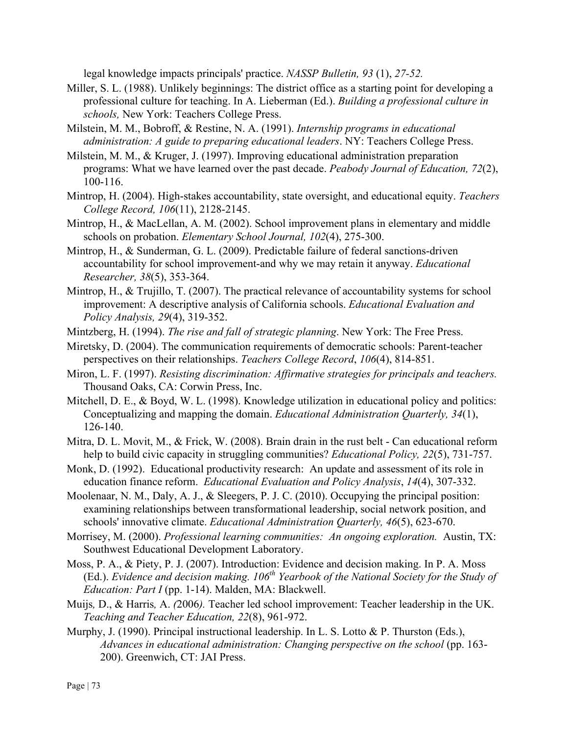legal knowledge impacts principals' practice. *NASSP Bulletin, 93* (1), *27-52.*

Miller, S. L. (1988). Unlikely beginnings: The district office as a starting point for developing a professional culture for teaching. In A. Lieberman (Ed.). *Building a professional culture in schools,* New York: Teachers College Press.

Milstein, M. M., Bobroff, & Restine, N. A. (1991). *Internship programs in educational administration: A guide to preparing educational leaders*. NY: Teachers College Press.

Milstein, M. M., & Kruger, J. (1997). Improving educational administration preparation programs: What we have learned over the past decade. *Peabody Journal of Education, 72*(2), 100-116.

Mintrop, H. (2004). High-stakes accountability, state oversight, and educational equity. *Teachers College Record, 106*(11), 2128-2145.

Mintrop, H., & MacLellan, A. M. (2002). School improvement plans in elementary and middle schools on probation. *Elementary School Journal, 102*(4), 275-300.

Mintrop, H., & Sunderman, G. L. (2009). Predictable failure of federal sanctions-driven accountability for school improvement-and why we may retain it anyway. *Educational Researcher, 38*(5), 353-364.

Mintrop, H., & Trujillo, T. (2007). The practical relevance of accountability systems for school improvement: A descriptive analysis of California schools. *Educational Evaluation and Policy Analysis, 29*(4), 319-352.

Mintzberg, H. (1994). *The rise and fall of strategic planning*. New York: The Free Press.

Miretsky, D. (2004). The communication requirements of democratic schools: Parent-teacher perspectives on their relationships. *Teachers College Record*, *106*(4), 814-851.

Miron, L. F. (1997). *Resisting discrimination: Affirmative strategies for principals and teachers.* Thousand Oaks, CA: Corwin Press, Inc.

Mitchell, D. E., & Boyd, W. L. (1998). Knowledge utilization in educational policy and politics: Conceptualizing and mapping the domain. *Educational Administration Quarterly, 34*(1), 126-140.

Mitra, D. L. Movit, M., & Frick, W. (2008). Brain drain in the rust belt - Can educational reform help to build civic capacity in struggling communities? *Educational Policy, 22*(5), 731-757.

Monk, D. (1992). Educational productivity research: An update and assessment of its role in education finance reform. *Educational Evaluation and Policy Analysis*, *14*(4), 307-332.

Moolenaar, N. M., Daly, A. J., & Sleegers, P. J. C. (2010). Occupying the principal position: examining relationships between transformational leadership, social network position, and schools' innovative climate. *Educational Administration Quarterly, 46*(5), 623-670.

Morrisey, M. (2000). *Professional learning communities: An ongoing exploration.* Austin, TX: Southwest Educational Development Laboratory.

Moss, P. A., & Piety, P. J. (2007). Introduction: Evidence and decision making. In P. A. Moss (Ed.). *Evidence and decision making. 106th Yearbook of the National Society for the Study of Education: Part I* (pp. 1-14). Malden, MA: Blackwell.

Muijs, D., & Harris, A. (2006). Teacher led school improvement: Teacher leadership in the UK. *Teaching and Teacher Education, 22*(8), 961-972.

Murphy, J. (1990). Principal instructional leadership. In L. S. Lotto & P. Thurston (Eds.), *Advances in educational administration: Changing perspective on the school* (pp. 163-200). Greenwich, CT: JAI Press.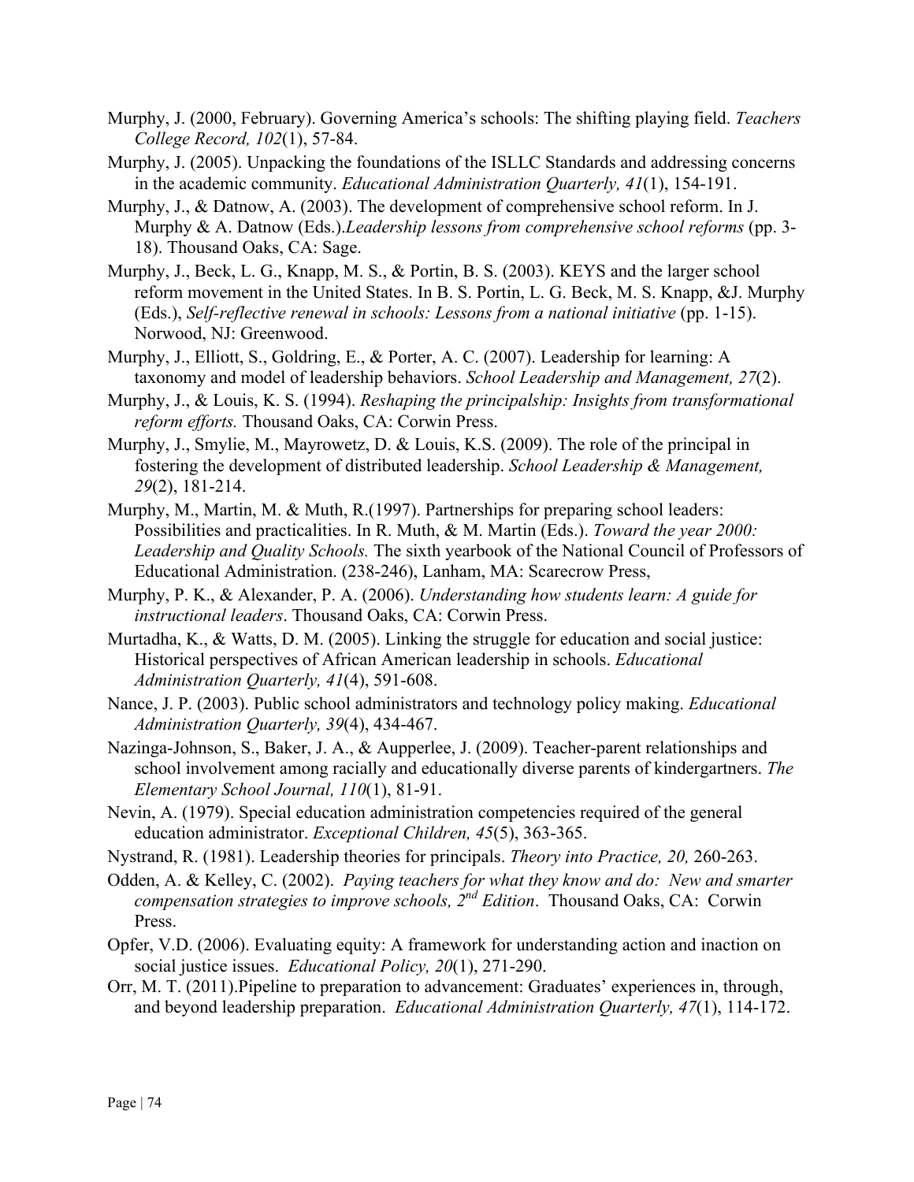Murphy, J. (2000, February). Governing America's schools: The shifting playing field. *Teachers College Record, 102*(1), 57-84.

Murphy, J. (2005). Unpacking the foundations of the ISLLC Standards and addressing concerns in the academic community. *Educational Administration Quarterly, 41*(1), 154-191.

Murphy, J., & Datnow, A. (2003). The development of comprehensive school reform. In J. Murphy & A. Datnow (Eds.).*Leadership lessons from comprehensive school reforms* (pp. 3-18). Thousand Oaks, CA: Sage.

Murphy, J., Beck, L. G., Knapp, M. S., & Portin, B. S. (2003). KEYS and the larger school reform movement in the United States. In B. S. Portin, L. G. Beck, M. S. Knapp, &J. Murphy (Eds.), *Self-reflective renewal in schools: Lessons from a national initiative* (pp. 1-15). Norwood, NJ: Greenwood.

Murphy, J., Elliott, S., Goldring, E., & Porter, A. C. (2007). Leadership for learning: A taxonomy and model of leadership behaviors. *School Leadership and Management, 27*(2).

Murphy, J., & Louis, K. S. (1994). *Reshaping the principalship: Insights from transformational reform efforts.* Thousand Oaks, CA: Corwin Press.

Murphy, J., Smylie, M., Mayrowetz, D. & Louis, K.S. (2009). The role of the principal in fostering the development of distributed leadership. *School Leadership & Management, 29*(2), 181-214.

Murphy, M., Martin, M. & Muth, R.(1997). Partnerships for preparing school leaders: Possibilities and practicalities. In R. Muth, & M. Martin (Eds.). *Toward the year 2000: Leadership and Quality Schools.* The sixth yearbook of the National Council of Professors of Educational Administration. (238-246), Lanham, MA: Scarecrow Press,

Murphy, P. K., & Alexander, P. A. (2006). *Understanding how students learn: A guide for instructional leaders*. Thousand Oaks, CA: Corwin Press.

Murtadha, K., & Watts, D. M. (2005). Linking the struggle for education and social justice: Historical perspectives of African American leadership in schools. *Educational Administration Quarterly, 41*(4), 591-608.

Nance, J. P. (2003). Public school administrators and technology policy making. *Educational Administration Quarterly, 39*(4), 434-467.

Nazinga-Johnson, S., Baker, J. A., & Aupperlee, J. (2009). Teacher-parent relationships and school involvement among racially and educationally diverse parents of kindergartners. *The Elementary School Journal, 110*(1), 81-91.

Nevin, A. (1979). Special education administration competencies required of the general education administrator. *Exceptional Children, 45*(5), 363-365.

Nystrand, R. (1981). Leadership theories for principals. *Theory into Practice, 20,* 260-263.

Odden, A. & Kelley, C. (2002). *Paying teachers for what they know and do: New and smarter compensation strategies to improve schools, 2nd Edition*. Thousand Oaks, CA: Corwin Press.

Opfer, V.D. (2006). Evaluating equity: A framework for understanding action and inaction on social justice issues. *Educational Policy, 20*(1), 271-290.

Orr, M. T. (2011).Pipeline to preparation to advancement: Graduates' experiences in, through, and beyond leadership preparation. *Educational Administration Quarterly, 47*(1), 114-172.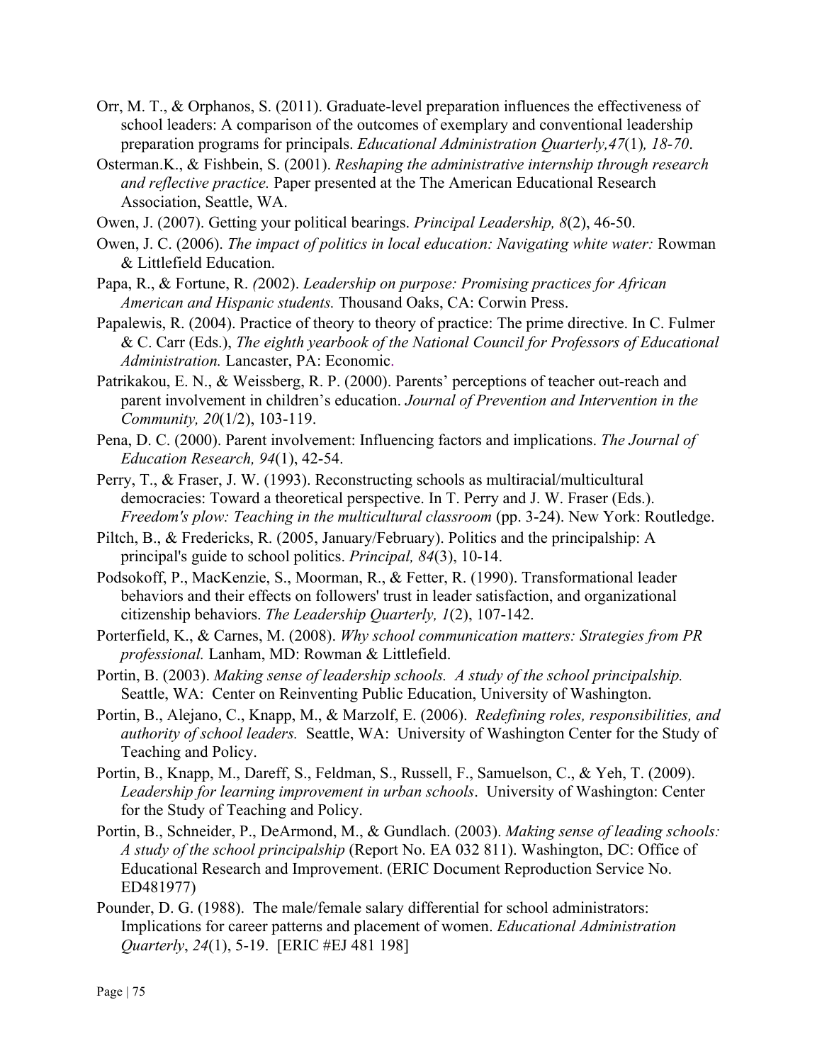Orr, M. T., & Orphanos, S. (2011). Graduate-level preparation influences the effectiveness of school leaders: A comparison of the outcomes of exemplary and conventional leadership preparation programs for principals. *Educational Administration Quarterly,47*(1)*, 18-70*.

Osterman.K., & Fishbein, S. (2001). *Reshaping the administrative internship through research and reflective practice.* Paper presented at the The American Educational Research Association, Seattle, WA.

Owen, J. (2007). Getting your political bearings. *Principal Leadership, 8*(2), 46-50.

Owen, J. C. (2006). *The impact of politics in local education: Navigating white water:* Rowman & Littlefield Education.

Papa, R., & Fortune, R. *(*2002). *Leadership on purpose: Promising practices for African American and Hispanic students.* Thousand Oaks, CA: Corwin Press.

Papalewis, R. (2004). Practice of theory to theory of practice: The prime directive. In C. Fulmer & C. Carr (Eds.), *The eighth yearbook of the National Council for Professors of Educational Administration.* Lancaster, PA: Economic.

Patrikakou, E. N., & Weissberg, R. P. (2000). Parents' perceptions of teacher out-reach and parent involvement in children's education. *Journal of Prevention and Intervention in the Community, 20*(1/2), 103-119.

Pena, D. C. (2000). Parent involvement: Influencing factors and implications. *The Journal of Education Research, 94*(1), 42-54.

Perry, T., & Fraser, J. W. (1993). Reconstructing schools as multiracial/multicultural democracies: Toward a theoretical perspective. In T. Perry and J. W. Fraser (Eds.). *Freedom's plow: Teaching in the multicultural classroom* (pp. 3-24). New York: Routledge.

Piltch, B., & Fredericks, R. (2005, January/February). Politics and the principalship: A principal's guide to school politics. *Principal, 84*(3), 10-14.

Podsokoff, P., MacKenzie, S., Moorman, R., & Fetter, R. (1990). Transformational leader behaviors and their effects on followers' trust in leader satisfaction, and organizational citizenship behaviors. *The Leadership Quarterly, 1*(2), 107-142.

Porterfield, K., & Carnes, M. (2008). *Why school communication matters: Strategies from PR professional.* Lanham, MD: Rowman & Littlefield.

Portin, B. (2003). *Making sense of leadership schools. A study of the school principalship.* Seattle, WA: Center on Reinventing Public Education, University of Washington.

Portin, B., Alejano, C., Knapp, M., & Marzolf, E. (2006). *Redefining roles, responsibilities, and authority of school leaders.* Seattle, WA: University of Washington Center for the Study of Teaching and Policy.

Portin, B., Knapp, M., Dareff, S., Feldman, S., Russell, F., Samuelson, C., & Yeh, T. (2009). *Leadership for learning improvement in urban schools*. University of Washington: Center for the Study of Teaching and Policy.

Portin, B., Schneider, P., DeArmond, M., & Gundlach. (2003). *Making sense of leading schools: A study of the school principalship* (Report No. EA 032 811). Washington, DC: Office of Educational Research and Improvement. (ERIC Document Reproduction Service No. ED481977)

Pounder, D. G. (1988). The male/female salary differential for school administrators: Implications for career patterns and placement of women. *Educational Administration Quarterly*, *24*(1), 5-19. [ERIC #EJ 481 198]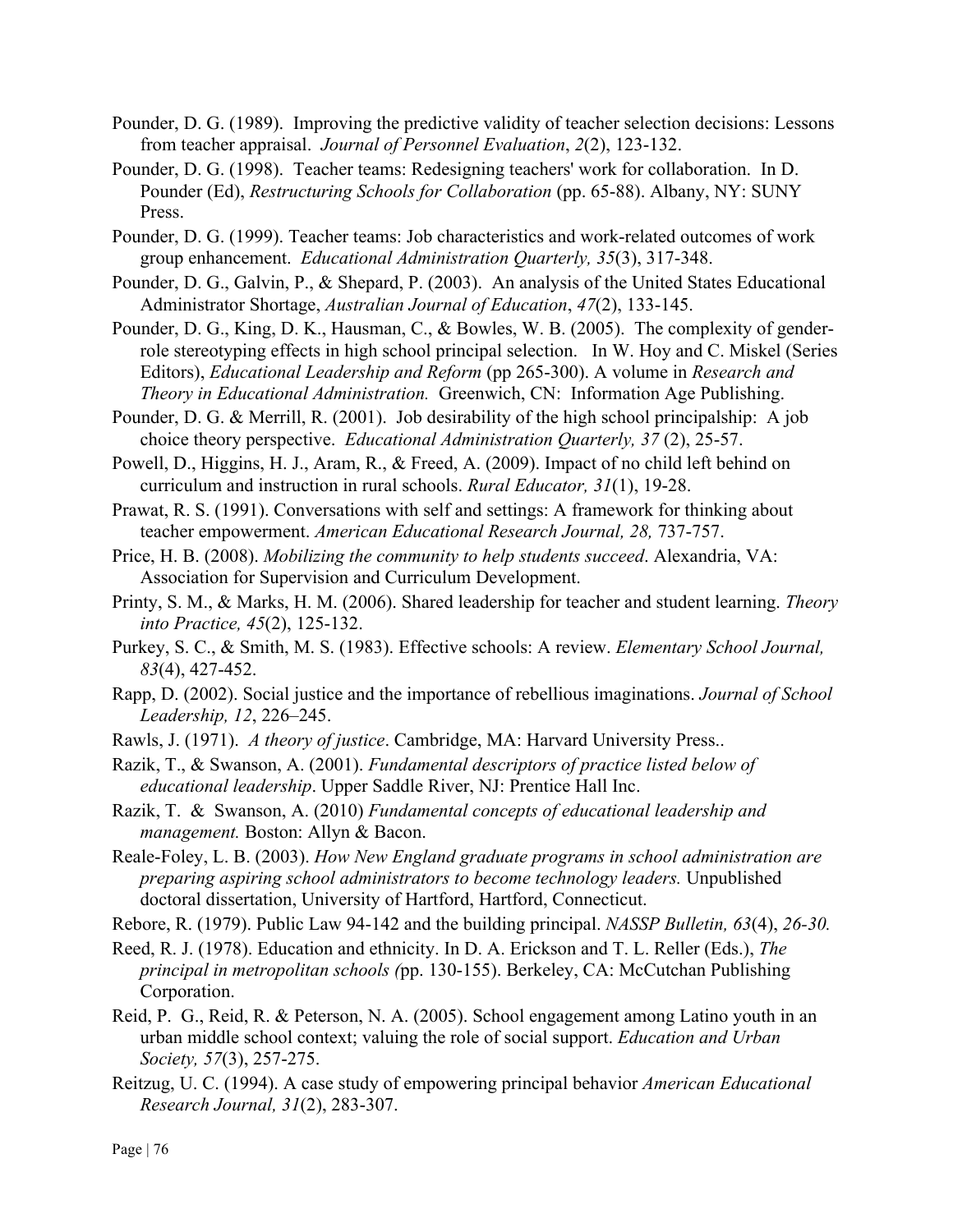Pounder, D. G. (1989). Improving the predictive validity of teacher selection decisions: Lessons from teacher appraisal. *Journal of Personnel Evaluation*, *2*(2), 123-132.

Pounder, D. G. (1998). Teacher teams: Redesigning teachers' work for collaboration. In D. Pounder (Ed), *Restructuring Schools for Collaboration* (pp. 65-88). Albany, NY: SUNY Press.

Pounder, D. G. (1999). Teacher teams: Job characteristics and work-related outcomes of work group enhancement. *Educational Administration Quarterly, 35*(3), 317-348.

Pounder, D. G., Galvin, P., & Shepard, P. (2003). An analysis of the United States Educational Administrator Shortage, *Australian Journal of Education*, *47*(2), 133-145.

Pounder, D. G., King, D. K., Hausman, C., & Bowles, W. B. (2005). The complexity of gender-role stereotyping effects in high school principal selection. In W. Hoy and C. Miskel (Series Editors), *Educational Leadership and Reform* (pp 265-300). A volume in *Research and Theory in Educational Administration.* Greenwich, CN: Information Age Publishing.

Pounder, D. G. & Merrill, R. (2001). Job desirability of the high school principalship: A job choice theory perspective. *Educational Administration Quarterly, 37* (2), 25-57.

Powell, D., Higgins, H. J., Aram, R., & Freed, A. (2009). Impact of no child left behind on curriculum and instruction in rural schools. *Rural Educator, 31*(1), 19-28.

Prawat, R. S. (1991). Conversations with self and settings: A framework for thinking about teacher empowerment. *American Educational Research Journal, 28,* 737-757.

Price, H. B. (2008). *Mobilizing the community to help students succeed*. Alexandria, VA: Association for Supervision and Curriculum Development.

Printy, S. M., & Marks, H. M. (2006). Shared leadership for teacher and student learning. *Theory into Practice, 45*(2), 125-132.

Purkey, S. C., & Smith, M. S. (1983). Effective schools: A review. *Elementary School Journal, 83*(4), 427-452.

Rapp, D. (2002). Social justice and the importance of rebellious imaginations. *Journal of School Leadership, 12*, 226–245.

Rawls, J. (1971). *A theory of justice*. Cambridge, MA: Harvard University Press..

Razik, T., & Swanson, A. (2001). *Fundamental descriptors of practice listed below of educational leadership*. Upper Saddle River, NJ: Prentice Hall Inc.

Razik, T. & Swanson, A. (2010) *Fundamental concepts of educational leadership and management.* Boston: Allyn & Bacon.

Reale-Foley, L. B. (2003). *How New England graduate programs in school administration are preparing aspiring school administrators to become technology leaders.* Unpublished doctoral dissertation, University of Hartford, Hartford, Connecticut.

Rebore, R. (1979). Public Law 94-142 and the building principal. *NASSP Bulletin, 63*(4), *26-30.*

Reed, R. J. (1978). Education and ethnicity. In D. A. Erickson and T. L. Reller (Eds.), *The principal in metropolitan schools (*pp. 130-155). Berkeley, CA: McCutchan Publishing Corporation.

Reid, P. G., Reid, R. & Peterson, N. A. (2005). School engagement among Latino youth in an urban middle school context; valuing the role of social support. *Education and Urban Society, 57*(3), 257-275.

Reitzug, U. C. (1994). A case study of empowering principal behavior *American Educational Research Journal, 31*(2), 283-307.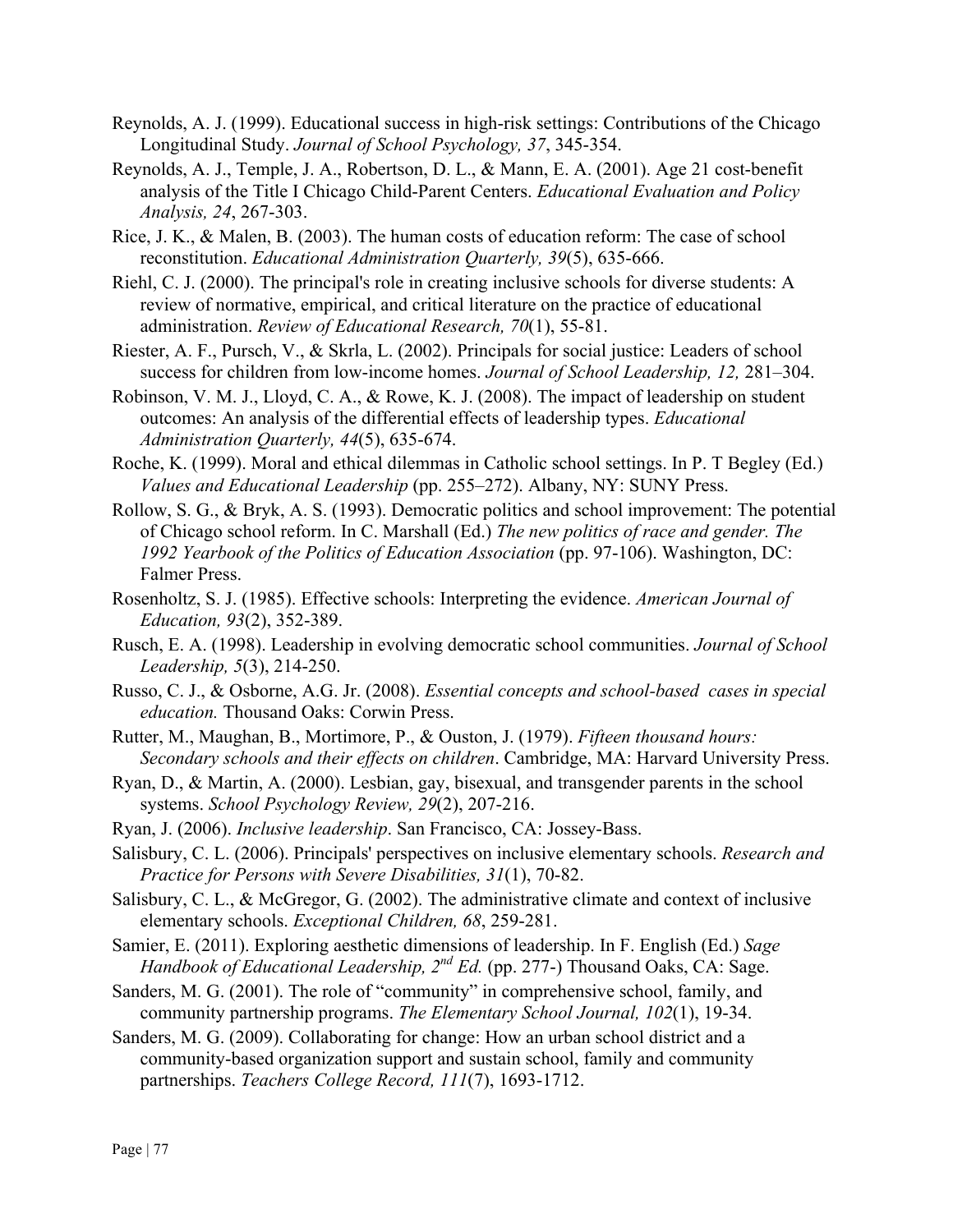Reynolds, A. J. (1999). Educational success in high-risk settings: Contributions of the Chicago Longitudinal Study. *Journal of School Psychology, 37*, 345-354.

Reynolds, A. J., Temple, J. A., Robertson, D. L., & Mann, E. A. (2001). Age 21 cost-benefit analysis of the Title I Chicago Child-Parent Centers. *Educational Evaluation and Policy Analysis, 24*, 267-303.

Rice, J. K., & Malen, B. (2003). The human costs of education reform: The case of school reconstitution. *Educational Administration Quarterly, 39*(5), 635-666.

Riehl, C. J. (2000). The principal's role in creating inclusive schools for diverse students: A review of normative, empirical, and critical literature on the practice of educational administration. *Review of Educational Research, 70*(1), 55-81.

Riester, A. F., Pursch, V., & Skrla, L. (2002). Principals for social justice: Leaders of school success for children from low-income homes. *Journal of School Leadership, 12,* 281–304.

Robinson, V. M. J., Lloyd, C. A., & Rowe, K. J. (2008). The impact of leadership on student outcomes: An analysis of the differential effects of leadership types. *Educational Administration Quarterly, 44*(5), 635-674.

Roche, K. (1999). Moral and ethical dilemmas in Catholic school settings. In P. T Begley (Ed.) *Values and Educational Leadership* (pp. 255–272). Albany, NY: SUNY Press.

Rollow, S. G., & Bryk, A. S. (1993). Democratic politics and school improvement: The potential of Chicago school reform. In C. Marshall (Ed.) *The new politics of race and gender. The 1992 Yearbook of the Politics of Education Association* (pp. 97-106). Washington, DC: Falmer Press.

Rosenholtz, S. J. (1985). Effective schools: Interpreting the evidence. *American Journal of Education, 93*(2), 352-389.

Rusch, E. A. (1998). Leadership in evolving democratic school communities. *Journal of School Leadership, 5*(3), 214-250.

Russo, C. J., & Osborne, A.G. Jr. (2008). *Essential concepts and school-based cases in special education.* Thousand Oaks: Corwin Press.

Rutter, M., Maughan, B., Mortimore, P., & Ouston, J. (1979). *Fifteen thousand hours: Secondary schools and their effects on children*. Cambridge, MA: Harvard University Press.

Ryan, D., & Martin, A. (2000). Lesbian, gay, bisexual, and transgender parents in the school systems. *School Psychology Review, 29*(2), 207-216.

Ryan, J. (2006). *Inclusive leadership*. San Francisco, CA: Jossey-Bass.

Salisbury, C. L. (2006). Principals' perspectives on inclusive elementary schools. *Research and Practice for Persons with Severe Disabilities, 31*(1), 70-82.

Salisbury, C. L., & McGregor, G. (2002). The administrative climate and context of inclusive elementary schools. *Exceptional Children, 68*, 259-281.

Samier, E. (2011). Exploring aesthetic dimensions of leadership. In F. English (Ed.) *Sage Handbook of Educational Leadership, 2nd Ed.* (pp. 277-) Thousand Oaks, CA: Sage.

Sanders, M. G. (2001). The role of "community" in comprehensive school, family, and community partnership programs. *The Elementary School Journal, 102*(1), 19-34.

Sanders, M. G. (2009). Collaborating for change: How an urban school district and a community-based organization support and sustain school, family and community partnerships. *Teachers College Record, 111*(7), 1693-1712.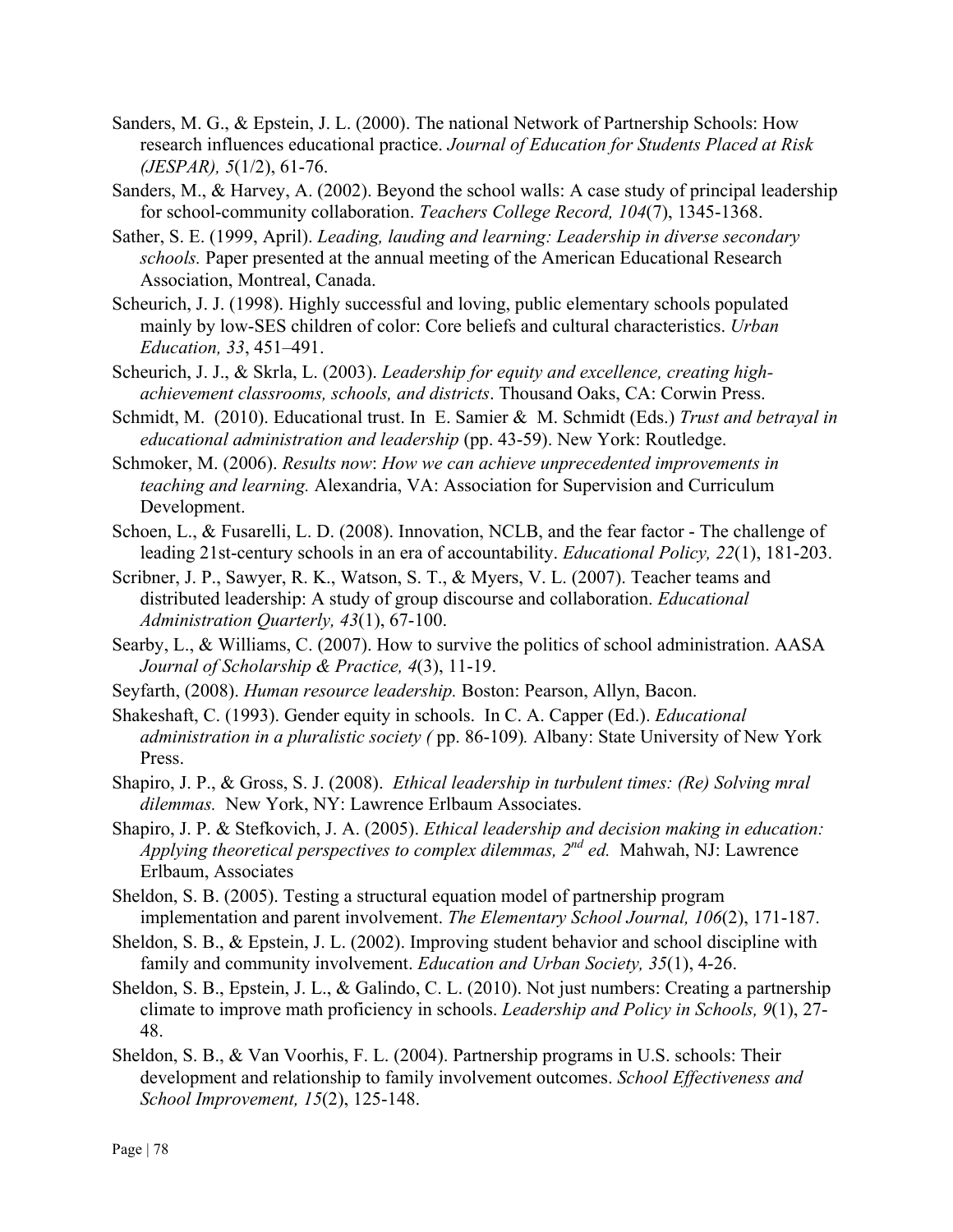Sanders, M. G., & Epstein, J. L. (2000). The national Network of Partnership Schools: How research influences educational practice. *Journal of Education for Students Placed at Risk (JESPAR), 5*(1/2), 61-76.

Sanders, M., & Harvey, A. (2002). Beyond the school walls: A case study of principal leadership for school-community collaboration. *Teachers College Record, 104*(7), 1345-1368.

Sather, S. E. (1999, April). *Leading, lauding and learning: Leadership in diverse secondary schools.* Paper presented at the annual meeting of the American Educational Research Association, Montreal, Canada.

Scheurich, J. J. (1998). Highly successful and loving, public elementary schools populated mainly by low-SES children of color: Core beliefs and cultural characteristics. *Urban Education, 33*, 451–491.

Scheurich, J. J., & Skrla, L. (2003). *Leadership for equity and excellence, creating high-achievement classrooms, schools, and districts*. Thousand Oaks, CA: Corwin Press.

Schmidt, M. (2010). Educational trust. In E. Samier & M. Schmidt (Eds.) *Trust and betrayal in educational administration and leadership* (pp. 43-59). New York: Routledge.

Schmoker, M. (2006). *Results now*: *How we can achieve unprecedented improvements in teaching and learning.* Alexandria, VA: Association for Supervision and Curriculum Development.

Schoen, L., & Fusarelli, L. D. (2008). Innovation, NCLB, and the fear factor - The challenge of leading 21st-century schools in an era of accountability. *Educational Policy, 22*(1), 181-203.

Scribner, J. P., Sawyer, R. K., Watson, S. T., & Myers, V. L. (2007). Teacher teams and distributed leadership: A study of group discourse and collaboration. *Educational Administration Quarterly, 43*(1), 67-100.

Searby, L., & Williams, C. (2007). How to survive the politics of school administration. AASA *Journal of Scholarship & Practice, 4*(3), 11-19.

Seyfarth, (2008). *Human resource leadership.* Boston: Pearson, Allyn, Bacon.

Shakeshaft, C. (1993). Gender equity in schools. In C. A. Capper (Ed.). *Educational administration in a pluralistic society (* pp. 86-109)*.* Albany: State University of New York Press.

Shapiro, J. P., & Gross, S. J. (2008). *Ethical leadership in turbulent times: (Re) Solving mral dilemmas.* New York, NY: Lawrence Erlbaum Associates.

Shapiro, J. P. & Stefkovich, J. A. (2005). *Ethical leadership and decision making in education: Applying theoretical perspectives to complex dilemmas, 2nd ed.* Mahwah, NJ: Lawrence Erlbaum, Associates

Sheldon, S. B. (2005). Testing a structural equation model of partnership program implementation and parent involvement. *The Elementary School Journal, 106*(2), 171-187.

Sheldon, S. B., & Epstein, J. L. (2002). Improving student behavior and school discipline with family and community involvement. *Education and Urban Society, 35*(1), 4-26.

Sheldon, S. B., Epstein, J. L., & Galindo, C. L. (2010). Not just numbers: Creating a partnership climate to improve math proficiency in schools. *Leadership and Policy in Schools, 9*(1), 27-48.

Sheldon, S. B., & Van Voorhis, F. L. (2004). Partnership programs in U.S. schools: Their development and relationship to family involvement outcomes. *School Effectiveness and School Improvement, 15*(2), 125-148.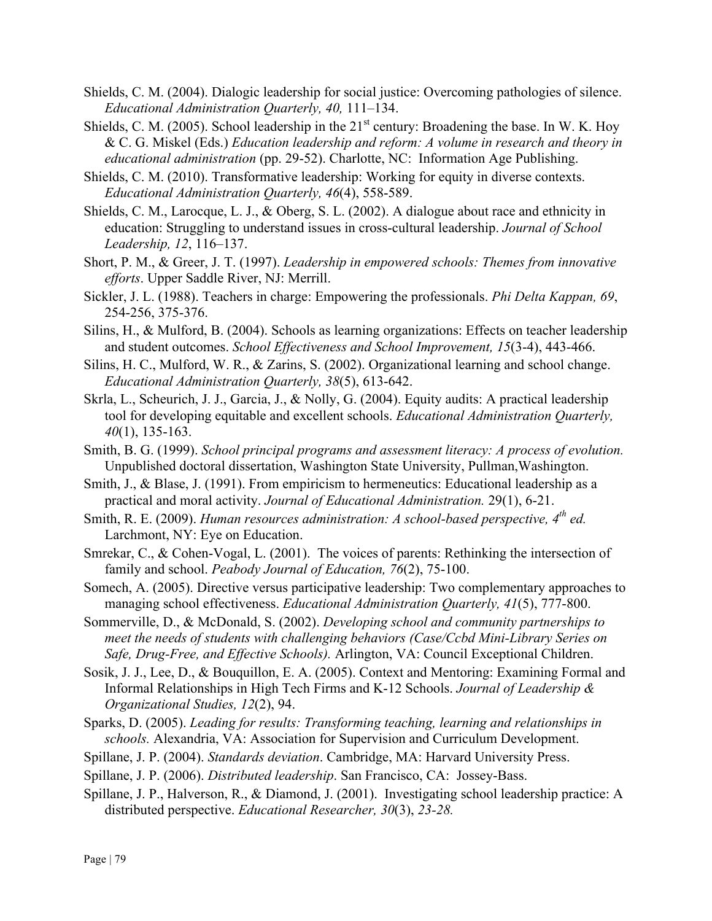Shields, C. M. (2004). Dialogic leadership for social justice: Overcoming pathologies of silence. *Educational Administration Quarterly, 40,* 111–134.

Shields, C. M. (2005). School leadership in the 21st century: Broadening the base. In W. K. Hoy & C. G. Miskel (Eds.) *Education leadership and reform: A volume in research and theory in educational administration* (pp. 29-52). Charlotte, NC: Information Age Publishing.

Shields, C. M. (2010). Transformative leadership: Working for equity in diverse contexts. *Educational Administration Quarterly, 46*(4), 558-589.

Shields, C. M., Larocque, L. J., & Oberg, S. L. (2002). A dialogue about race and ethnicity in education: Struggling to understand issues in cross-cultural leadership. *Journal of School Leadership, 12*, 116–137.

Short, P. M., & Greer, J. T. (1997). *Leadership in empowered schools: Themes from innovative efforts*. Upper Saddle River, NJ: Merrill.

Sickler, J. L. (1988). Teachers in charge: Empowering the professionals. *Phi Delta Kappan, 69*, 254-256, 375-376.

Silins, H., & Mulford, B. (2004). Schools as learning organizations: Effects on teacher leadership and student outcomes. *School Effectiveness and School Improvement, 15*(3-4), 443-466.

Silins, H. C., Mulford, W. R., & Zarins, S. (2002). Organizational learning and school change. *Educational Administration Quarterly, 38*(5), 613-642.

Skrla, L., Scheurich, J. J., Garcia, J., & Nolly, G. (2004). Equity audits: A practical leadership tool for developing equitable and excellent schools. *Educational Administration Quarterly, 40*(1), 135-163.

Smith, B. G. (1999). *School principal programs and assessment literacy: A process of evolution.* Unpublished doctoral dissertation, Washington State University, Pullman,Washington.

Smith, J., & Blase, J. (1991). From empiricism to hermeneutics: Educational leadership as a practical and moral activity. *Journal of Educational Administration.* 29(1), 6-21.

Smith, R. E. (2009). *Human resources administration: A school-based perspective, 4th ed.* Larchmont, NY: Eye on Education.

Smrekar, C., & Cohen-Vogal, L. (2001). The voices of parents: Rethinking the intersection of family and school. *Peabody Journal of Education, 76*(2), 75-100.

Somech, A. (2005). Directive versus participative leadership: Two complementary approaches to managing school effectiveness. *Educational Administration Quarterly, 41*(5), 777-800.

Sommerville, D., & McDonald, S. (2002). *Developing school and community partnerships to meet the needs of students with challenging behaviors (Case/Ccbd Mini-Library Series on Safe, Drug-Free, and Effective Schools).* Arlington, VA: Council Exceptional Children.

Sosik, J. J., Lee, D., & Bouquillon, E. A. (2005). Context and Mentoring: Examining Formal and Informal Relationships in High Tech Firms and K-12 Schools. *Journal of Leadership & Organizational Studies, 12*(2), 94.

Sparks, D. (2005). *Leading for results: Transforming teaching, learning and relationships in schools.* Alexandria, VA: Association for Supervision and Curriculum Development.

Spillane, J. P. (2004). *Standards deviation*. Cambridge, MA: Harvard University Press.

Spillane, J. P. (2006). *Distributed leadership*. San Francisco, CA: Jossey-Bass.

Spillane, J. P., Halverson, R., & Diamond, J. (2001). Investigating school leadership practice: A distributed perspective. *Educational Researcher, 30*(3), *23-28.*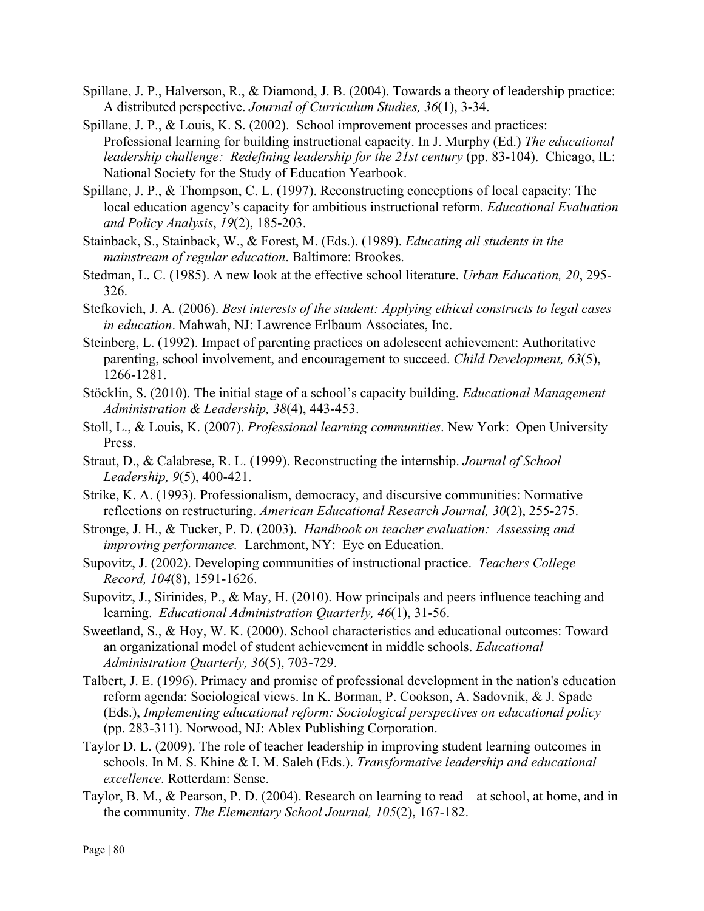Spillane, J. P., Halverson, R., & Diamond, J. B. (2004). Towards a theory of leadership practice: A distributed perspective. *Journal of Curriculum Studies, 36*(1), 3-34.

Spillane, J. P., & Louis, K. S. (2002). School improvement processes and practices: Professional learning for building instructional capacity. In J. Murphy (Ed.) *The educational leadership challenge: Redefining leadership for the 21st century* (pp. 83-104). Chicago, IL: National Society for the Study of Education Yearbook.

Spillane, J. P., & Thompson, C. L. (1997). Reconstructing conceptions of local capacity: The local education agency's capacity for ambitious instructional reform. *Educational Evaluation and Policy Analysis*, *19*(2), 185-203.

Stainback, S., Stainback, W., & Forest, M. (Eds.). (1989). *Educating all students in the mainstream of regular education*. Baltimore: Brookes.

Stedman, L. C. (1985). A new look at the effective school literature. *Urban Education, 20*, 295-326.

Stefkovich, J. A. (2006). *Best interests of the student: Applying ethical constructs to legal cases in education*. Mahwah, NJ: Lawrence Erlbaum Associates, Inc.

Steinberg, L. (1992). Impact of parenting practices on adolescent achievement: Authoritative parenting, school involvement, and encouragement to succeed. *Child Development, 63*(5), 1266-1281.

Stöcklin, S. (2010). The initial stage of a school's capacity building. *Educational Management Administration & Leadership, 38*(4), 443-453.

Stoll, L., & Louis, K. (2007). *Professional learning communities*. New York: Open University Press.

Straut, D., & Calabrese, R. L. (1999). Reconstructing the internship. *Journal of School Leadership, 9*(5), 400-421.

Strike, K. A. (1993). Professionalism, democracy, and discursive communities: Normative reflections on restructuring. *American Educational Research Journal, 30*(2), 255-275.

Stronge, J. H., & Tucker, P. D. (2003). *Handbook on teacher evaluation: Assessing and improving performance.* Larchmont, NY: Eye on Education.

Supovitz, J. (2002). Developing communities of instructional practice. *Teachers College Record, 104*(8), 1591-1626.

Supovitz, J., Sirinides, P., & May, H. (2010). How principals and peers influence teaching and learning. *Educational Administration Quarterly, 46*(1), 31-56.

Sweetland, S., & Hoy, W. K. (2000). School characteristics and educational outcomes: Toward an organizational model of student achievement in middle schools. *Educational Administration Quarterly, 36*(5), 703-729.

Talbert, J. E. (1996). Primacy and promise of professional development in the nation's education reform agenda: Sociological views. In K. Borman, P. Cookson, A. Sadovnik, & J. Spade (Eds.), *Implementing educational reform: Sociological perspectives on educational policy* (pp. 283-311). Norwood, NJ: Ablex Publishing Corporation.

Taylor D. L. (2009). The role of teacher leadership in improving student learning outcomes in schools. In M. S. Khine & I. M. Saleh (Eds.). *Transformative leadership and educational excellence*. Rotterdam: Sense.

Taylor, B. M., & Pearson, P. D. (2004). Research on learning to read – at school, at home, and in the community. *The Elementary School Journal, 105*(2), 167-182.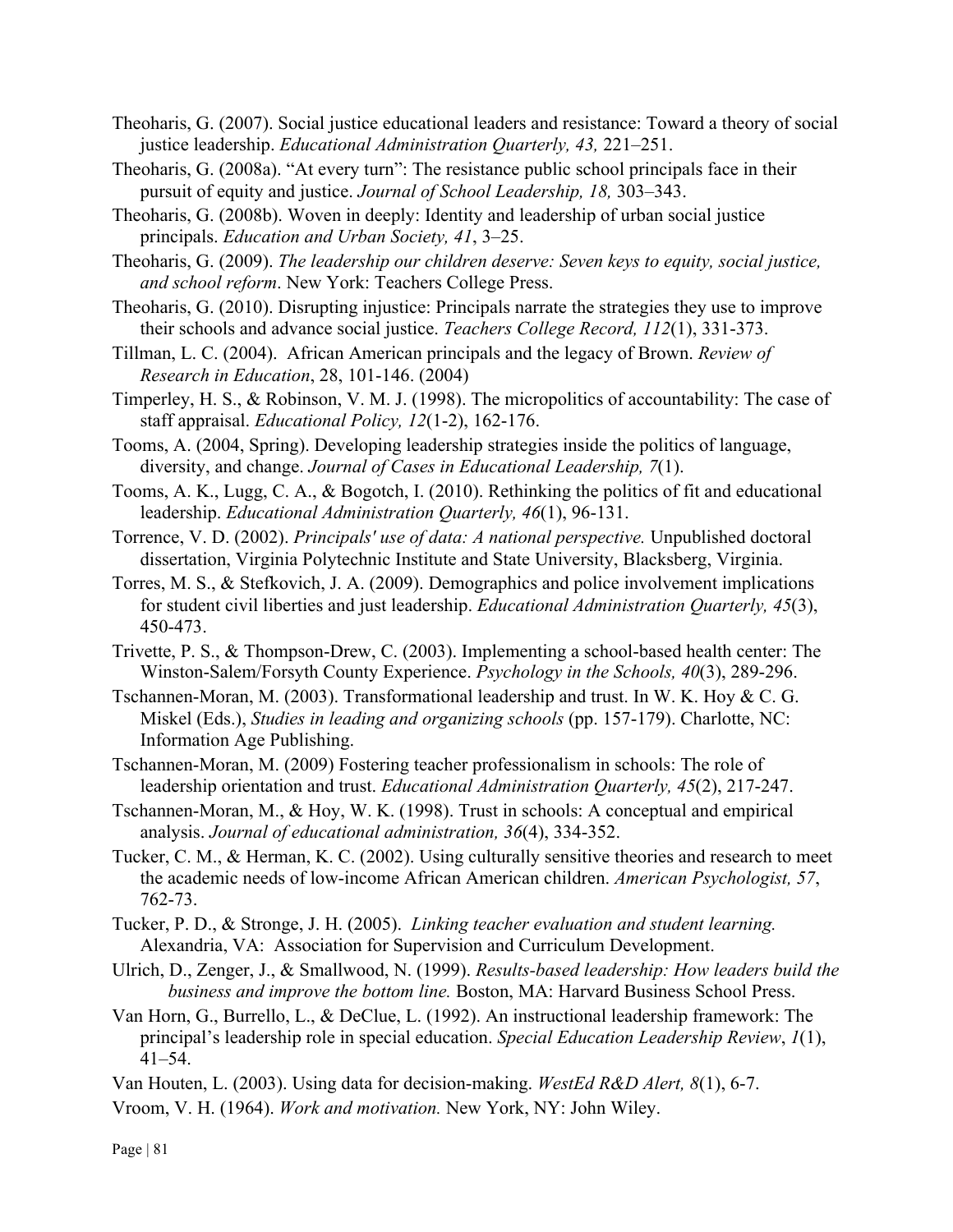Theoharis, G. (2007). Social justice educational leaders and resistance: Toward a theory of social justice leadership. *Educational Administration Quarterly, 43,* 221–251.

Theoharis, G. (2008a). "At every turn": The resistance public school principals face in their pursuit of equity and justice. *Journal of School Leadership, 18,* 303–343.

Theoharis, G. (2008b). Woven in deeply: Identity and leadership of urban social justice principals. *Education and Urban Society, 41*, 3–25.

Theoharis, G. (2009). *The leadership our children deserve: Seven keys to equity, social justice, and school reform*. New York: Teachers College Press.

Theoharis, G. (2010). Disrupting injustice: Principals narrate the strategies they use to improve their schools and advance social justice. *Teachers College Record, 112*(1), 331-373.

Tillman, L. C. (2004). African American principals and the legacy of Brown. *Review of Research in Education*, 28, 101-146. (2004)

Timperley, H. S., & Robinson, V. M. J. (1998). The micropolitics of accountability: The case of staff appraisal. *Educational Policy, 12*(1-2), 162-176.

Tooms, A. (2004, Spring). Developing leadership strategies inside the politics of language, diversity, and change. *Journal of Cases in Educational Leadership, 7*(1).

Tooms, A. K., Lugg, C. A., & Bogotch, I. (2010). Rethinking the politics of fit and educational leadership. *Educational Administration Quarterly, 46*(1), 96-131.

Torrence, V. D. (2002). *Principals' use of data: A national perspective.* Unpublished doctoral dissertation, Virginia Polytechnic Institute and State University, Blacksberg, Virginia.

Torres, M. S., & Stefkovich, J. A. (2009). Demographics and police involvement implications for student civil liberties and just leadership. *Educational Administration Quarterly, 45*(3), 450-473.

Trivette, P. S., & Thompson-Drew, C. (2003). Implementing a school-based health center: The Winston-Salem/Forsyth County Experience. *Psychology in the Schools, 40*(3), 289-296.

Tschannen-Moran, M. (2003). Transformational leadership and trust. In W. K. Hoy & C. G. Miskel (Eds.), *Studies in leading and organizing schools* (pp. 157-179). Charlotte, NC: Information Age Publishing.

Tschannen-Moran, M. (2009) Fostering teacher professionalism in schools: The role of leadership orientation and trust. *Educational Administration Quarterly, 45*(2), 217-247.

Tschannen-Moran, M., & Hoy, W. K. (1998). Trust in schools: A conceptual and empirical analysis. *Journal of educational administration, 36*(4), 334-352.

Tucker, C. M., & Herman, K. C. (2002). Using culturally sensitive theories and research to meet the academic needs of low-income African American children. *American Psychologist, 57*, 762-73.

Tucker, P. D., & Stronge, J. H. (2005). *Linking teacher evaluation and student learning.* Alexandria, VA: Association for Supervision and Curriculum Development.

Ulrich, D., Zenger, J., & Smallwood, N. (1999). *Results-based leadership: How leaders build the business and improve the bottom line.* Boston, MA: Harvard Business School Press.

Van Horn, G., Burrello, L., & DeClue, L. (1992). An instructional leadership framework: The principal's leadership role in special education. *Special Education Leadership Review*, *1*(1), 41–54.

Van Houten, L. (2003). Using data for decision-making. *WestEd R&D Alert, 8*(1), 6-7.

Vroom, V. H. (1964). *Work and motivation.* New York, NY: John Wiley.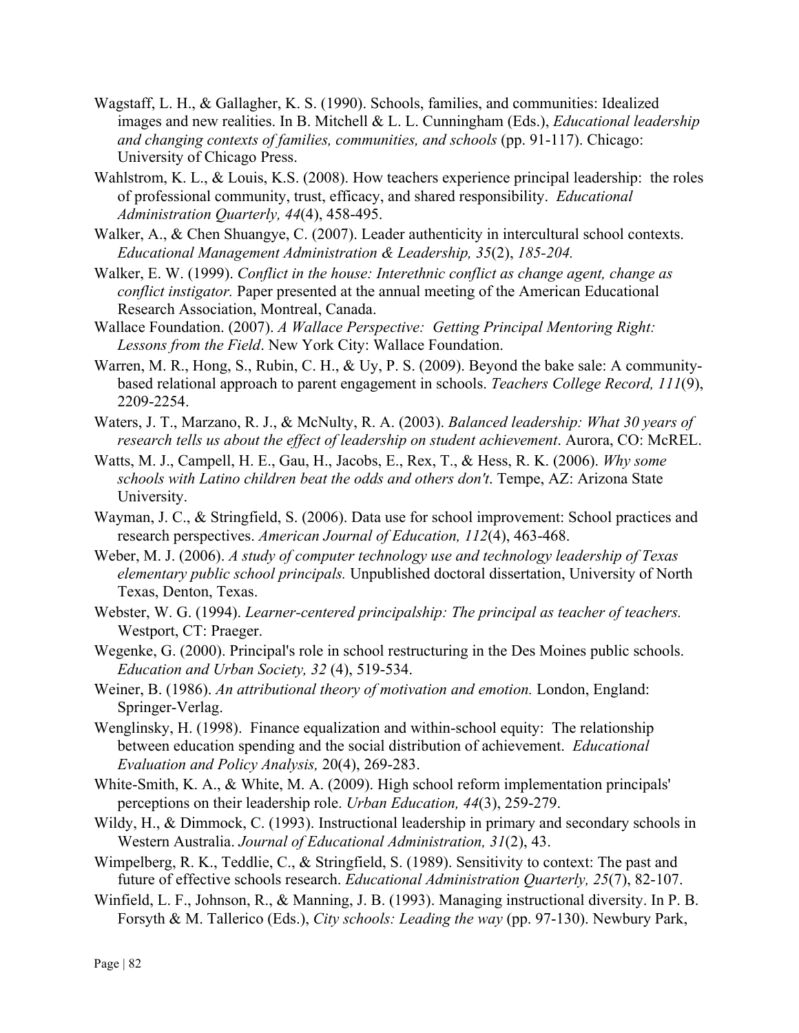Wagstaff, L. H., & Gallagher, K. S. (1990). Schools, families, and communities: Idealized images and new realities. In B. Mitchell & L. L. Cunningham (Eds.), *Educational leadership and changing contexts of families, communities, and schools* (pp. 91-117). Chicago: University of Chicago Press.

Wahlstrom, K. L., & Louis, K.S. (2008). How teachers experience principal leadership: the roles of professional community, trust, efficacy, and shared responsibility. *Educational Administration Quarterly, 44*(4), 458-495.

Walker, A., & Chen Shuangye, C. (2007). Leader authenticity in intercultural school contexts. *Educational Management Administration & Leadership, 35*(2), *185-204.*

Walker, E. W. (1999). *Conflict in the house: Interethnic conflict as change agent, change as conflict instigator.* Paper presented at the annual meeting of the American Educational Research Association, Montreal, Canada.

Wallace Foundation. (2007). *A Wallace Perspective: Getting Principal Mentoring Right: Lessons from the Field*. New York City: Wallace Foundation.

Warren, M. R., Hong, S., Rubin, C. H., & Uy, P. S. (2009). Beyond the bake sale: A community-based relational approach to parent engagement in schools. *Teachers College Record, 111*(9), 2209-2254.

Waters, J. T., Marzano, R. J., & McNulty, R. A. (2003). *Balanced leadership: What 30 years of research tells us about the effect of leadership on student achievement*. Aurora, CO: McREL.

Watts, M. J., Campell, H. E., Gau, H., Jacobs, E., Rex, T., & Hess, R. K. (2006). *Why some schools with Latino children beat the odds and others don't*. Tempe, AZ: Arizona State University.

Wayman, J. C., & Stringfield, S. (2006). Data use for school improvement: School practices and research perspectives. *American Journal of Education, 112*(4), 463-468.

Weber, M. J. (2006). *A study of computer technology use and technology leadership of Texas elementary public school principals.* Unpublished doctoral dissertation, University of North Texas, Denton, Texas.

Webster, W. G. (1994). *Learner-centered principalship: The principal as teacher of teachers.* Westport, CT: Praeger.

Wegenke, G. (2000). Principal's role in school restructuring in the Des Moines public schools. *Education and Urban Society, 32* (4), 519-534.

Weiner, B. (1986). *An attributional theory of motivation and emotion.* London, England: Springer-Verlag.

Wenglinsky, H. (1998). Finance equalization and within-school equity: The relationship between education spending and the social distribution of achievement. *Educational Evaluation and Policy Analysis,* 20(4), 269-283.

White-Smith, K. A., & White, M. A. (2009). High school reform implementation principals' perceptions on their leadership role. *Urban Education, 44*(3), 259-279.

Wildy, H., & Dimmock, C. (1993). Instructional leadership in primary and secondary schools in Western Australia. *Journal of Educational Administration, 31*(2), 43.

Wimpelberg, R. K., Teddlie, C., & Stringfield, S. (1989). Sensitivity to context: The past and future of effective schools research. *Educational Administration Quarterly, 25*(7), 82-107.

Winfield, L. F., Johnson, R., & Manning, J. B. (1993). Managing instructional diversity. In P. B. Forsyth & M. Tallerico (Eds.), *City schools: Leading the way* (pp. 97-130). Newbury Park,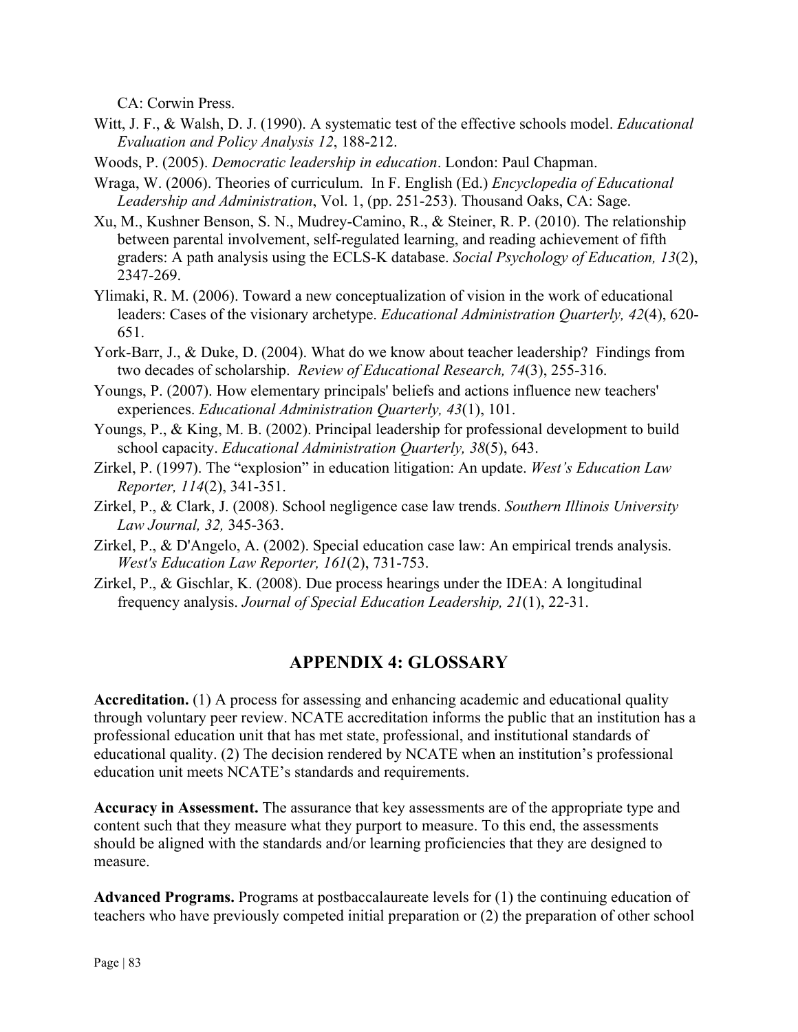CA: Corwin Press.

Witt, J. F., & Walsh, D. J. (1990). A systematic test of the effective schools model. *Educational Evaluation and Policy Analysis 12*, 188-212.

Woods, P. (2005). *Democratic leadership in education*. London: Paul Chapman.

Wraga, W. (2006). Theories of curriculum. In F. English (Ed.) *Encyclopedia of Educational Leadership and Administration*, Vol. 1, (pp. 251-253). Thousand Oaks, CA: Sage.

Xu, M., Kushner Benson, S. N., Mudrey-Camino, R., & Steiner, R. P. (2010). The relationship between parental involvement, self-regulated learning, and reading achievement of fifth graders: A path analysis using the ECLS-K database. *Social Psychology of Education, 13*(2), 2347-269.

Ylimaki, R. M. (2006). Toward a new conceptualization of vision in the work of educational leaders: Cases of the visionary archetype. *Educational Administration Quarterly, 42*(4), 620-651.

York-Barr, J., & Duke, D. (2004). What do we know about teacher leadership? Findings from two decades of scholarship. *Review of Educational Research, 74*(3), 255-316.

Youngs, P. (2007). How elementary principals' beliefs and actions influence new teachers' experiences. *Educational Administration Quarterly, 43*(1), 101.

Youngs, P., & King, M. B. (2002). Principal leadership for professional development to build school capacity. *Educational Administration Quarterly, 38*(5), 643.

Zirkel, P. (1997). The "explosion" in education litigation: An update. *West's Education Law Reporter, 114*(2), 341-351.

Zirkel, P., & Clark, J. (2008). School negligence case law trends. *Southern Illinois University Law Journal, 32,* 345-363.

Zirkel, P., & D'Angelo, A. (2002). Special education case law: An empirical trends analysis. *West's Education Law Reporter, 161*(2), 731-753.

Zirkel, P., & Gischlar, K. (2008). Due process hearings under the IDEA: A longitudinal frequency analysis. *Journal of Special Education Leadership, 21*(1), 22-31.

## APPENDIX 4: GLOSSARY

**Accreditation.** (1) A process for assessing and enhancing academic and educational quality through voluntary peer review. NCATE accreditation informs the public that an institution has a professional education unit that has met state, professional, and institutional standards of educational quality. (2) The decision rendered by NCATE when an institution's professional education unit meets NCATE's standards and requirements.

**Accuracy in Assessment.** The assurance that key assessments are of the appropriate type and content such that they measure what they purport to measure. To this end, the assessments should be aligned with the standards and/or learning proficiencies that they are designed to measure.

**Advanced Programs.** Programs at postbaccalaureate levels for (1) the continuing education of teachers who have previously competed initial preparation or (2) the preparation of other school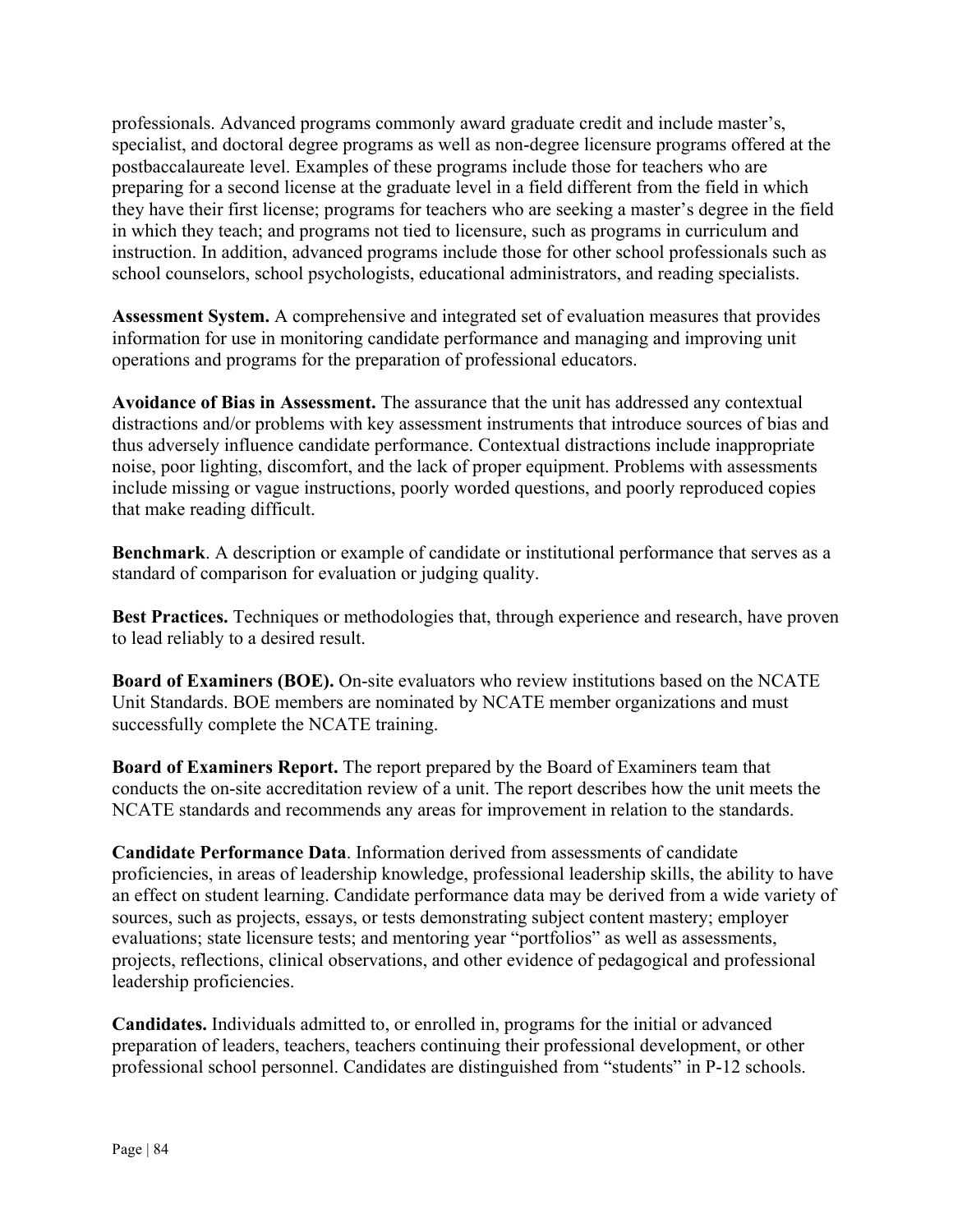professionals. Advanced programs commonly award graduate credit and include master's, specialist, and doctoral degree programs as well as non-degree licensure programs offered at the postbaccalaureate level. Examples of these programs include those for teachers who are preparing for a second license at the graduate level in a field different from the field in which they have their first license; programs for teachers who are seeking a master's degree in the field in which they teach; and programs not tied to licensure, such as programs in curriculum and instruction. In addition, advanced programs include those for other school professionals such as school counselors, school psychologists, educational administrators, and reading specialists.

**Assessment System.** A comprehensive and integrated set of evaluation measures that provides information for use in monitoring candidate performance and managing and improving unit operations and programs for the preparation of professional educators.

**Avoidance of Bias in Assessment.** The assurance that the unit has addressed any contextual distractions and/or problems with key assessment instruments that introduce sources of bias and thus adversely influence candidate performance. Contextual distractions include inappropriate noise, poor lighting, discomfort, and the lack of proper equipment. Problems with assessments include missing or vague instructions, poorly worded questions, and poorly reproduced copies that make reading difficult.

**Benchmark**. A description or example of candidate or institutional performance that serves as a standard of comparison for evaluation or judging quality.

**Best Practices.** Techniques or methodologies that, through experience and research, have proven to lead reliably to a desired result.

**Board of Examiners (BOE).** On-site evaluators who review institutions based on the NCATE Unit Standards. BOE members are nominated by NCATE member organizations and must successfully complete the NCATE training.

**Board of Examiners Report.** The report prepared by the Board of Examiners team that conducts the on-site accreditation review of a unit. The report describes how the unit meets the NCATE standards and recommends any areas for improvement in relation to the standards.

**Candidate Performance Data**. Information derived from assessments of candidate proficiencies, in areas of leadership knowledge, professional leadership skills, the ability to have an effect on student learning. Candidate performance data may be derived from a wide variety of sources, such as projects, essays, or tests demonstrating subject content mastery; employer evaluations; state licensure tests; and mentoring year "portfolios" as well as assessments, projects, reflections, clinical observations, and other evidence of pedagogical and professional leadership proficiencies.

**Candidates.** Individuals admitted to, or enrolled in, programs for the initial or advanced preparation of leaders, teachers, teachers continuing their professional development, or other professional school personnel. Candidates are distinguished from "students" in P-12 schools.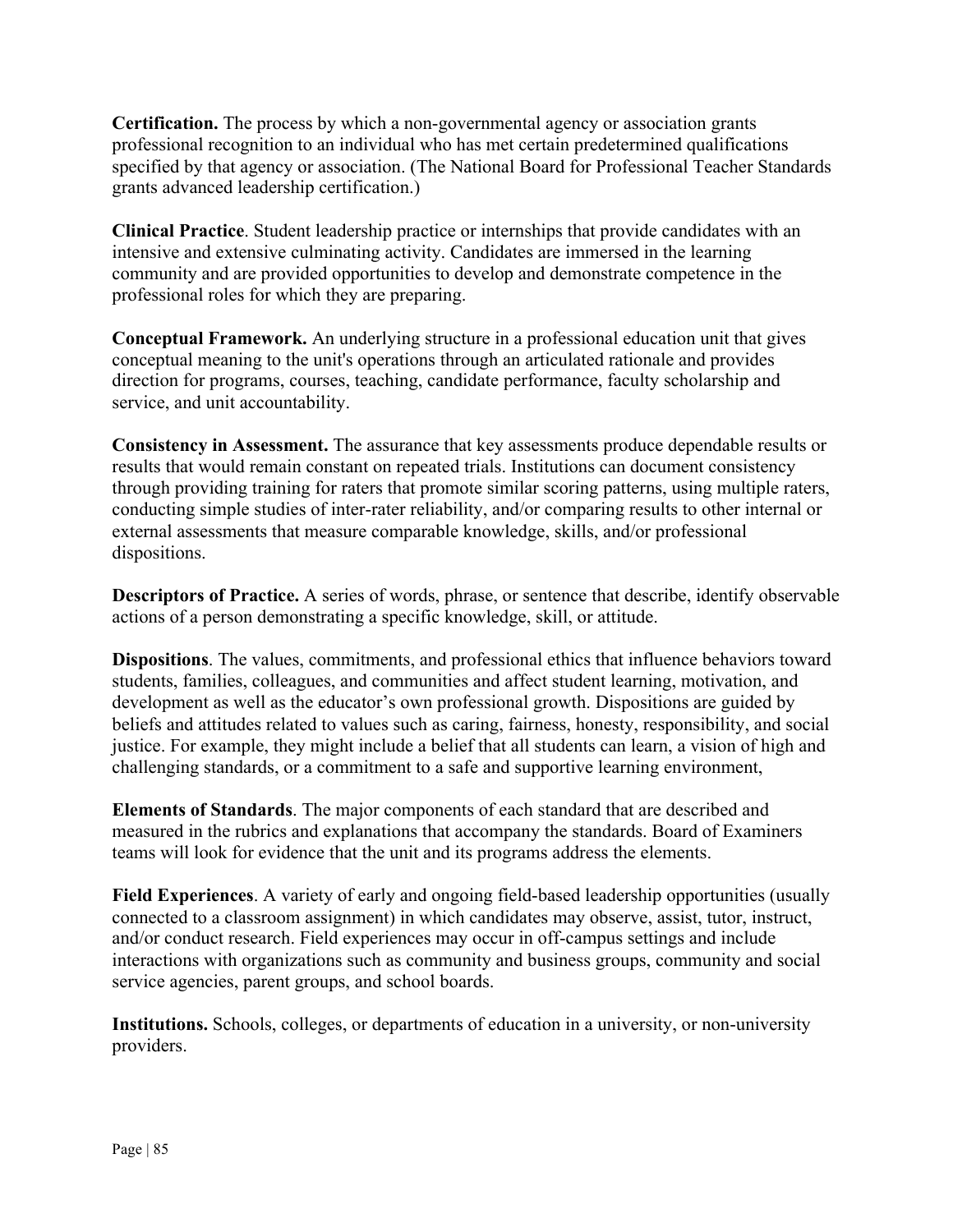**Certification.** The process by which a non-governmental agency or association grants professional recognition to an individual who has met certain predetermined qualifications specified by that agency or association. (The National Board for Professional Teacher Standards grants advanced leadership certification.)

**Clinical Practice**. Student leadership practice or internships that provide candidates with an intensive and extensive culminating activity. Candidates are immersed in the learning community and are provided opportunities to develop and demonstrate competence in the professional roles for which they are preparing.

**Conceptual Framework.** An underlying structure in a professional education unit that gives conceptual meaning to the unit's operations through an articulated rationale and provides direction for programs, courses, teaching, candidate performance, faculty scholarship and service, and unit accountability.

**Consistency in Assessment.** The assurance that key assessments produce dependable results or results that would remain constant on repeated trials. Institutions can document consistency through providing training for raters that promote similar scoring patterns, using multiple raters, conducting simple studies of inter-rater reliability, and/or comparing results to other internal or external assessments that measure comparable knowledge, skills, and/or professional dispositions.

**Descriptors of Practice.** A series of words, phrase, or sentence that describe, identify observable actions of a person demonstrating a specific knowledge, skill, or attitude.

**Dispositions**. The values, commitments, and professional ethics that influence behaviors toward students, families, colleagues, and communities and affect student learning, motivation, and development as well as the educator's own professional growth. Dispositions are guided by beliefs and attitudes related to values such as caring, fairness, honesty, responsibility, and social justice. For example, they might include a belief that all students can learn, a vision of high and challenging standards, or a commitment to a safe and supportive learning environment,

**Elements of Standards**. The major components of each standard that are described and measured in the rubrics and explanations that accompany the standards. Board of Examiners teams will look for evidence that the unit and its programs address the elements.

**Field Experiences**. A variety of early and ongoing field-based leadership opportunities (usually connected to a classroom assignment) in which candidates may observe, assist, tutor, instruct, and/or conduct research. Field experiences may occur in off-campus settings and include interactions with organizations such as community and business groups, community and social service agencies, parent groups, and school boards.

**Institutions.** Schools, colleges, or departments of education in a university, or non-university providers.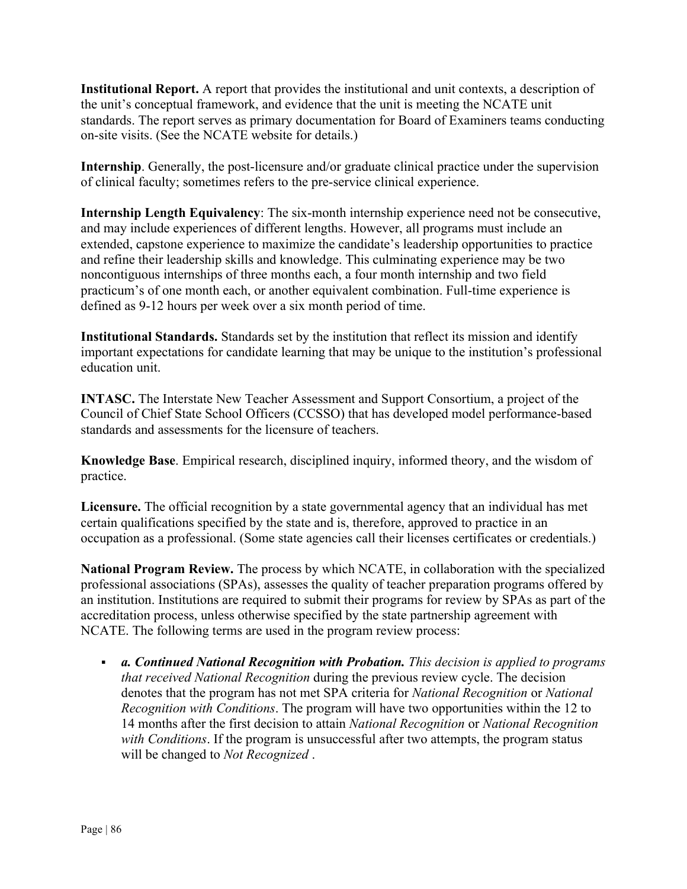**Institutional Report.** A report that provides the institutional and unit contexts, a description of the unit's conceptual framework, and evidence that the unit is meeting the NCATE unit standards. The report serves as primary documentation for Board of Examiners teams conducting on-site visits. (See the NCATE website for details.)

**Internship**. Generally, the post-licensure and/or graduate clinical practice under the supervision of clinical faculty; sometimes refers to the pre-service clinical experience.

**Internship Length Equivalency**: The six-month internship experience need not be consecutive, and may include experiences of different lengths. However, all programs must include an extended, capstone experience to maximize the candidate's leadership opportunities to practice and refine their leadership skills and knowledge. This culminating experience may be two noncontiguous internships of three months each, a four month internship and two field practicum's of one month each, or another equivalent combination. Full-time experience is defined as 9-12 hours per week over a six month period of time.

**Institutional Standards.** Standards set by the institution that reflect its mission and identify important expectations for candidate learning that may be unique to the institution's professional education unit.

**INTASC.** The Interstate New Teacher Assessment and Support Consortium, a project of the Council of Chief State School Officers (CCSSO) that has developed model performance-based standards and assessments for the licensure of teachers.

**Knowledge Base**. Empirical research, disciplined inquiry, informed theory, and the wisdom of practice.

**Licensure.** The official recognition by a state governmental agency that an individual has met certain qualifications specified by the state and is, therefore, approved to practice in an occupation as a professional. (Some state agencies call their licenses certificates or credentials.)

**National Program Review.** The process by which NCATE, in collaboration with the specialized professional associations (SPAs), assesses the quality of teacher preparation programs offered by an institution. Institutions are required to submit their programs for review by SPAs as part of the accreditation process, unless otherwise specified by the state partnership agreement with NCATE. The following terms are used in the program review process:

- ***a. Continued National Recognition with Probation.*** *This decision is applied to programs that received National Recognition* during the previous review cycle. The decision denotes that the program has not met SPA criteria for *National Recognition* or *National Recognition with Conditions*. The program will have two opportunities within the 12 to 14 months after the first decision to attain *National Recognition* or *National Recognition with Conditions*. If the program is unsuccessful after two attempts, the program status will be changed to *Not Recognized* .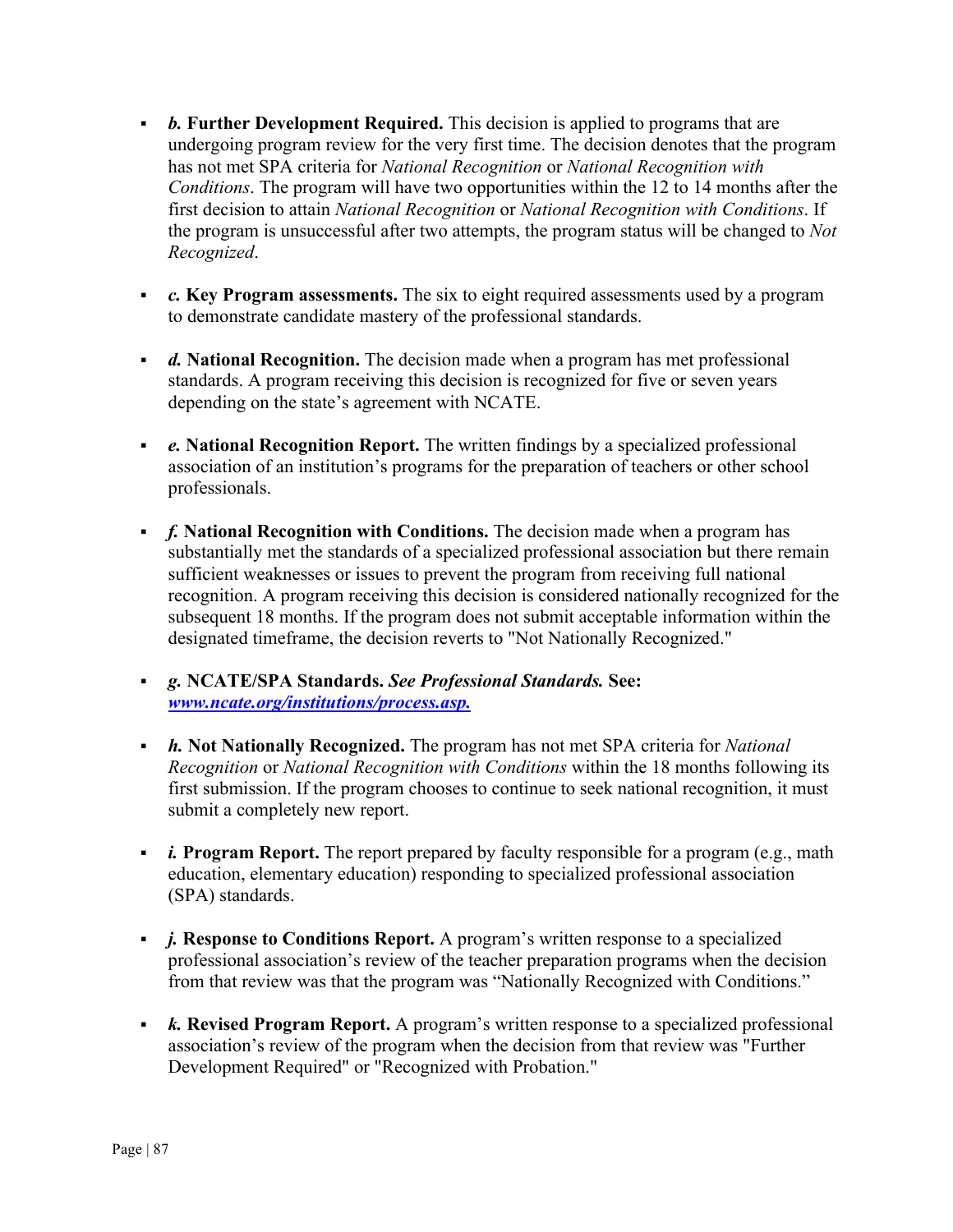- ***b.* Further Development Required.** This decision is applied to programs that are undergoing program review for the very first time. The decision denotes that the program has not met SPA criteria for *National Recognition* or *National Recognition with Conditions*. The program will have two opportunities within the 12 to 14 months after the first decision to attain *National Recognition* or *National Recognition with Conditions*. If the program is unsuccessful after two attempts, the program status will be changed to *Not Recognized*.

- ***c.* Key Program assessments.** The six to eight required assessments used by a program to demonstrate candidate mastery of the professional standards.

- ***d.* National Recognition.** The decision made when a program has met professional standards. A program receiving this decision is recognized for five or seven years depending on the state's agreement with NCATE.

- ***e.* National Recognition Report.** The written findings by a specialized professional association of an institution's programs for the preparation of teachers or other school professionals.

- ***f.* National Recognition with Conditions.** The decision made when a program has substantially met the standards of a specialized professional association but there remain sufficient weaknesses or issues to prevent the program from receiving full national recognition. A program receiving this decision is considered nationally recognized for the subsequent 18 months. If the program does not submit acceptable information within the designated timeframe, the decision reverts to "Not Nationally Recognized."

- ***g.* NCATE/SPA Standards. *See Professional Standards.* See: *[www.ncate.org/institutions/process.asp.](www.ncate.org/institutions/process.asp)***

- ***h.* Not Nationally Recognized.** The program has not met SPA criteria for *National Recognition* or *National Recognition with Conditions* within the 18 months following its first submission. If the program chooses to continue to seek national recognition, it must submit a completely new report.

- ***i.* Program Report.** The report prepared by faculty responsible for a program (e.g., math education, elementary education) responding to specialized professional association (SPA) standards.

- ***j.* Response to Conditions Report.** A program's written response to a specialized professional association's review of the teacher preparation programs when the decision from that review was that the program was "Nationally Recognized with Conditions."

- ***k.* Revised Program Report.** A program's written response to a specialized professional association's review of the program when the decision from that review was "Further Development Required" or "Recognized with Probation."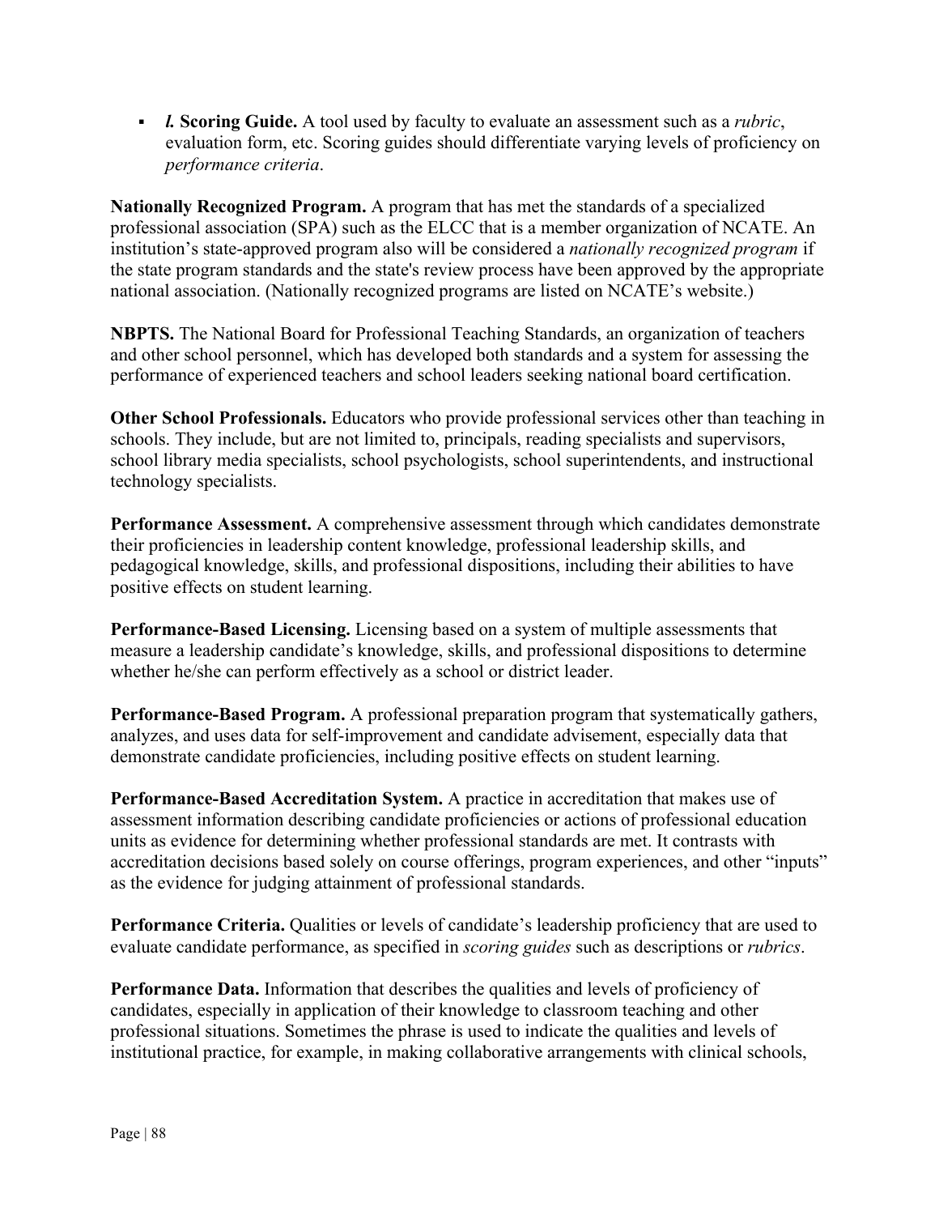- ***l.* Scoring Guide.** A tool used by faculty to evaluate an assessment such as a *rubric*, evaluation form, etc. Scoring guides should differentiate varying levels of proficiency on *performance criteria*.

**Nationally Recognized Program.** A program that has met the standards of a specialized professional association (SPA) such as the ELCC that is a member organization of NCATE. An institution's state-approved program also will be considered a *nationally recognized program* if the state program standards and the state's review process have been approved by the appropriate national association. (Nationally recognized programs are listed on NCATE's website.)

**NBPTS.** The National Board for Professional Teaching Standards, an organization of teachers and other school personnel, which has developed both standards and a system for assessing the performance of experienced teachers and school leaders seeking national board certification.

**Other School Professionals.** Educators who provide professional services other than teaching in schools. They include, but are not limited to, principals, reading specialists and supervisors, school library media specialists, school psychologists, school superintendents, and instructional technology specialists.

**Performance Assessment.** A comprehensive assessment through which candidates demonstrate their proficiencies in leadership content knowledge, professional leadership skills, and pedagogical knowledge, skills, and professional dispositions, including their abilities to have positive effects on student learning.

**Performance-Based Licensing.** Licensing based on a system of multiple assessments that measure a leadership candidate's knowledge, skills, and professional dispositions to determine whether he/she can perform effectively as a school or district leader.

**Performance-Based Program.** A professional preparation program that systematically gathers, analyzes, and uses data for self-improvement and candidate advisement, especially data that demonstrate candidate proficiencies, including positive effects on student learning.

**Performance-Based Accreditation System.** A practice in accreditation that makes use of assessment information describing candidate proficiencies or actions of professional education units as evidence for determining whether professional standards are met. It contrasts with accreditation decisions based solely on course offerings, program experiences, and other "inputs" as the evidence for judging attainment of professional standards.

**Performance Criteria.** Qualities or levels of candidate's leadership proficiency that are used to evaluate candidate performance, as specified in *scoring guides* such as descriptions or *rubrics*.

**Performance Data.** Information that describes the qualities and levels of proficiency of candidates, especially in application of their knowledge to classroom teaching and other professional situations. Sometimes the phrase is used to indicate the qualities and levels of institutional practice, for example, in making collaborative arrangements with clinical schools,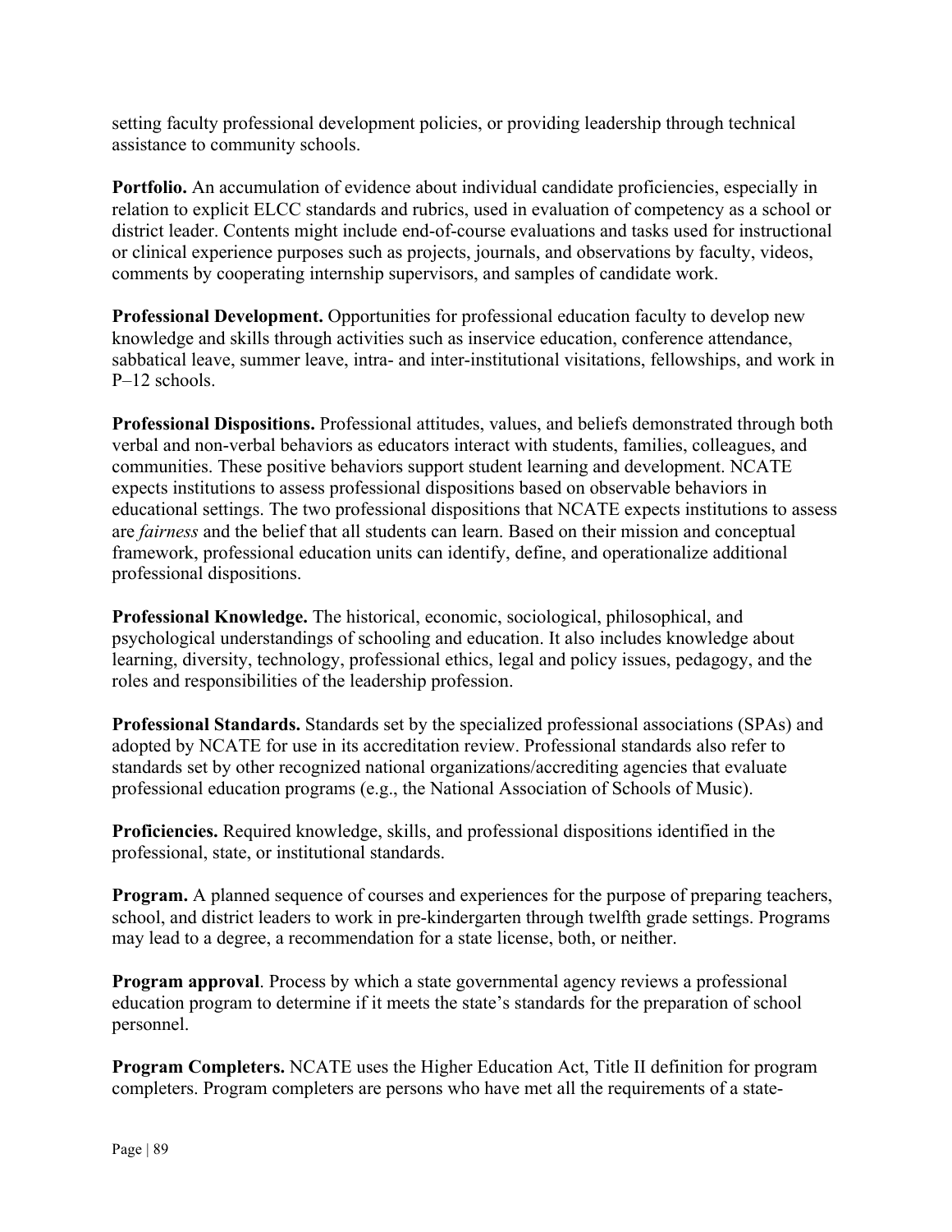setting faculty professional development policies, or providing leadership through technical assistance to community schools.

**Portfolio.** An accumulation of evidence about individual candidate proficiencies, especially in relation to explicit ELCC standards and rubrics, used in evaluation of competency as a school or district leader. Contents might include end-of-course evaluations and tasks used for instructional or clinical experience purposes such as projects, journals, and observations by faculty, videos, comments by cooperating internship supervisors, and samples of candidate work.

**Professional Development.** Opportunities for professional education faculty to develop new knowledge and skills through activities such as inservice education, conference attendance, sabbatical leave, summer leave, intra- and inter-institutional visitations, fellowships, and work in P–12 schools.

**Professional Dispositions.** Professional attitudes, values, and beliefs demonstrated through both verbal and non-verbal behaviors as educators interact with students, families, colleagues, and communities. These positive behaviors support student learning and development. NCATE expects institutions to assess professional dispositions based on observable behaviors in educational settings. The two professional dispositions that NCATE expects institutions to assess are *fairness* and the belief that all students can learn. Based on their mission and conceptual framework, professional education units can identify, define, and operationalize additional professional dispositions.

**Professional Knowledge.** The historical, economic, sociological, philosophical, and psychological understandings of schooling and education. It also includes knowledge about learning, diversity, technology, professional ethics, legal and policy issues, pedagogy, and the roles and responsibilities of the leadership profession.

**Professional Standards.** Standards set by the specialized professional associations (SPAs) and adopted by NCATE for use in its accreditation review. Professional standards also refer to standards set by other recognized national organizations/accrediting agencies that evaluate professional education programs (e.g., the National Association of Schools of Music).

**Proficiencies.** Required knowledge, skills, and professional dispositions identified in the professional, state, or institutional standards.

**Program.** A planned sequence of courses and experiences for the purpose of preparing teachers, school, and district leaders to work in pre-kindergarten through twelfth grade settings. Programs may lead to a degree, a recommendation for a state license, both, or neither.

**Program approval**. Process by which a state governmental agency reviews a professional education program to determine if it meets the state's standards for the preparation of school personnel.

**Program Completers.** NCATE uses the Higher Education Act, Title II definition for program completers. Program completers are persons who have met all the requirements of a state-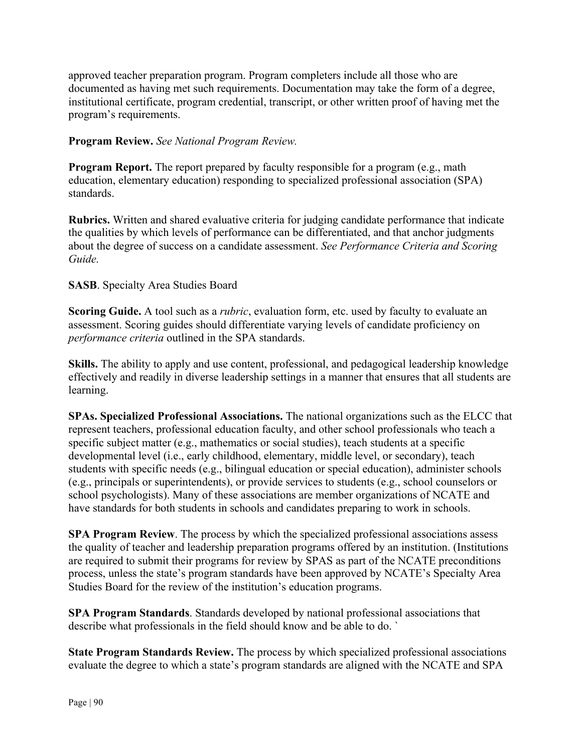approved teacher preparation program. Program completers include all those who are documented as having met such requirements. Documentation may take the form of a degree, institutional certificate, program credential, transcript, or other written proof of having met the program's requirements.

**Program Review.** *See National Program Review.*

**Program Report.** The report prepared by faculty responsible for a program (e.g., math education, elementary education) responding to specialized professional association (SPA) standards.

**Rubrics.** Written and shared evaluative criteria for judging candidate performance that indicate the qualities by which levels of performance can be differentiated, and that anchor judgments about the degree of success on a candidate assessment. *See Performance Criteria and Scoring Guide.*

**SASB**. Specialty Area Studies Board

**Scoring Guide.** A tool such as a *rubric*, evaluation form, etc. used by faculty to evaluate an assessment. Scoring guides should differentiate varying levels of candidate proficiency on *performance criteria* outlined in the SPA standards.

**Skills.** The ability to apply and use content, professional, and pedagogical leadership knowledge effectively and readily in diverse leadership settings in a manner that ensures that all students are learning.

**SPAs. Specialized Professional Associations.** The national organizations such as the ELCC that represent teachers, professional education faculty, and other school professionals who teach a specific subject matter (e.g., mathematics or social studies), teach students at a specific developmental level (i.e., early childhood, elementary, middle level, or secondary), teach students with specific needs (e.g., bilingual education or special education), administer schools (e.g., principals or superintendents), or provide services to students (e.g., school counselors or school psychologists). Many of these associations are member organizations of NCATE and have standards for both students in schools and candidates preparing to work in schools.

**SPA Program Review**. The process by which the specialized professional associations assess the quality of teacher and leadership preparation programs offered by an institution. (Institutions are required to submit their programs for review by SPAS as part of the NCATE preconditions process, unless the state's program standards have been approved by NCATE's Specialty Area Studies Board for the review of the institution's education programs.

**SPA Program Standards**. Standards developed by national professional associations that describe what professionals in the field should know and be able to do. `

**State Program Standards Review.** The process by which specialized professional associations evaluate the degree to which a state's program standards are aligned with the NCATE and SPA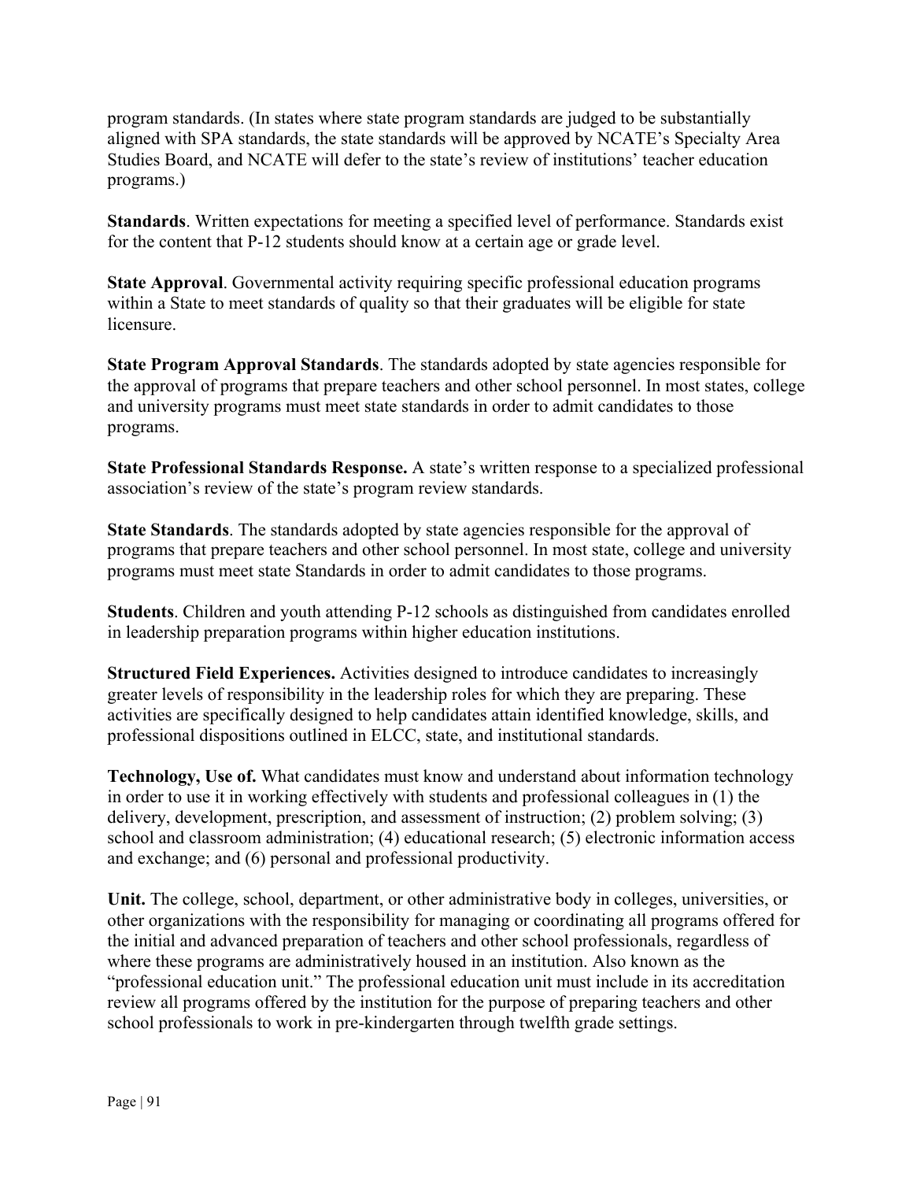program standards. (In states where state program standards are judged to be substantially aligned with SPA standards, the state standards will be approved by NCATE's Specialty Area Studies Board, and NCATE will defer to the state's review of institutions' teacher education programs.)

**Standards**. Written expectations for meeting a specified level of performance. Standards exist for the content that P-12 students should know at a certain age or grade level.

**State Approval**. Governmental activity requiring specific professional education programs within a State to meet standards of quality so that their graduates will be eligible for state licensure.

**State Program Approval Standards**. The standards adopted by state agencies responsible for the approval of programs that prepare teachers and other school personnel. In most states, college and university programs must meet state standards in order to admit candidates to those programs.

**State Professional Standards Response.** A state's written response to a specialized professional association's review of the state's program review standards.

**State Standards**. The standards adopted by state agencies responsible for the approval of programs that prepare teachers and other school personnel. In most state, college and university programs must meet state Standards in order to admit candidates to those programs.

**Students**. Children and youth attending P-12 schools as distinguished from candidates enrolled in leadership preparation programs within higher education institutions.

**Structured Field Experiences.** Activities designed to introduce candidates to increasingly greater levels of responsibility in the leadership roles for which they are preparing. These activities are specifically designed to help candidates attain identified knowledge, skills, and professional dispositions outlined in ELCC, state, and institutional standards.

**Technology, Use of.** What candidates must know and understand about information technology in order to use it in working effectively with students and professional colleagues in (1) the delivery, development, prescription, and assessment of instruction; (2) problem solving; (3) school and classroom administration; (4) educational research; (5) electronic information access and exchange; and (6) personal and professional productivity.

**Unit.** The college, school, department, or other administrative body in colleges, universities, or other organizations with the responsibility for managing or coordinating all programs offered for the initial and advanced preparation of teachers and other school professionals, regardless of where these programs are administratively housed in an institution. Also known as the "professional education unit." The professional education unit must include in its accreditation review all programs offered by the institution for the purpose of preparing teachers and other school professionals to work in pre-kindergarten through twelfth grade settings.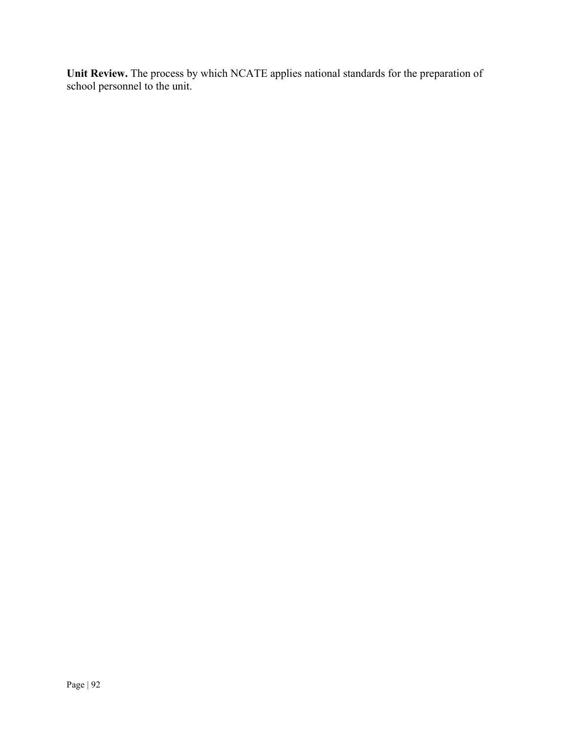**Unit Review.** The process by which NCATE applies national standards for the preparation of school personnel to the unit.